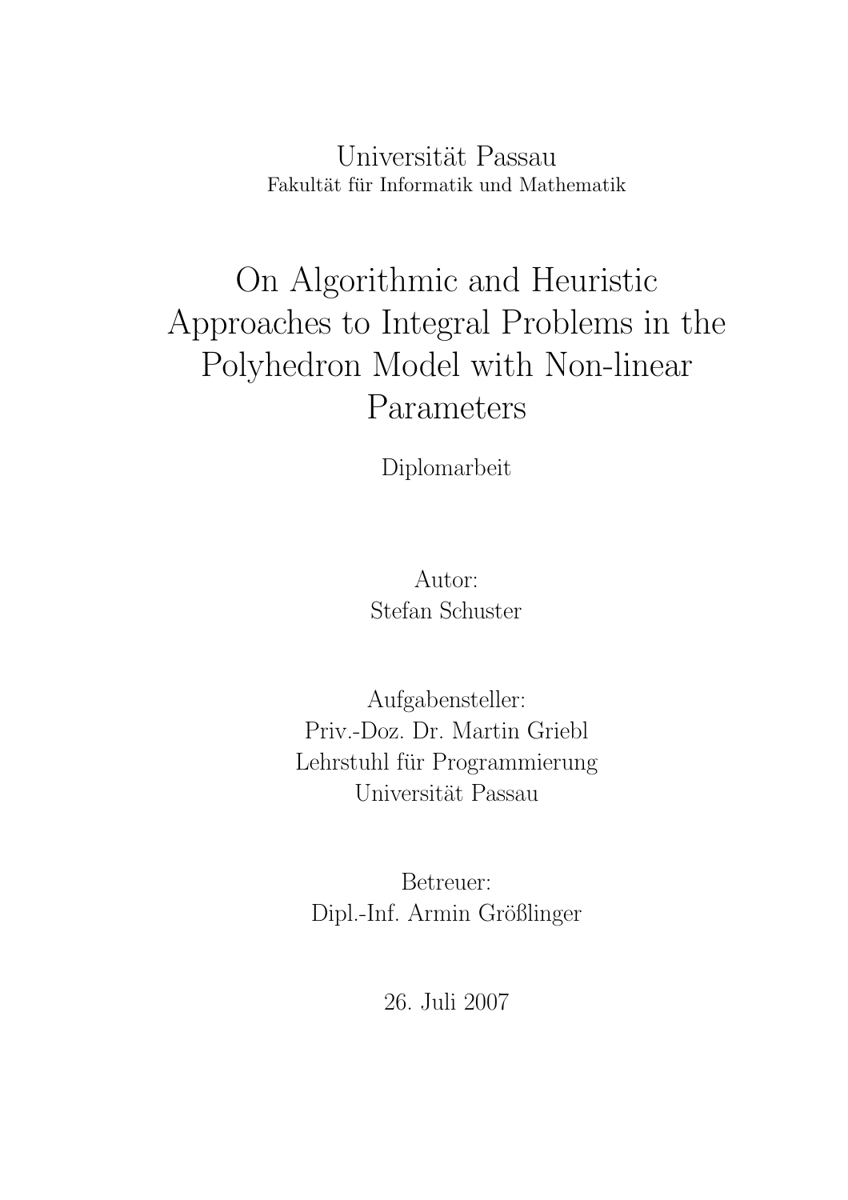Universität Passau

Fakultät für Informatik und Mathematik

# On Algorithmic and Heuristic Approaches to Integral Problems in the Polyhedron Model with Non-linear Parameters

Diplomarbeit

Autor:
Stefan Schuster

Aufgabensteller:
Priv.-Doz. Dr. Martin Griebl
Lehrstuhl für Programmierung
Universität Passau

Betreuer:
Dipl.-Inf. Armin Größlinger

26. Juli 2007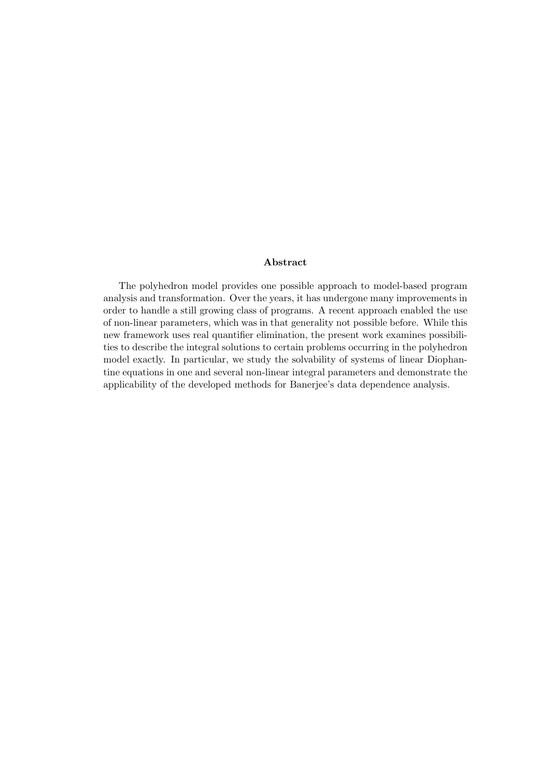## Abstract

The polyhedron model provides one possible approach to model-based program analysis and transformation. Over the years, it has undergone many improvements in order to handle a still growing class of programs. A recent approach enabled the use of non-linear parameters, which was in that generality not possible before. While this new framework uses real quantifier elimination, the present work examines possibilities to describe the integral solutions to certain problems occurring in the polyhedron model exactly. In particular, we study the solvability of systems of linear Diophantine equations in one and several non-linear integral parameters and demonstrate the applicability of the developed methods for Banerjee's data dependence analysis.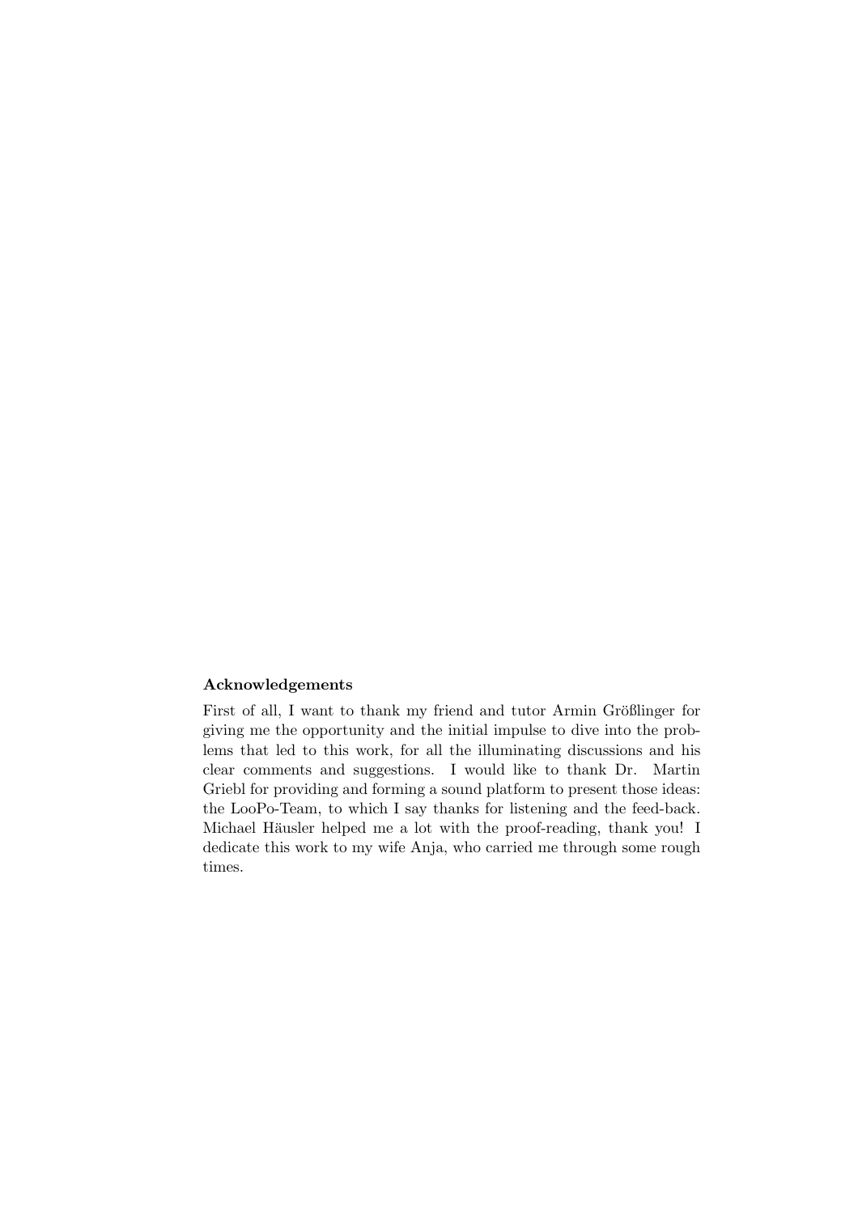**Acknowledgements**

First of all, I want to thank my friend and tutor Armin Größlinger for giving me the opportunity and the initial impulse to dive into the problems that led to this work, for all the illuminating discussions and his clear comments and suggestions. I would like to thank Dr. Martin Griebl for providing and forming a sound platform to present those ideas: the LooPo-Team, to which I say thanks for listening and the feed-back. Michael Häusler helped me a lot with the proof-reading, thank you! I dedicate this work to my wife Anja, who carried me through some rough times.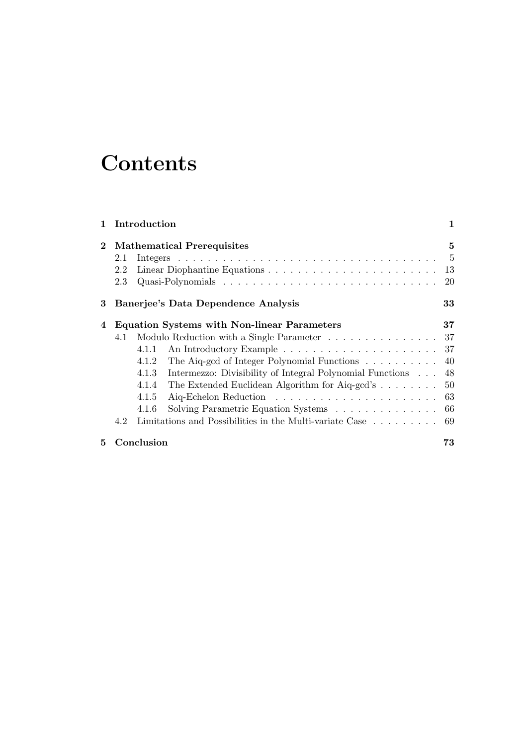# Contents

**1 Introduction** **1**

**2 Mathematical Prerequisites** **5**

- 2.1 Integers . . . . . . . . . . . . . . . . . . . . . . . . . . . . . . . . . . . . 5
- 2.2 Linear Diophantine Equations . . . . . . . . . . . . . . . . . . . . . . . 13
- 2.3 Quasi-Polynomials . . . . . . . . . . . . . . . . . . . . . . . . . . . . . 20

**3 Banerjee's Data Dependence Analysis** **33**

**4 Equation Systems with Non-linear Parameters** **37**

- 4.1 Modulo Reduction with a Single Parameter . . . . . . . . . . . . . . . 37
  - 4.1.1 An Introductory Example . . . . . . . . . . . . . . . . . . . . 37
  - 4.1.2 The Aiq-gcd of Integer Polynomial Functions . . . . . . . . . . 40
  - 4.1.3 Intermezzo: Divisibility of Integral Polynomial Functions . . . 48
  - 4.1.4 The Extended Euclidean Algorithm for Aiq-gcd's . . . . . . . . 50
  - 4.1.5 Aiq-Echelon Reduction . . . . . . . . . . . . . . . . . . . . . . 63
  - 4.1.6 Solving Parametric Equation Systems . . . . . . . . . . . . . . 66
- 4.2 Limitations and Possibilities in the Multi-variate Case . . . . . . . . . 69

**5 Conclusion** **73**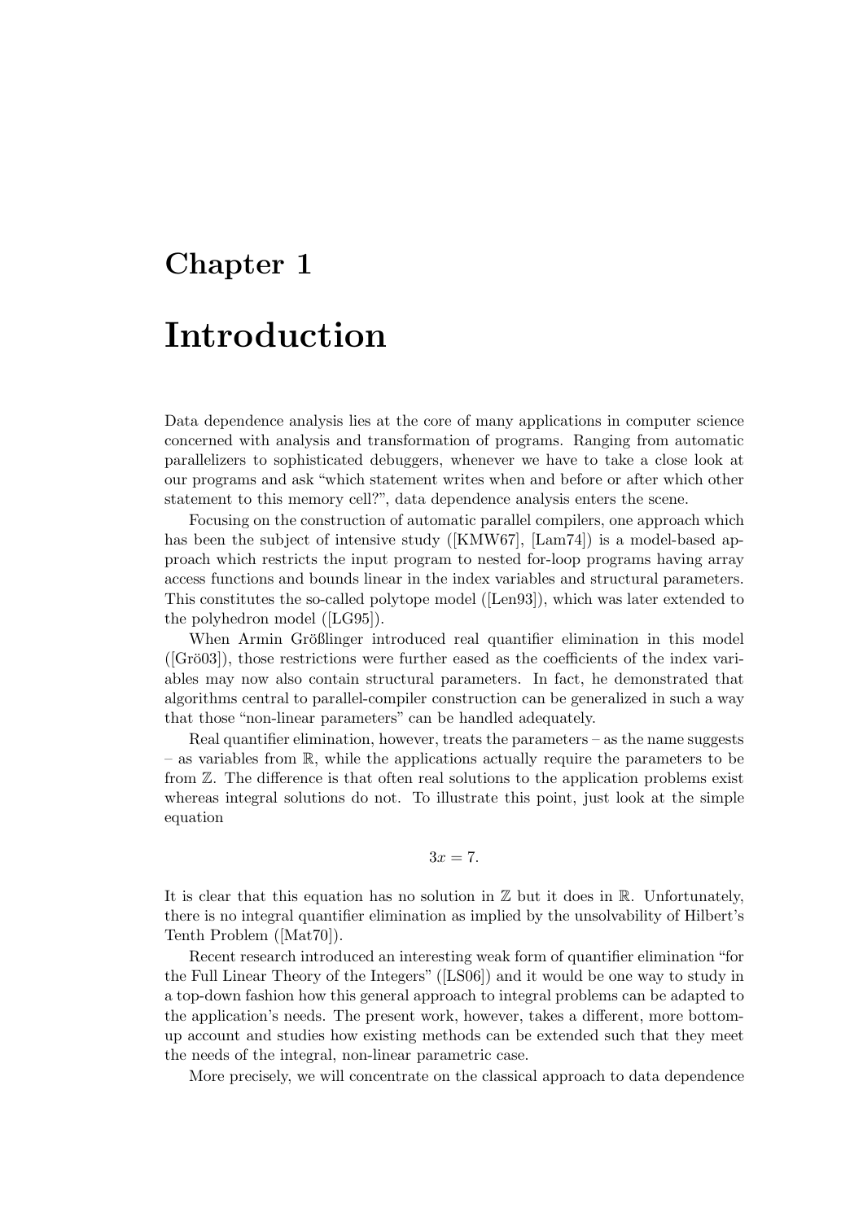# Chapter 1

# Introduction

Data dependence analysis lies at the core of many applications in computer science concerned with analysis and transformation of programs. Ranging from automatic parallelizers to sophisticated debuggers, whenever we have to take a close look at our programs and ask "which statement writes when and before or after which other statement to this memory cell?", data dependence analysis enters the scene.

Focusing on the construction of automatic parallel compilers, one approach which has been the subject of intensive study ([KMW67], [Lam74]) is a model-based approach which restricts the input program to nested for-loop programs having array access functions and bounds linear in the index variables and structural parameters. This constitutes the so-called polytope model ([Len93]), which was later extended to the polyhedron model ([LG95]).

When Armin Größlinger introduced real quantifier elimination in this model ([Grö03]), those restrictions were further eased as the coefficients of the index variables may now also contain structural parameters. In fact, he demonstrated that algorithms central to parallel-compiler construction can be generalized in such a way that those "non-linear parameters" can be handled adequately.

Real quantifier elimination, however, treats the parameters – as the name suggests – as variables from $\mathbb{R}$, while the applications actually require the parameters to be from $\mathbb{Z}$. The difference is that often real solutions to the application problems exist whereas integral solutions do not. To illustrate this point, just look at the simple equation

$$3x = 7.$$

It is clear that this equation has no solution in $\mathbb{Z}$ but it does in $\mathbb{R}$. Unfortunately, there is no integral quantifier elimination as implied by the unsolvability of Hilbert's Tenth Problem ([Mat70]).

Recent research introduced an interesting weak form of quantifier elimination "for the Full Linear Theory of the Integers" ([LS06]) and it would be one way to study in a top-down fashion how this general approach to integral problems can be adapted to the application's needs. The present work, however, takes a different, more bottom-up account and studies how existing methods can be extended such that they meet the needs of the integral, non-linear parametric case.

More precisely, we will concentrate on the classical approach to data dependence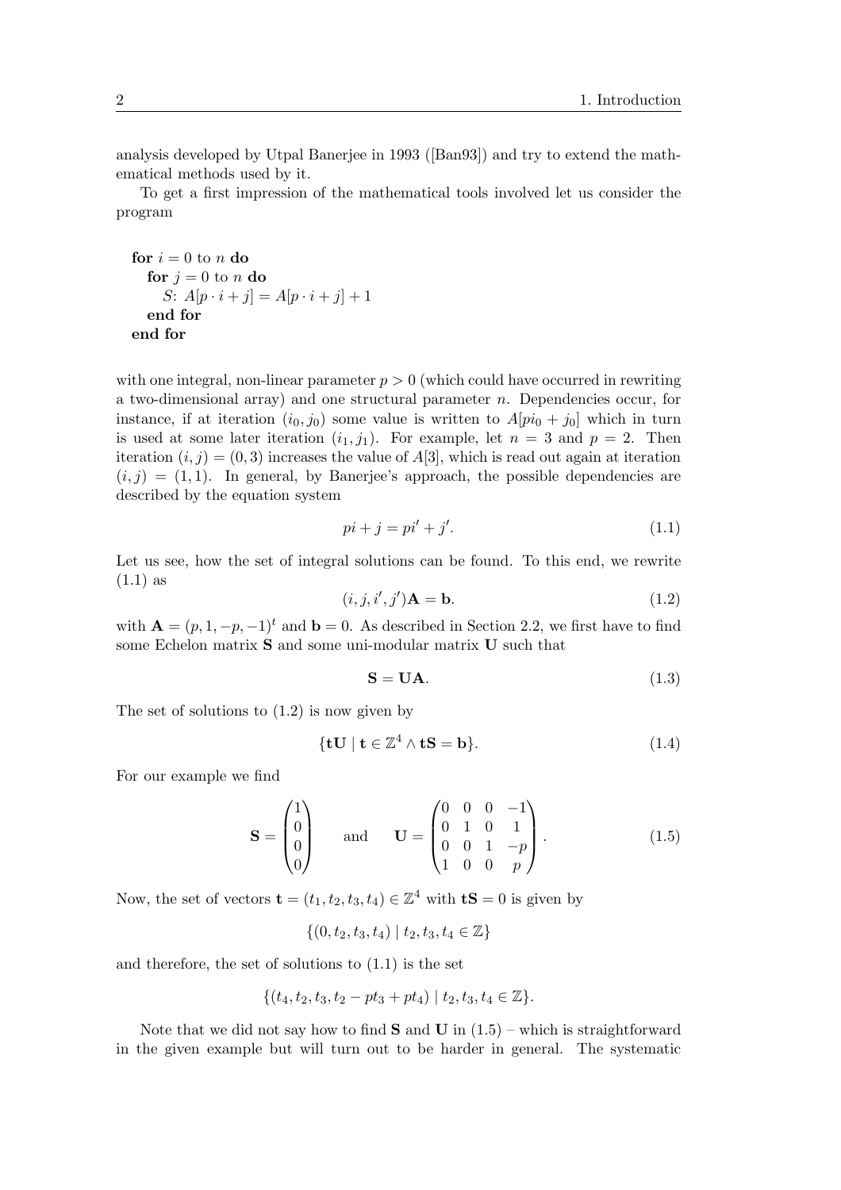analysis developed by Utpal Banerjee in 1993 ([Ban93]) and try to extend the mathematical methods used by it.

To get a first impression of the mathematical tools involved let us consider the program

```
for i = 0 to n do
  for j = 0 to n do
    S: A[p · i + j] = A[p · i + j] + 1
  end for
end for
```

with one integral, non-linear parameter $p > 0$ (which could have occurred in rewriting a two-dimensional array) and one structural parameter $n$. Dependencies occur, for instance, if at iteration $(i_0, j_0)$ some value is written to $A[pi_0 + j_0]$ which in turn is used at some later iteration $(i_1, j_1)$. For example, let $n = 3$ and $p = 2$. Then iteration $(i, j) = (0, 3)$ increases the value of $A[3]$, which is read out again at iteration $(i, j) = (1, 1)$. In general, by Banerjee's approach, the possible dependencies are described by the equation system

$$pi + j = pi' + j'. \tag{1.1}$$

Let us see, how the set of integral solutions can be found. To this end, we rewrite (1.1) as

$$(i, j, i', j')\mathbf{A} = \mathbf{b}. \tag{1.2}$$

with $\mathbf{A} = (p, 1, -p, -1)^t$ and $\mathbf{b} = 0$. As described in Section 2.2, we first have to find some Echelon matrix $\mathbf{S}$ and some uni-modular matrix $\mathbf{U}$ such that

$$\mathbf{S} = \mathbf{U}\mathbf{A}. \tag{1.3}$$

The set of solutions to (1.2) is now given by

$$\{\mathbf{t}\mathbf{U} \mid \mathbf{t} \in \mathbb{Z}^4 \wedge \mathbf{t}\mathbf{S} = \mathbf{b}\}. \tag{1.4}$$

For our example we find

$$\mathbf{S} = \begin{pmatrix} 1 \\ 0 \\ 0 \\ 0 \end{pmatrix} \qquad \text{and} \qquad \mathbf{U} = \begin{pmatrix} 0 & 0 & 0 & -1 \\ 0 & 1 & 0 & 1 \\ 0 & 0 & 1 & -p \\ 1 & 0 & 0 & p \end{pmatrix}. \tag{1.5}$$

Now, the set of vectors $\mathbf{t} = (t_1, t_2, t_3, t_4) \in \mathbb{Z}^4$ with $\mathbf{t}\mathbf{S} = 0$ is given by

$$\{(0, t_2, t_3, t_4) \mid t_2, t_3, t_4 \in \mathbb{Z}\}$$

and therefore, the set of solutions to (1.1) is the set

$$\{(t_4, t_2, t_3, t_2 - pt_3 + pt_4) \mid t_2, t_3, t_4 \in \mathbb{Z}\}.$$

Note that we did not say how to find $\mathbf{S}$ and $\mathbf{U}$ in (1.5) – which is straightforward in the given example but will turn out to be harder in general. The systematic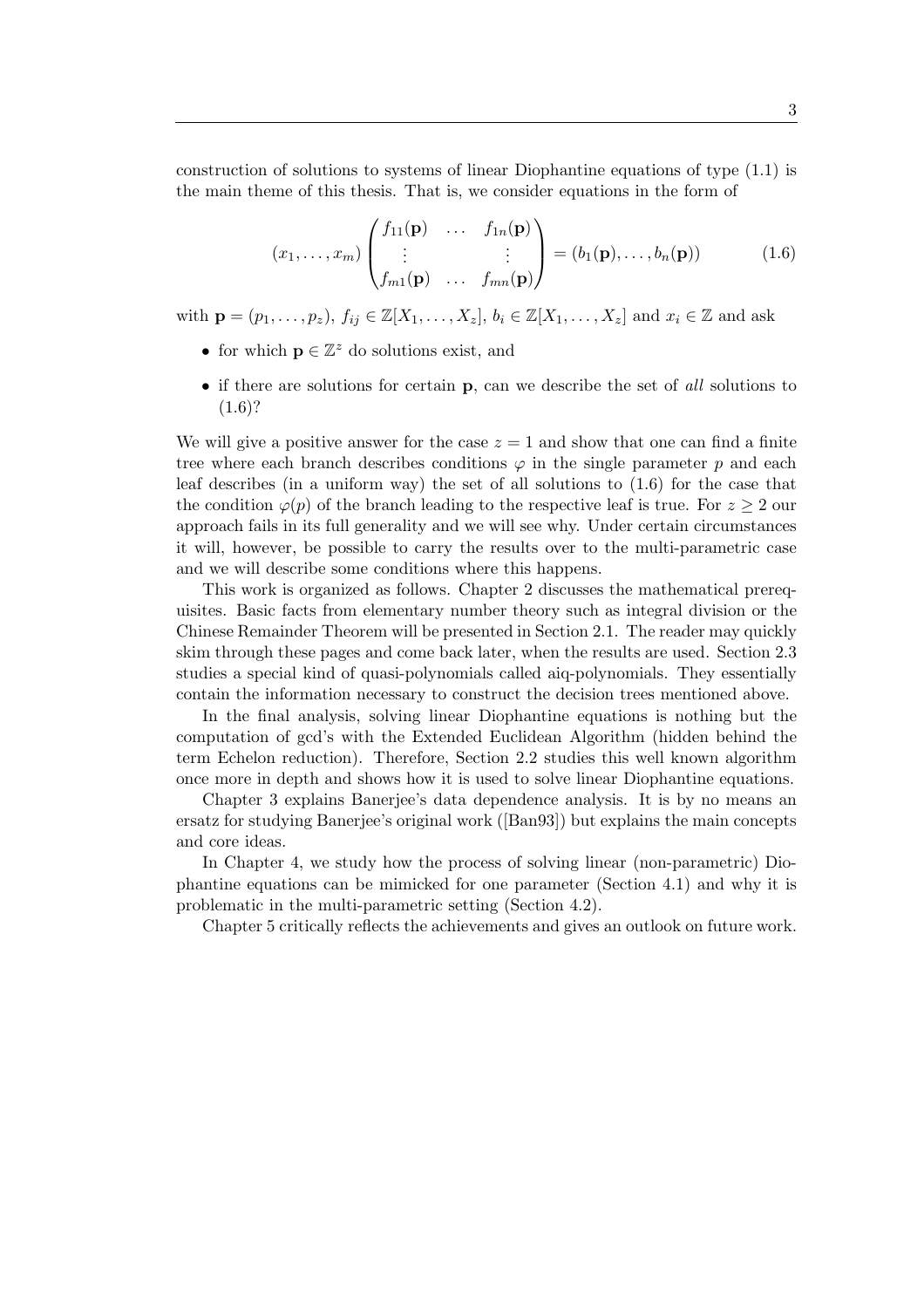construction of solutions to systems of linear Diophantine equations of type (1.1) is the main theme of this thesis. That is, we consider equations in the form of

$$(x_1, \ldots, x_m) \begin{pmatrix} f_{11}(\mathbf{p}) & \ldots & f_{1n}(\mathbf{p}) \\ \vdots & & \vdots \\ f_{m1}(\mathbf{p}) & \ldots & f_{mn}(\mathbf{p}) \end{pmatrix} = (b_1(\mathbf{p}), \ldots, b_n(\mathbf{p})) \tag{1.6}$$

with $\mathbf{p} = (p_1, \ldots, p_z)$, $f_{ij} \in \mathbb{Z}[X_1, \ldots, X_z]$, $b_i \in \mathbb{Z}[X_1, \ldots, X_z]$ and $x_i \in \mathbb{Z}$ and ask

- for which $\mathbf{p} \in \mathbb{Z}^z$ do solutions exist, and
- if there are solutions for certain $\mathbf{p}$, can we describe the set of *all* solutions to (1.6)?

We will give a positive answer for the case $z = 1$ and show that one can find a finite tree where each branch describes conditions $\varphi$ in the single parameter $p$ and each leaf describes (in a uniform way) the set of all solutions to (1.6) for the case that the condition $\varphi(p)$ of the branch leading to the respective leaf is true. For $z \geq 2$ our approach fails in its full generality and we will see why. Under certain circumstances it will, however, be possible to carry the results over to the multi-parametric case and we will describe some conditions where this happens.

This work is organized as follows. Chapter 2 discusses the mathematical prerequisites. Basic facts from elementary number theory such as integral division or the Chinese Remainder Theorem will be presented in Section 2.1. The reader may quickly skim through these pages and come back later, when the results are used. Section 2.3 studies a special kind of quasi-polynomials called aiq-polynomials. They essentially contain the information necessary to construct the decision trees mentioned above.

In the final analysis, solving linear Diophantine equations is nothing but the computation of gcd's with the Extended Euclidean Algorithm (hidden behind the term Echelon reduction). Therefore, Section 2.2 studies this well known algorithm once more in depth and shows how it is used to solve linear Diophantine equations.

Chapter 3 explains Banerjee's data dependence analysis. It is by no means an ersatz for studying Banerjee's original work ([Ban93]) but explains the main concepts and core ideas.

In Chapter 4, we study how the process of solving linear (non-parametric) Diophantine equations can be mimicked for one parameter (Section 4.1) and why it is problematic in the multi-parametric setting (Section 4.2).

Chapter 5 critically reflects the achievements and gives an outlook on future work.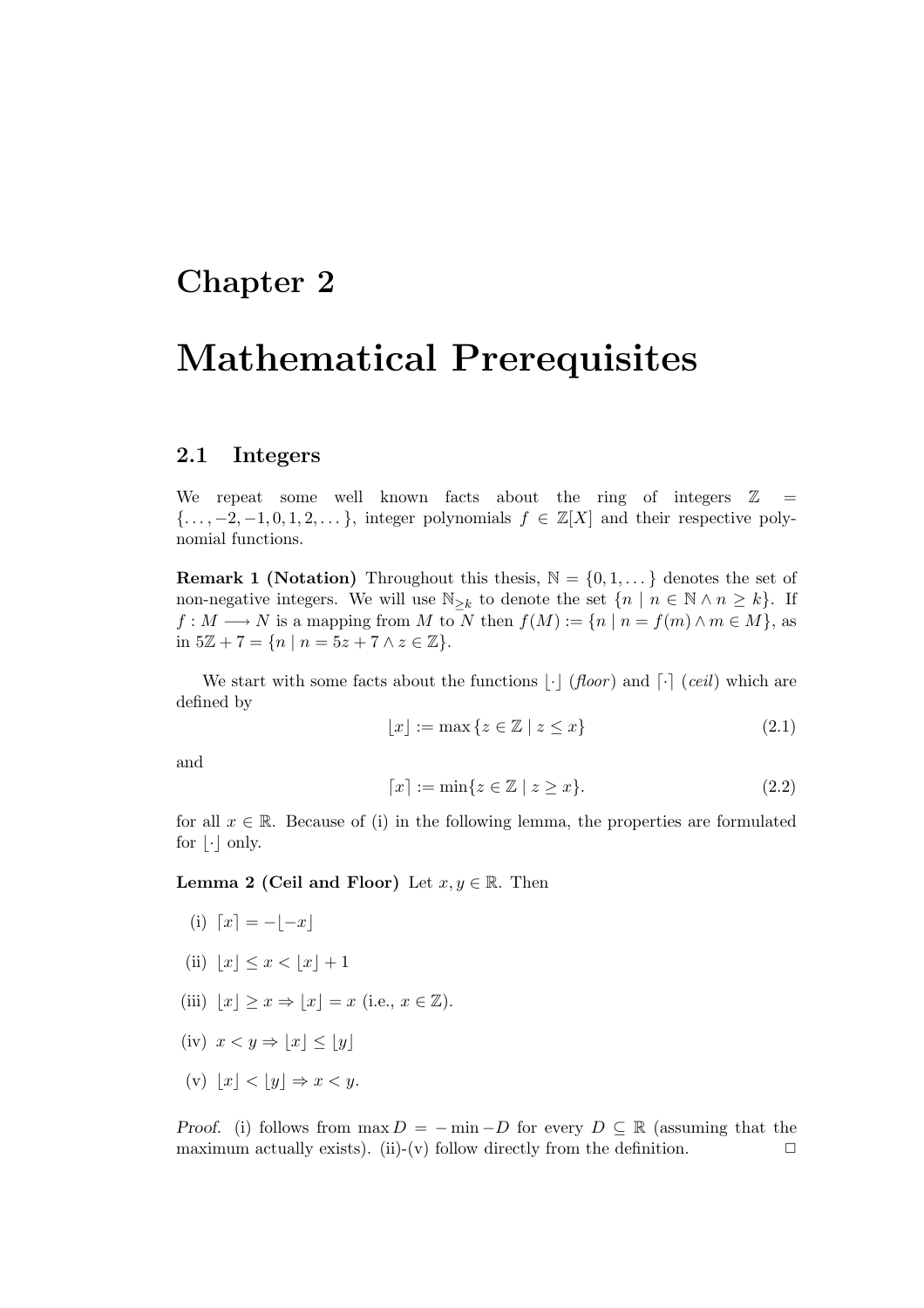# Chapter 2

# Mathematical Prerequisites

## 2.1 Integers

We repeat some well known facts about the ring of integers $\mathbb{Z} = \{\dots, -2, -1, 0, 1, 2, \dots\}$, integer polynomials $f \in \mathbb{Z}[X]$ and their respective polynomial functions.

**Remark 1 (Notation)** Throughout this thesis, $\mathbb{N} = \{0, 1, \dots\}$ denotes the set of non-negative integers. We will use $\mathbb{N}_{\geq k}$ to denote the set $\{n \mid n \in \mathbb{N} \wedge n \geq k\}$. If $f : M \longrightarrow N$ is a mapping from $M$ to $N$ then $f(M) := \{n \mid n = f(m) \wedge m \in M\}$, as in $5\mathbb{Z} + 7 = \{n \mid n = 5z + 7 \wedge z \in \mathbb{Z}\}$.

We start with some facts about the functions $\lfloor \cdot \rfloor$ (*floor*) and $\lceil \cdot \rceil$ (*ceil*) which are defined by

$$\lfloor x \rfloor := \max\{z \in \mathbb{Z} \mid z \leq x\} \tag{2.1}$$

and

$$\lceil x \rceil := \min\{z \in \mathbb{Z} \mid z \geq x\}. \tag{2.2}$$

for all $x \in \mathbb{R}$. Because of (i) in the following lemma, the properties are formulated for $\lfloor \cdot \rfloor$ only.

**Lemma 2 (Ceil and Floor)** Let $x, y \in \mathbb{R}$. Then

(i) $\lceil x \rceil = -\lfloor -x \rfloor$

(ii) $\lfloor x \rfloor \leq x < \lfloor x \rfloor + 1$

(iii) $\lfloor x \rfloor \geq x \Rightarrow \lfloor x \rfloor = x$ (i.e., $x \in \mathbb{Z}$).

(iv) $x < y \Rightarrow \lfloor x \rfloor \leq \lfloor y \rfloor$

(v) $\lfloor x \rfloor < \lfloor y \rfloor \Rightarrow x < y$.

*Proof.* (i) follows from $\max D = -\min -D$ for every $D \subseteq \mathbb{R}$ (assuming that the maximum actually exists). (ii)-(v) follow directly from the definition. □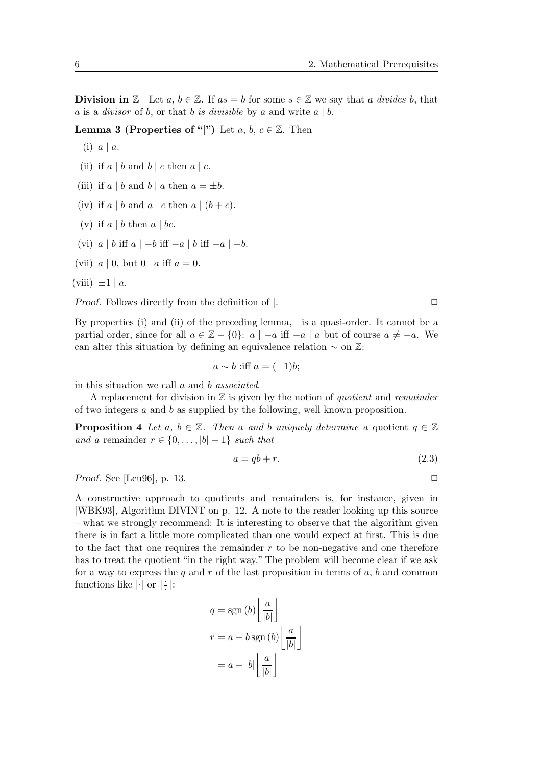**Division in $\mathbb{Z}$** Let $a, b \in \mathbb{Z}$. If $as = b$ for some $s \in \mathbb{Z}$ we say that $a$ *divides* $b$, that $a$ is a *divisor* of $b$, or that $b$ *is divisible* by $a$ and write $a \mid b$.

**Lemma 3 (Properties of "|")** Let $a, b, c \in \mathbb{Z}$. Then

(i) $a \mid a$.

(ii) if $a \mid b$ and $b \mid c$ then $a \mid c$.

(iii) if $a \mid b$ and $b \mid a$ then $a = \pm b$.

(iv) if $a \mid b$ and $a \mid c$ then $a \mid (b + c)$.

(v) if $a \mid b$ then $a \mid bc$.

(vi) $a \mid b$ iff $a \mid -b$ iff $-a \mid b$ iff $-a \mid -b$.

(vii) $a \mid 0$, but $0 \mid a$ iff $a = 0$.

(viii) $\pm 1 \mid a$.

*Proof.* Follows directly from the definition of $\mid$. □

By properties (i) and (ii) of the preceding lemma, $\mid$ is a quasi-order. It cannot be a partial order, since for all $a \in \mathbb{Z} - \{0\}$: $a \mid -a$ iff $-a \mid a$ but of course $a \neq -a$. We can alter this situation by defining an equivalence relation $\sim$ on $\mathbb{Z}$:

$$a \sim b \text{ :iff } a = (\pm 1)b;$$

in this situation we call $a$ and $b$ *associated*.

A replacement for division in $\mathbb{Z}$ is given by the notion of *quotient* and *remainder* of two integers $a$ and $b$ as supplied by the following, well known proposition.

**Proposition 4** *Let $a, b \in \mathbb{Z}$. Then $a$ and $b$ uniquely determine a* quotient *$q \in \mathbb{Z}$ and a* remainder *$r \in \{0, \ldots, |b| - 1\}$ such that*

$$a = qb + r. \tag{2.3}$$

*Proof.* See [Leu96], p. 13. □

A constructive approach to quotients and remainders is, for instance, given in [WBK93], Algorithm DIVINT on p. 12. A note to the reader looking up this source – what we strongly recommend: It is interesting to observe that the algorithm given there is in fact a little more complicated than one would expect at first. This is due to the fact that one requires the remainder $r$ to be non-negative and one therefore has to treat the quotient "in the right way." The problem will become clear if we ask for a way to express the $q$ and $r$ of the last proposition in terms of $a$, $b$ and common functions like $|\cdot|$ or $\lfloor \frac{\cdot}{\cdot} \rfloor$:

$$\begin{aligned} q &= \operatorname{sgn}(b) \left\lfloor \frac{a}{|b|} \right\rfloor \\ r &= a - b \operatorname{sgn}(b) \left\lfloor \frac{a}{|b|} \right\rfloor \\ &= a - |b| \left\lfloor \frac{a}{|b|} \right\rfloor \end{aligned}$$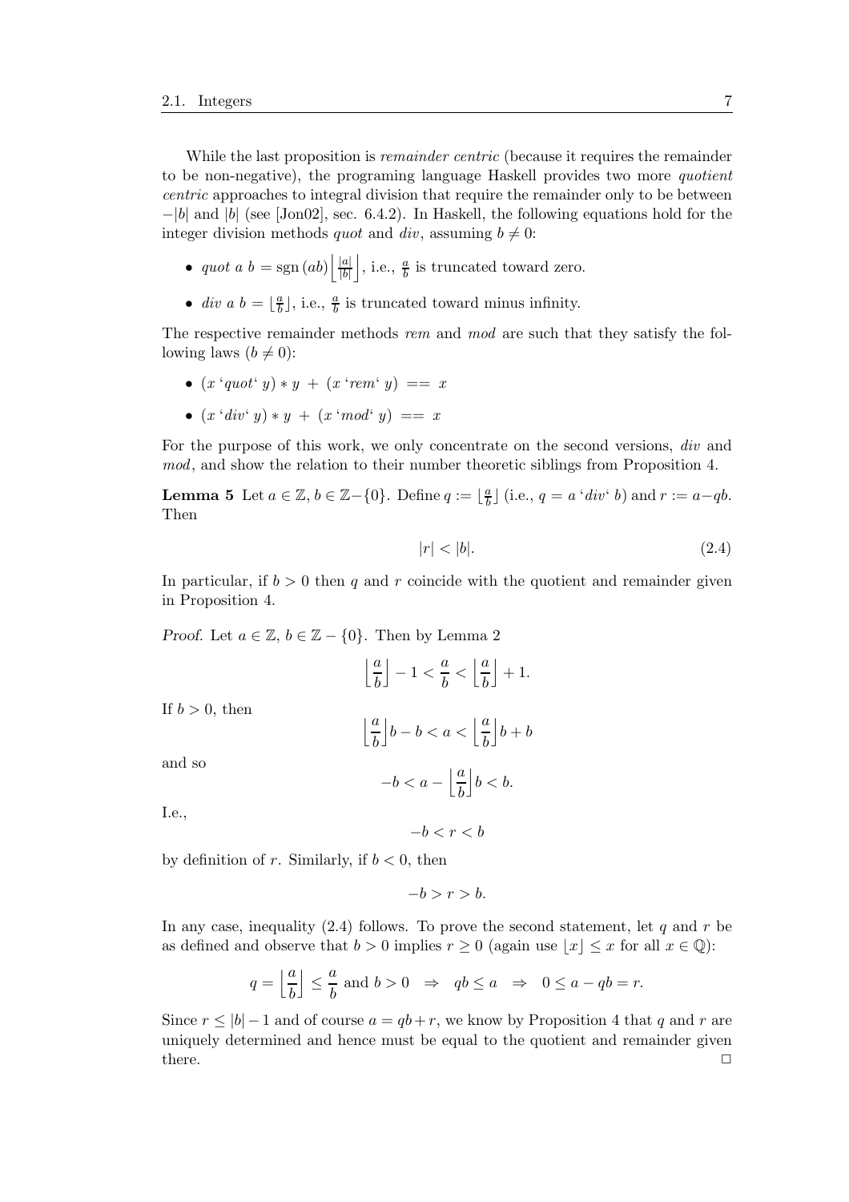While the last proposition is *remainder centric* (because it requires the remainder to be non-negative), the programing language Haskell provides two more *quotient centric* approaches to integral division that require the remainder only to be between $-|b|$ and $|b|$ (see [Jon02], sec. 6.4.2). In Haskell, the following equations hold for the integer division methods *quot* and *div*, assuming $b \neq 0$:

- $quot\ a\ b = \operatorname{sgn}(ab) \left\lfloor \frac{|a|}{|b|} \right\rfloor$, i.e., $\frac{a}{b}$ is truncated toward zero.
- $div\ a\ b = \lfloor \frac{a}{b} \rfloor$, i.e., $\frac{a}{b}$ is truncated toward minus infinity.

The respective remainder methods *rem* and *mod* are such that they satisfy the following laws ($b \neq 0$):

- $(x \text{ `}quot\text{` } y) * y + (x \text{ `}rem\text{` } y) == x$
- $(x \text{ `}div\text{` } y) * y + (x \text{ `}mod\text{` } y) == x$

For the purpose of this work, we only concentrate on the second versions, *div* and *mod*, and show the relation to their number theoretic siblings from Proposition 4.

**Lemma 5** Let $a \in \mathbb{Z}$, $b \in \mathbb{Z} - \{0\}$. Define $q := \lfloor \frac{a}{b} \rfloor$ (i.e., $q = a \text{ `}div\text{` } b$) and $r := a - qb$. Then

$$|r| < |b|. \tag{2.4}$$

In particular, if $b > 0$ then $q$ and $r$ coincide with the quotient and remainder given in Proposition 4.

*Proof.* Let $a \in \mathbb{Z}$, $b \in \mathbb{Z} - \{0\}$. Then by Lemma 2

$$\left\lfloor \frac{a}{b} \right\rfloor - 1 < \frac{a}{b} < \left\lfloor \frac{a}{b} \right\rfloor + 1.$$

If $b > 0$, then

$$\left\lfloor \frac{a}{b} \right\rfloor b - b < a < \left\lfloor \frac{a}{b} \right\rfloor b + b$$

and so

$$-b < a - \left\lfloor \frac{a}{b} \right\rfloor b < b.$$

I.e.,

$$-b < r < b$$

by definition of $r$. Similarly, if $b < 0$, then

$$-b > r > b.$$

In any case, inequality (2.4) follows. To prove the second statement, let $q$ and $r$ be as defined and observe that $b > 0$ implies $r \geq 0$ (again use $\lfloor x \rfloor \leq x$ for all $x \in \mathbb{Q}$):

$$q = \left\lfloor \frac{a}{b} \right\rfloor \leq \frac{a}{b} \text{ and } b > 0 \quad \Rightarrow \quad qb \leq a \quad \Rightarrow \quad 0 \leq a - qb = r.$$

Since $r \leq |b| - 1$ and of course $a = qb + r$, we know by Proposition 4 that $q$ and $r$ are uniquely determined and hence must be equal to the quotient and remainder given there. $\square$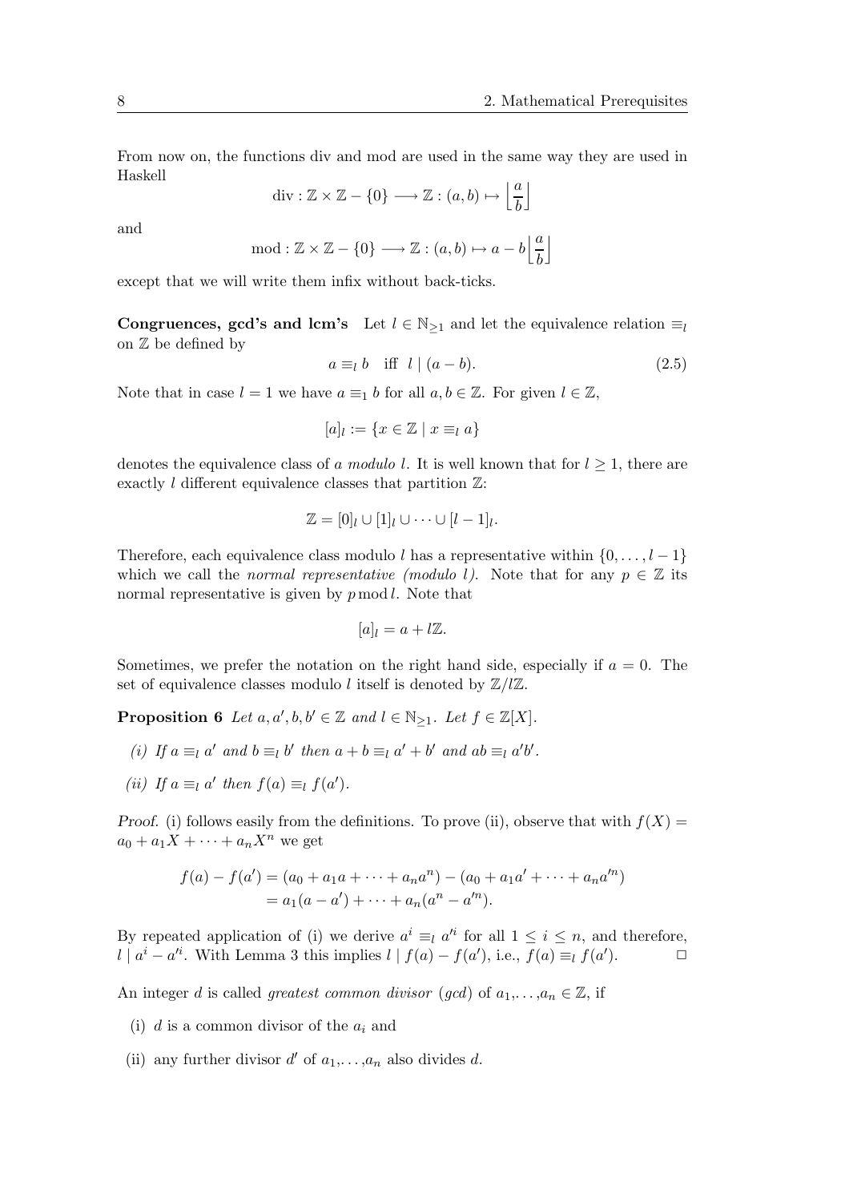From now on, the functions div and mod are used in the same way they are used in Haskell

$$\text{div} : \mathbb{Z} \times \mathbb{Z} - \{0\} \longrightarrow \mathbb{Z} : (a, b) \mapsto \left\lfloor \frac{a}{b} \right\rfloor$$

and

$$\text{mod} : \mathbb{Z} \times \mathbb{Z} - \{0\} \longrightarrow \mathbb{Z} : (a, b) \mapsto a - b \left\lfloor \frac{a}{b} \right\rfloor$$

except that we will write them infix without back-ticks.

**Congruences, gcd's and lcm's** Let $l \in \mathbb{N}_{\geq 1}$ and let the equivalence relation $\equiv_l$ on $\mathbb{Z}$ be defined by

$$a \equiv_l b \quad \text{iff} \quad l \mid (a - b). \tag{2.5}$$

Note that in case $l = 1$ we have $a \equiv_1 b$ for all $a, b \in \mathbb{Z}$. For given $l \in \mathbb{Z}$,

$$[a]_l := \{x \in \mathbb{Z} \mid x \equiv_l a\}$$

denotes the equivalence class of *a modulo l*. It is well known that for $l \geq 1$, there are exactly $l$ different equivalence classes that partition $\mathbb{Z}$:

$$\mathbb{Z} = [0]_l \cup [1]_l \cup \cdots \cup [l - 1]_l.$$

Therefore, each equivalence class modulo $l$ has a representative within $\{0, \ldots, l - 1\}$ which we call the *normal representative (modulo l)*. Note that for any $p \in \mathbb{Z}$ its normal representative is given by $p \bmod l$. Note that

$$[a]_l = a + l\mathbb{Z}.$$

Sometimes, we prefer the notation on the right hand side, especially if $a = 0$. The set of equivalence classes modulo $l$ itself is denoted by $\mathbb{Z}/l\mathbb{Z}$.

**Proposition 6** *Let $a, a', b, b' \in \mathbb{Z}$ and $l \in \mathbb{N}_{\geq 1}$. Let $f \in \mathbb{Z}[X]$.*

*(i) If $a \equiv_l a'$ and $b \equiv_l b'$ then $a + b \equiv_l a' + b'$ and $ab \equiv_l a'b'$.*

*(ii) If $a \equiv_l a'$ then $f(a) \equiv_l f(a')$.*

*Proof.* (i) follows easily from the definitions. To prove (ii), observe that with $f(X) = a_0 + a_1 X + \cdots + a_n X^n$ we get

$$\begin{aligned} f(a) - f(a') &= (a_0 + a_1 a + \cdots + a_n a^n) - (a_0 + a_1 a' + \cdots + a_n a'^n) \\ &= a_1(a - a') + \cdots + a_n(a^n - a'^n). \end{aligned}$$

By repeated application of (i) we derive $a^i \equiv_l a'^i$ for all $1 \leq i \leq n$, and therefore, $l \mid a^i - a'^i$. With Lemma 3 this implies $l \mid f(a) - f(a')$, i.e., $f(a) \equiv_l f(a')$. □

An integer $d$ is called *greatest common divisor* (*gcd*) of $a_1, \ldots, a_n \in \mathbb{Z}$, if

(i) $d$ is a common divisor of the $a_i$ and

(ii) any further divisor $d'$ of $a_1, \ldots, a_n$ also divides $d$.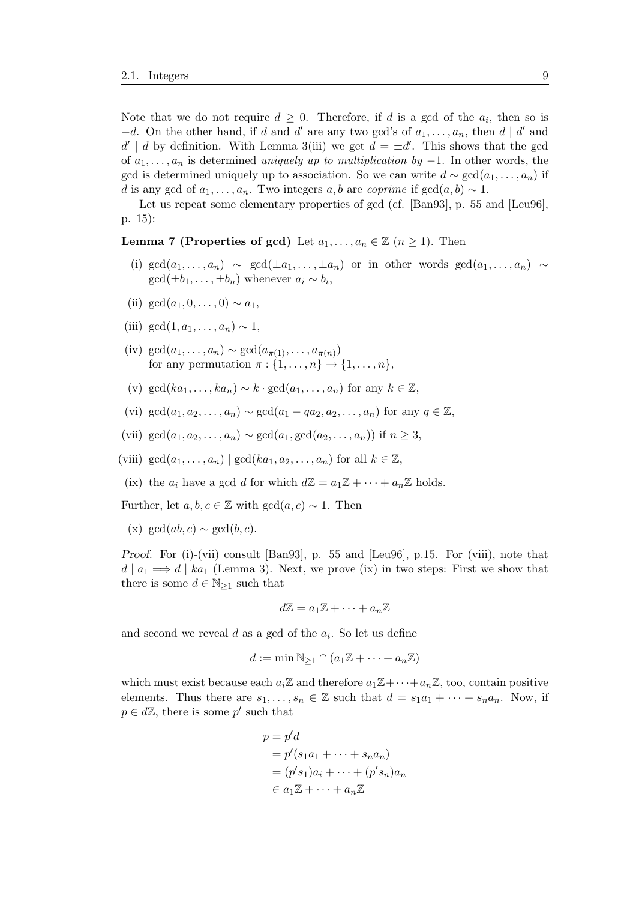Note that we do not require $d \geq 0$. Therefore, if $d$ is a gcd of the $a_i$, then so is $-d$. On the other hand, if $d$ and $d'$ are any two gcd's of $a_1, \ldots, a_n$, then $d \mid d'$ and $d' \mid d$ by definition. With Lemma 3(iii) we get $d = \pm d'$. This shows that the gcd of $a_1, \ldots, a_n$ is determined *uniquely up to multiplication by* $-1$. In other words, the gcd is determined uniquely up to association. So we can write $d \sim \gcd(a_1, \ldots, a_n)$ if $d$ is any gcd of $a_1, \ldots, a_n$. Two integers $a, b$ are *coprime* if $\gcd(a, b) \sim 1$.

Let us repeat some elementary properties of gcd (cf. [Ban93], p. 55 and [Leu96], p. 15):

**Lemma 7 (Properties of gcd)** Let $a_1, \ldots, a_n \in \mathbb{Z}$ $(n \geq 1)$. Then

(i) $\gcd(a_1, \ldots, a_n) \sim \gcd(\pm a_1, \ldots, \pm a_n)$ or in other words $\gcd(a_1, \ldots, a_n) \sim \gcd(\pm b_1, \ldots, \pm b_n)$ whenever $a_i \sim b_i$,

(ii) $\gcd(a_1, 0, \ldots, 0) \sim a_1$,

(iii) $\gcd(1, a_1, \ldots, a_n) \sim 1$,

(iv) $\gcd(a_1, \ldots, a_n) \sim \gcd(a_{\pi(1)}, \ldots, a_{\pi(n)})$ for any permutation $\pi : \{1, \ldots, n\} \to \{1, \ldots, n\}$,

(v) $\gcd(ka_1, \ldots, ka_n) \sim k \cdot \gcd(a_1, \ldots, a_n)$ for any $k \in \mathbb{Z}$,

(vi) $\gcd(a_1, a_2, \ldots, a_n) \sim \gcd(a_1 - qa_2, a_2, \ldots, a_n)$ for any $q \in \mathbb{Z}$,

(vii) $\gcd(a_1, a_2, \ldots, a_n) \sim \gcd(a_1, \gcd(a_2, \ldots, a_n))$ if $n \geq 3$,

(viii) $\gcd(a_1, \ldots, a_n) \mid \gcd(ka_1, a_2, \ldots, a_n)$ for all $k \in \mathbb{Z}$,

(ix) the $a_i$ have a gcd $d$ for which $d\mathbb{Z} = a_1\mathbb{Z} + \cdots + a_n\mathbb{Z}$ holds.

Further, let $a, b, c \in \mathbb{Z}$ with $\gcd(a, c) \sim 1$. Then

(x) $\gcd(ab, c) \sim \gcd(b, c)$.

*Proof.* For (i)-(vii) consult [Ban93], p. 55 and [Leu96], p.15. For (viii), note that $d \mid a_1 \Longrightarrow d \mid ka_1$ (Lemma 3). Next, we prove (ix) in two steps: First we show that there is some $d \in \mathbb{N}_{\geq 1}$ such that

$$d\mathbb{Z} = a_1\mathbb{Z} + \cdots + a_n\mathbb{Z}$$

and second we reveal $d$ as a gcd of the $a_i$. So let us define

$$d := \min \mathbb{N}_{\geq 1} \cap (a_1\mathbb{Z} + \cdots + a_n\mathbb{Z})$$

which must exist because each $a_i\mathbb{Z}$ and therefore $a_1\mathbb{Z} + \cdots + a_n\mathbb{Z}$, too, contain positive elements. Thus there are $s_1, \ldots, s_n \in \mathbb{Z}$ such that $d = s_1a_1 + \cdots + s_na_n$. Now, if $p \in d\mathbb{Z}$, there is some $p'$ such that

$$\begin{aligned}
p &= p'd \\
&= p'(s_1a_1 + \cdots + s_na_n) \\
&= (p's_1)a_i + \cdots + (p's_n)a_n \\
&\in a_1\mathbb{Z} + \cdots + a_n\mathbb{Z}
\end{aligned}$$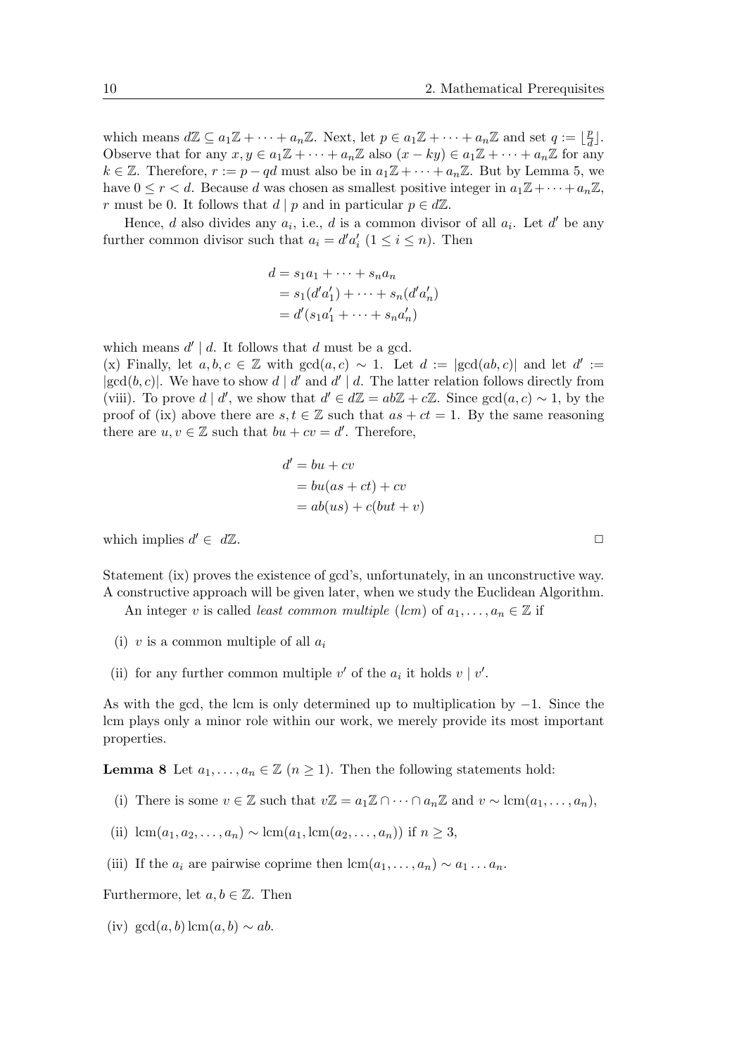which means $d\mathbb{Z} \subseteq a_1\mathbb{Z} + \cdots + a_n\mathbb{Z}$. Next, let $p \in a_1\mathbb{Z} + \cdots + a_n\mathbb{Z}$ and set $q := \lfloor \frac{p}{d} \rfloor$. Observe that for any $x, y \in a_1\mathbb{Z} + \cdots + a_n\mathbb{Z}$ also $(x - ky) \in a_1\mathbb{Z} + \cdots + a_n\mathbb{Z}$ for any $k \in \mathbb{Z}$. Therefore, $r := p - qd$ must also be in $a_1\mathbb{Z} + \cdots + a_n\mathbb{Z}$. But by Lemma 5, we have $0 \leq r < d$. Because $d$ was chosen as smallest positive integer in $a_1\mathbb{Z} + \cdots + a_n\mathbb{Z}$, $r$ must be 0. It follows that $d \mid p$ and in particular $p \in d\mathbb{Z}$.

Hence, $d$ also divides any $a_i$, i.e., $d$ is a common divisor of all $a_i$. Let $d'$ be any further common divisor such that $a_i = d'a_i'$ $(1 \leq i \leq n)$. Then

$$
\begin{aligned}
d &= s_1 a_1 + \cdots + s_n a_n \\
&= s_1(d'a_1') + \cdots + s_n(d'a_n') \\
&= d'(s_1 a_1' + \cdots + s_n a_n')
\end{aligned}
$$

which means $d' \mid d$. It follows that $d$ must be a gcd.

(x) Finally, let $a, b, c \in \mathbb{Z}$ with $\gcd(a, c) \sim 1$. Let $d := |\gcd(ab, c)|$ and let $d' := |\gcd(b, c)|$. We have to show $d \mid d'$ and $d' \mid d$. The latter relation follows directly from (viii). To prove $d \mid d'$, we show that $d' \in d\mathbb{Z} = ab\mathbb{Z} + c\mathbb{Z}$. Since $\gcd(a, c) \sim 1$, by the proof of (ix) above there are $s, t \in \mathbb{Z}$ such that $as + ct = 1$. By the same reasoning there are $u, v \in \mathbb{Z}$ such that $bu + cv = d'$. Therefore,

$$
\begin{aligned}
d' &= bu + cv \\
&= bu(as + ct) + cv \\
&= ab(us) + c(but + v)
\end{aligned}
$$

which implies $d' \in d\mathbb{Z}$. $\Box$

Statement (ix) proves the existence of gcd's, unfortunately, in an unconstructive way. A constructive approach will be given later, when we study the Euclidean Algorithm.

An integer $v$ is called *least common multiple* (*lcm*) of $a_1, \ldots, a_n \in \mathbb{Z}$ if

(i) $v$ is a common multiple of all $a_i$

(ii) for any further common multiple $v'$ of the $a_i$ it holds $v \mid v'$.

As with the gcd, the lcm is only determined up to multiplication by $-1$. Since the lcm plays only a minor role within our work, we merely provide its most important properties.

**Lemma 8** Let $a_1, \ldots, a_n \in \mathbb{Z}$ $(n \geq 1)$. Then the following statements hold:

(i) There is some $v \in \mathbb{Z}$ such that $v\mathbb{Z} = a_1\mathbb{Z} \cap \cdots \cap a_n\mathbb{Z}$ and $v \sim \operatorname{lcm}(a_1, \ldots, a_n)$,

(ii) $\operatorname{lcm}(a_1, a_2, \ldots, a_n) \sim \operatorname{lcm}(a_1, \operatorname{lcm}(a_2, \ldots, a_n))$ if $n \geq 3$,

(iii) If the $a_i$ are pairwise coprime then $\operatorname{lcm}(a_1, \ldots, a_n) \sim a_1 \ldots a_n$.

Furthermore, let $a, b \in \mathbb{Z}$. Then

(iv) $\gcd(a, b) \operatorname{lcm}(a, b) \sim ab$.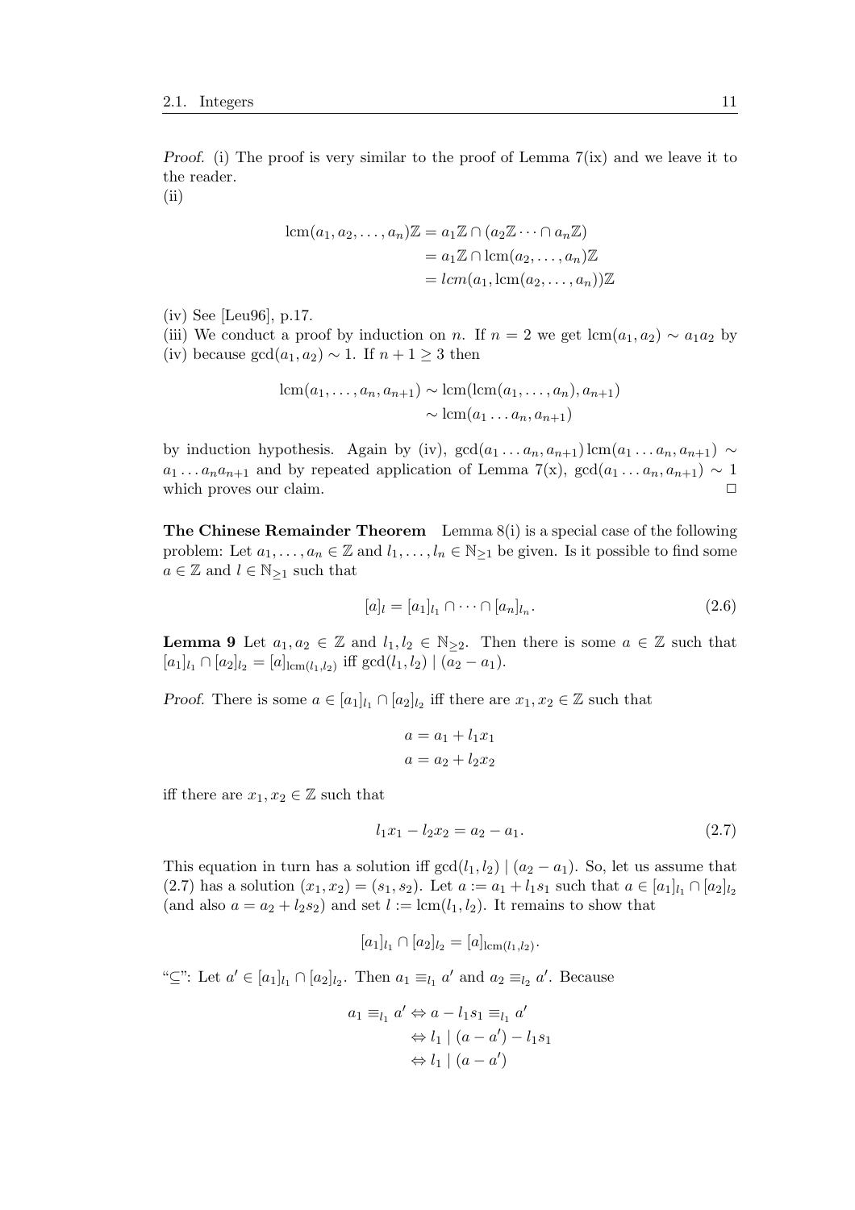*Proof.* (i) The proof is very similar to the proof of Lemma 7(ix) and we leave it to the reader.
(ii)

$$\begin{aligned}\operatorname{lcm}(a_1, a_2, \dots, a_n)\mathbb{Z} &= a_1\mathbb{Z} \cap (a_2\mathbb{Z} \cdots \cap a_n\mathbb{Z}) \\ &= a_1\mathbb{Z} \cap \operatorname{lcm}(a_2, \dots, a_n)\mathbb{Z} \\ &= lcm(a_1, \operatorname{lcm}(a_2, \dots, a_n))\mathbb{Z}\end{aligned}$$

(iv) See [Leu96], p.17.
(iii) We conduct a proof by induction on $n$. If $n = 2$ we get $\operatorname{lcm}(a_1, a_2) \sim a_1 a_2$ by (iv) because $\gcd(a_1, a_2) \sim 1$. If $n + 1 \geq 3$ then

$$\begin{aligned}\operatorname{lcm}(a_1, \dots, a_n, a_{n+1}) &\sim \operatorname{lcm}(\operatorname{lcm}(a_1, \dots, a_n), a_{n+1}) \\ &\sim \operatorname{lcm}(a_1 \dots a_n, a_{n+1})\end{aligned}$$

by induction hypothesis. Again by (iv), $\gcd(a_1 \dots a_n, a_{n+1}) \operatorname{lcm}(a_1 \dots a_n, a_{n+1}) \sim a_1 \dots a_n a_{n+1}$ and by repeated application of Lemma 7(x), $\gcd(a_1 \dots a_n, a_{n+1}) \sim 1$ which proves our claim. □

**The Chinese Remainder Theorem** Lemma 8(i) is a special case of the following problem: Let $a_1, \dots, a_n \in \mathbb{Z}$ and $l_1, \dots, l_n \in \mathbb{N}_{\geq 1}$ be given. Is it possible to find some $a \in \mathbb{Z}$ and $l \in \mathbb{N}_{\geq 1}$ such that

$$[a]_l = [a_1]_{l_1} \cap \dots \cap [a_n]_{l_n}. \tag{2.6}$$

**Lemma 9** Let $a_1, a_2 \in \mathbb{Z}$ and $l_1, l_2 \in \mathbb{N}_{\geq 2}$. Then there is some $a \in \mathbb{Z}$ such that $[a_1]_{l_1} \cap [a_2]_{l_2} = [a]_{\operatorname{lcm}(l_1, l_2)}$ iff $\gcd(l_1, l_2) \mid (a_2 - a_1)$.

*Proof.* There is some $a \in [a_1]_{l_1} \cap [a_2]_{l_2}$ iff there are $x_1, x_2 \in \mathbb{Z}$ such that

$$\begin{aligned}a &= a_1 + l_1 x_1 \\ a &= a_2 + l_2 x_2\end{aligned}$$

iff there are $x_1, x_2 \in \mathbb{Z}$ such that

$$l_1 x_1 - l_2 x_2 = a_2 - a_1. \tag{2.7}$$

This equation in turn has a solution iff $\gcd(l_1, l_2) \mid (a_2 - a_1)$. So, let us assume that (2.7) has a solution $(x_1, x_2) = (s_1, s_2)$. Let $a := a_1 + l_1 s_1$ such that $a \in [a_1]_{l_1} \cap [a_2]_{l_2}$ (and also $a = a_2 + l_2 s_2$) and set $l := \operatorname{lcm}(l_1, l_2)$. It remains to show that

$$[a_1]_{l_1} \cap [a_2]_{l_2} = [a]_{\operatorname{lcm}(l_1, l_2)}.$$

"$\subseteq$": Let $a' \in [a_1]_{l_1} \cap [a_2]_{l_2}$. Then $a_1 \equiv_{l_1} a'$ and $a_2 \equiv_{l_2} a'$. Because

$$\begin{aligned}a_1 \equiv_{l_1} a' &\Leftrightarrow a - l_1 s_1 \equiv_{l_1} a' \\ &\Leftrightarrow l_1 \mid (a - a') - l_1 s_1 \\ &\Leftrightarrow l_1 \mid (a - a')\end{aligned}$$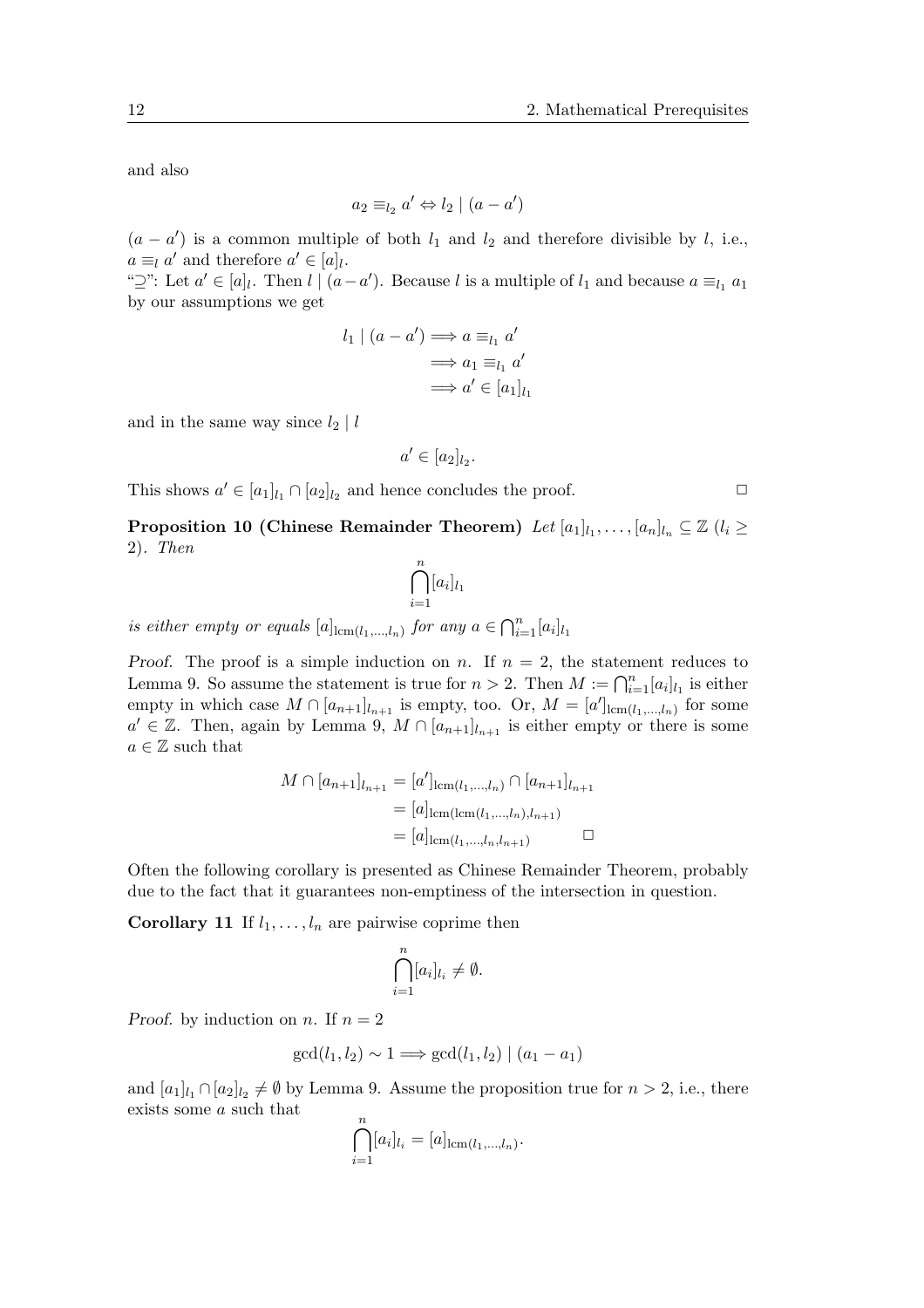and also

$$a_2 \equiv_{l_2} a' \Leftrightarrow l_2 \mid (a - a')$$

$(a - a')$ is a common multiple of both $l_1$ and $l_2$ and therefore divisible by $l$, i.e., $a \equiv_l a'$ and therefore $a' \in [a]_l$.

"$\supseteq$": Let $a' \in [a]_l$. Then $l \mid (a - a')$. Because $l$ is a multiple of $l_1$ and because $a \equiv_{l_1} a_1$ by our assumptions we get

$$\begin{aligned} l_1 \mid (a - a') &\Longrightarrow a \equiv_{l_1} a' \\ &\Longrightarrow a_1 \equiv_{l_1} a' \\ &\Longrightarrow a' \in [a_1]_{l_1} \end{aligned}$$

and in the same way since $l_2 \mid l$

$$a' \in [a_2]_{l_2}.$$

This shows $a' \in [a_1]_{l_1} \cap [a_2]_{l_2}$ and hence concludes the proof. $\Box$

**Proposition 10 (Chinese Remainder Theorem)** *Let* $[a_1]_{l_1}, \ldots, [a_n]_{l_n} \subseteq \mathbb{Z}$ $(l_i \geq 2)$. *Then*

$$\bigcap_{i=1}^{n} [a_i]_{l_1}$$

*is either empty or equals* $[a]_{\text{lcm}(l_1,\ldots,l_n)}$ *for any* $a \in \bigcap_{i=1}^{n} [a_i]_{l_1}$

*Proof.* The proof is a simple induction on $n$. If $n = 2$, the statement reduces to Lemma 9. So assume the statement is true for $n > 2$. Then $M := \bigcap_{i=1}^{n} [a_i]_{l_1}$ is either empty in which case $M \cap [a_{n+1}]_{l_{n+1}}$ is empty, too. Or, $M = [a']_{\text{lcm}(l_1,\ldots,l_n)}$ for some $a' \in \mathbb{Z}$. Then, again by Lemma 9, $M \cap [a_{n+1}]_{l_{n+1}}$ is either empty or there is some $a \in \mathbb{Z}$ such that

$$\begin{aligned} M \cap [a_{n+1}]_{l_{n+1}} &= [a']_{\text{lcm}(l_1,\ldots,l_n)} \cap [a_{n+1}]_{l_{n+1}} \\ &= [a]_{\text{lcm}(\text{lcm}(l_1,\ldots,l_n),l_{n+1})} \\ &= [a]_{\text{lcm}(l_1,\ldots,l_n,l_{n+1})} \qquad \Box \end{aligned}$$

Often the following corollary is presented as Chinese Remainder Theorem, probably due to the fact that it guarantees non-emptiness of the intersection in question.

**Corollary 11** If $l_1, \ldots, l_n$ are pairwise coprime then

$$\bigcap_{i=1}^{n} [a_i]_{l_i} \neq \emptyset.$$

*Proof.* by induction on $n$. If $n = 2$

$$\gcd(l_1, l_2) \sim 1 \Longrightarrow \gcd(l_1, l_2) \mid (a_1 - a_1)$$

and $[a_1]_{l_1} \cap [a_2]_{l_2} \neq \emptyset$ by Lemma 9. Assume the proposition true for $n > 2$, i.e., there exists some $a$ such that

$$\bigcap_{i=1}^{n} [a_i]_{l_i} = [a]_{\text{lcm}(l_1,\ldots,l_n)}.$$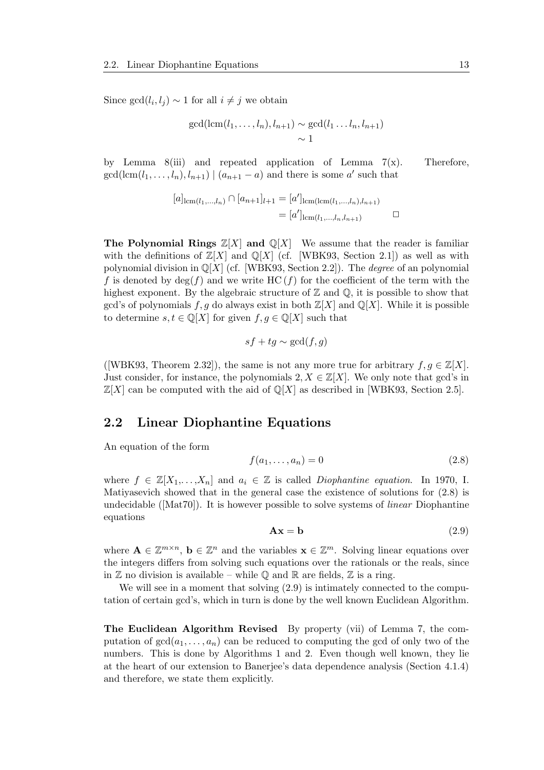Since $\gcd(l_i, l_j) \sim 1$ for all $i \neq j$ we obtain

$$\gcd(\text{lcm}(l_1, \ldots, l_n), l_{n+1}) \sim \gcd(l_1 \ldots l_n, l_{n+1}) \\ \sim 1$$

by Lemma 8(iii) and repeated application of Lemma 7(x). Therefore, $\gcd(\text{lcm}(l_1, \ldots, l_n), l_{n+1}) \mid (a_{n+1} - a)$ and there is some $a'$ such that

$$[a]_{\text{lcm}(l_1,\ldots,l_n)} \cap [a_{n+1}]_{l+1} = [a']_{\text{lcm}(\text{lcm}(l_1,\ldots,l_n),l_{n+1})} \\ = [a']_{\text{lcm}(l_1,\ldots,l_n,l_{n+1})} \qquad \square$$

**The Polynomial Rings $\mathbb{Z}[X]$ and $\mathbb{Q}[X]$** We assume that the reader is familiar with the definitions of $\mathbb{Z}[X]$ and $\mathbb{Q}[X]$ (cf. [WBK93, Section 2.1]) as well as with polynomial division in $\mathbb{Q}[X]$ (cf. [WBK93, Section 2.2]). The *degree* of an polynomial $f$ is denoted by $\deg(f)$ and we write $\text{HC}(f)$ for the coefficient of the term with the highest exponent. By the algebraic structure of $\mathbb{Z}$ and $\mathbb{Q}$, it is possible to show that gcd's of polynomials $f, g$ do always exist in both $\mathbb{Z}[X]$ and $\mathbb{Q}[X]$. While it is possible to determine $s, t \in \mathbb{Q}[X]$ for given $f, g \in \mathbb{Q}[X]$ such that

$$sf + tg \sim \gcd(f, g)$$

([WBK93, Theorem 2.32]), the same is not any more true for arbitrary $f, g \in \mathbb{Z}[X]$. Just consider, for instance, the polynomials $2, X \in \mathbb{Z}[X]$. We only note that gcd's in $\mathbb{Z}[X]$ can be computed with the aid of $\mathbb{Q}[X]$ as described in [WBK93, Section 2.5].

## 2.2 Linear Diophantine Equations

An equation of the form

$$f(a_1, \ldots, a_n) = 0 \tag{2.8}$$

where $f \in \mathbb{Z}[X_1, \ldots, X_n]$ and $a_i \in \mathbb{Z}$ is called *Diophantine equation*. In 1970, I. Matiyasevich showed that in the general case the existence of solutions for (2.8) is undecidable ([Mat70]). It is however possible to solve systems of *linear* Diophantine equations

$$\mathbf{A}\mathbf{x} = \mathbf{b} \tag{2.9}$$

where $\mathbf{A} \in \mathbb{Z}^{m \times n}$, $\mathbf{b} \in \mathbb{Z}^n$ and the variables $\mathbf{x} \in \mathbb{Z}^m$. Solving linear equations over the integers differs from solving such equations over the rationals or the reals, since in $\mathbb{Z}$ no division is available – while $\mathbb{Q}$ and $\mathbb{R}$ are fields, $\mathbb{Z}$ is a ring.

We will see in a moment that solving (2.9) is intimately connected to the computation of certain gcd's, which in turn is done by the well known Euclidean Algorithm.

**The Euclidean Algorithm Revised** By property (vii) of Lemma 7, the computation of $\gcd(a_1, \ldots, a_n)$ can be reduced to computing the gcd of only two of the numbers. This is done by Algorithms 1 and 2. Even though well known, they lie at the heart of our extension to Banerjee's data dependence analysis (Section 4.1.4) and therefore, we state them explicitly.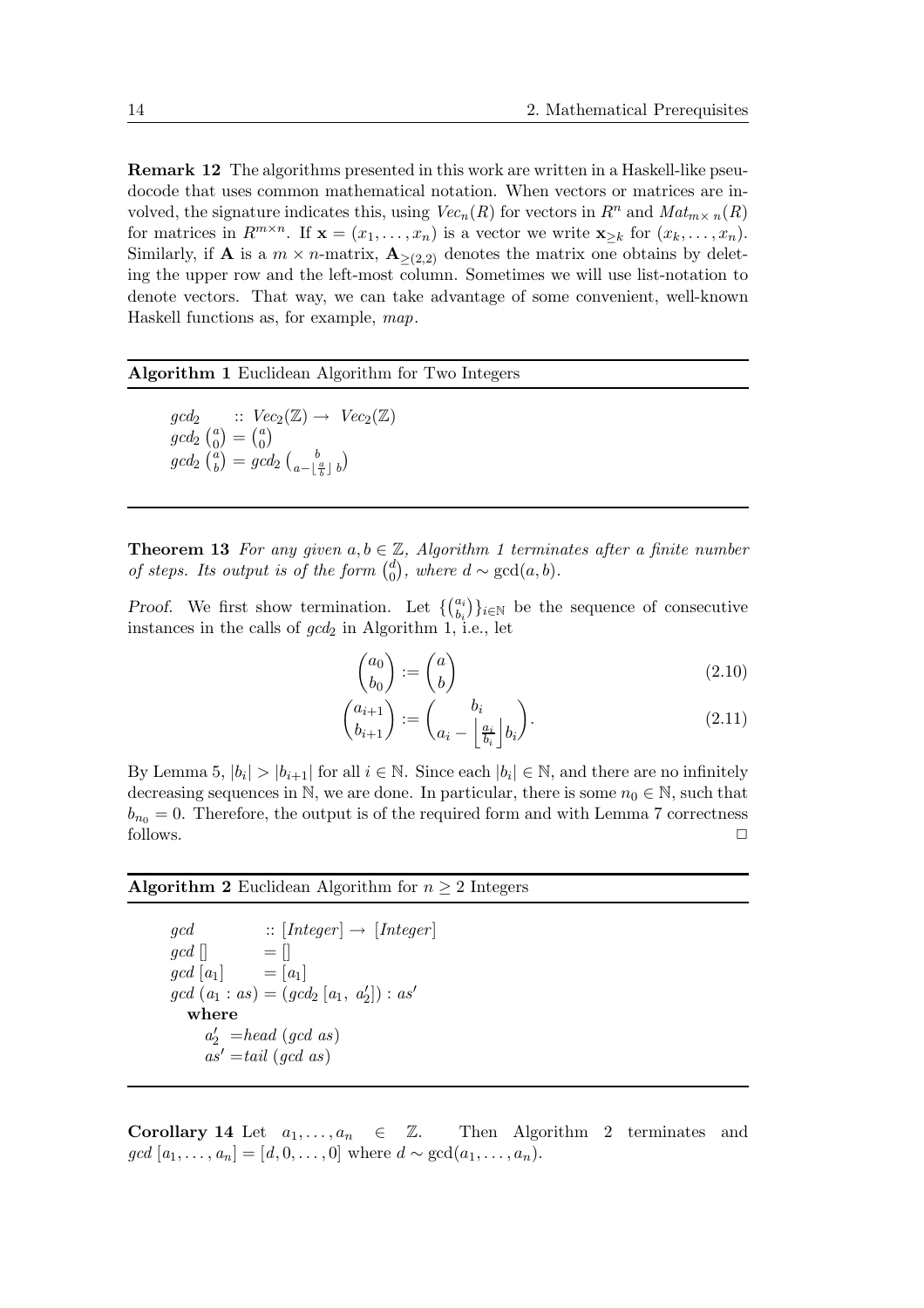**Remark 12** The algorithms presented in this work are written in a Haskell-like pseudocode that uses common mathematical notation. When vectors or matrices are involved, the signature indicates this, using $Vec_n(R)$ for vectors in $R^n$ and $Mat_{m\times n}(R)$ for matrices in $R^{m\times n}$. If $\mathbf{x} = (x_1, \ldots, x_n)$ is a vector we write $\mathbf{x}_{\geq k}$ for $(x_k, \ldots, x_n)$. Similarly, if $\mathbf{A}$ is a $m \times n$-matrix, $\mathbf{A}_{\geq(2,2)}$ denotes the matrix one obtains by deleting the upper row and the left-most column. Sometimes we will use list-notation to denote vectors. That way, we can take advantage of some convenient, well-known Haskell functions as, for example, *map*.

**Algorithm 1** Euclidean Algorithm for Two Integers

$$
\begin{aligned}
&gcd_2 \quad :: \ Vec_2(\mathbb{Z}) \rightarrow \ Vec_2(\mathbb{Z}) \\
&gcd_2 \binom{a}{0} = \binom{a}{0} \\
&gcd_2 \binom{a}{b} = gcd_2 \binom{b}{a - \lfloor \frac{a}{b} \rfloor \, b}
\end{aligned}
$$

**Theorem 13** *For any given $a, b \in \mathbb{Z}$, Algorithm 1 terminates after a finite number of steps. Its output is of the form $\binom{d}{0}$, where $d \sim \gcd(a, b)$.*

*Proof.* We first show termination. Let $\{\binom{a_i}{b_i}\}_{i\in\mathbb{N}}$ be the sequence of consecutive instances in the calls of $gcd_2$ in Algorithm 1, i.e., let

$$\begin{pmatrix} a_0 \\ b_0 \end{pmatrix} := \begin{pmatrix} a \\ b \end{pmatrix} \tag{2.10}$$

$$\begin{pmatrix} a_{i+1} \\ b_{i+1} \end{pmatrix} := \begin{pmatrix} b_i \\ a_i - \left\lfloor \frac{a_i}{b_i} \right\rfloor b_i \end{pmatrix}. \tag{2.11}$$

By Lemma 5, $|b_i| > |b_{i+1}|$ for all $i \in \mathbb{N}$. Since each $|b_i| \in \mathbb{N}$, and there are no infinitely decreasing sequences in $\mathbb{N}$, we are done. In particular, there is some $n_0 \in \mathbb{N}$, such that $b_{n_0} = 0$. Therefore, the output is of the required form and with Lemma 7 correctness follows. □

**Algorithm 2** Euclidean Algorithm for $n \geq 2$ Integers

```
gcd           :: [Integer] → [Integer]
gcd []        = []
gcd [a1]      = [a1]
gcd (a1 : as) = (gcd2 [a1, a2']) : as'
   where
      a2'  = head (gcd as)
      as'  = tail (gcd as)
```

**Corollary 14** Let $a_1, \ldots, a_n \in \mathbb{Z}$. Then Algorithm 2 terminates and $gcd\ [a_1, \ldots, a_n] = [d, 0, \ldots, 0]$ where $d \sim \gcd(a_1, \ldots, a_n)$.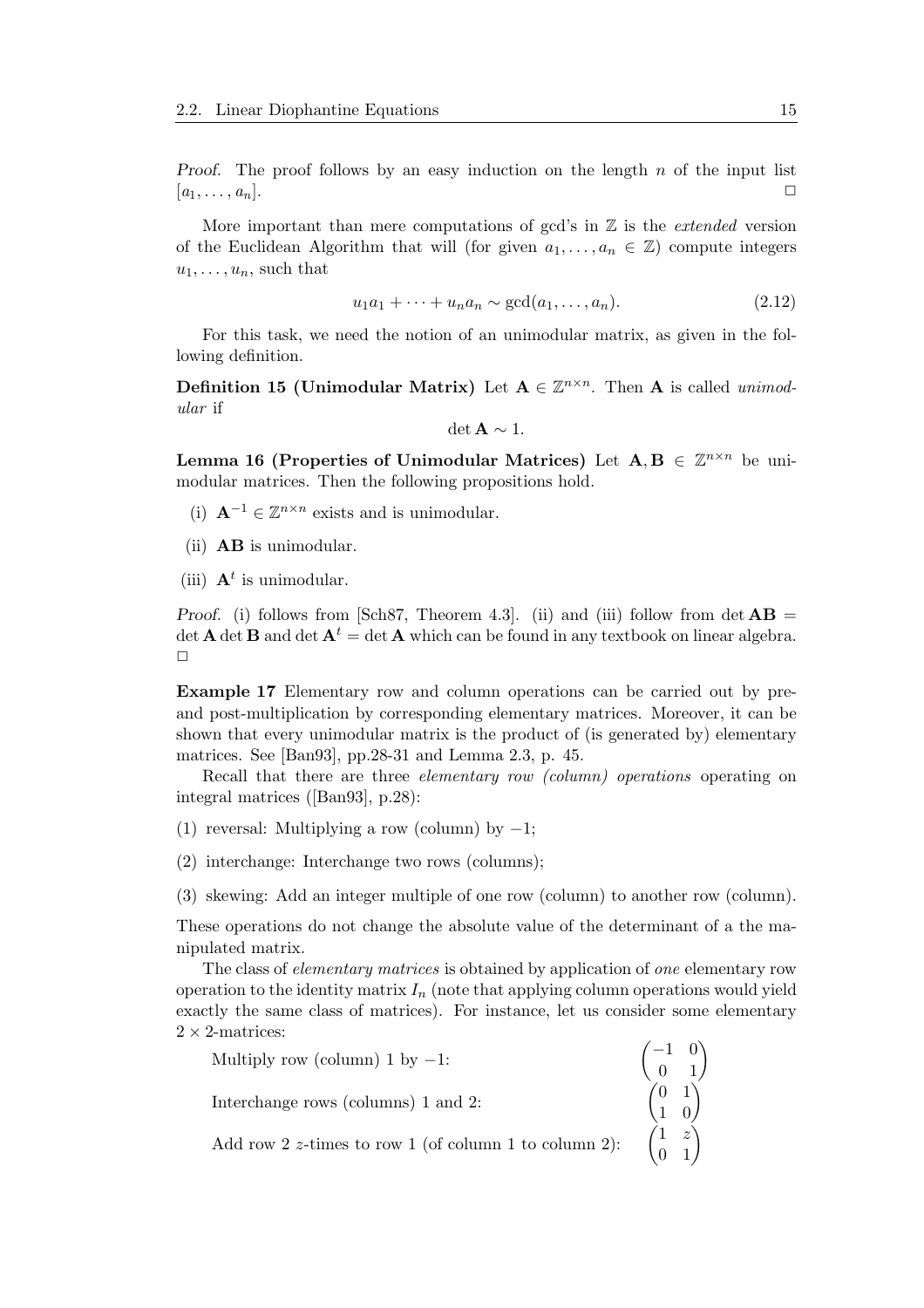*Proof.* The proof follows by an easy induction on the length $n$ of the input list $[a_1, \ldots, a_n]$. □

More important than mere computations of gcd's in $\mathbb{Z}$ is the *extended* version of the Euclidean Algorithm that will (for given $a_1, \ldots, a_n \in \mathbb{Z}$) compute integers $u_1, \ldots, u_n$, such that

$$u_1 a_1 + \cdots + u_n a_n \sim \gcd(a_1, \ldots, a_n). \tag{2.12}$$

For this task, we need the notion of an unimodular matrix, as given in the following definition.

**Definition 15 (Unimodular Matrix)** Let $\mathbf{A} \in \mathbb{Z}^{n \times n}$. Then $\mathbf{A}$ is called *unimodular* if

$$\det \mathbf{A} \sim 1.$$

**Lemma 16 (Properties of Unimodular Matrices)** Let $\mathbf{A}, \mathbf{B} \in \mathbb{Z}^{n \times n}$ be unimodular matrices. Then the following propositions hold.

(i) $\mathbf{A}^{-1} \in \mathbb{Z}^{n \times n}$ exists and is unimodular.

(ii) $\mathbf{AB}$ is unimodular.

(iii) $\mathbf{A}^t$ is unimodular.

*Proof.* (i) follows from [Sch87, Theorem 4.3]. (ii) and (iii) follow from $\det \mathbf{AB} = \det \mathbf{A} \det \mathbf{B}$ and $\det \mathbf{A}^t = \det \mathbf{A}$ which can be found in any textbook on linear algebra. □

**Example 17** Elementary row and column operations can be carried out by pre- and post-multiplication by corresponding elementary matrices. Moreover, it can be shown that every unimodular matrix is the product of (is generated by) elementary matrices. See [Ban93], pp.28-31 and Lemma 2.3, p. 45.

Recall that there are three *elementary row (column) operations* operating on integral matrices ([Ban93], p.28):

(1) reversal: Multiplying a row (column) by $-1$;

(2) interchange: Interchange two rows (columns);

(3) skewing: Add an integer multiple of one row (column) to another row (column).

These operations do not change the absolute value of the determinant of a the manipulated matrix.

The class of *elementary matrices* is obtained by application of *one* elementary row operation to the identity matrix $I_n$ (note that applying column operations would yield exactly the same class of matrices). For instance, let us consider some elementary $2 \times 2$-matrices:

Multiply row (column) 1 by $-1$: $\begin{pmatrix} -1 & 0 \\ 0 & 1 \end{pmatrix}$

Interchange rows (columns) 1 and 2: $\begin{pmatrix} 0 & 1 \\ 1 & 0 \end{pmatrix}$

Add row 2 $z$-times to row 1 (of column 1 to column 2): $\begin{pmatrix} 1 & z \\ 0 & 1 \end{pmatrix}$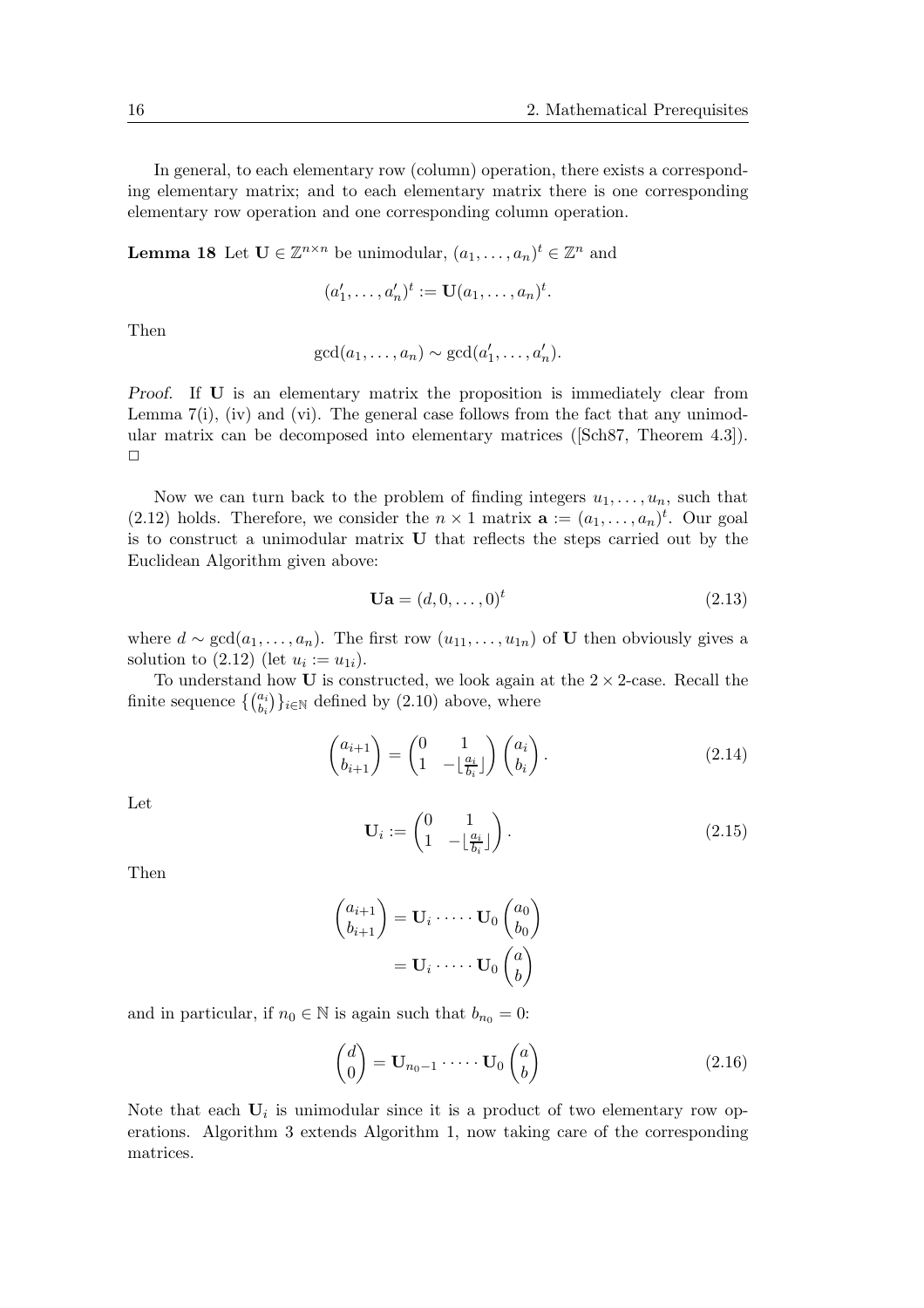In general, to each elementary row (column) operation, there exists a corresponding elementary matrix; and to each elementary matrix there is one corresponding elementary row operation and one corresponding column operation.

**Lemma 18** Let $\mathbf{U} \in \mathbb{Z}^{n\times n}$ be unimodular, $(a_1, \ldots, a_n)^t \in \mathbb{Z}^n$ and

$$(a'_1, \ldots, a'_n)^t := \mathbf{U}(a_1, \ldots, a_n)^t.$$

Then

$$\gcd(a_1, \ldots, a_n) \sim \gcd(a'_1, \ldots, a'_n).$$

*Proof.* If $\mathbf{U}$ is an elementary matrix the proposition is immediately clear from Lemma 7(i), (iv) and (vi). The general case follows from the fact that any unimodular matrix can be decomposed into elementary matrices ([Sch87, Theorem 4.3]). □

Now we can turn back to the problem of finding integers $u_1, \ldots, u_n$, such that (2.12) holds. Therefore, we consider the $n \times 1$ matrix $\mathbf{a} := (a_1, \ldots, a_n)^t$. Our goal is to construct a unimodular matrix $\mathbf{U}$ that reflects the steps carried out by the Euclidean Algorithm given above:

$$\mathbf{U}\mathbf{a} = (d, 0, \ldots, 0)^t \tag{2.13}$$

where $d \sim \gcd(a_1, \ldots, a_n)$. The first row $(u_{11}, \ldots, u_{1n})$ of $\mathbf{U}$ then obviously gives a solution to (2.12) (let $u_i := u_{1i}$).

To understand how $\mathbf{U}$ is constructed, we look again at the $2 \times 2$-case. Recall the finite sequence $\{\binom{a_i}{b_i}\}_{i\in\mathbb{N}}$ defined by (2.10) above, where

$$\begin{pmatrix} a_{i+1} \\ b_{i+1} \end{pmatrix} = \begin{pmatrix} 0 & 1 \\ 1 & -\lfloor \frac{a_i}{b_i} \rfloor \end{pmatrix} \begin{pmatrix} a_i \\ b_i \end{pmatrix}. \tag{2.14}$$

Let

$$\mathbf{U}_i := \begin{pmatrix} 0 & 1 \\ 1 & -\lfloor \frac{a_i}{b_i} \rfloor \end{pmatrix}. \tag{2.15}$$

Then

$$\begin{aligned} \begin{pmatrix} a_{i+1} \\ b_{i+1} \end{pmatrix} &= \mathbf{U}_i \cdot \cdots \cdot \mathbf{U}_0 \begin{pmatrix} a_0 \\ b_0 \end{pmatrix} \\ &= \mathbf{U}_i \cdot \cdots \cdot \mathbf{U}_0 \begin{pmatrix} a \\ b \end{pmatrix} \end{aligned}$$

and in particular, if $n_0 \in \mathbb{N}$ is again such that $b_{n_0} = 0$:

$$\begin{pmatrix} d \\ 0 \end{pmatrix} = \mathbf{U}_{n_0-1} \cdot \cdots \cdot \mathbf{U}_0 \begin{pmatrix} a \\ b \end{pmatrix} \tag{2.16}$$

Note that each $\mathbf{U}_i$ is unimodular since it is a product of two elementary row operations. Algorithm 3 extends Algorithm 1, now taking care of the corresponding matrices.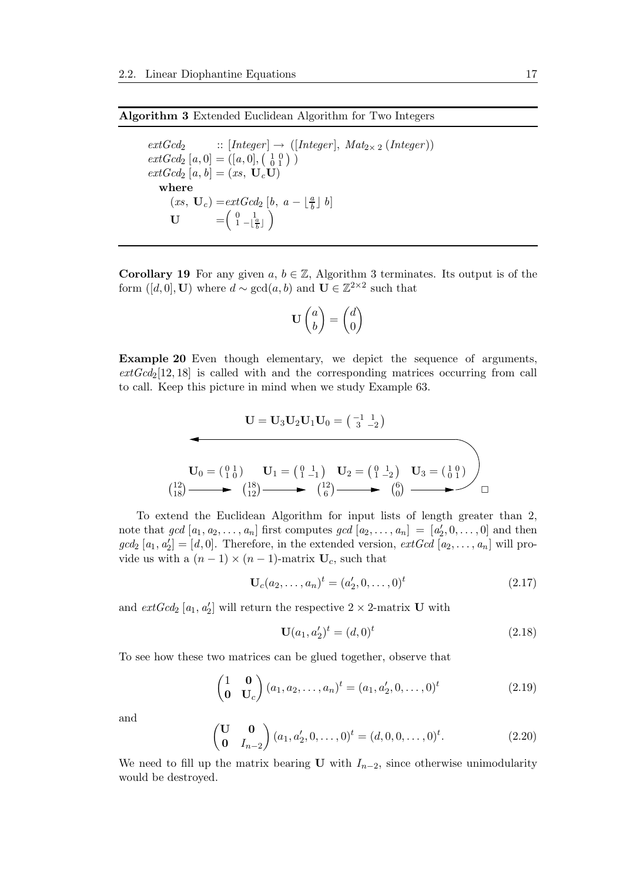**Algorithm 3** Extended Euclidean Algorithm for Two Integers

$$
\begin{aligned}
&extGcd_2 \quad\quad :: [Integer] \rightarrow ([Integer],\ Mat_{2\times 2}\,(Integer))\\
&extGcd_2\,[a,0] = ([a,0], \left(\begin{smallmatrix} 1 & 0 \\ 0 & 1 \end{smallmatrix}\right))\\
&extGcd_2\,[a,b] = (xs,\ \mathbf{U}_c\mathbf{U})\\
&\quad \textbf{where}\\
&\quad\quad (xs,\ \mathbf{U}_c) = extGcd_2\,[b,\ a - \lfloor \tfrac{a}{b} \rfloor\, b]\\
&\quad\quad \mathbf{U} \quad\quad\ = \begin{pmatrix} 0 & 1 \\ 1 & -\lfloor \frac{a}{b} \rfloor \end{pmatrix}
\end{aligned}
$$

**Corollary 19** For any given $a, b \in \mathbb{Z}$, Algorithm 3 terminates. Its output is of the form $([d,0], \mathbf{U})$ where $d \sim \gcd(a,b)$ and $\mathbf{U} \in \mathbb{Z}^{2\times 2}$ such that

$$\mathbf{U}\begin{pmatrix} a \\ b \end{pmatrix} = \begin{pmatrix} d \\ 0 \end{pmatrix}$$

**Example 20** Even though elementary, we depict the sequence of arguments, $extGcd_2[12, 18]$ is called with and the corresponding matrices occurring from call to call. Keep this picture in mind when we study Example 63.

$$\mathbf{U} = \mathbf{U}_3\mathbf{U}_2\mathbf{U}_1\mathbf{U}_0 = \left(\begin{smallmatrix} -1 & 1 \\ 3 & -2 \end{smallmatrix}\right)$$

$$\binom{12}{18} \xrightarrow{\mathbf{U}_0 = \left(\begin{smallmatrix} 0 & 1 \\ 1 & 0 \end{smallmatrix}\right)} \binom{18}{12} \xrightarrow{\mathbf{U}_1 = \left(\begin{smallmatrix} 0 & 1 \\ 1 & -1 \end{smallmatrix}\right)} \binom{12}{6} \xrightarrow{\mathbf{U}_2 = \left(\begin{smallmatrix} 0 & 1 \\ 1 & -2 \end{smallmatrix}\right)} \binom{6}{0} \xrightarrow{\mathbf{U}_3 = \left(\begin{smallmatrix} 1 & 0 \\ 0 & 1 \end{smallmatrix}\right)}$$

□

To extend the Euclidean Algorithm for input lists of length greater than 2, note that $gcd\,[a_1, a_2, \ldots, a_n]$ first computes $gcd\,[a_2, \ldots, a_n] = [a_2', 0, \ldots, 0]$ and then $gcd_2\,[a_1, a_2'] = [d, 0]$. Therefore, in the extended version, $extGcd\,[a_2, \ldots, a_n]$ will provide us with a $(n-1) \times (n-1)$-matrix $\mathbf{U}_c$, such that

$$\mathbf{U}_c(a_2, \ldots, a_n)^t = (a_2', 0, \ldots, 0)^t \tag{2.17}$$

and $extGcd_2\,[a_1, a_2']$ will return the respective $2 \times 2$-matrix $\mathbf{U}$ with

$$\mathbf{U}(a_1, a_2')^t = (d, 0)^t \tag{2.18}$$

To see how these two matrices can be glued together, observe that

$$\begin{pmatrix} 1 & \mathbf{0} \\ \mathbf{0} & \mathbf{U}_c \end{pmatrix} (a_1, a_2, \ldots, a_n)^t = (a_1, a_2', 0, \ldots, 0)^t \tag{2.19}$$

and

$$\begin{pmatrix} \mathbf{U} & \mathbf{0} \\ \mathbf{0} & I_{n-2} \end{pmatrix} (a_1, a_2', 0, \ldots, 0)^t = (d, 0, 0, \ldots, 0)^t. \tag{2.20}$$

We need to fill up the matrix bearing $\mathbf{U}$ with $I_{n-2}$, since otherwise unimodularity would be destroyed.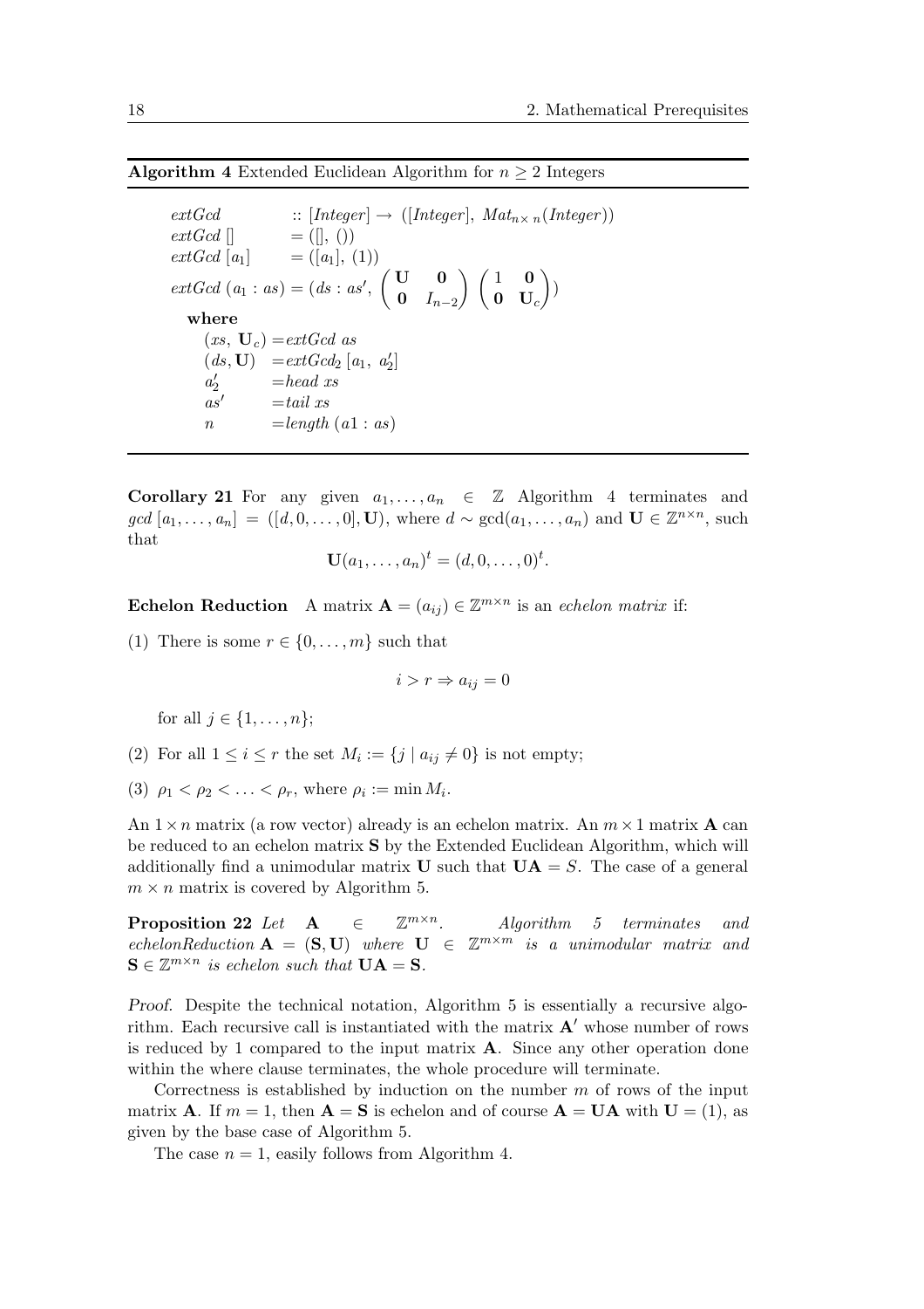**Algorithm 4** Extended Euclidean Algorithm for $n \geq 2$ Integers

$$
\begin{array}{lll}
\mathit{extGcd} & :: [\mathit{Integer}] \rightarrow ([\mathit{Integer}],\ \mathit{Mat}_{n\times n}(\mathit{Integer})) \\
\mathit{extGcd}\ [] & = ([],\ ()) \\
\mathit{extGcd}\ [a_1] & = ([a_1],\ (1)) \\
\mathit{extGcd}\ (a_1 : as) & = \left(ds : as',\ \begin{pmatrix} \mathbf{U} & \mathbf{0} \\ \mathbf{0} & I_{n-2} \end{pmatrix} \begin{pmatrix} 1 & \mathbf{0} \\ \mathbf{0} & \mathbf{U}_c \end{pmatrix}\right)
\end{array}
$$

**where**

$$
\begin{array}{ll}
(xs,\ \mathbf{U}_c) & = \mathit{extGcd}\ as \\
(ds, \mathbf{U}) & = \mathit{extGcd}_2\ [a_1,\ a_2'] \\
a_2' & = \mathit{head}\ xs \\
as' & = \mathit{tail}\ xs \\
n & = \mathit{length}\ (a1 : as)
\end{array}
$$

**Corollary 21** For any given $a_1, \ldots, a_n \in \mathbb{Z}$ Algorithm 4 terminates and $gcd\ [a_1, \ldots, a_n] = ([d, 0, \ldots, 0], \mathbf{U})$, where $d \sim \gcd(a_1, \ldots, a_n)$ and $\mathbf{U} \in \mathbb{Z}^{n\times n}$, such that

$$\mathbf{U}(a_1, \ldots, a_n)^t = (d, 0, \ldots, 0)^t.$$

**Echelon Reduction** A matrix $\mathbf{A} = (a_{ij}) \in \mathbb{Z}^{m\times n}$ is an *echelon matrix* if:

(1) There is some $r \in \{0, \ldots, m\}$ such that

$$i > r \Rightarrow a_{ij} = 0$$

for all $j \in \{1, \ldots, n\}$;

(2) For all $1 \leq i \leq r$ the set $M_i := \{j \mid a_{ij} \neq 0\}$ is not empty;

(3) $\rho_1 < \rho_2 < \ldots < \rho_r$, where $\rho_i := \min M_i$.

An $1 \times n$ matrix (a row vector) already is an echelon matrix. An $m \times 1$ matrix $\mathbf{A}$ can be reduced to an echelon matrix $\mathbf{S}$ by the Extended Euclidean Algorithm, which will additionally find a unimodular matrix $\mathbf{U}$ such that $\mathbf{UA} = S$. The case of a general $m \times n$ matrix is covered by Algorithm 5.

**Proposition 22** *Let* $\mathbf{A} \in \mathbb{Z}^{m\times n}$. *Algorithm 5 terminates and* echelonReduction $\mathbf{A} = (\mathbf{S}, \mathbf{U})$ *where* $\mathbf{U} \in \mathbb{Z}^{m\times m}$ *is a unimodular matrix and* $\mathbf{S} \in \mathbb{Z}^{m\times n}$ *is echelon such that* $\mathbf{UA} = \mathbf{S}$.

*Proof.* Despite the technical notation, Algorithm 5 is essentially a recursive algorithm. Each recursive call is instantiated with the matrix $\mathbf{A}'$ whose number of rows is reduced by 1 compared to the input matrix $\mathbf{A}$. Since any other operation done within the where clause terminates, the whole procedure will terminate.

Correctness is established by induction on the number $m$ of rows of the input matrix $\mathbf{A}$. If $m = 1$, then $\mathbf{A} = \mathbf{S}$ is echelon and of course $\mathbf{A} = \mathbf{UA}$ with $\mathbf{U} = (1)$, as given by the base case of Algorithm 5.

The case $n = 1$, easily follows from Algorithm 4.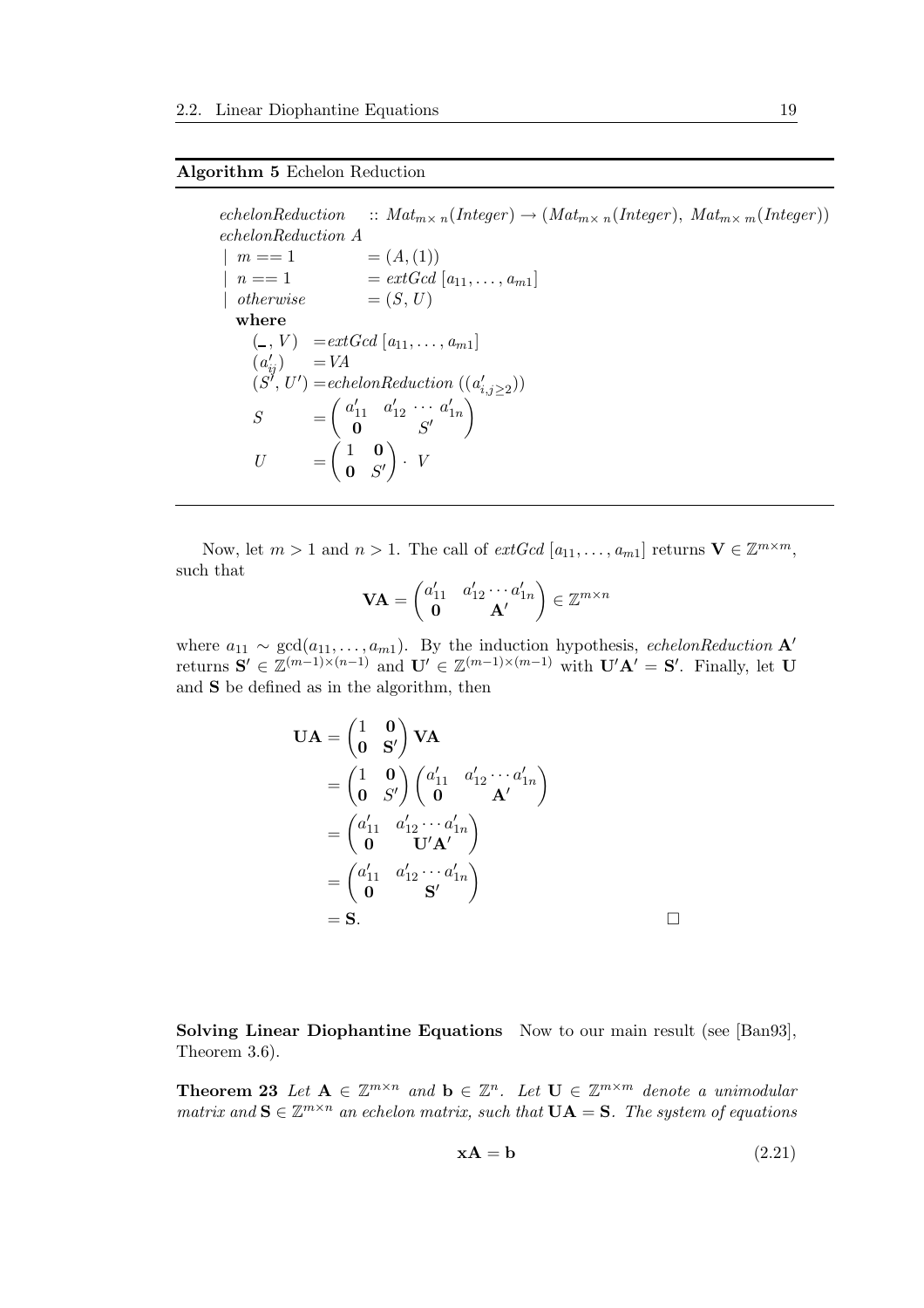**Algorithm 5** Echelon Reduction

```
echelonReduction    :: Mat_{m×n}(Integer) → (Mat_{m×n}(Integer), Mat_{m×m}(Integer))
echelonReduction A
  | m == 1          = (A, (1))
  | n == 1          = extGcd [a_11, ..., a_m1]
  | otherwise       = (S, U)
  where
    (_, V)   = extGcd [a_11, ..., a_m1]
    (a'_ij)  = VA
    (S', U') = echelonReduction ((a'_{i,j≥2}))
    S        = ( a'_11  a'_12 ··· a'_1n )
               (  0          S'        )
    U        = ( 1  0  ) · V
               ( 0  S' )
```

Now, let $m > 1$ and $n > 1$. The call of *extGcd* $[a_{11}, \ldots, a_{m1}]$ returns $\mathbf{V} \in \mathbb{Z}^{m \times m}$, such that

$$\mathbf{VA} = \begin{pmatrix} a'_{11} & a'_{12} \cdots a'_{1n} \\ \mathbf{0} & \mathbf{A}' \end{pmatrix} \in \mathbb{Z}^{m \times n}$$

where $a_{11} \sim \gcd(a_{11}, \ldots, a_{m1})$. By the induction hypothesis, *echelonReduction* $\mathbf{A}'$ returns $\mathbf{S}' \in \mathbb{Z}^{(m-1)\times(n-1)}$ and $\mathbf{U}' \in \mathbb{Z}^{(m-1)\times(m-1)}$ with $\mathbf{U}'\mathbf{A}' = \mathbf{S}'$. Finally, let $\mathbf{U}$ and $\mathbf{S}$ be defined as in the algorithm, then

$$\begin{aligned}
\mathbf{UA} &= \begin{pmatrix} 1 & \mathbf{0} \\ \mathbf{0} & \mathbf{S}' \end{pmatrix} \mathbf{VA} \\
&= \begin{pmatrix} 1 & \mathbf{0} \\ \mathbf{0} & S' \end{pmatrix} \begin{pmatrix} a'_{11} & a'_{12} \cdots a'_{1n} \\ \mathbf{0} & \mathbf{A}' \end{pmatrix} \\
&= \begin{pmatrix} a'_{11} & a'_{12} \cdots a'_{1n} \\ \mathbf{0} & \mathbf{U}'\mathbf{A}' \end{pmatrix} \\
&= \begin{pmatrix} a'_{11} & a'_{12} \cdots a'_{1n} \\ \mathbf{0} & \mathbf{S}' \end{pmatrix} \\
&= \mathbf{S}.
\end{aligned}$$

□

**Solving Linear Diophantine Equations** Now to our main result (see [Ban93], Theorem 3.6).

**Theorem 23** *Let $\mathbf{A} \in \mathbb{Z}^{m \times n}$ and $\mathbf{b} \in \mathbb{Z}^n$. Let $\mathbf{U} \in \mathbb{Z}^{m \times m}$ denote a unimodular matrix and $\mathbf{S} \in \mathbb{Z}^{m \times n}$ an echelon matrix, such that $\mathbf{UA} = \mathbf{S}$. The system of equations*

$$\mathbf{xA} = \mathbf{b} \tag{2.21}$$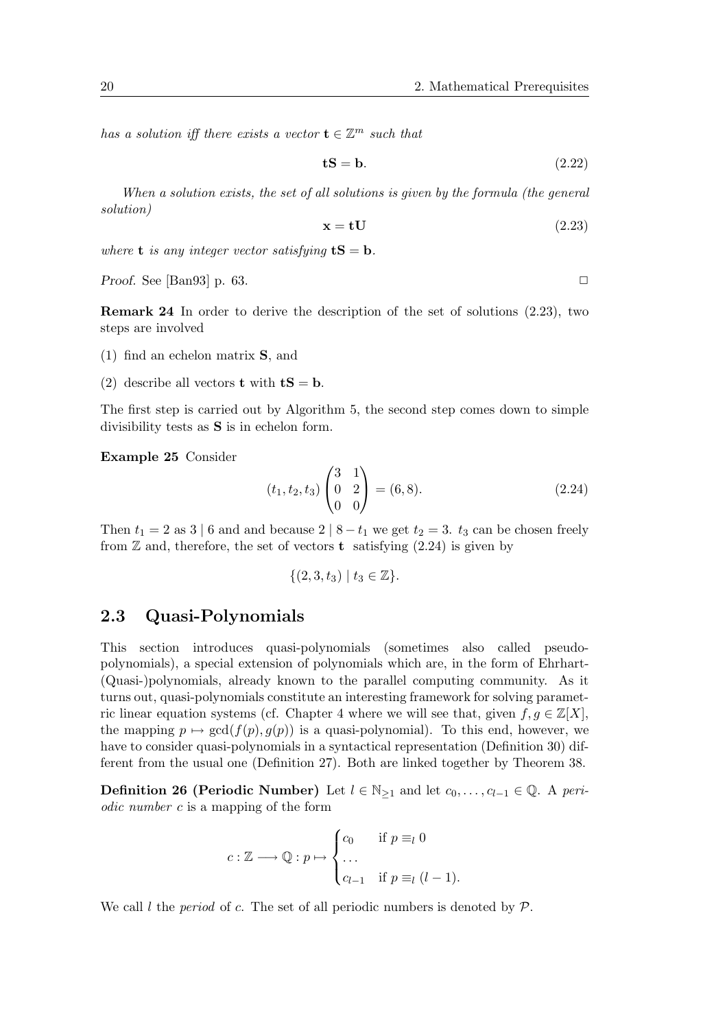*has a solution iff there exists a vector* $\mathbf{t} \in \mathbb{Z}^m$ *such that*

$$\mathbf{tS} = \mathbf{b}. \tag{2.22}$$

*When a solution exists, the set of all solutions is given by the formula (the general solution)*

$$\mathbf{x} = \mathbf{tU} \tag{2.23}$$

*where* $\mathbf{t}$ *is any integer vector satisfying* $\mathbf{tS} = \mathbf{b}$.

*Proof.* See [Ban93] p. 63. □

**Remark 24** In order to derive the description of the set of solutions (2.23), two steps are involved

(1) find an echelon matrix $\mathbf{S}$, and

(2) describe all vectors $\mathbf{t}$ with $\mathbf{tS} = \mathbf{b}$.

The first step is carried out by Algorithm 5, the second step comes down to simple divisibility tests as $\mathbf{S}$ is in echelon form.

**Example 25** Consider

$$(t_1, t_2, t_3) \begin{pmatrix} 3 & 1 \\ 0 & 2 \\ 0 & 0 \end{pmatrix} = (6, 8). \tag{2.24}$$

Then $t_1 = 2$ as $3 \mid 6$ and and because $2 \mid 8 - t_1$ we get $t_2 = 3$. $t_3$ can be chosen freely from $\mathbb{Z}$ and, therefore, the set of vectors $\mathbf{t}$ satisfying (2.24) is given by

$$\{(2, 3, t_3) \mid t_3 \in \mathbb{Z}\}.$$

## 2.3 Quasi-Polynomials

This section introduces quasi-polynomials (sometimes also called pseudo-polynomials), a special extension of polynomials which are, in the form of Ehrhart-(Quasi-)polynomials, already known to the parallel computing community. As it turns out, quasi-polynomials constitute an interesting framework for solving parametric linear equation systems (cf. Chapter 4 where we will see that, given $f, g \in \mathbb{Z}[X]$, the mapping $p \mapsto \gcd(f(p), g(p))$ is a quasi-polynomial). To this end, however, we have to consider quasi-polynomials in a syntactical representation (Definition 30) different from the usual one (Definition 27). Both are linked together by Theorem 38.

**Definition 26 (Periodic Number)** Let $l \in \mathbb{N}_{\geq 1}$ and let $c_0, \ldots, c_{l-1} \in \mathbb{Q}$. A *periodic number* $c$ is a mapping of the form

$$c : \mathbb{Z} \longrightarrow \mathbb{Q} : p \mapsto \begin{cases} c_0 & \text{if } p \equiv_l 0 \\ \ldots & \\ c_{l-1} & \text{if } p \equiv_l (l-1). \end{cases}$$

We call $l$ the *period* of $c$. The set of all periodic numbers is denoted by $\mathcal{P}$.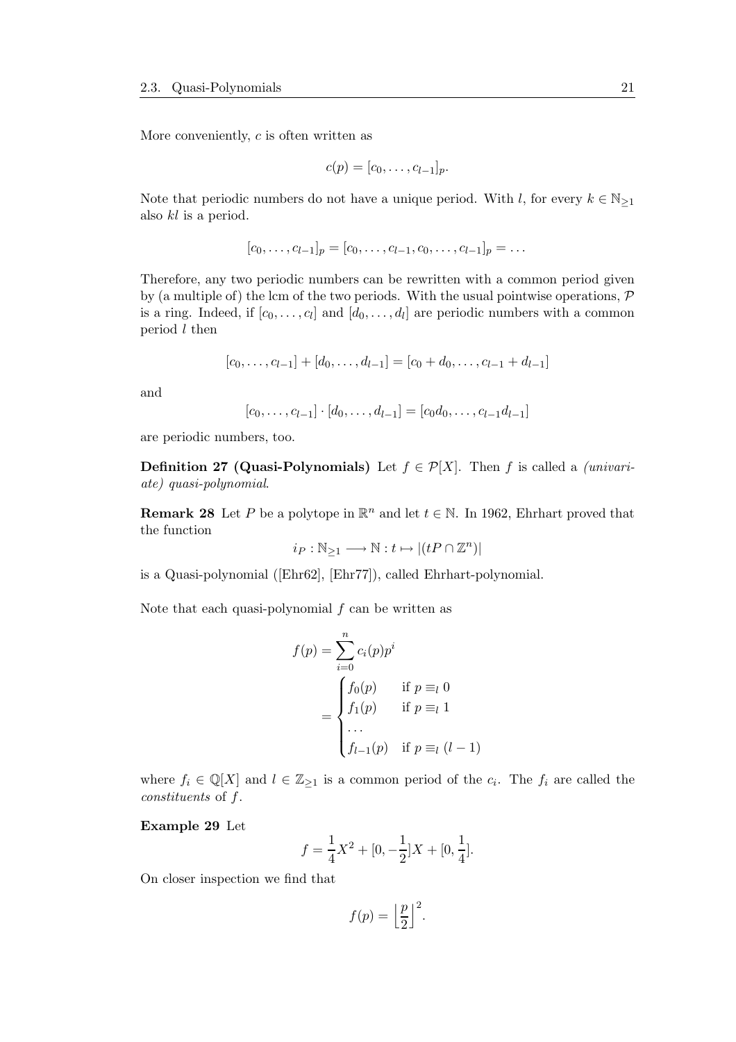More conveniently, $c$ is often written as

$$c(p) = [c_0, \ldots, c_{l-1}]_p.$$

Note that periodic numbers do not have a unique period. With $l$, for every $k \in \mathbb{N}_{\geq 1}$ also $kl$ is a period.

$$[c_0, \ldots, c_{l-1}]_p = [c_0, \ldots, c_{l-1}, c_0, \ldots, c_{l-1}]_p = \ldots$$

Therefore, any two periodic numbers can be rewritten with a common period given by (a multiple of) the lcm of the two periods. With the usual pointwise operations, $\mathcal{P}$ is a ring. Indeed, if $[c_0, \ldots, c_l]$ and $[d_0, \ldots, d_l]$ are periodic numbers with a common period $l$ then

$$[c_0, \ldots, c_{l-1}] + [d_0, \ldots, d_{l-1}] = [c_0 + d_0, \ldots, c_{l-1} + d_{l-1}]$$

and

$$[c_0, \ldots, c_{l-1}] \cdot [d_0, \ldots, d_{l-1}] = [c_0 d_0, \ldots, c_{l-1} d_{l-1}]$$

are periodic numbers, too.

**Definition 27 (Quasi-Polynomials)** Let $f \in \mathcal{P}[X]$. Then $f$ is called a *(univariate) quasi-polynomial*.

**Remark 28** Let $P$ be a polytope in $\mathbb{R}^n$ and let $t \in \mathbb{N}$. In 1962, Ehrhart proved that the function

$$i_P : \mathbb{N}_{\geq 1} \longrightarrow \mathbb{N} : t \mapsto |(tP \cap \mathbb{Z}^n)|$$

is a Quasi-polynomial ([Ehr62], [Ehr77]), called Ehrhart-polynomial.

Note that each quasi-polynomial $f$ can be written as

$$f(p) = \sum_{i=0}^{n} c_i(p) p^i = \begin{cases} f_0(p) & \text{if } p \equiv_l 0 \\ f_1(p) & \text{if } p \equiv_l 1 \\ \ldots & \\ f_{l-1}(p) & \text{if } p \equiv_l (l-1) \end{cases}$$

where $f_i \in \mathbb{Q}[X]$ and $l \in \mathbb{Z}_{\geq 1}$ is a common period of the $c_i$. The $f_i$ are called the *constituents* of $f$.

**Example 29** Let

$$f = \frac{1}{4}X^2 + [0, -\frac{1}{2}]X + [0, \frac{1}{4}].$$

On closer inspection we find that

$$f(p) = \left\lfloor \frac{p}{2} \right\rfloor^2.$$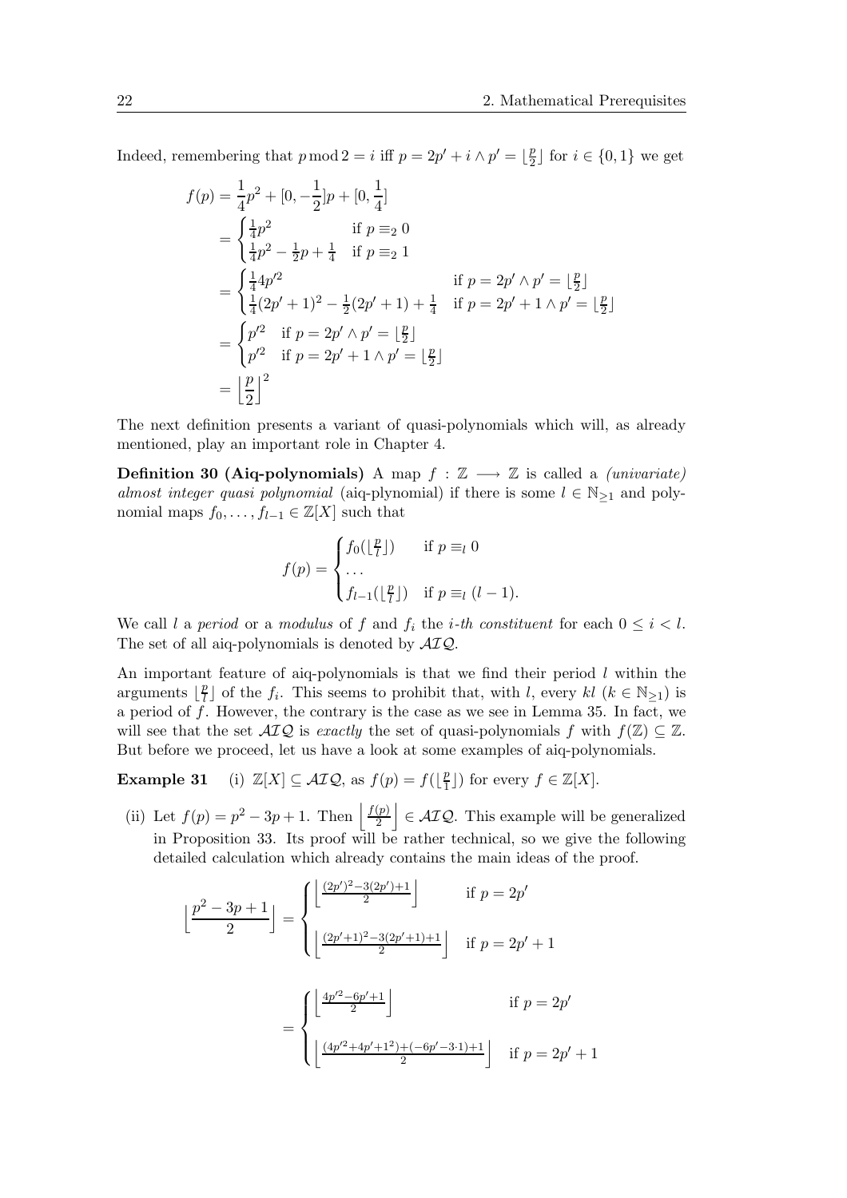Indeed, remembering that $p \bmod 2 = i$ iff $p = 2p' + i \wedge p' = \lfloor \frac{p}{2} \rfloor$ for $i \in \{0, 1\}$ we get

$$
\begin{aligned}
f(p) &= \frac{1}{4}p^2 + [0, -\frac{1}{2}]p + [0, \frac{1}{4}] \\
&= \begin{cases} \frac{1}{4}p^2 & \text{if } p \equiv_2 0 \\ \frac{1}{4}p^2 - \frac{1}{2}p + \frac{1}{4} & \text{if } p \equiv_2 1 \end{cases} \\
&= \begin{cases} \frac{1}{4}4p'^2 & \text{if } p = 2p' \wedge p' = \lfloor \frac{p}{2} \rfloor \\ \frac{1}{4}(2p'+1)^2 - \frac{1}{2}(2p'+1) + \frac{1}{4} & \text{if } p = 2p'+1 \wedge p' = \lfloor \frac{p}{2} \rfloor \end{cases} \\
&= \begin{cases} p'^2 & \text{if } p = 2p' \wedge p' = \lfloor \frac{p}{2} \rfloor \\ p'^2 & \text{if } p = 2p'+1 \wedge p' = \lfloor \frac{p}{2} \rfloor \end{cases} \\
&= \left\lfloor \frac{p}{2} \right\rfloor^2
\end{aligned}
$$

The next definition presents a variant of quasi-polynomials which will, as already mentioned, play an important role in Chapter 4.

**Definition 30 (Aiq-polynomials)** A map $f : \mathbb{Z} \longrightarrow \mathbb{Z}$ is called a *(univariate) almost integer quasi polynomial* (aiq-plynomial) if there is some $l \in \mathbb{N}_{\geq 1}$ and polynomial maps $f_0, \ldots, f_{l-1} \in \mathbb{Z}[X]$ such that

$$
f(p) = \begin{cases} f_0(\lfloor \frac{p}{l} \rfloor) & \text{if } p \equiv_l 0 \\ \ldots \\ f_{l-1}(\lfloor \frac{p}{l} \rfloor) & \text{if } p \equiv_l (l-1). \end{cases}
$$

We call $l$ a *period* or a *modulus* of $f$ and $f_i$ the *i-th constituent* for each $0 \leq i < l$. The set of all aiq-polynomials is denoted by $\mathcal{AIQ}$.

An important feature of aiq-polynomials is that we find their period $l$ within the arguments $\lfloor \frac{p}{l} \rfloor$ of the $f_i$. This seems to prohibit that, with $l$, every $kl$ ($k \in \mathbb{N}_{\geq 1}$) is a period of $f$. However, the contrary is the case as we see in Lemma 35. In fact, we will see that the set $\mathcal{AIQ}$ is *exactly* the set of quasi-polynomials $f$ with $f(\mathbb{Z}) \subseteq \mathbb{Z}$. But before we proceed, let us have a look at some examples of aiq-polynomials.

**Example 31** (i) $\mathbb{Z}[X] \subseteq \mathcal{AIQ}$, as $f(p) = f(\lfloor \frac{p}{1} \rfloor)$ for every $f \in \mathbb{Z}[X]$.

(ii) Let $f(p) = p^2 - 3p + 1$. Then $\left\lfloor \frac{f(p)}{2} \right\rfloor \in \mathcal{AIQ}$. This example will be generalized in Proposition 33. Its proof will be rather technical, so we give the following detailed calculation which already contains the main ideas of the proof.

$$
\begin{aligned}
\left\lfloor \frac{p^2 - 3p + 1}{2} \right\rfloor &= \begin{cases} \left\lfloor \frac{(2p')^2 - 3(2p') + 1}{2} \right\rfloor & \text{if } p = 2p' \\[2ex] \left\lfloor \frac{(2p'+1)^2 - 3(2p'+1) + 1}{2} \right\rfloor & \text{if } p = 2p'+1 \end{cases} \\[2ex]
&= \begin{cases} \left\lfloor \frac{4p'^2 - 6p' + 1}{2} \right\rfloor & \text{if } p = 2p' \\[2ex] \left\lfloor \frac{(4p'^2 + 4p' + 1^2) + (-6p' - 3 \cdot 1) + 1}{2} \right\rfloor & \text{if } p = 2p'+1 \end{cases}
\end{aligned}
$$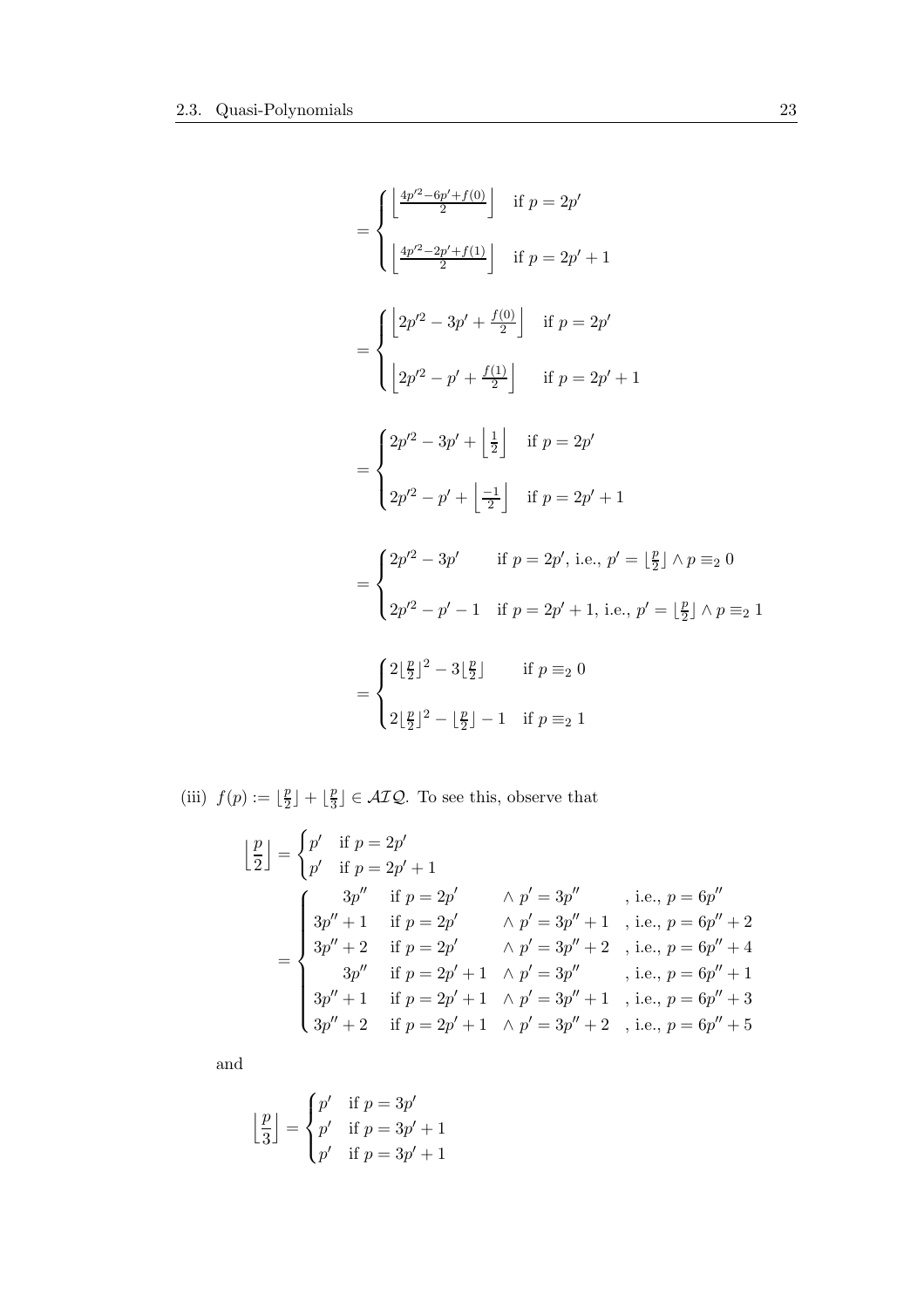$$
= \begin{cases} \left\lfloor \frac{4p'^2 - 6p' + f(0)}{2} \right\rfloor & \text{if } p = 2p' \\ \\ \left\lfloor \frac{4p'^2 - 2p' + f(1)}{2} \right\rfloor & \text{if } p = 2p' + 1 \end{cases}
$$

$$
= \begin{cases} \left\lfloor 2p'^2 - 3p' + \frac{f(0)}{2} \right\rfloor & \text{if } p = 2p' \\ \\ \left\lfloor 2p'^2 - p' + \frac{f(1)}{2} \right\rfloor & \text{if } p = 2p' + 1 \end{cases}
$$

$$
= \begin{cases} 2p'^2 - 3p' + \left\lfloor \frac{1}{2} \right\rfloor & \text{if } p = 2p' \\ \\ 2p'^2 - p' + \left\lfloor \frac{-1}{2} \right\rfloor & \text{if } p = 2p' + 1 \end{cases}
$$

$$
= \begin{cases} 2p'^2 - 3p' & \text{if } p = 2p', \text{ i.e., } p' = \lfloor \frac{p}{2} \rfloor \wedge p \equiv_2 0 \\ \\ 2p'^2 - p' - 1 & \text{if } p = 2p' + 1, \text{ i.e., } p' = \lfloor \frac{p}{2} \rfloor \wedge p \equiv_2 1 \end{cases}
$$

$$
= \begin{cases} 2\lfloor \frac{p}{2} \rfloor^2 - 3\lfloor \frac{p}{2} \rfloor & \text{if } p \equiv_2 0 \\ \\ 2\lfloor \frac{p}{2} \rfloor^2 - \lfloor \frac{p}{2} \rfloor - 1 & \text{if } p \equiv_2 1 \end{cases}
$$

(iii) $f(p) := \lfloor \frac{p}{2} \rfloor + \lfloor \frac{p}{3} \rfloor \in \mathcal{AIQ}$. To see this, observe that

$$
\left\lfloor \frac{p}{2} \right\rfloor = \begin{cases} p' & \text{if } p = 2p' \\ p' & \text{if } p = 2p' + 1 \end{cases}
$$

$$
= \begin{cases} 3p'' & \text{if } p = 2p' & \wedge\ p' = 3p'' & \text{, i.e., } p = 6p'' \\ 3p'' + 1 & \text{if } p = 2p' & \wedge\ p' = 3p'' + 1 & \text{, i.e., } p = 6p'' + 2 \\ 3p'' + 2 & \text{if } p = 2p' & \wedge\ p' = 3p'' + 2 & \text{, i.e., } p = 6p'' + 4 \\ 3p'' & \text{if } p = 2p' + 1 & \wedge\ p' = 3p'' & \text{, i.e., } p = 6p'' + 1 \\ 3p'' + 1 & \text{if } p = 2p' + 1 & \wedge\ p' = 3p'' + 1 & \text{, i.e., } p = 6p'' + 3 \\ 3p'' + 2 & \text{if } p = 2p' + 1 & \wedge\ p' = 3p'' + 2 & \text{, i.e., } p = 6p'' + 5 \end{cases}
$$

and

$$
\left\lfloor \frac{p}{3} \right\rfloor = \begin{cases} p' & \text{if } p = 3p' \\ p' & \text{if } p = 3p' + 1 \\ p' & \text{if } p = 3p' + 1 \end{cases}
$$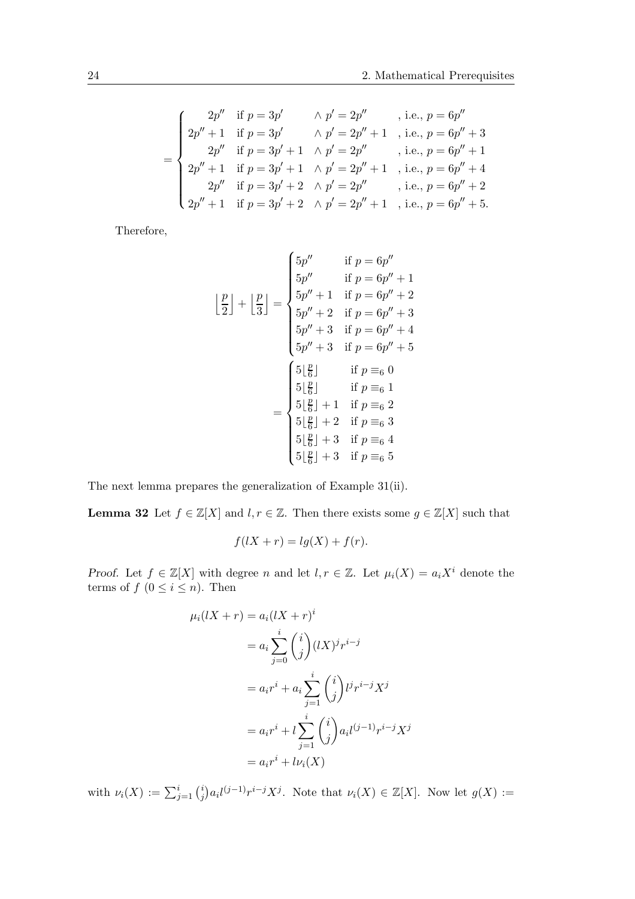$$= \begin{cases} 2p'' & \text{if } p = 3p' \quad \wedge\, p' = 2p'' \quad , \text{ i.e., } p = 6p'' \\ 2p''+1 & \text{if } p = 3p' \quad \wedge\, p' = 2p''+1 \quad , \text{ i.e., } p = 6p''+3 \\ 2p'' & \text{if } p = 3p'+1 \quad \wedge\, p' = 2p'' \quad , \text{ i.e., } p = 6p''+1 \\ 2p''+1 & \text{if } p = 3p'+1 \quad \wedge\, p' = 2p''+1 \quad , \text{ i.e., } p = 6p''+4 \\ 2p'' & \text{if } p = 3p'+2 \quad \wedge\, p' = 2p'' \quad , \text{ i.e., } p = 6p''+2 \\ 2p''+1 & \text{if } p = 3p'+2 \quad \wedge\, p' = 2p''+1 \quad , \text{ i.e., } p = 6p''+5. \end{cases}$$

Therefore,

$$\left\lfloor \frac{p}{2} \right\rfloor + \left\lfloor \frac{p}{3} \right\rfloor = \begin{cases} 5p'' & \text{if } p = 6p'' \\ 5p'' & \text{if } p = 6p''+1 \\ 5p''+1 & \text{if } p = 6p''+2 \\ 5p''+2 & \text{if } p = 6p''+3 \\ 5p''+3 & \text{if } p = 6p''+4 \\ 5p''+3 & \text{if } p = 6p''+5 \end{cases}$$

$$= \begin{cases} 5\lfloor \frac{p}{6} \rfloor & \text{if } p \equiv_6 0 \\ 5\lfloor \frac{p}{6} \rfloor & \text{if } p \equiv_6 1 \\ 5\lfloor \frac{p}{6} \rfloor + 1 & \text{if } p \equiv_6 2 \\ 5\lfloor \frac{p}{6} \rfloor + 2 & \text{if } p \equiv_6 3 \\ 5\lfloor \frac{p}{6} \rfloor + 3 & \text{if } p \equiv_6 4 \\ 5\lfloor \frac{p}{6} \rfloor + 3 & \text{if } p \equiv_6 5 \end{cases}$$

The next lemma prepares the generalization of Example 31(ii).

**Lemma 32** Let $f \in \mathbb{Z}[X]$ and $l, r \in \mathbb{Z}$. Then there exists some $g \in \mathbb{Z}[X]$ such that

$$f(lX + r) = lg(X) + f(r).$$

*Proof.* Let $f \in \mathbb{Z}[X]$ with degree $n$ and let $l, r \in \mathbb{Z}$. Let $\mu_i(X) = a_i X^i$ denote the terms of $f$ $(0 \leq i \leq n)$. Then

$$\begin{aligned} \mu_i(lX + r) &= a_i(lX + r)^i \\ &= a_i \sum_{j=0}^{i} \binom{i}{j} (lX)^j r^{i-j} \\ &= a_i r^i + a_i \sum_{j=1}^{i} \binom{i}{j} l^j r^{i-j} X^j \\ &= a_i r^i + l \sum_{j=1}^{i} \binom{i}{j} a_i l^{(j-1)} r^{i-j} X^j \\ &= a_i r^i + l\nu_i(X) \end{aligned}$$

with $\nu_i(X) := \sum_{j=1}^{i} \binom{i}{j} a_i l^{(j-1)} r^{i-j} X^j$. Note that $\nu_i(X) \in \mathbb{Z}[X]$. Now let $g(X) :=$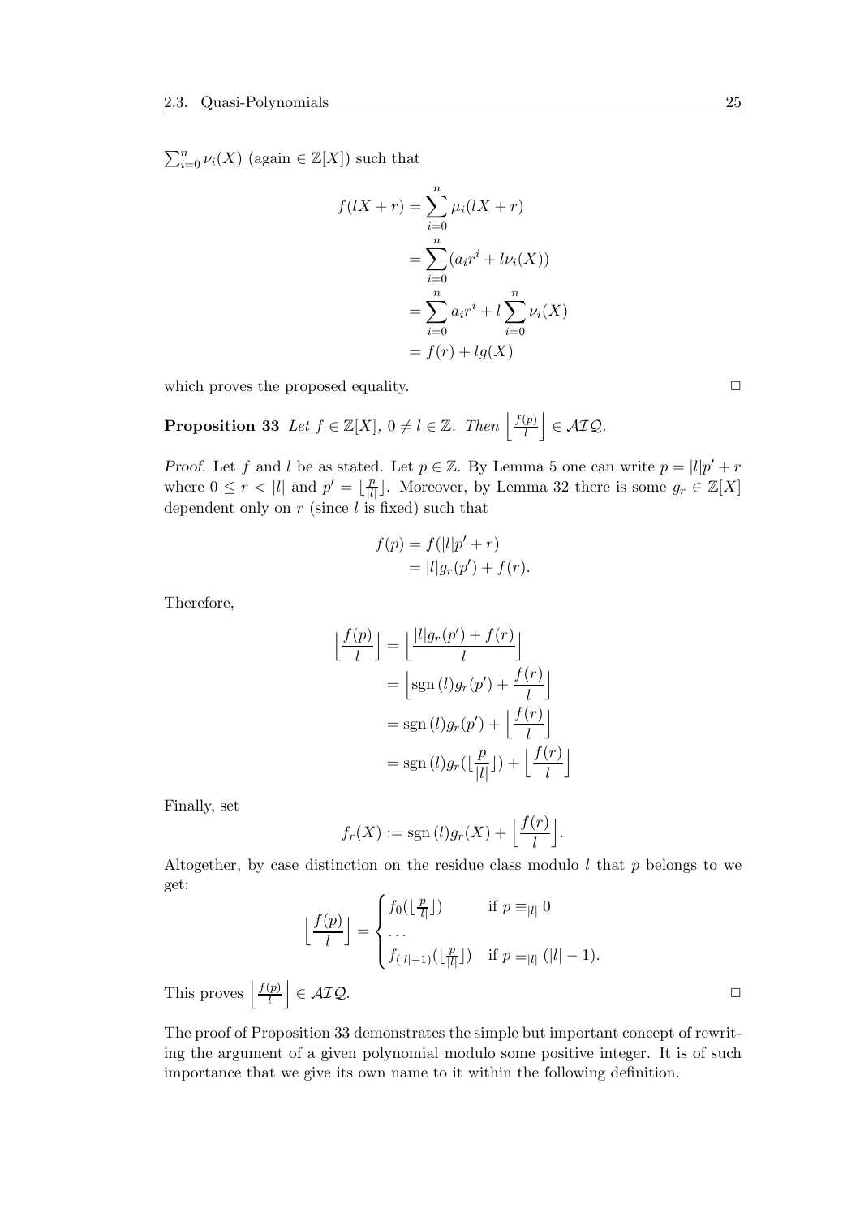$\sum_{i=0}^{n} \nu_i(X)$ (again $\in \mathbb{Z}[X]$) such that

$$
\begin{aligned}
f(lX + r) &= \sum_{i=0}^{n} \mu_i(lX + r) \\
&= \sum_{i=0}^{n} (a_i r^i + l\nu_i(X)) \\
&= \sum_{i=0}^{n} a_i r^i + l \sum_{i=0}^{n} \nu_i(X) \\
&= f(r) + lg(X)
\end{aligned}
$$

which proves the proposed equality. □

**Proposition 33** *Let $f \in \mathbb{Z}[X]$, $0 \neq l \in \mathbb{Z}$. Then $\left\lfloor \frac{f(p)}{l} \right\rfloor \in \mathcal{AIQ}$.*

*Proof.* Let $f$ and $l$ be as stated. Let $p \in \mathbb{Z}$. By Lemma 5 one can write $p = |l|p' + r$ where $0 \leq r < |l|$ and $p' = \lfloor \frac{p}{|l|} \rfloor$. Moreover, by Lemma 32 there is some $g_r \in \mathbb{Z}[X]$ dependent only on $r$ (since $l$ is fixed) such that

$$
\begin{aligned}
f(p) &= f(|l|p' + r) \\
&= |l| g_r(p') + f(r).
\end{aligned}
$$

Therefore,

$$
\begin{aligned}
\left\lfloor \frac{f(p)}{l} \right\rfloor &= \left\lfloor \frac{|l| g_r(p') + f(r)}{l} \right\rfloor \\
&= \left\lfloor \operatorname{sgn}(l) g_r(p') + \frac{f(r)}{l} \right\rfloor \\
&= \operatorname{sgn}(l) g_r(p') + \left\lfloor \frac{f(r)}{l} \right\rfloor \\
&= \operatorname{sgn}(l) g_r(\lfloor \frac{p}{|l|} \rfloor) + \left\lfloor \frac{f(r)}{l} \right\rfloor
\end{aligned}
$$

Finally, set

$$
f_r(X) := \operatorname{sgn}(l) g_r(X) + \left\lfloor \frac{f(r)}{l} \right\rfloor.
$$

Altogether, by case distinction on the residue class modulo $l$ that $p$ belongs to we get:

$$
\left\lfloor \frac{f(p)}{l} \right\rfloor = \begin{cases} f_0(\lfloor \frac{p}{|l|} \rfloor) & \text{if } p \equiv_{|l|} 0 \\ \dots \\ f_{(|l|-1)}(\lfloor \frac{p}{|l|} \rfloor) & \text{if } p \equiv_{|l|} (|l| - 1). \end{cases}
$$

This proves $\left\lfloor \frac{f(p)}{l} \right\rfloor \in \mathcal{AIQ}$. □

The proof of Proposition 33 demonstrates the simple but important concept of rewriting the argument of a given polynomial modulo some positive integer. It is of such importance that we give its own name to it within the following definition.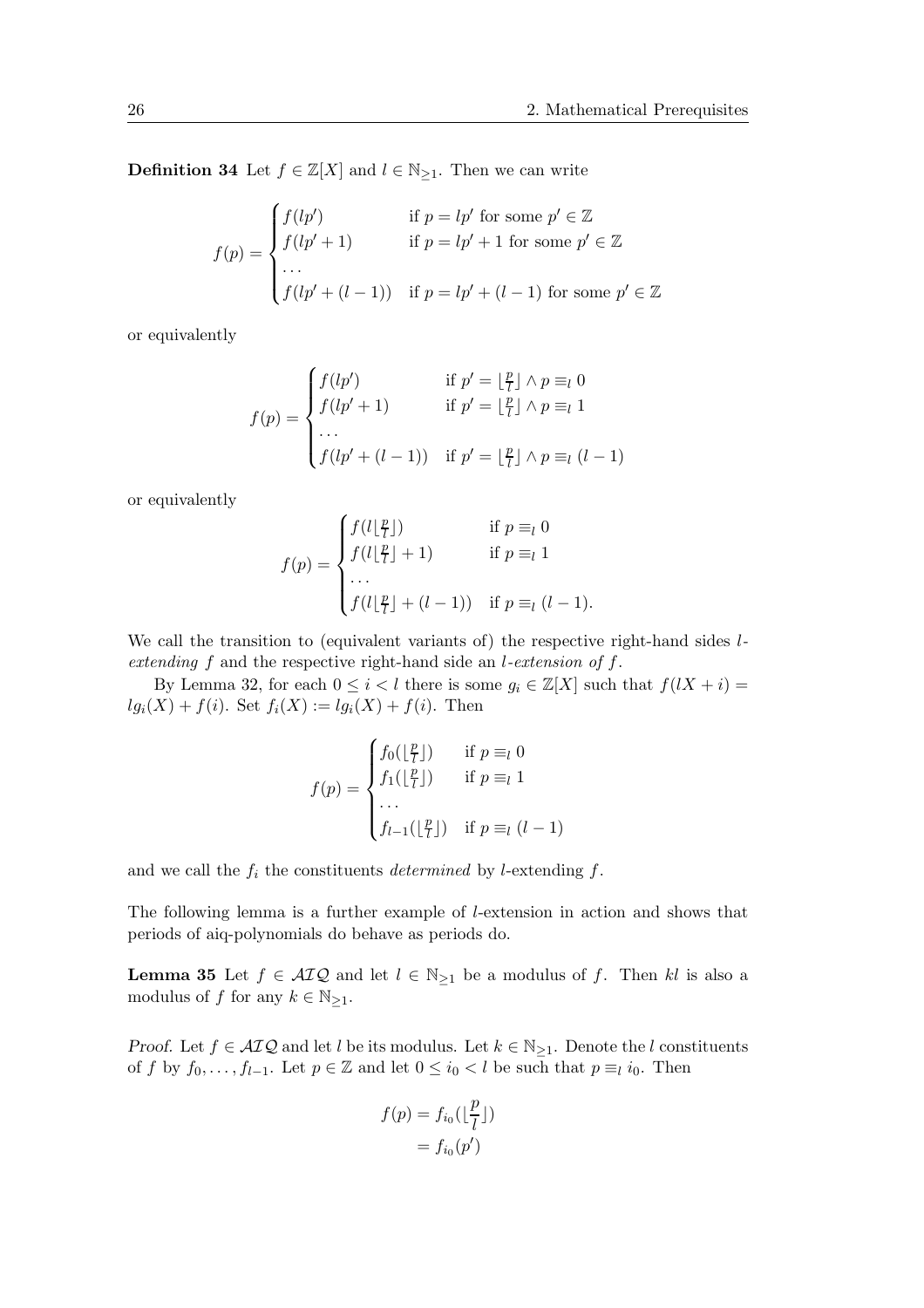**Definition 34** Let $f \in \mathbb{Z}[X]$ and $l \in \mathbb{N}_{\geq 1}$. Then we can write

$$f(p) = \begin{cases} f(lp') & \text{if } p = lp' \text{ for some } p' \in \mathbb{Z} \\ f(lp'+1) & \text{if } p = lp'+1 \text{ for some } p' \in \mathbb{Z} \\ \dots \\ f(lp'+(l-1)) & \text{if } p = lp'+(l-1) \text{ for some } p' \in \mathbb{Z} \end{cases}$$

or equivalently

$$f(p) = \begin{cases} f(lp') & \text{if } p' = \lfloor \frac{p}{l} \rfloor \wedge p \equiv_l 0 \\ f(lp'+1) & \text{if } p' = \lfloor \frac{p}{l} \rfloor \wedge p \equiv_l 1 \\ \dots \\ f(lp'+(l-1)) & \text{if } p' = \lfloor \frac{p}{l} \rfloor \wedge p \equiv_l (l-1) \end{cases}$$

or equivalently

$$f(p) = \begin{cases} f(l\lfloor \frac{p}{l} \rfloor) & \text{if } p \equiv_l 0 \\ f(l\lfloor \frac{p}{l} \rfloor + 1) & \text{if } p \equiv_l 1 \\ \dots \\ f(l\lfloor \frac{p}{l} \rfloor + (l-1)) & \text{if } p \equiv_l (l-1). \end{cases}$$

We call the transition to (equivalent variants of) the respective right-hand sides *$l$-extending* $f$ and the respective right-hand side an *$l$-extension of* $f$.

By Lemma 32, for each $0 \leq i < l$ there is some $g_i \in \mathbb{Z}[X]$ such that $f(lX + i) = lg_i(X) + f(i)$. Set $f_i(X) := lg_i(X) + f(i)$. Then

$$f(p) = \begin{cases} f_0(\lfloor \frac{p}{l} \rfloor) & \text{if } p \equiv_l 0 \\ f_1(\lfloor \frac{p}{l} \rfloor) & \text{if } p \equiv_l 1 \\ \dots \\ f_{l-1}(\lfloor \frac{p}{l} \rfloor) & \text{if } p \equiv_l (l-1) \end{cases}$$

and we call the $f_i$ the constituents *determined* by $l$-extending $f$.

The following lemma is a further example of $l$-extension in action and shows that periods of aiq-polynomials do behave as periods do.

**Lemma 35** Let $f \in \mathcal{AIQ}$ and let $l \in \mathbb{N}_{\geq 1}$ be a modulus of $f$. Then $kl$ is also a modulus of $f$ for any $k \in \mathbb{N}_{\geq 1}$.

*Proof.* Let $f \in \mathcal{AIQ}$ and let $l$ be its modulus. Let $k \in \mathbb{N}_{\geq 1}$. Denote the $l$ constituents of $f$ by $f_0, \dots, f_{l-1}$. Let $p \in \mathbb{Z}$ and let $0 \leq i_0 < l$ be such that $p \equiv_l i_0$. Then

$$\begin{aligned} f(p) &= f_{i_0}(\lfloor \frac{p}{l} \rfloor) \\ &= f_{i_0}(p') \end{aligned}$$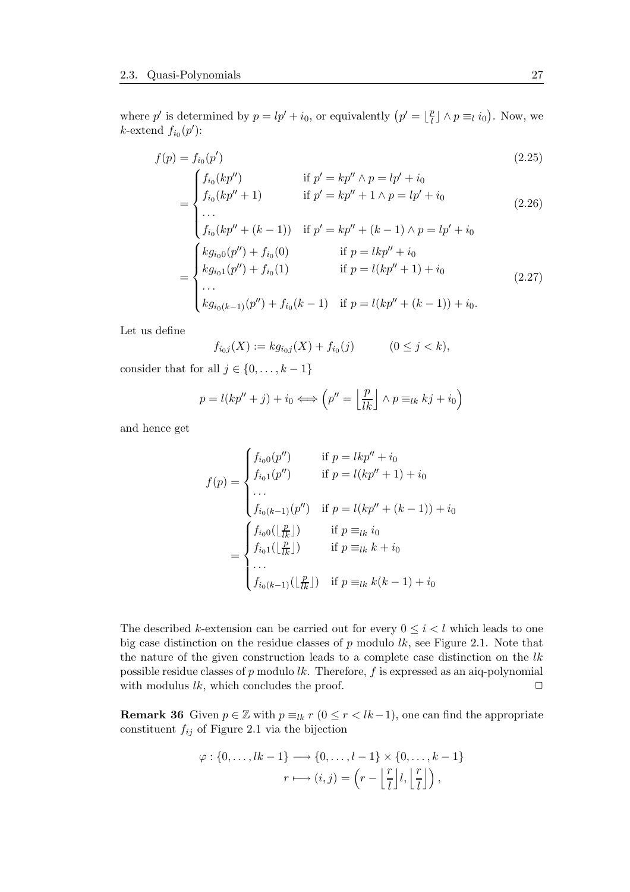where $p'$ is determined by $p = lp' + i_0$, or equivalently $\big(p' = \lfloor \frac{p}{l} \rfloor \wedge p \equiv_l i_0\big)$. Now, we $k$-extend $f_{i_0}(p')$:

$$
\begin{aligned}
f(p) &= f_{i_0}(p') && (2.25)\\
&= \begin{cases} f_{i_0}(kp'') & \text{if } p' = kp'' \wedge p = lp' + i_0 \\ f_{i_0}(kp''+1) & \text{if } p' = kp''+1 \wedge p = lp' + i_0 \\ \dots \\ f_{i_0}(kp''+(k-1)) & \text{if } p' = kp''+(k-1) \wedge p = lp' + i_0 \end{cases} && (2.26)\\
&= \begin{cases} kg_{i_0 0}(p'') + f_{i_0}(0) & \text{if } p = lkp'' + i_0 \\ kg_{i_0 1}(p'') + f_{i_0}(1) & \text{if } p = l(kp''+1) + i_0 \\ \dots \\ kg_{i_0 (k-1)}(p'') + f_{i_0}(k-1) & \text{if } p = l(kp''+(k-1)) + i_0. \end{cases} && (2.27)
\end{aligned}
$$

Let us define

$$f_{i_0 j}(X) := kg_{i_0 j}(X) + f_{i_0}(j) \qquad (0 \le j < k),$$

consider that for all $j \in \{0, \dots, k-1\}$

$$p = l(kp'' + j) + i_0 \iff \left(p'' = \left\lfloor \frac{p}{lk} \right\rfloor \wedge p \equiv_{lk} kj + i_0\right)$$

and hence get

$$
\begin{aligned}
f(p) &= \begin{cases} f_{i_0 0}(p'') & \text{if } p = lkp'' + i_0 \\ f_{i_0 1}(p'') & \text{if } p = l(kp''+1) + i_0 \\ \dots \\ f_{i_0 (k-1)}(p'') & \text{if } p = l(kp''+(k-1)) + i_0 \end{cases} \\
&= \begin{cases} f_{i_0 0}(\lfloor \frac{p}{lk} \rfloor) & \text{if } p \equiv_{lk} i_0 \\ f_{i_0 1}(\lfloor \frac{p}{lk} \rfloor) & \text{if } p \equiv_{lk} k + i_0 \\ \dots \\ f_{i_0 (k-1)}(\lfloor \frac{p}{lk} \rfloor) & \text{if } p \equiv_{lk} k(k-1) + i_0 \end{cases}
\end{aligned}
$$

The described $k$-extension can be carried out for every $0 \le i < l$ which leads to one big case distinction on the residue classes of $p$ modulo $lk$, see Figure 2.1. Note that the nature of the given construction leads to a complete case distinction on the $lk$ possible residue classes of $p$ modulo $lk$. Therefore, $f$ is expressed as an aiq-polynomial with modulus $lk$, which concludes the proof. □

**Remark 36** Given $p \in \mathbb{Z}$ with $p \equiv_{lk} r$ $(0 \le r < lk-1)$, one can find the appropriate constituent $f_{ij}$ of Figure 2.1 via the bijection

$$
\begin{aligned}
\varphi : \{0, \dots, lk-1\} &\longrightarrow \{0, \dots, l-1\} \times \{0, \dots, k-1\} \\
r &\longmapsto (i, j) = \left(r - \left\lfloor \frac{r}{l} \right\rfloor l, \left\lfloor \frac{r}{l} \right\rfloor\right),
\end{aligned}
$$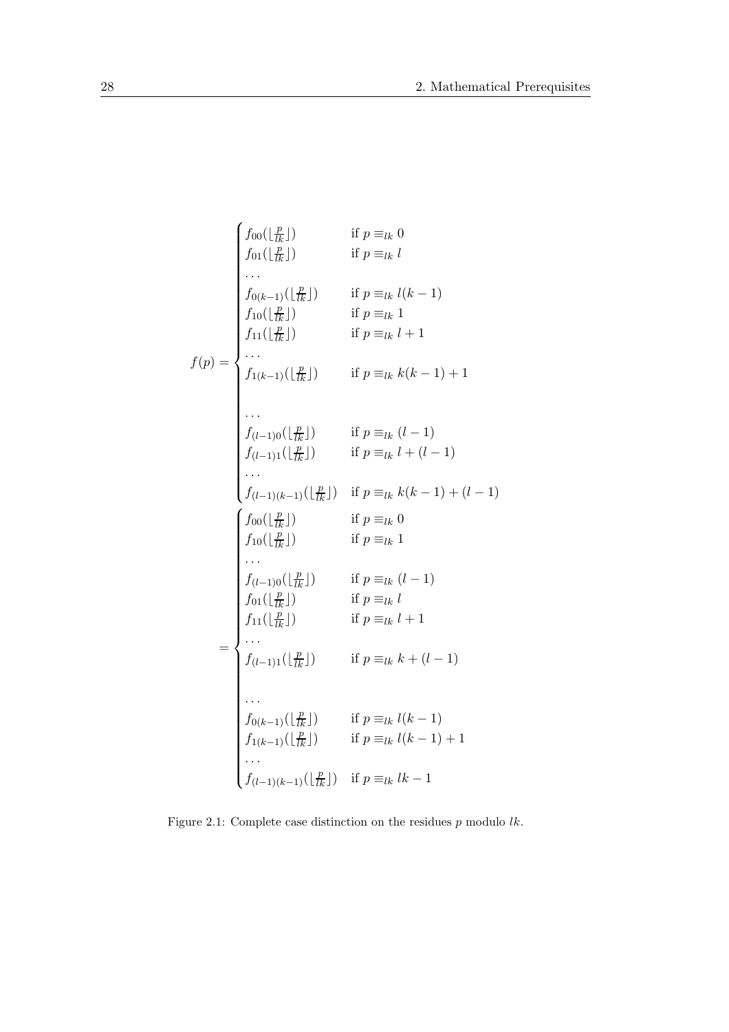$$
f(p) = \begin{cases}
f_{00}(\lfloor \frac{p}{lk} \rfloor) & \text{if } p \equiv_{lk} 0 \\
f_{01}(\lfloor \frac{p}{lk} \rfloor) & \text{if } p \equiv_{lk} l \\
\dots & \\
f_{0(k-1)}(\lfloor \frac{p}{lk} \rfloor) & \text{if } p \equiv_{lk} l(k-1) \\
f_{10}(\lfloor \frac{p}{lk} \rfloor) & \text{if } p \equiv_{lk} 1 \\
f_{11}(\lfloor \frac{p}{lk} \rfloor) & \text{if } p \equiv_{lk} l+1 \\
\dots & \\
f_{1(k-1)}(\lfloor \frac{p}{lk} \rfloor) & \text{if } p \equiv_{lk} k(k-1)+1 \\
& \\
\dots & \\
f_{(l-1)0}(\lfloor \frac{p}{lk} \rfloor) & \text{if } p \equiv_{lk} (l-1) \\
f_{(l-1)1}(\lfloor \frac{p}{lk} \rfloor) & \text{if } p \equiv_{lk} l+(l-1) \\
\dots & \\
f_{(l-1)(k-1)}(\lfloor \frac{p}{lk} \rfloor) & \text{if } p \equiv_{lk} k(k-1)+(l-1)
\end{cases}
$$

$$
= \begin{cases}
f_{00}(\lfloor \frac{p}{lk} \rfloor) & \text{if } p \equiv_{lk} 0 \\
f_{10}(\lfloor \frac{p}{lk} \rfloor) & \text{if } p \equiv_{lk} 1 \\
\dots & \\
f_{(l-1)0}(\lfloor \frac{p}{lk} \rfloor) & \text{if } p \equiv_{lk} (l-1) \\
f_{01}(\lfloor \frac{p}{lk} \rfloor) & \text{if } p \equiv_{lk} l \\
f_{11}(\lfloor \frac{p}{lk} \rfloor) & \text{if } p \equiv_{lk} l+1 \\
\dots & \\
f_{(l-1)1}(\lfloor \frac{p}{lk} \rfloor) & \text{if } p \equiv_{lk} k+(l-1) \\
& \\
\dots & \\
f_{0(k-1)}(\lfloor \frac{p}{lk} \rfloor) & \text{if } p \equiv_{lk} l(k-1) \\
f_{1(k-1)}(\lfloor \frac{p}{lk} \rfloor) & \text{if } p \equiv_{lk} l(k-1)+1 \\
\dots & \\
f_{(l-1)(k-1)}(\lfloor \frac{p}{lk} \rfloor) & \text{if } p \equiv_{lk} lk-1
\end{cases}
$$

Figure 2.1: Complete case distinction on the residues $p$ modulo $lk$.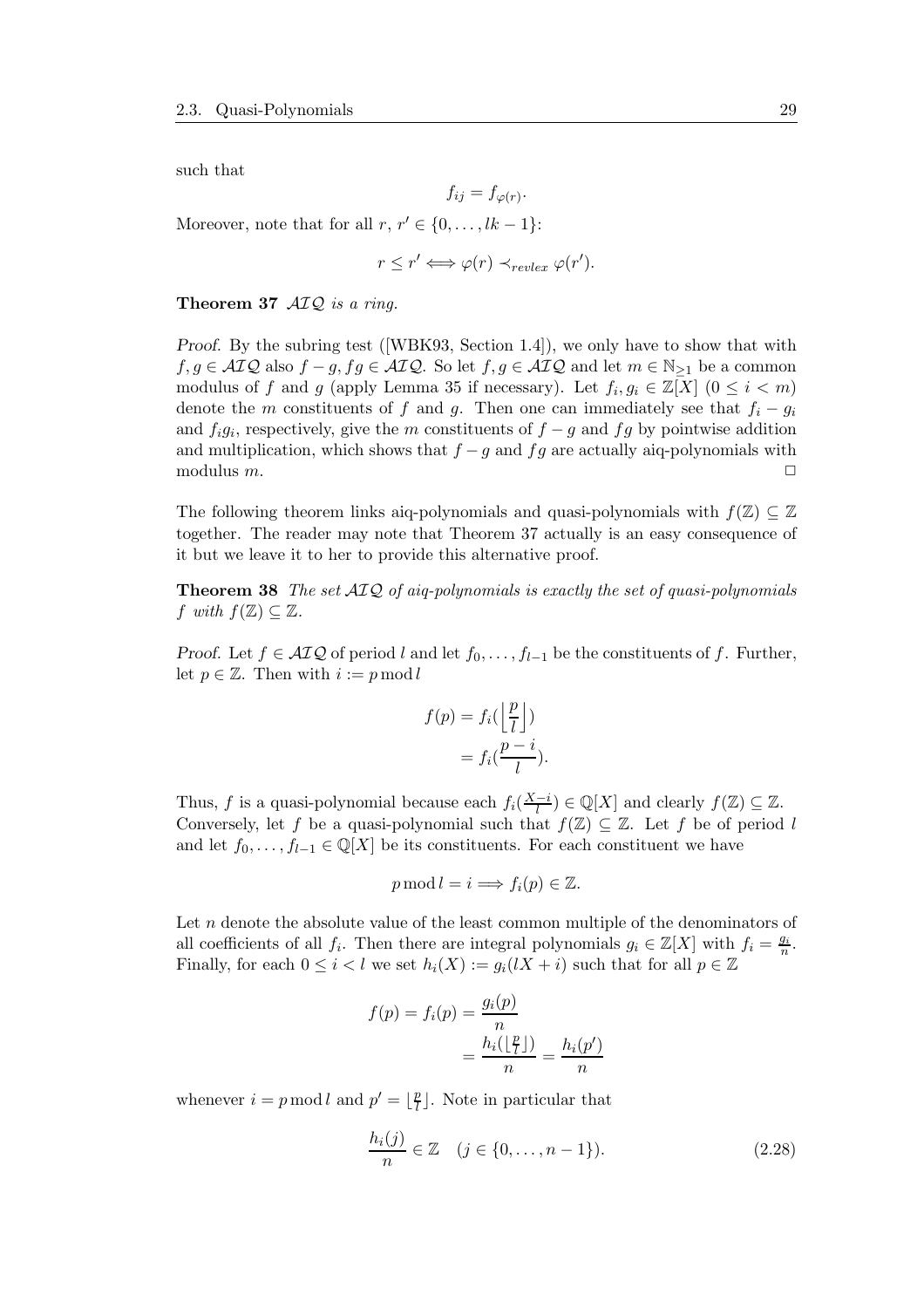such that

$$f_{ij} = f_{\varphi(r)}.$$

Moreover, note that for all $r, r' \in \{0, \ldots, lk-1\}$:

$$r \leq r' \iff \varphi(r) \prec_{revlex} \varphi(r').$$

**Theorem 37** *$\mathcal{AIQ}$ is a ring.*

*Proof.* By the subring test ([WBK93, Section 1.4]), we only have to show that with $f, g \in \mathcal{AIQ}$ also $f - g, fg \in \mathcal{AIQ}$. So let $f, g \in \mathcal{AIQ}$ and let $m \in \mathbb{N}_{\geq 1}$ be a common modulus of $f$ and $g$ (apply Lemma 35 if necessary). Let $f_i, g_i \in \mathbb{Z}[X]$ $(0 \leq i < m)$ denote the $m$ constituents of $f$ and $g$. Then one can immediately see that $f_i - g_i$ and $f_i g_i$, respectively, give the $m$ constituents of $f - g$ and $fg$ by pointwise addition and multiplication, which shows that $f - g$ and $fg$ are actually aiq-polynomials with modulus $m$. $\square$

The following theorem links aiq-polynomials and quasi-polynomials with $f(\mathbb{Z}) \subseteq \mathbb{Z}$ together. The reader may note that Theorem 37 actually is an easy consequence of it but we leave it to her to provide this alternative proof.

**Theorem 38** *The set $\mathcal{AIQ}$ of aiq-polynomials is exactly the set of quasi-polynomials $f$ with $f(\mathbb{Z}) \subseteq \mathbb{Z}$.*

*Proof.* Let $f \in \mathcal{AIQ}$ of period $l$ and let $f_0, \ldots, f_{l-1}$ be the constituents of $f$. Further, let $p \in \mathbb{Z}$. Then with $i := p \bmod l$

$$\begin{aligned} f(p) &= f_i(\left\lfloor \frac{p}{l} \right\rfloor) \\ &= f_i(\frac{p-i}{l}). \end{aligned}$$

Thus, $f$ is a quasi-polynomial because each $f_i(\frac{X-i}{l}) \in \mathbb{Q}[X]$ and clearly $f(\mathbb{Z}) \subseteq \mathbb{Z}$. Conversely, let $f$ be a quasi-polynomial such that $f(\mathbb{Z}) \subseteq \mathbb{Z}$. Let $f$ be of period $l$ and let $f_0, \ldots, f_{l-1} \in \mathbb{Q}[X]$ be its constituents. For each constituent we have

$$p \bmod l = i \Longrightarrow f_i(p) \in \mathbb{Z}.$$

Let $n$ denote the absolute value of the least common multiple of the denominators of all coefficients of all $f_i$. Then there are integral polynomials $g_i \in \mathbb{Z}[X]$ with $f_i = \frac{g_i}{n}$. Finally, for each $0 \leq i < l$ we set $h_i(X) := g_i(lX + i)$ such that for all $p \in \mathbb{Z}$

$$\begin{aligned} f(p) = f_i(p) &= \frac{g_i(p)}{n} \\ &= \frac{h_i(\lfloor \frac{p}{l} \rfloor)}{n} = \frac{h_i(p')}{n} \end{aligned}$$

whenever $i = p \bmod l$ and $p' = \lfloor \frac{p}{l} \rfloor$. Note in particular that

$$\frac{h_i(j)}{n} \in \mathbb{Z} \quad (j \in \{0, \ldots, n-1\}). \tag{2.28}$$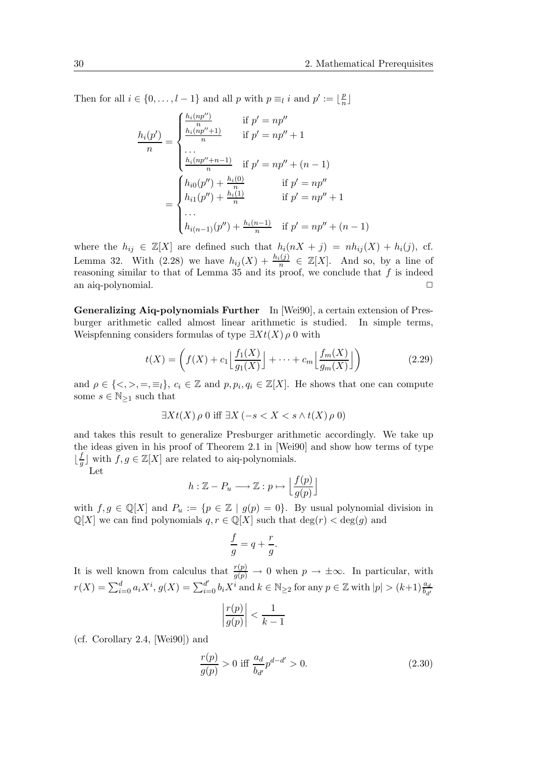Then for all $i \in \{0, \dots, l-1\}$ and all $p$ with $p \equiv_l i$ and $p' := \lfloor \frac{p}{n} \rfloor$

$$
\begin{aligned}
\frac{h_i(p')}{n} &= \begin{cases} \frac{h_i(np'')}{n} & \text{if } p' = np'' \\ \frac{h_i(np''+1)}{n} & \text{if } p' = np'' + 1 \\ \dots & \\ \frac{h_i(np''+n-1)}{n} & \text{if } p' = np'' + (n-1) \end{cases} \\
&= \begin{cases} h_{i0}(p'') + \frac{h_i(0)}{n} & \text{if } p' = np'' \\ h_{i1}(p'') + \frac{h_i(1)}{n} & \text{if } p' = np'' + 1 \\ \dots & \\ h_{i(n-1)}(p'') + \frac{h_i(n-1)}{n} & \text{if } p' = np'' + (n-1) \end{cases}
\end{aligned}
$$

where the $h_{ij} \in \mathbb{Z}[X]$ are defined such that $h_i(nX + j) = nh_{ij}(X) + h_i(j)$, cf. Lemma 32. With (2.28) we have $h_{ij}(X) + \frac{h_i(j)}{n} \in \mathbb{Z}[X]$. And so, by a line of reasoning similar to that of Lemma 35 and its proof, we conclude that $f$ is indeed an aiq-polynomial. $\square$

**Generalizing Aiq-polynomials Further** In [Wei90], a certain extension of Presburger arithmetic called almost linear arithmetic is studied. In simple terms, Weispfenning considers formulas of type $\exists X t(X) \, \rho \, 0$ with

$$
t(X) = \left( f(X) + c_1 \Big\lfloor \frac{f_1(X)}{g_1(X)} \Big\rfloor + \dots + c_m \Big\lfloor \frac{f_m(X)}{g_m(X)} \Big\rfloor \right) \tag{2.29}
$$

and $\rho \in \{<, >, =, \equiv_l\}$, $c_i \in \mathbb{Z}$ and $p, p_i, q_i \in \mathbb{Z}[X]$. He shows that one can compute some $s \in \mathbb{N}_{\geq 1}$ such that

$$
\exists X t(X) \, \rho \, 0 \text{ iff } \exists X \, (-s < X < s \wedge t(X) \, \rho \, 0)
$$

and takes this result to generalize Presburger arithmetic accordingly. We take up the ideas given in his proof of Theorem 2.1 in [Wei90] and show how terms of type $\lfloor \frac{f}{g} \rfloor$ with $f, g \in \mathbb{Z}[X]$ are related to aiq-polynomials.

Let

$$
h : \mathbb{Z} - P_u \longrightarrow \mathbb{Z} : p \mapsto \Big\lfloor \frac{f(p)}{g(p)} \Big\rfloor
$$

with $f, g \in \mathbb{Q}[X]$ and $P_u := \{p \in \mathbb{Z} \mid g(p) = 0\}$. By usual polynomial division in $\mathbb{Q}[X]$ we can find polynomials $q, r \in \mathbb{Q}[X]$ such that $\deg(r) < \deg(g)$ and

$$
\frac{f}{g} = q + \frac{r}{g}.
$$

It is well known from calculus that $\frac{r(p)}{g(p)} \to 0$ when $p \to \pm\infty$. In particular, with $r(X) = \sum_{i=0}^{d} a_i X^i$, $g(X) = \sum_{i=0}^{d'} b_i X^i$ and $k \in \mathbb{N}_{\geq 2}$ for any $p \in \mathbb{Z}$ with $|p| > (k+1)\frac{a_d}{b_{d'}}$

$$
\left| \frac{r(p)}{g(p)} \right| < \frac{1}{k-1}
$$

(cf. Corollary 2.4, [Wei90]) and

$$
\frac{r(p)}{g(p)} > 0 \text{ iff } \frac{a_d}{b_{d'}} p^{d-d'} > 0. \tag{2.30}
$$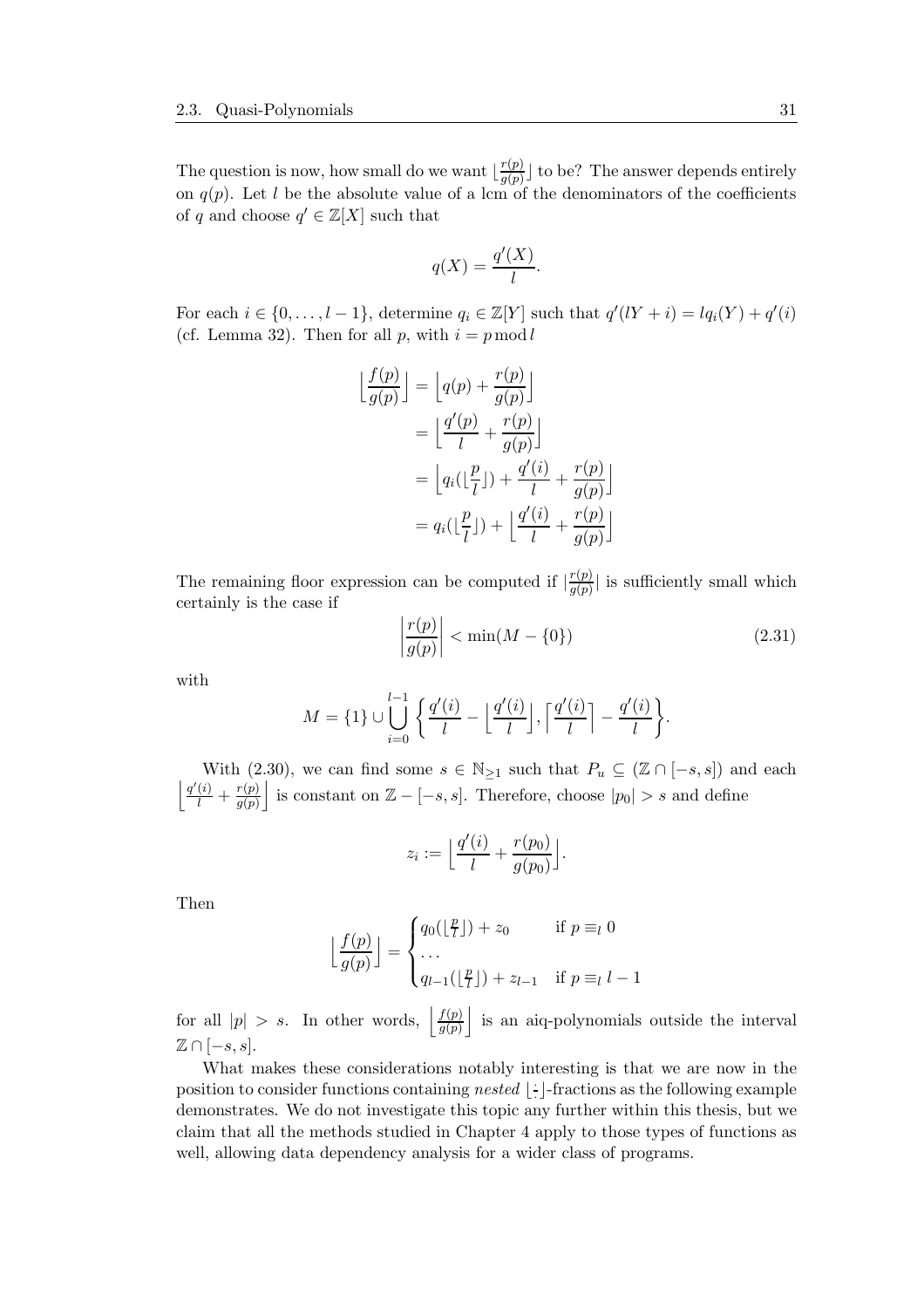The question is now, how small do we want $\lfloor \frac{r(p)}{g(p)} \rfloor$ to be? The answer depends entirely on $q(p)$. Let $l$ be the absolute value of a lcm of the denominators of the coefficients of $q$ and choose $q' \in \mathbb{Z}[X]$ such that

$$q(X) = \frac{q'(X)}{l}.$$

For each $i \in \{0, \dots, l-1\}$, determine $q_i \in \mathbb{Z}[Y]$ such that $q'(lY + i) = lq_i(Y) + q'(i)$ (cf. Lemma 32). Then for all $p$, with $i = p \bmod l$

$$\begin{aligned}
\Big\lfloor \frac{f(p)}{g(p)} \Big\rfloor &= \Big\lfloor q(p) + \frac{r(p)}{g(p)} \Big\rfloor \\
&= \Big\lfloor \frac{q'(p)}{l} + \frac{r(p)}{g(p)} \Big\rfloor \\
&= \Big\lfloor q_i(\lfloor \frac{p}{l} \rfloor) + \frac{q'(i)}{l} + \frac{r(p)}{g(p)} \Big\rfloor \\
&= q_i(\lfloor \frac{p}{l} \rfloor) + \Big\lfloor \frac{q'(i)}{l} + \frac{r(p)}{g(p)} \Big\rfloor
\end{aligned}$$

The remaining floor expression can be computed if $|\frac{r(p)}{g(p)}|$ is sufficiently small which certainly is the case if

$$\left| \frac{r(p)}{g(p)} \right| < \min(M - \{0\}) \tag{2.31}$$

with

$$M = \{1\} \cup \bigcup_{i=0}^{l-1} \left\{ \frac{q'(i)}{l} - \Big\lfloor \frac{q'(i)}{l} \Big\rfloor, \Big\lceil \frac{q'(i)}{l} \Big\rceil - \frac{q'(i)}{l} \right\}.$$

With (2.30), we can find some $s \in \mathbb{N}_{\geq 1}$ such that $P_u \subseteq (\mathbb{Z} \cap [-s, s])$ and each $\left\lfloor \frac{q'(i)}{l} + \frac{r(p)}{g(p)} \right\rfloor$ is constant on $\mathbb{Z} - [-s, s]$. Therefore, choose $|p_0| > s$ and define

$$z_i := \Big\lfloor \frac{q'(i)}{l} + \frac{r(p_0)}{g(p_0)} \Big\rfloor.$$

Then

$$\Big\lfloor \frac{f(p)}{g(p)} \Big\rfloor = \begin{cases} q_0(\lfloor \frac{p}{l} \rfloor) + z_0 & \text{if } p \equiv_l 0 \\ \dots \\ q_{l-1}(\lfloor \frac{p}{l} \rfloor) + z_{l-1} & \text{if } p \equiv_l l-1 \end{cases}$$

for all $|p| > s$. In other words, $\left\lfloor \frac{f(p)}{g(p)} \right\rfloor$ is an aiq-polynomials outside the interval $\mathbb{Z} \cap [-s, s]$.

What makes these considerations notably interesting is that we are now in the position to consider functions containing *nested* $\lfloor \frac{\cdot}{\cdot} \rfloor$-fractions as the following example demonstrates. We do not investigate this topic any further within this thesis, but we claim that all the methods studied in Chapter 4 apply to those types of functions as well, allowing data dependency analysis for a wider class of programs.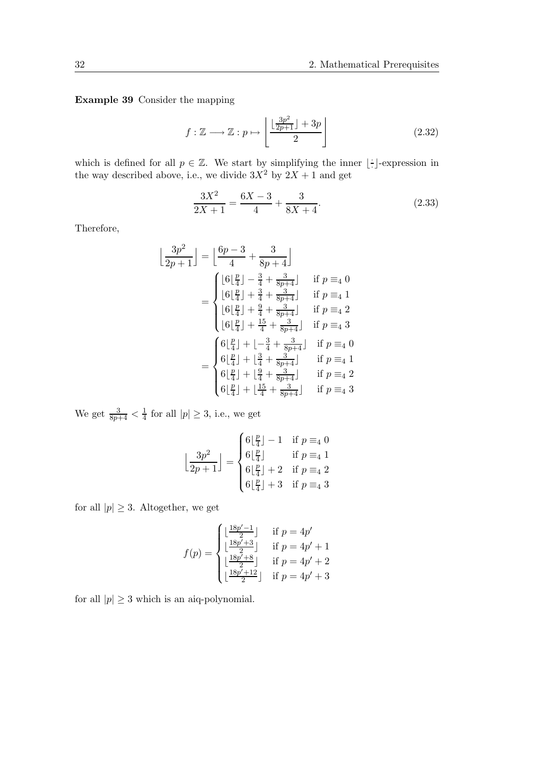**Example 39** Consider the mapping

$$f : \mathbb{Z} \longrightarrow \mathbb{Z} : p \mapsto \left\lfloor \frac{\lfloor \frac{3p^2}{2p+1} \rfloor + 3p}{2} \right\rfloor \tag{2.32}$$

which is defined for all $p \in \mathbb{Z}$. We start by simplifying the inner $\lfloor \dot{\cdot} \rfloor$-expression in the way described above, i.e., we divide $3X^2$ by $2X + 1$ and get

$$\frac{3X^2}{2X+1} = \frac{6X-3}{4} + \frac{3}{8X+4}. \tag{2.33}$$

Therefore,

$$\begin{aligned}
\left\lfloor \frac{3p^2}{2p+1} \right\rfloor &= \left\lfloor \frac{6p-3}{4} + \frac{3}{8p+4} \right\rfloor \\
&= \begin{cases} \lfloor 6\lfloor \frac{p}{4} \rfloor - \frac{3}{4} + \frac{3}{8p+4} \rfloor & \text{if } p \equiv_4 0 \\ \lfloor 6\lfloor \frac{p}{4} \rfloor + \frac{3}{4} + \frac{3}{8p+4} \rfloor & \text{if } p \equiv_4 1 \\ \lfloor 6\lfloor \frac{p}{4} \rfloor + \frac{9}{4} + \frac{3}{8p+4} \rfloor & \text{if } p \equiv_4 2 \\ \lfloor 6\lfloor \frac{p}{4} \rfloor + \frac{15}{4} + \frac{3}{8p+4} \rfloor & \text{if } p \equiv_4 3 \end{cases} \\
&= \begin{cases} 6\lfloor \frac{p}{4} \rfloor + \lfloor -\frac{3}{4} + \frac{3}{8p+4} \rfloor & \text{if } p \equiv_4 0 \\ 6\lfloor \frac{p}{4} \rfloor + \lfloor \frac{3}{4} + \frac{3}{8p+4} \rfloor & \text{if } p \equiv_4 1 \\ 6\lfloor \frac{p}{4} \rfloor + \lfloor \frac{9}{4} + \frac{3}{8p+4} \rfloor & \text{if } p \equiv_4 2 \\ 6\lfloor \frac{p}{4} \rfloor + \lfloor \frac{15}{4} + \frac{3}{8p+4} \rfloor & \text{if } p \equiv_4 3 \end{cases}
\end{aligned}$$

We get $\frac{3}{8p+4} < \frac{1}{4}$ for all $|p| \geq 3$, i.e., we get

$$\left\lfloor \frac{3p^2}{2p+1} \right\rfloor = \begin{cases} 6\lfloor \frac{p}{4} \rfloor - 1 & \text{if } p \equiv_4 0 \\ 6\lfloor \frac{p}{4} \rfloor & \text{if } p \equiv_4 1 \\ 6\lfloor \frac{p}{4} \rfloor + 2 & \text{if } p \equiv_4 2 \\ 6\lfloor \frac{p}{4} \rfloor + 3 & \text{if } p \equiv_4 3 \end{cases}$$

for all $|p| \geq 3$. Altogether, we get

$$f(p) = \begin{cases} \lfloor \frac{18p'-1}{2} \rfloor & \text{if } p = 4p' \\ \lfloor \frac{18p'+3}{2} \rfloor & \text{if } p = 4p' + 1 \\ \lfloor \frac{18p'+8}{2} \rfloor & \text{if } p = 4p' + 2 \\ \lfloor \frac{18p'+12}{2} \rfloor & \text{if } p = 4p' + 3 \end{cases}$$

for all $|p| \geq 3$ which is an aiq-polynomial.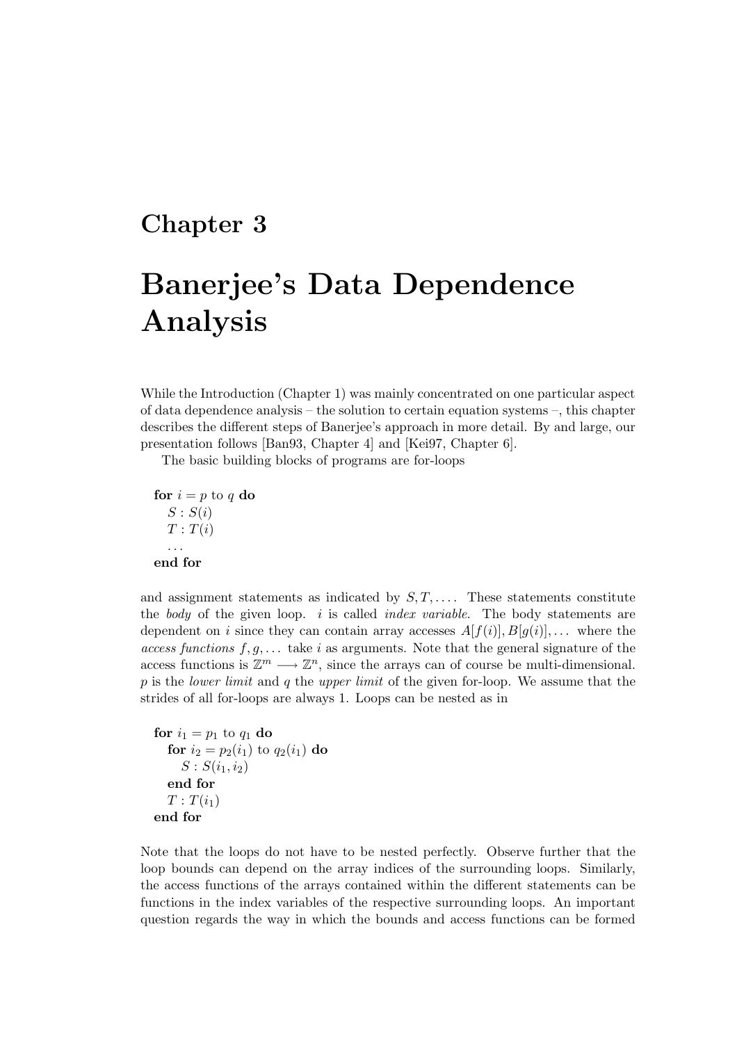# Chapter 3

# Banerjee's Data Dependence Analysis

While the Introduction (Chapter 1) was mainly concentrated on one particular aspect of data dependence analysis – the solution to certain equation systems –, this chapter describes the different steps of Banerjee's approach in more detail. By and large, our presentation follows [Ban93, Chapter 4] and [Kei97, Chapter 6].

The basic building blocks of programs are for-loops

```
for i = p to q do
    S : S(i)
    T : T(i)
    ...
end for
```

and assignment statements as indicated by $S, T, \ldots$. These statements constitute the *body* of the given loop. $i$ is called *index variable*. The body statements are dependent on $i$ since they can contain array accesses $A[f(i)], B[g(i)], \ldots$ where the *access functions* $f, g, \ldots$ take $i$ as arguments. Note that the general signature of the access functions is $\mathbb{Z}^m \longrightarrow \mathbb{Z}^n$, since the arrays can of course be multi-dimensional. $p$ is the *lower limit* and $q$ the *upper limit* of the given for-loop. We assume that the strides of all for-loops are always 1. Loops can be nested as in

```
for i1 = p1 to q1 do
    for i2 = p2(i1) to q2(i1) do
        S : S(i1, i2)
    end for
    T : T(i1)
end for
```

Note that the loops do not have to be nested perfectly. Observe further that the loop bounds can depend on the array indices of the surrounding loops. Similarly, the access functions of the arrays contained within the different statements can be functions in the index variables of the respective surrounding loops. An important question regards the way in which the bounds and access functions can be formed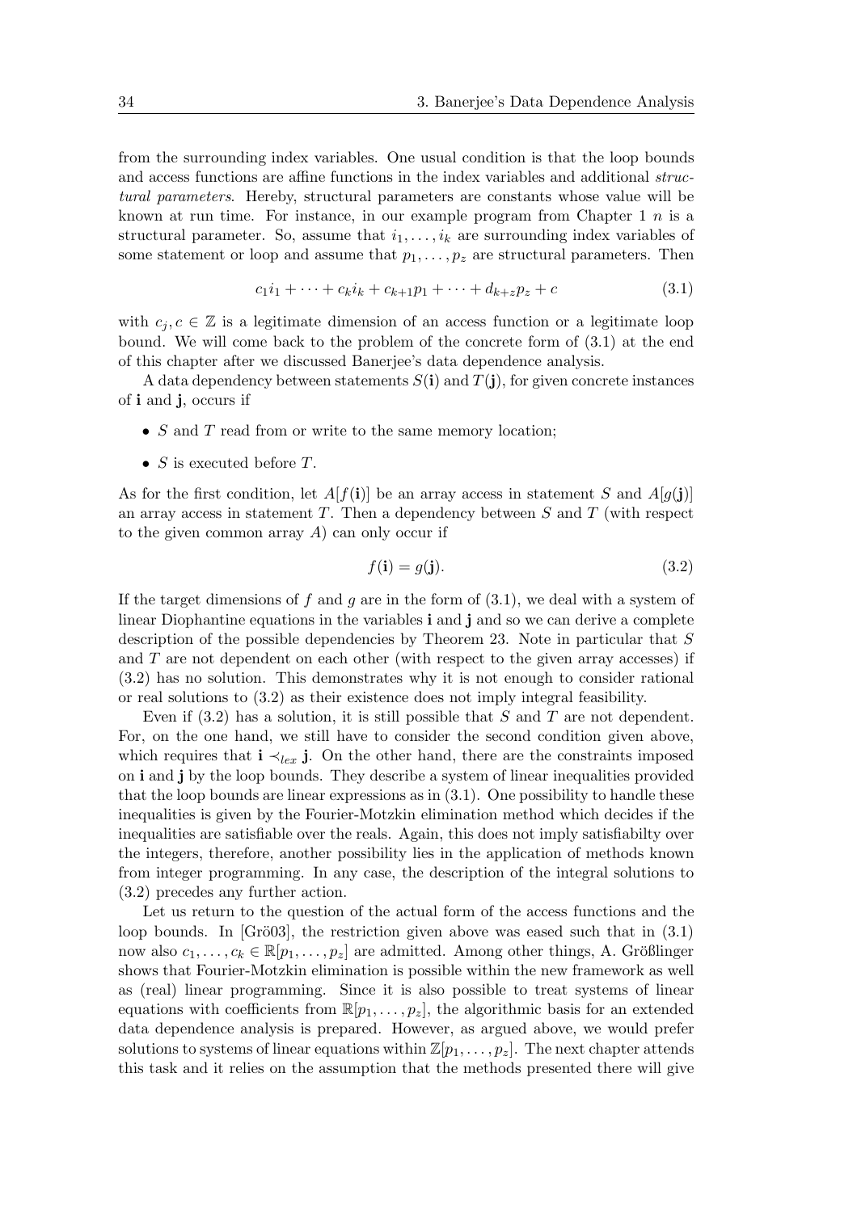from the surrounding index variables. One usual condition is that the loop bounds and access functions are affine functions in the index variables and additional *structural parameters*. Hereby, structural parameters are constants whose value will be known at run time. For instance, in our example program from Chapter 1 $n$ is a structural parameter. So, assume that $i_1, \ldots, i_k$ are surrounding index variables of some statement or loop and assume that $p_1, \ldots, p_z$ are structural parameters. Then

$$c_1 i_1 + \cdots + c_k i_k + c_{k+1} p_1 + \cdots + d_{k+z} p_z + c \tag{3.1}$$

with $c_j, c \in \mathbb{Z}$ is a legitimate dimension of an access function or a legitimate loop bound. We will come back to the problem of the concrete form of (3.1) at the end of this chapter after we discussed Banerjee's data dependence analysis.

A data dependency between statements $S(\mathbf{i})$ and $T(\mathbf{j})$, for given concrete instances of $\mathbf{i}$ and $\mathbf{j}$, occurs if

- $S$ and $T$ read from or write to the same memory location;
- $S$ is executed before $T$.

As for the first condition, let $A[f(\mathbf{i})]$ be an array access in statement $S$ and $A[g(\mathbf{j})]$ an array access in statement $T$. Then a dependency between $S$ and $T$ (with respect to the given common array $A$) can only occur if

$$f(\mathbf{i}) = g(\mathbf{j}). \tag{3.2}$$

If the target dimensions of $f$ and $g$ are in the form of (3.1), we deal with a system of linear Diophantine equations in the variables $\mathbf{i}$ and $\mathbf{j}$ and so we can derive a complete description of the possible dependencies by Theorem 23. Note in particular that $S$ and $T$ are not dependent on each other (with respect to the given array accesses) if (3.2) has no solution. This demonstrates why it is not enough to consider rational or real solutions to (3.2) as their existence does not imply integral feasibility.

Even if (3.2) has a solution, it is still possible that $S$ and $T$ are not dependent. For, on the one hand, we still have to consider the second condition given above, which requires that $\mathbf{i} \prec_{lex} \mathbf{j}$. On the other hand, there are the constraints imposed on $\mathbf{i}$ and $\mathbf{j}$ by the loop bounds. They describe a system of linear inequalities provided that the loop bounds are linear expressions as in (3.1). One possibility to handle these inequalities is given by the Fourier-Motzkin elimination method which decides if the inequalities are satisfiable over the reals. Again, this does not imply satisfiabilty over the integers, therefore, another possibility lies in the application of methods known from integer programming. In any case, the description of the integral solutions to (3.2) precedes any further action.

Let us return to the question of the actual form of the access functions and the loop bounds. In [Grö03], the restriction given above was eased such that in (3.1) now also $c_1, \ldots, c_k \in \mathbb{R}[p_1, \ldots, p_z]$ are admitted. Among other things, A. Größlinger shows that Fourier-Motzkin elimination is possible within the new framework as well as (real) linear programming. Since it is also possible to treat systems of linear equations with coefficients from $\mathbb{R}[p_1, \ldots, p_z]$, the algorithmic basis for an extended data dependence analysis is prepared. However, as argued above, we would prefer solutions to systems of linear equations within $\mathbb{Z}[p_1, \ldots, p_z]$. The next chapter attends this task and it relies on the assumption that the methods presented there will give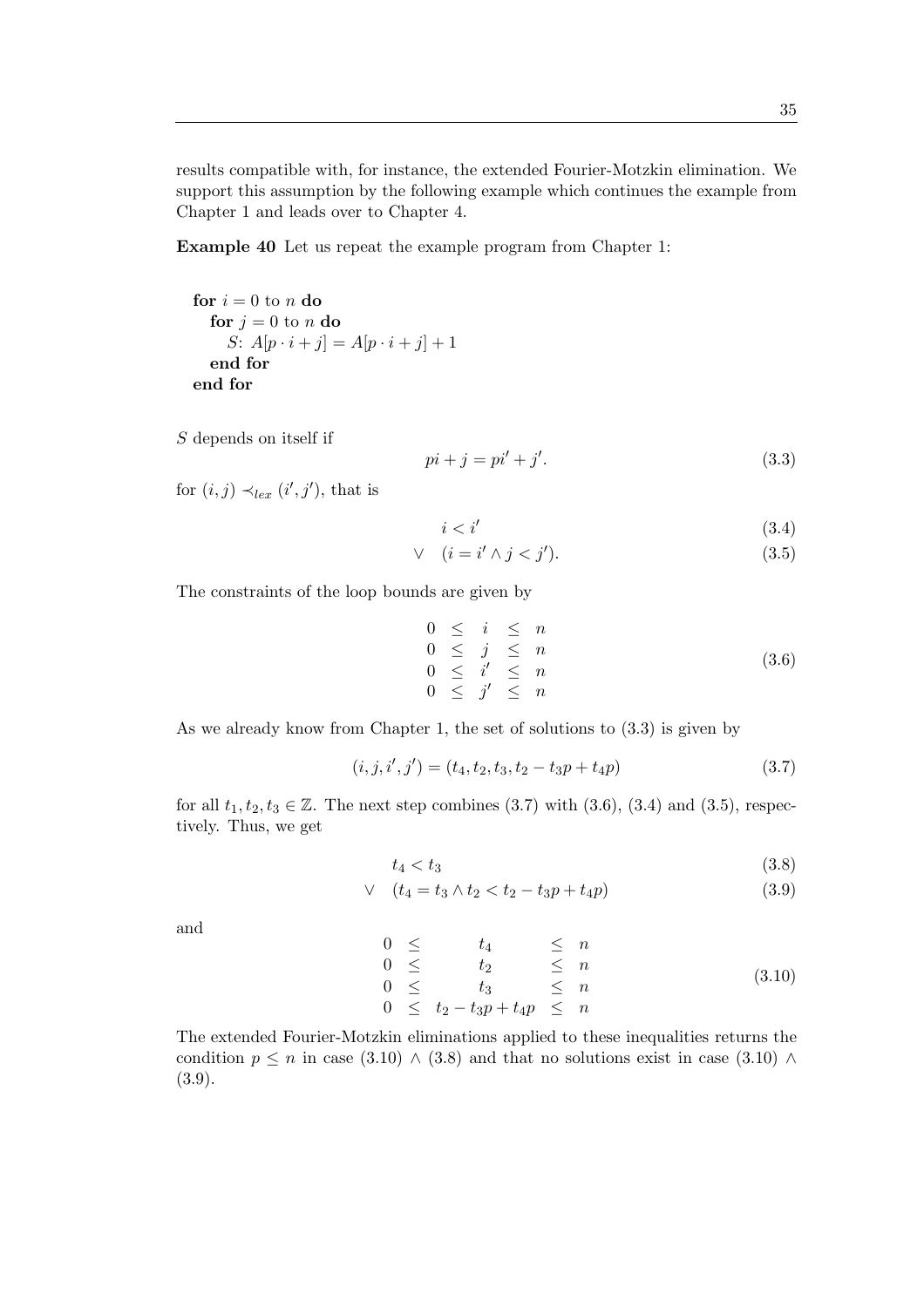results compatible with, for instance, the extended Fourier-Motzkin elimination. We support this assumption by the following example which continues the example from Chapter 1 and leads over to Chapter 4.

**Example 40** Let us repeat the example program from Chapter 1:

```
for i = 0 to n do
  for j = 0 to n do
    S: A[p · i + j] = A[p · i + j] + 1
  end for
end for
```

$S$ depends on itself if

$$pi + j = pi' + j'. \tag{3.3}$$

for $(i, j) \prec_{lex} (i', j')$, that is

$$i < i' \tag{3.4}$$

$$\vee \quad (i = i' \wedge j < j'). \tag{3.5}$$

The constraints of the loop bounds are given by

$$\begin{array}{ccccc} 0 & \leq & i & \leq & n \\ 0 & \leq & j & \leq & n \\ 0 & \leq & i' & \leq & n \\ 0 & \leq & j' & \leq & n \end{array} \tag{3.6}$$

As we already know from Chapter 1, the set of solutions to (3.3) is given by

$$(i, j, i', j') = (t_4, t_2, t_3, t_2 - t_3p + t_4p) \tag{3.7}$$

for all $t_1, t_2, t_3 \in \mathbb{Z}$. The next step combines (3.7) with (3.6), (3.4) and (3.5), respectively. Thus, we get

$$t_4 < t_3 \tag{3.8}$$

$$\vee \quad (t_4 = t_3 \wedge t_2 < t_2 - t_3p + t_4p) \tag{3.9}$$

and

$$\begin{array}{ccccc} 0 & \leq & t_4 & \leq & n \\ 0 & \leq & t_2 & \leq & n \\ 0 & \leq & t_3 & \leq & n \\ 0 & \leq & t_2 - t_3p + t_4p & \leq & n \end{array} \tag{3.10}$$

The extended Fourier-Motzkin eliminations applied to these inequalities returns the condition $p \leq n$ in case (3.10) $\wedge$ (3.8) and that no solutions exist in case (3.10) $\wedge$ (3.9).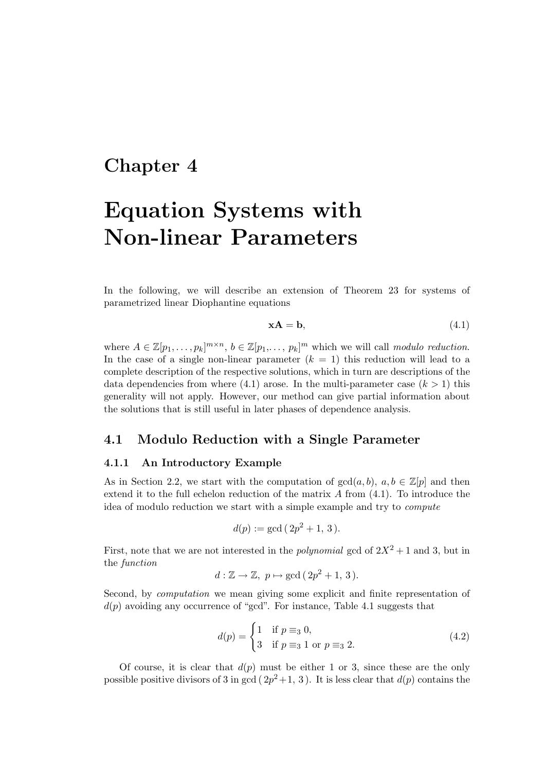# Chapter 4

# Equation Systems with Non-linear Parameters

In the following, we will describe an extension of Theorem 23 for systems of parametrized linear Diophantine equations

$$\mathbf{xA} = \mathbf{b}, \tag{4.1}$$

where $A \in \mathbb{Z}[p_1, \ldots, p_k]^{m \times n}$, $b \in \mathbb{Z}[p_1, \ldots, p_k]^m$ which we will call *modulo reduction*. In the case of a single non-linear parameter ($k = 1$) this reduction will lead to a complete description of the respective solutions, which in turn are descriptions of the data dependencies from where (4.1) arose. In the multi-parameter case ($k > 1$) this generality will not apply. However, our method can give partial information about the solutions that is still useful in later phases of dependence analysis.

## 4.1 Modulo Reduction with a Single Parameter

### 4.1.1 An Introductory Example

As in Section 2.2, we start with the computation of $\gcd(a, b)$, $a, b \in \mathbb{Z}[p]$ and then extend it to the full echelon reduction of the matrix $A$ from (4.1). To introduce the idea of modulo reduction we start with a simple example and try to *compute*

$$d(p) := \gcd(2p^2 + 1, 3).$$

First, note that we are not interested in the *polynomial* gcd of $2X^2 + 1$ and 3, but in the *function*

$$d : \mathbb{Z} \to \mathbb{Z},\ p \mapsto \gcd(2p^2 + 1, 3).$$

Second, by *computation* we mean giving some explicit and finite representation of $d(p)$ avoiding any occurrence of "gcd". For instance, Table 4.1 suggests that

$$d(p) = \begin{cases} 1 & \text{if } p \equiv_3 0, \\ 3 & \text{if } p \equiv_3 1 \text{ or } p \equiv_3 2. \end{cases} \tag{4.2}$$

Of course, it is clear that $d(p)$ must be either 1 or 3, since these are the only possible positive divisors of 3 in $\gcd(2p^2+1, 3)$. It is less clear that $d(p)$ contains the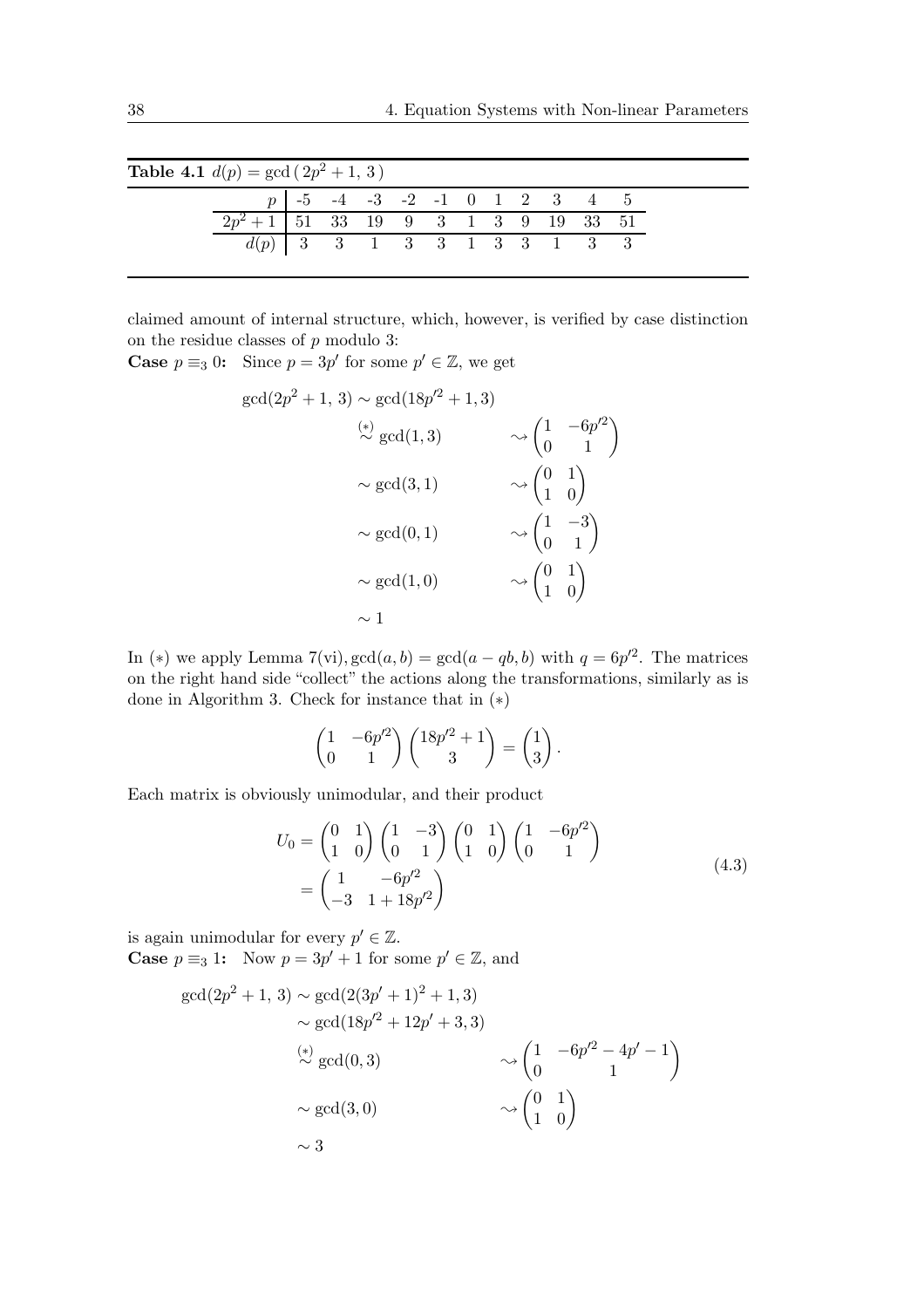**Table 4.1** $d(p) = \gcd(2p^2+1,\ 3)$

| $p$ | -5 | -4 | -3 | -2 | -1 | 0 | 1 | 2 | 3 | 4 | 5 |
|---|---|---|---|---|---|---|---|---|---|---|---|
| $2p^2+1$ | 51 | 33 | 19 | 9 | 3 | 1 | 3 | 9 | 19 | 33 | 51 |
| $d(p)$ | 3 | 3 | 1 | 3 | 3 | 1 | 3 | 3 | 1 | 3 | 3 |

claimed amount of internal structure, which, however, is verified by case distinction on the residue classes of $p$ modulo 3:

**Case $p \equiv_3 0$:** Since $p = 3p'$ for some $p' \in \mathbb{Z}$, we get

$$
\begin{aligned}
\gcd(2p^2+1,\ 3) &\sim \gcd(18p'^2+1, 3) \\
&\overset{(*)}{\sim} \gcd(1,3) && \rightsquigarrow \begin{pmatrix} 1 & -6p'^2 \\ 0 & 1 \end{pmatrix} \\
&\sim \gcd(3,1) && \rightsquigarrow \begin{pmatrix} 0 & 1 \\ 1 & 0 \end{pmatrix} \\
&\sim \gcd(0,1) && \rightsquigarrow \begin{pmatrix} 1 & -3 \\ 0 & 1 \end{pmatrix} \\
&\sim \gcd(1,0) && \rightsquigarrow \begin{pmatrix} 0 & 1 \\ 1 & 0 \end{pmatrix} \\
&\sim 1
\end{aligned}
$$

In $(*)$ we apply Lemma 7(vi), $\gcd(a,b) = \gcd(a-qb, b)$ with $q = 6p'^2$. The matrices on the right hand side "collect" the actions along the transformations, similarly as is done in Algorithm 3. Check for instance that in $(*)$

$$
\begin{pmatrix} 1 & -6p'^2 \\ 0 & 1 \end{pmatrix} \begin{pmatrix} 18p'^2+1 \\ 3 \end{pmatrix} = \begin{pmatrix} 1 \\ 3 \end{pmatrix}.
$$

Each matrix is obviously unimodular, and their product

$$
\begin{aligned}
U_0 &= \begin{pmatrix} 0 & 1 \\ 1 & 0 \end{pmatrix} \begin{pmatrix} 1 & -3 \\ 0 & 1 \end{pmatrix} \begin{pmatrix} 0 & 1 \\ 1 & 0 \end{pmatrix} \begin{pmatrix} 1 & -6p'^2 \\ 0 & 1 \end{pmatrix} \\
&= \begin{pmatrix} 1 & -6p'^2 \\ -3 & 1+18p'^2 \end{pmatrix}
\end{aligned}
\tag{4.3}
$$

is again unimodular for every $p' \in \mathbb{Z}$.

**Case $p \equiv_3 1$:** Now $p = 3p'+1$ for some $p' \in \mathbb{Z}$, and

$$
\begin{aligned}
\gcd(2p^2+1,\ 3) &\sim \gcd(2(3p'+1)^2+1, 3) \\
&\sim \gcd(18p'^2+12p'+3, 3) \\
&\overset{(*)}{\sim} \gcd(0,3) && \rightsquigarrow \begin{pmatrix} 1 & -6p'^2-4p'-1 \\ 0 & 1 \end{pmatrix} \\
&\sim \gcd(3,0) && \rightsquigarrow \begin{pmatrix} 0 & 1 \\ 1 & 0 \end{pmatrix} \\
&\sim 3
\end{aligned}
$$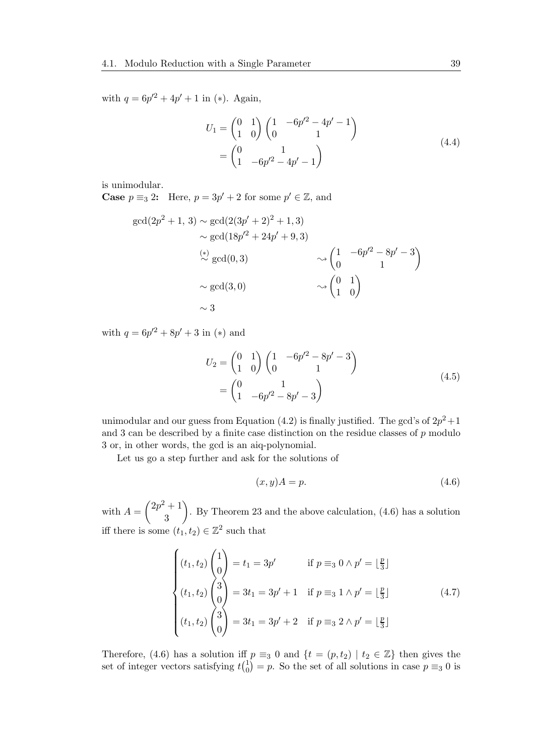with $q = 6p'^2 + 4p' + 1$ in $(*)$. Again,

$$
\begin{aligned}
U_1 &= \begin{pmatrix} 0 & 1 \\ 1 & 0 \end{pmatrix} \begin{pmatrix} 1 & -6p'^2 - 4p' - 1 \\ 0 & 1 \end{pmatrix} \\
&= \begin{pmatrix} 0 & 1 \\ 1 & -6p'^2 - 4p' - 1 \end{pmatrix}
\end{aligned}
\tag{4.4}
$$

is unimodular.

**Case $p \equiv_3 2$:** Here, $p = 3p' + 2$ for some $p' \in \mathbb{Z}$, and

$$
\begin{aligned}
\gcd(2p^2 + 1,\, 3) &\sim \gcd(2(3p' + 2)^2 + 1, 3) \\
&\sim \gcd(18p'^2 + 24p' + 9, 3) \\
&\overset{(*)}{\sim} \gcd(0, 3) && \rightsquigarrow \begin{pmatrix} 1 & -6p'^2 - 8p' - 3 \\ 0 & 1 \end{pmatrix} \\
&\sim \gcd(3, 0) && \rightsquigarrow \begin{pmatrix} 0 & 1 \\ 1 & 0 \end{pmatrix} \\
&\sim 3
\end{aligned}
$$

with $q = 6p'^2 + 8p' + 3$ in $(*)$ and

$$
\begin{aligned}
U_2 &= \begin{pmatrix} 0 & 1 \\ 1 & 0 \end{pmatrix} \begin{pmatrix} 1 & -6p'^2 - 8p' - 3 \\ 0 & 1 \end{pmatrix} \\
&= \begin{pmatrix} 0 & 1 \\ 1 & -6p'^2 - 8p' - 3 \end{pmatrix}
\end{aligned}
\tag{4.5}
$$

unimodular and our guess from Equation (4.2) is finally justified. The gcd's of $2p^2+1$ and 3 can be described by a finite case distinction on the residue classes of $p$ modulo 3 or, in other words, the gcd is an aiq-polynomial.

Let us go a step further and ask for the solutions of

$$
(x, y)A = p. \tag{4.6}
$$

with $A = \begin{pmatrix} 2p^2 + 1 \\ 3 \end{pmatrix}$. By Theorem 23 and the above calculation, (4.6) has a solution iff there is some $(t_1, t_2) \in \mathbb{Z}^2$ such that

$$
\begin{cases}
(t_1, t_2) \begin{pmatrix} 1 \\ 0 \end{pmatrix} = t_1 = 3p' & \text{if } p \equiv_3 0 \wedge p' = \lfloor \frac{p}{3} \rfloor \\
(t_1, t_2) \begin{pmatrix} 3 \\ 0 \end{pmatrix} = 3t_1 = 3p' + 1 & \text{if } p \equiv_3 1 \wedge p' = \lfloor \frac{p}{3} \rfloor \\
(t_1, t_2) \begin{pmatrix} 3 \\ 0 \end{pmatrix} = 3t_1 = 3p' + 2 & \text{if } p \equiv_3 2 \wedge p' = \lfloor \frac{p}{3} \rfloor
\end{cases}
\tag{4.7}
$$

Therefore, (4.6) has a solution iff $p \equiv_3 0$ and $\{t = (p, t_2) \mid t_2 \in \mathbb{Z}\}$ then gives the set of integer vectors satisfying $t\binom{1}{0} = p$. So the set of all solutions in case $p \equiv_3 0$ is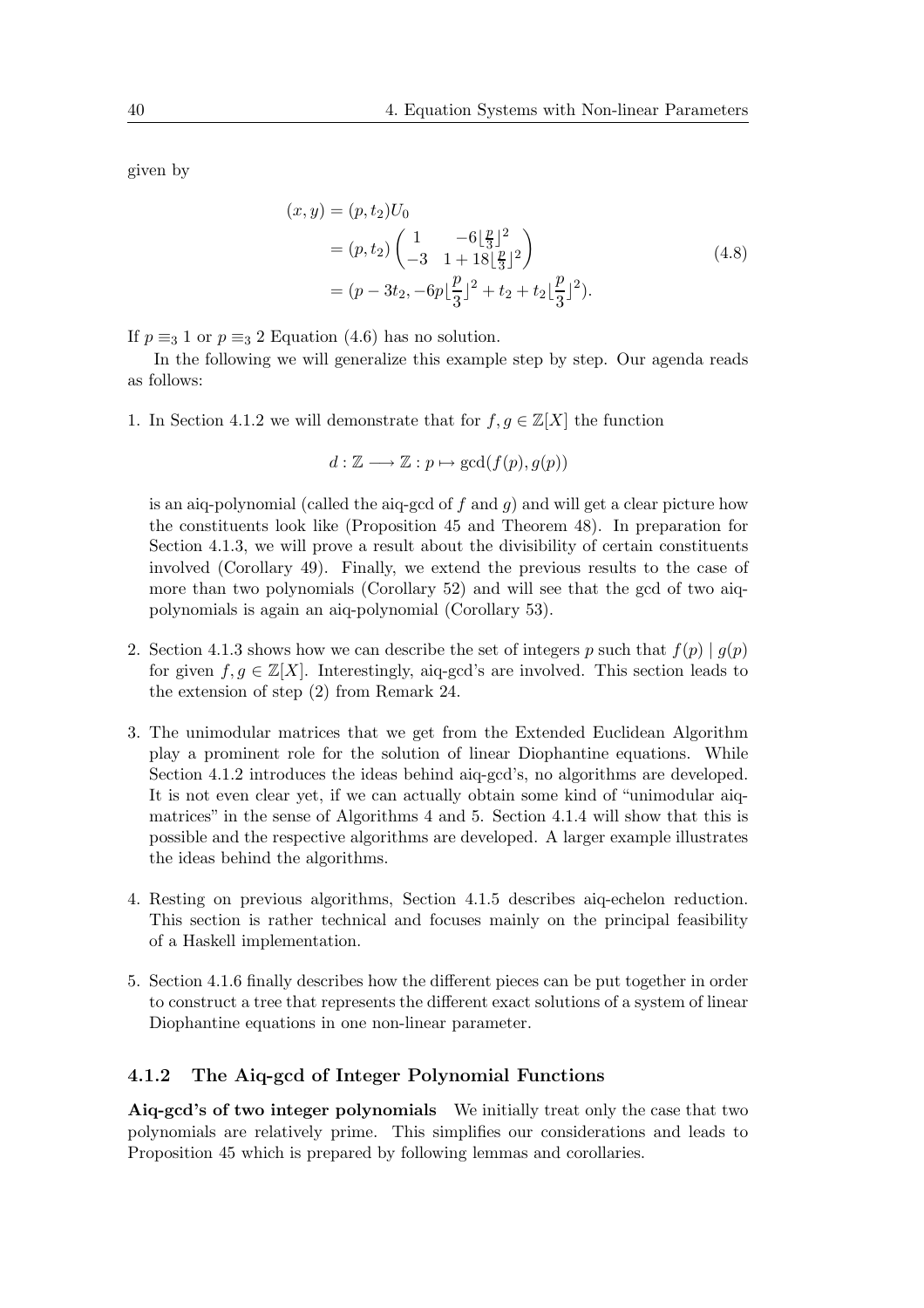given by

$$
\begin{aligned}
(x, y) &= (p, t_2)U_0 \\
&= (p, t_2)\begin{pmatrix} 1 & -6\lfloor\frac{p}{3}\rfloor^2 \\ -3 & 1 + 18\lfloor\frac{p}{3}\rfloor^2 \end{pmatrix} \\
&= (p - 3t_2, -6p\lfloor\frac{p}{3}\rfloor^2 + t_2 + t_2\lfloor\frac{p}{3}\rfloor^2).
\end{aligned}
\tag{4.8}
$$

If $p \equiv_3 1$ or $p \equiv_3 2$ Equation (4.6) has no solution.

In the following we will generalize this example step by step. Our agenda reads as follows:

1. In Section 4.1.2 we will demonstrate that for $f, g \in \mathbb{Z}[X]$ the function

   $$d : \mathbb{Z} \longrightarrow \mathbb{Z} : p \mapsto \gcd(f(p), g(p))$$

   is an aiq-polynomial (called the aiq-gcd of $f$ and $g$) and will get a clear picture how the constituents look like (Proposition 45 and Theorem 48). In preparation for Section 4.1.3, we will prove a result about the divisibility of certain constituents involved (Corollary 49). Finally, we extend the previous results to the case of more than two polynomials (Corollary 52) and will see that the gcd of two aiq-polynomials is again an aiq-polynomial (Corollary 53).

2. Section 4.1.3 shows how we can describe the set of integers $p$ such that $f(p) \mid g(p)$ for given $f, g \in \mathbb{Z}[X]$. Interestingly, aiq-gcd's are involved. This section leads to the extension of step (2) from Remark 24.

3. The unimodular matrices that we get from the Extended Euclidean Algorithm play a prominent role for the solution of linear Diophantine equations. While Section 4.1.2 introduces the ideas behind aiq-gcd's, no algorithms are developed. It is not even clear yet, if we can actually obtain some kind of "unimodular aiq-matrices" in the sense of Algorithms 4 and 5. Section 4.1.4 will show that this is possible and the respective algorithms are developed. A larger example illustrates the ideas behind the algorithms.

4. Resting on previous algorithms, Section 4.1.5 describes aiq-echelon reduction. This section is rather technical and focuses mainly on the principal feasibility of a Haskell implementation.

5. Section 4.1.6 finally describes how the different pieces can be put together in order to construct a tree that represents the different exact solutions of a system of linear Diophantine equations in one non-linear parameter.

### 4.1.2 The Aiq-gcd of Integer Polynomial Functions

**Aiq-gcd's of two integer polynomials** We initially treat only the case that two polynomials are relatively prime. This simplifies our considerations and leads to Proposition 45 which is prepared by following lemmas and corollaries.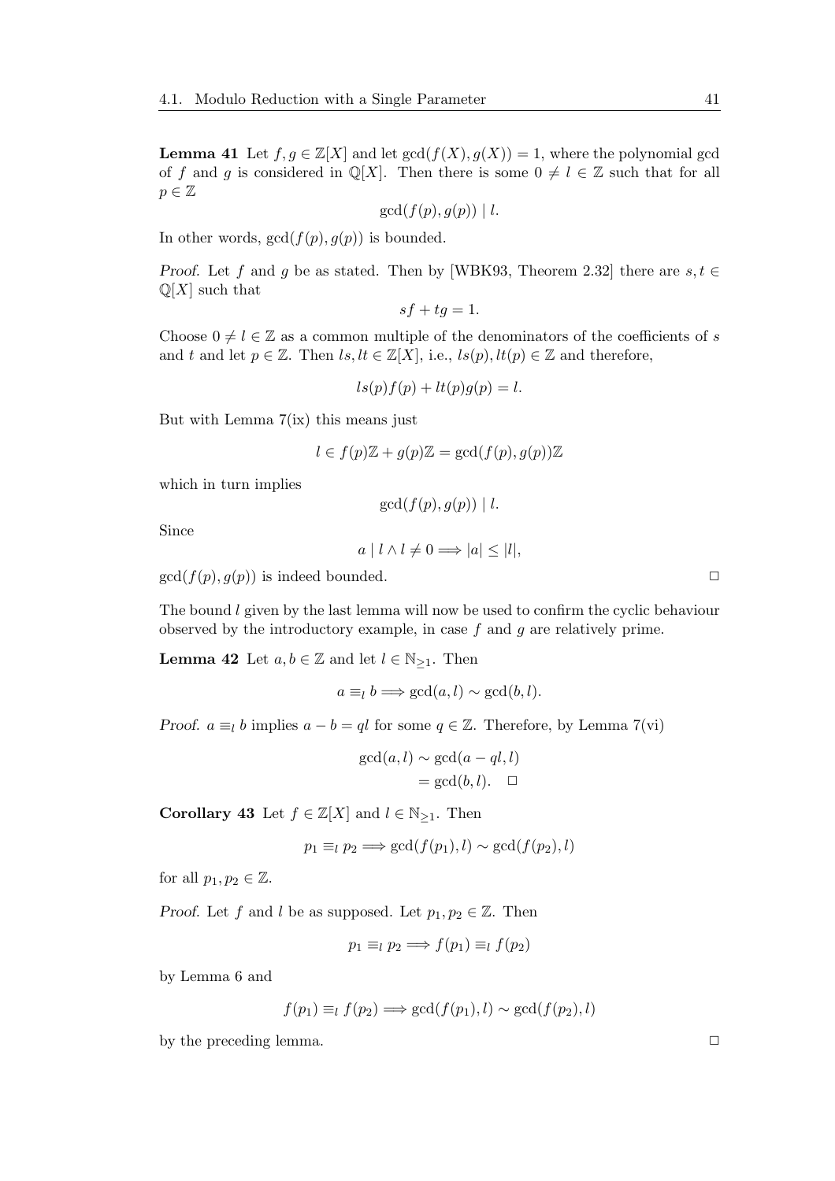**Lemma 41** Let $f, g \in \mathbb{Z}[X]$ and let $\gcd(f(X), g(X)) = 1$, where the polynomial gcd of $f$ and $g$ is considered in $\mathbb{Q}[X]$. Then there is some $0 \neq l \in \mathbb{Z}$ such that for all $p \in \mathbb{Z}$

$$\gcd(f(p), g(p)) \mid l.$$

In other words, $\gcd(f(p), g(p))$ is bounded.

*Proof.* Let $f$ and $g$ be as stated. Then by [WBK93, Theorem 2.32] there are $s, t \in \mathbb{Q}[X]$ such that

$$sf + tg = 1.$$

Choose $0 \neq l \in \mathbb{Z}$ as a common multiple of the denominators of the coefficients of $s$ and $t$ and let $p \in \mathbb{Z}$. Then $ls, lt \in \mathbb{Z}[X]$, i.e., $ls(p), lt(p) \in \mathbb{Z}$ and therefore,

$$ls(p)f(p) + lt(p)g(p) = l.$$

But with Lemma 7(ix) this means just

$$l \in f(p)\mathbb{Z} + g(p)\mathbb{Z} = \gcd(f(p), g(p))\mathbb{Z}$$

which in turn implies

$$\gcd(f(p), g(p)) \mid l.$$

Since

$$a \mid l \wedge l \neq 0 \Longrightarrow |a| \leq |l|,$$

$\gcd(f(p), g(p))$ is indeed bounded. □

The bound $l$ given by the last lemma will now be used to confirm the cyclic behaviour observed by the introductory example, in case $f$ and $g$ are relatively prime.

**Lemma 42** Let $a, b \in \mathbb{Z}$ and let $l \in \mathbb{N}_{\geq 1}$. Then

$$a \equiv_l b \Longrightarrow \gcd(a, l) \sim \gcd(b, l).$$

*Proof.* $a \equiv_l b$ implies $a - b = ql$ for some $q \in \mathbb{Z}$. Therefore, by Lemma 7(vi)

$$\begin{aligned} \gcd(a, l) &\sim \gcd(a - ql, l) \\ &= \gcd(b, l). \quad \square \end{aligned}$$

**Corollary 43** Let $f \in \mathbb{Z}[X]$ and $l \in \mathbb{N}_{\geq 1}$. Then

$$p_1 \equiv_l p_2 \Longrightarrow \gcd(f(p_1), l) \sim \gcd(f(p_2), l)$$

for all $p_1, p_2 \in \mathbb{Z}$.

*Proof.* Let $f$ and $l$ be as supposed. Let $p_1, p_2 \in \mathbb{Z}$. Then

$$p_1 \equiv_l p_2 \Longrightarrow f(p_1) \equiv_l f(p_2)$$

by Lemma 6 and

$$f(p_1) \equiv_l f(p_2) \Longrightarrow \gcd(f(p_1), l) \sim \gcd(f(p_2), l)$$

by the preceding lemma. □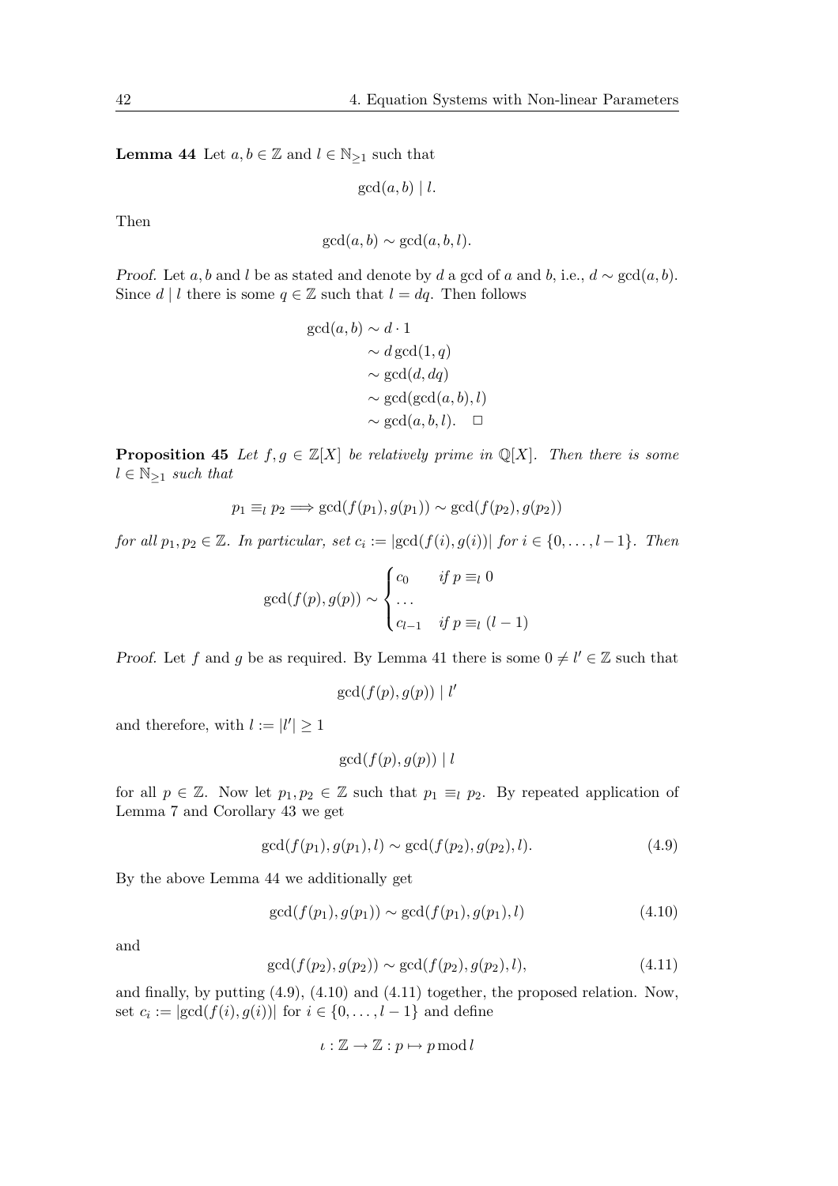**Lemma 44** Let $a, b \in \mathbb{Z}$ and $l \in \mathbb{N}_{\geq 1}$ such that

$$\gcd(a, b) \mid l.$$

Then

$$\gcd(a, b) \sim \gcd(a, b, l).$$

*Proof.* Let $a, b$ and $l$ be as stated and denote by $d$ a gcd of $a$ and $b$, i.e., $d \sim \gcd(a, b)$. Since $d \mid l$ there is some $q \in \mathbb{Z}$ such that $l = dq$. Then follows

$$\begin{aligned}
\gcd(a, b) &\sim d \cdot 1 \\
&\sim d \gcd(1, q) \\
&\sim \gcd(d, dq) \\
&\sim \gcd(\gcd(a, b), l) \\
&\sim \gcd(a, b, l). \quad \square
\end{aligned}$$

**Proposition 45** *Let $f, g \in \mathbb{Z}[X]$ be relatively prime in $\mathbb{Q}[X]$. Then there is some $l \in \mathbb{N}_{\geq 1}$ such that*

$$p_1 \equiv_l p_2 \Longrightarrow \gcd(f(p_1), g(p_1)) \sim \gcd(f(p_2), g(p_2))$$

*for all $p_1, p_2 \in \mathbb{Z}$. In particular, set $c_i := |\gcd(f(i), g(i))|$ for $i \in \{0, \ldots, l-1\}$. Then*

$$\gcd(f(p), g(p)) \sim \begin{cases} c_0 & \text{if } p \equiv_l 0 \\ \ldots & \\ c_{l-1} & \text{if } p \equiv_l (l-1) \end{cases}$$

*Proof.* Let $f$ and $g$ be as required. By Lemma 41 there is some $0 \neq l' \in \mathbb{Z}$ such that

$$\gcd(f(p), g(p)) \mid l'$$

and therefore, with $l := |l'| \geq 1$

$$\gcd(f(p), g(p)) \mid l$$

for all $p \in \mathbb{Z}$. Now let $p_1, p_2 \in \mathbb{Z}$ such that $p_1 \equiv_l p_2$. By repeated application of Lemma 7 and Corollary 43 we get

$$\gcd(f(p_1), g(p_1), l) \sim \gcd(f(p_2), g(p_2), l). \tag{4.9}$$

By the above Lemma 44 we additionally get

$$\gcd(f(p_1), g(p_1)) \sim \gcd(f(p_1), g(p_1), l) \tag{4.10}$$

and

$$\gcd(f(p_2), g(p_2)) \sim \gcd(f(p_2), g(p_2), l), \tag{4.11}$$

and finally, by putting (4.9), (4.10) and (4.11) together, the proposed relation. Now, set $c_i := |\gcd(f(i), g(i))|$ for $i \in \{0, \ldots, l-1\}$ and define

$$\iota : \mathbb{Z} \to \mathbb{Z} : p \mapsto p \bmod l$$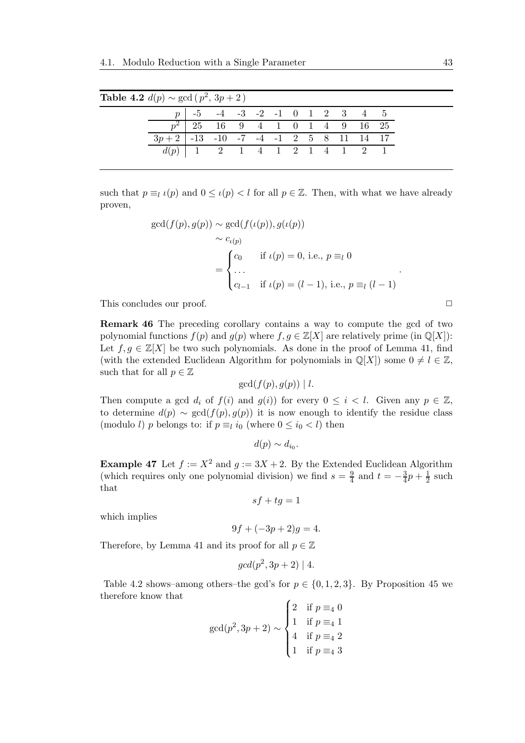**Table 4.2** $d(p) \sim \gcd(\, p^2,\ 3p+2\,)$

| $p$ | -5 | -4 | -3 | -2 | -1 | 0 | 1 | 2 | 3 | 4 | 5 |
|---|---|---|---|---|---|---|---|---|---|---|---|
| $p^2$ | 25 | 16 | 9 | 4 | 1 | 0 | 1 | 4 | 9 | 16 | 25 |
| $3p+2$ | -13 | -10 | -7 | -4 | -1 | 2 | 5 | 8 | 11 | 14 | 17 |
| $d(p)$ | 1 | 2 | 1 | 4 | 1 | 2 | 1 | 4 | 1 | 2 | 1 |

such that $p \equiv_l \iota(p)$ and $0 \leq \iota(p) < l$ for all $p \in \mathbb{Z}$. Then, with what we have already proven,

$$\begin{aligned}
\gcd(f(p), g(p)) &\sim \gcd(f(\iota(p)), g(\iota(p)) \\
&\sim c_{\iota(p)} \\
&= \begin{cases} c_0 & \text{if } \iota(p) = 0, \text{ i.e., } p \equiv_l 0 \\ \dots & \\ c_{l-1} & \text{if } \iota(p) = (l-1), \text{ i.e., } p \equiv_l (l-1) \end{cases}.
\end{aligned}$$

This concludes our proof. □

**Remark 46** The preceding corollary contains a way to compute the gcd of two polynomial functions $f(p)$ and $g(p)$ where $f, g \in \mathbb{Z}[X]$ are relatively prime (in $\mathbb{Q}[X]$): Let $f, g \in \mathbb{Z}[X]$ be two such polynomials. As done in the proof of Lemma 41, find (with the extended Euclidean Algorithm for polynomials in $\mathbb{Q}[X]$) some $0 \neq l \in \mathbb{Z}$, such that for all $p \in \mathbb{Z}$

$$\gcd(f(p), g(p)) \mid l.$$

Then compute a gcd $d_i$ of $f(i)$ and $g(i))$ for every $0 \leq i < l$. Given any $p \in \mathbb{Z}$, to determine $d(p) \sim \gcd(f(p), g(p))$ it is now enough to identify the residue class (modulo $l$) $p$ belongs to: if $p \equiv_l i_0$ (where $0 \leq i_0 < l$) then

$$d(p) \sim d_{i_0}.$$

**Example 47** Let $f := X^2$ and $g := 3X + 2$. By the Extended Euclidean Algorithm (which requires only one polynomial division) we find $s = \frac{9}{4}$ and $t = -\frac{3}{4}p + \frac{1}{2}$ such that

$$sf + tg = 1$$

which implies

$$9f + (-3p + 2)g = 4.$$

Therefore, by Lemma 41 and its proof for all $p \in \mathbb{Z}$

$$gcd(p^2, 3p + 2) \mid 4.$$

Table 4.2 shows–among others–the gcd's for $p \in \{0, 1, 2, 3\}$. By Proposition 45 we therefore know that

$$\gcd(p^2, 3p+2) \sim \begin{cases} 2 & \text{if } p \equiv_4 0 \\ 1 & \text{if } p \equiv_4 1 \\ 4 & \text{if } p \equiv_4 2 \\ 1 & \text{if } p \equiv_4 3 \end{cases}$$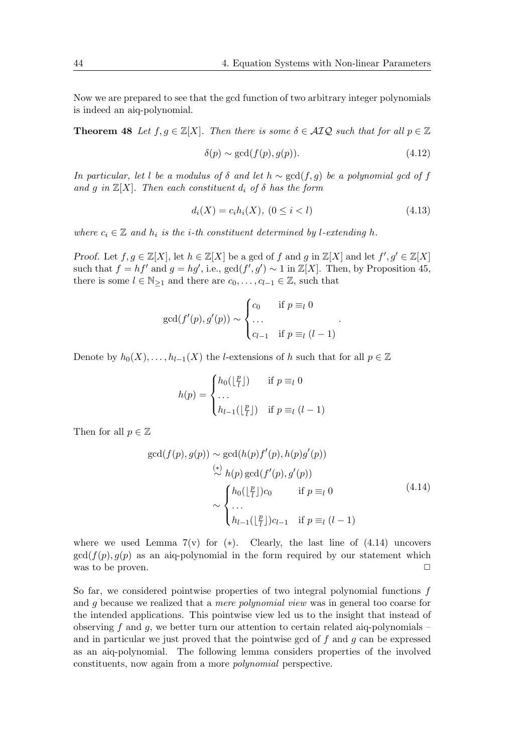Now we are prepared to see that the gcd function of two arbitrary integer polynomials is indeed an aiq-polynomial.

**Theorem 48** *Let $f, g \in \mathbb{Z}[X]$. Then there is some $\delta \in \mathcal{AIQ}$ such that for all $p \in \mathbb{Z}$*

$$\delta(p) \sim \gcd(f(p), g(p)). \tag{4.12}$$

*In particular, let $l$ be a modulus of $\delta$ and let $h \sim \gcd(f, g)$ be a polynomial gcd of $f$ and $g$ in $\mathbb{Z}[X]$. Then each constituent $d_i$ of $\delta$ has the form*

$$d_i(X) = c_i h_i(X),\ (0 \leq i < l) \tag{4.13}$$

*where $c_i \in \mathbb{Z}$ and $h_i$ is the $i$-th constituent determined by $l$-extending $h$.*

*Proof.* Let $f, g \in \mathbb{Z}[X]$, let $h \in \mathbb{Z}[X]$ be a gcd of $f$ and $g$ in $\mathbb{Z}[X]$ and let $f', g' \in \mathbb{Z}[X]$ such that $f = hf'$ and $g = hg'$, i.e., $\gcd(f', g') \sim 1$ in $\mathbb{Z}[X]$. Then, by Proposition 45, there is some $l \in \mathbb{N}_{\geq 1}$ and there are $c_0, \ldots, c_{l-1} \in \mathbb{Z}$, such that

$$\gcd(f'(p), g'(p)) \sim \begin{cases} c_0 & \text{if } p \equiv_l 0 \\ \ldots & \\ c_{l-1} & \text{if } p \equiv_l (l-1) \end{cases}.$$

Denote by $h_0(X), \ldots, h_{l-1}(X)$ the $l$-extensions of $h$ such that for all $p \in \mathbb{Z}$

$$h(p) = \begin{cases} h_0(\lfloor \frac{p}{l} \rfloor) & \text{if } p \equiv_l 0 \\ \ldots & \\ h_{l-1}(\lfloor \frac{p}{l} \rfloor) & \text{if } p \equiv_l (l-1) \end{cases}$$

Then for all $p \in \mathbb{Z}$

$$\begin{aligned} \gcd(f(p), g(p)) &\sim \gcd(h(p)f'(p), h(p)g'(p)) \\ &\overset{(*)}{\sim} h(p)\gcd(f'(p), g'(p)) \\ &\sim \begin{cases} h_0(\lfloor \frac{p}{l} \rfloor)c_0 & \text{if } p \equiv_l 0 \\ \ldots & \\ h_{l-1}(\lfloor \frac{p}{l} \rfloor)c_{l-1} & \text{if } p \equiv_l (l-1) \end{cases} \end{aligned} \tag{4.14}$$

where we used Lemma 7(v) for $(*)$. Clearly, the last line of (4.14) uncovers $\gcd(f(p), g(p)$ as an aiq-polynomial in the form required by our statement which was to be proven. $\Box$

So far, we considered pointwise properties of two integral polynomial functions $f$ and $g$ because we realized that a *mere polynomial view* was in general too coarse for the intended applications. This pointwise view led us to the insight that instead of observing $f$ and $g$, we better turn our attention to certain related aiq-polynomials – and in particular we just proved that the pointwise gcd of $f$ and $g$ can be expressed as an aiq-polynomial. The following lemma considers properties of the involved constituents, now again from a more *polynomial* perspective.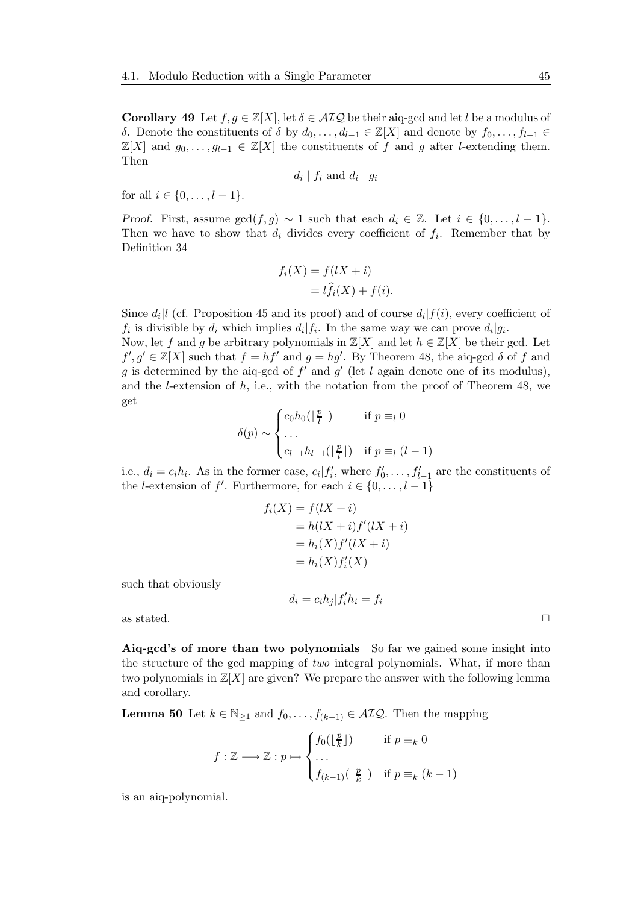**Corollary 49** Let $f, g \in \mathbb{Z}[X]$, let $\delta \in \mathcal{AIQ}$ be their aiq-gcd and let $l$ be a modulus of $\delta$. Denote the constituents of $\delta$ by $d_0, \ldots, d_{l-1} \in \mathbb{Z}[X]$ and denote by $f_0, \ldots, f_{l-1} \in \mathbb{Z}[X]$ and $g_0, \ldots, g_{l-1} \in \mathbb{Z}[X]$ the constituents of $f$ and $g$ after $l$-extending them. Then

$$d_i \mid f_i \text{ and } d_i \mid g_i$$

for all $i \in \{0, \ldots, l-1\}$.

*Proof.* First, assume $\gcd(f, g) \sim 1$ such that each $d_i \in \mathbb{Z}$. Let $i \in \{0, \ldots, l-1\}$. Then we have to show that $d_i$ divides every coefficient of $f_i$. Remember that by Definition 34

$$\begin{aligned} f_i(X) &= f(lX + i) \\ &= l\widehat{f}_i(X) + f(i). \end{aligned}$$

Since $d_i | l$ (cf. Proposition 45 and its proof) and of course $d_i | f(i)$, every coefficient of $f_i$ is divisible by $d_i$ which implies $d_i | f_i$. In the same way we can prove $d_i | g_i$.
Now, let $f$ and $g$ be arbitrary polynomials in $\mathbb{Z}[X]$ and let $h \in \mathbb{Z}[X]$ be their gcd. Let $f', g' \in \mathbb{Z}[X]$ such that $f = hf'$ and $g = hg'$. By Theorem 48, the aiq-gcd $\delta$ of $f$ and $g$ is determined by the aiq-gcd of $f'$ and $g'$ (let $l$ again denote one of its modulus), and the $l$-extension of $h$, i.e., with the notation from the proof of Theorem 48, we get

$$\delta(p) \sim \begin{cases} c_0 h_0(\lfloor \frac{p}{l} \rfloor) & \text{if } p \equiv_l 0 \\ \ldots \\ c_{l-1} h_{l-1}(\lfloor \frac{p}{l} \rfloor) & \text{if } p \equiv_l (l-1) \end{cases}$$

i.e., $d_i = c_i h_i$. As in the former case, $c_i | f'_i$, where $f'_0, \ldots, f'_{l-1}$ are the constituents of the $l$-extension of $f'$. Furthermore, for each $i \in \{0, \ldots, l-1\}$

$$\begin{aligned} f_i(X) &= f(lX + i) \\ &= h(lX + i) f'(lX + i) \\ &= h_i(X) f'(lX + i) \\ &= h_i(X) f'_i(X) \end{aligned}$$

such that obviously

$$d_i = c_i h_j | f'_i h_i = f_i$$

as stated. □

**Aiq-gcd's of more than two polynomials** So far we gained some insight into the structure of the gcd mapping of *two* integral polynomials. What, if more than two polynomials in $\mathbb{Z}[X]$ are given? We prepare the answer with the following lemma and corollary.

**Lemma 50** Let $k \in \mathbb{N}_{\geq 1}$ and $f_0, \ldots, f_{(k-1)} \in \mathcal{AIQ}$. Then the mapping

$$f : \mathbb{Z} \longrightarrow \mathbb{Z} : p \mapsto \begin{cases} f_0(\lfloor \frac{p}{k} \rfloor) & \text{if } p \equiv_k 0 \\ \ldots \\ f_{(k-1)}(\lfloor \frac{p}{k} \rfloor) & \text{if } p \equiv_k (k-1) \end{cases}$$

is an aiq-polynomial.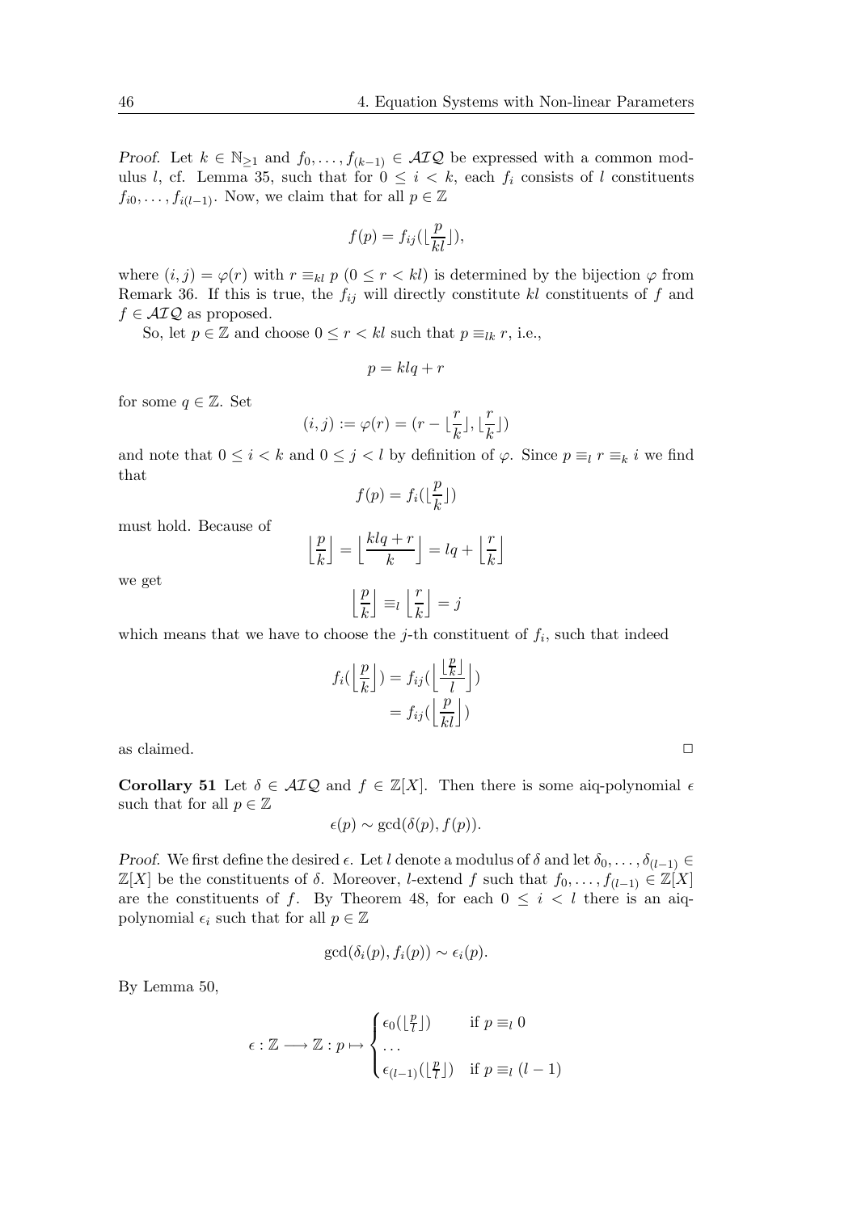*Proof.* Let $k \in \mathbb{N}_{\geq 1}$ and $f_0, \ldots, f_{(k-1)} \in \mathcal{AIQ}$ be expressed with a common modulus $l$, cf. Lemma 35, such that for $0 \leq i < k$, each $f_i$ consists of $l$ constituents $f_{i0}, \ldots, f_{i(l-1)}$. Now, we claim that for all $p \in \mathbb{Z}$

$$f(p) = f_{ij}(\lfloor \frac{p}{kl} \rfloor),$$

where $(i, j) = \varphi(r)$ with $r \equiv_{kl} p$ ($0 \leq r < kl$) is determined by the bijection $\varphi$ from Remark 36. If this is true, the $f_{ij}$ will directly constitute $kl$ constituents of $f$ and $f \in \mathcal{AIQ}$ as proposed.

So, let $p \in \mathbb{Z}$ and choose $0 \leq r < kl$ such that $p \equiv_{lk} r$, i.e.,

$$p = klq + r$$

for some $q \in \mathbb{Z}$. Set

$$(i, j) := \varphi(r) = (r - \lfloor \frac{r}{k} \rfloor, \lfloor \frac{r}{k} \rfloor)$$

and note that $0 \leq i < k$ and $0 \leq j < l$ by definition of $\varphi$. Since $p \equiv_l r \equiv_k i$ we find that

$$f(p) = f_i(\lfloor \frac{p}{k} \rfloor)$$

must hold. Because of

$$\left\lfloor \frac{p}{k} \right\rfloor = \left\lfloor \frac{klq + r}{k} \right\rfloor = lq + \left\lfloor \frac{r}{k} \right\rfloor$$

we get

$$\left\lfloor \frac{p}{k} \right\rfloor \equiv_l \left\lfloor \frac{r}{k} \right\rfloor = j$$

which means that we have to choose the $j$-th constituent of $f_i$, such that indeed

$$\begin{aligned} f_i(\left\lfloor \frac{p}{k} \right\rfloor) &= f_{ij}(\left\lfloor \frac{\lfloor \frac{p}{k} \rfloor}{l} \right\rfloor) \\ &= f_{ij}(\left\lfloor \frac{p}{kl} \right\rfloor) \end{aligned}$$

as claimed. □

**Corollary 51** Let $\delta \in \mathcal{AIQ}$ and $f \in \mathbb{Z}[X]$. Then there is some aiq-polynomial $\epsilon$ such that for all $p \in \mathbb{Z}$

$$\epsilon(p) \sim \gcd(\delta(p), f(p)).$$

*Proof.* We first define the desired $\epsilon$. Let $l$ denote a modulus of $\delta$ and let $\delta_0, \ldots, \delta_{(l-1)} \in \mathbb{Z}[X]$ be the constituents of $\delta$. Moreover, $l$-extend $f$ such that $f_0, \ldots, f_{(l-1)} \in \mathbb{Z}[X]$ are the constituents of $f$. By Theorem 48, for each $0 \leq i < l$ there is an aiq-polynomial $\epsilon_i$ such that for all $p \in \mathbb{Z}$

$$\gcd(\delta_i(p), f_i(p)) \sim \epsilon_i(p).$$

By Lemma 50,

$$\epsilon : \mathbb{Z} \longrightarrow \mathbb{Z} : p \mapsto \begin{cases} \epsilon_0(\lfloor \frac{p}{l} \rfloor) & \text{if } p \equiv_l 0 \\ \ldots & \\ \epsilon_{(l-1)}(\lfloor \frac{p}{l} \rfloor) & \text{if } p \equiv_l (l-1) \end{cases}$$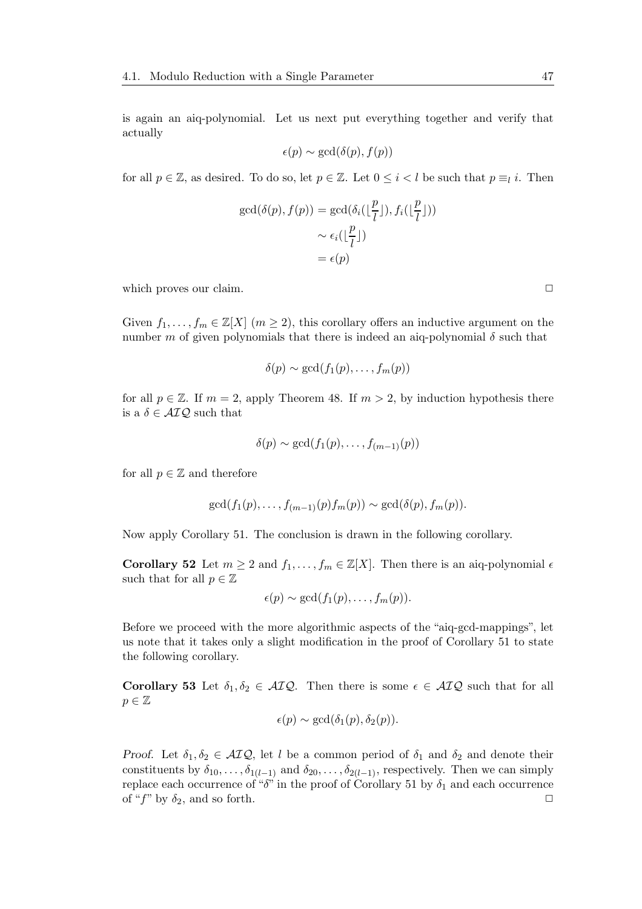is again an aiq-polynomial. Let us next put everything together and verify that actually

$$\epsilon(p) \sim \gcd(\delta(p), f(p))$$

for all $p \in \mathbb{Z}$, as desired. To do so, let $p \in \mathbb{Z}$. Let $0 \leq i < l$ be such that $p \equiv_l i$. Then

$$\begin{aligned}
\gcd(\delta(p), f(p)) &= \gcd(\delta_i(\lfloor \frac{p}{l} \rfloor), f_i(\lfloor \frac{p}{l} \rfloor)) \\
&\sim \epsilon_i(\lfloor \frac{p}{l} \rfloor) \\
&= \epsilon(p)
\end{aligned}$$

which proves our claim. □

Given $f_1, \ldots, f_m \in \mathbb{Z}[X]$ ($m \geq 2$), this corollary offers an inductive argument on the number $m$ of given polynomials that there is indeed an aiq-polynomial $\delta$ such that

$$\delta(p) \sim \gcd(f_1(p), \ldots, f_m(p))$$

for all $p \in \mathbb{Z}$. If $m = 2$, apply Theorem 48. If $m > 2$, by induction hypothesis there is a $\delta \in \mathcal{AIQ}$ such that

$$\delta(p) \sim \gcd(f_1(p), \ldots, f_{(m-1)}(p))$$

for all $p \in \mathbb{Z}$ and therefore

$$\gcd(f_1(p), \ldots, f_{(m-1)}(p) f_m(p)) \sim \gcd(\delta(p), f_m(p)).$$

Now apply Corollary 51. The conclusion is drawn in the following corollary.

**Corollary 52** Let $m \geq 2$ and $f_1, \ldots, f_m \in \mathbb{Z}[X]$. Then there is an aiq-polynomial $\epsilon$ such that for all $p \in \mathbb{Z}$

$$\epsilon(p) \sim \gcd(f_1(p), \ldots, f_m(p)).$$

Before we proceed with the more algorithmic aspects of the "aiq-gcd-mappings", let us note that it takes only a slight modification in the proof of Corollary 51 to state the following corollary.

**Corollary 53** Let $\delta_1, \delta_2 \in \mathcal{AIQ}$. Then there is some $\epsilon \in \mathcal{AIQ}$ such that for all $p \in \mathbb{Z}$

$$\epsilon(p) \sim \gcd(\delta_1(p), \delta_2(p)).$$

*Proof.* Let $\delta_1, \delta_2 \in \mathcal{AIQ}$, let $l$ be a common period of $\delta_1$ and $\delta_2$ and denote their constituents by $\delta_{10}, \ldots, \delta_{1(l-1)}$ and $\delta_{20}, \ldots, \delta_{2(l-1)}$, respectively. Then we can simply replace each occurrence of "$\delta$" in the proof of Corollary 51 by $\delta_1$ and each occurrence of "$f$" by $\delta_2$, and so forth. □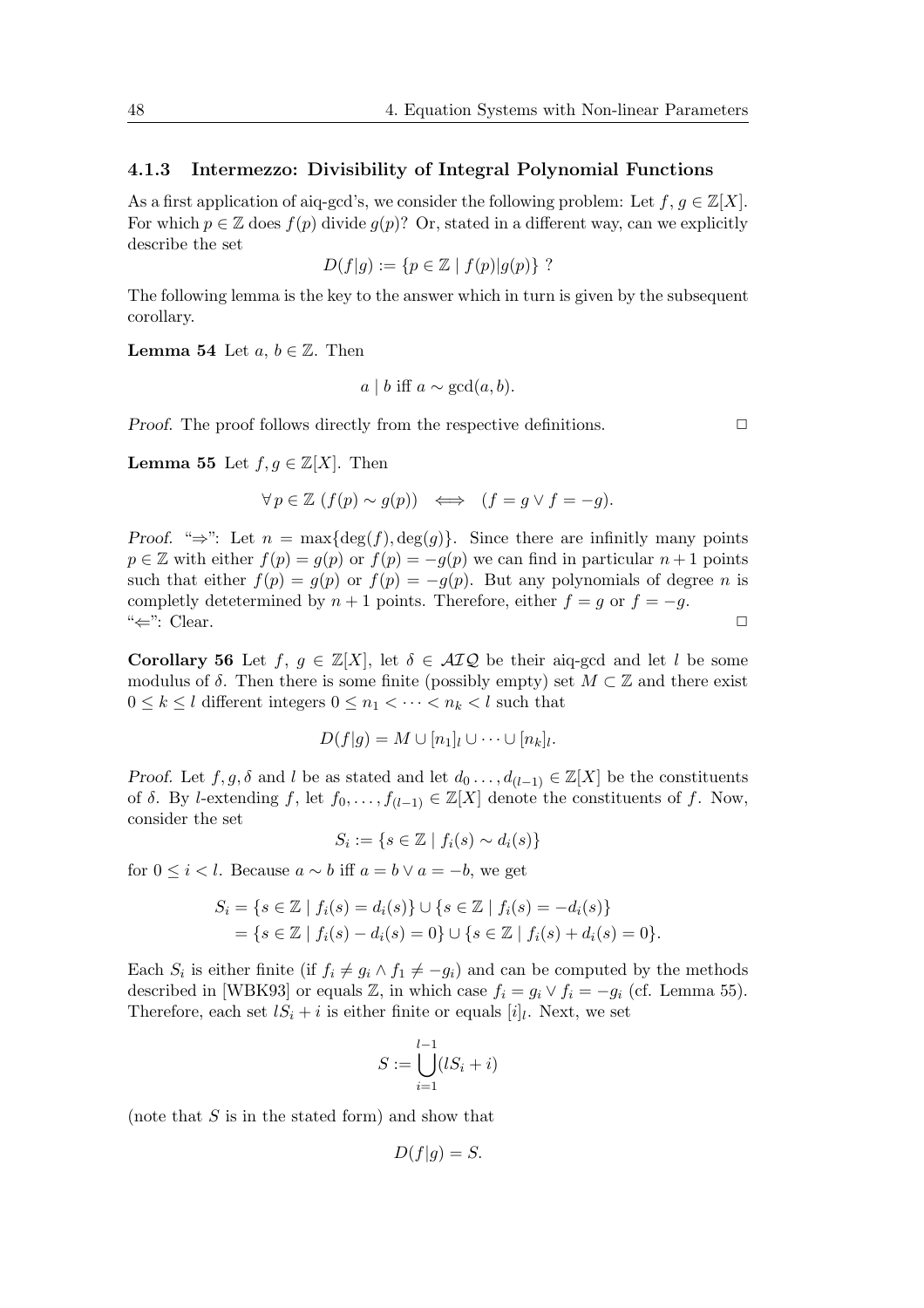### 4.1.3 Intermezzo: Divisibility of Integral Polynomial Functions

As a first application of aiq-gcd's, we consider the following problem: Let $f, g \in \mathbb{Z}[X]$. For which $p \in \mathbb{Z}$ does $f(p)$ divide $g(p)$? Or, stated in a different way, can we explicitly describe the set

$$D(f|g) := \{p \in \mathbb{Z} \mid f(p)|g(p)\} \ ?$$

The following lemma is the key to the answer which in turn is given by the subsequent corollary.

**Lemma 54** Let $a, b \in \mathbb{Z}$. Then

$$a \mid b \text{ iff } a \sim \gcd(a, b).$$

*Proof.* The proof follows directly from the respective definitions. □

**Lemma 55** Let $f, g \in \mathbb{Z}[X]$. Then

$$\forall\, p \in \mathbb{Z}\ (f(p) \sim g(p)) \iff (f = g \vee f = -g).$$

*Proof.* "⇒": Let $n = \max\{\deg(f), \deg(g)\}$. Since there are infinitly many points $p \in \mathbb{Z}$ with either $f(p) = g(p)$ or $f(p) = -g(p)$ we can find in particular $n+1$ points such that either $f(p) = g(p)$ or $f(p) = -g(p)$. But any polynomials of degree $n$ is completly detetermined by $n+1$ points. Therefore, either $f = g$ or $f = -g$.
"⇐": Clear. □

**Corollary 56** Let $f, g \in \mathbb{Z}[X]$, let $\delta \in \mathcal{AIQ}$ be their aiq-gcd and let $l$ be some modulus of $\delta$. Then there is some finite (possibly empty) set $M \subset \mathbb{Z}$ and there exist $0 \leq k \leq l$ different integers $0 \leq n_1 < \cdots < n_k < l$ such that

$$D(f|g) = M \cup [n_1]_l \cup \cdots \cup [n_k]_l.$$

*Proof.* Let $f, g, \delta$ and $l$ be as stated and let $d_0 \ldots, d_{(l-1)} \in \mathbb{Z}[X]$ be the constituents of $\delta$. By $l$-extending $f$, let $f_0, \ldots, f_{(l-1)} \in \mathbb{Z}[X]$ denote the constituents of $f$. Now, consider the set

$$S_i := \{s \in \mathbb{Z} \mid f_i(s) \sim d_i(s)\}$$

for $0 \leq i < l$. Because $a \sim b$ iff $a = b \vee a = -b$, we get

$$\begin{aligned} S_i &= \{s \in \mathbb{Z} \mid f_i(s) = d_i(s)\} \cup \{s \in \mathbb{Z} \mid f_i(s) = -d_i(s)\} \\ &= \{s \in \mathbb{Z} \mid f_i(s) - d_i(s) = 0\} \cup \{s \in \mathbb{Z} \mid f_i(s) + d_i(s) = 0\}. \end{aligned}$$

Each $S_i$ is either finite (if $f_i \neq g_i \wedge f_1 \neq -g_i$) and can be computed by the methods described in [WBK93] or equals $\mathbb{Z}$, in which case $f_i = g_i \vee f_i = -g_i$ (cf. Lemma 55). Therefore, each set $lS_i + i$ is either finite or equals $[i]_l$. Next, we set

$$S := \bigcup_{i=1}^{l-1} (lS_i + i)$$

(note that $S$ is in the stated form) and show that

$$D(f|g) = S.$$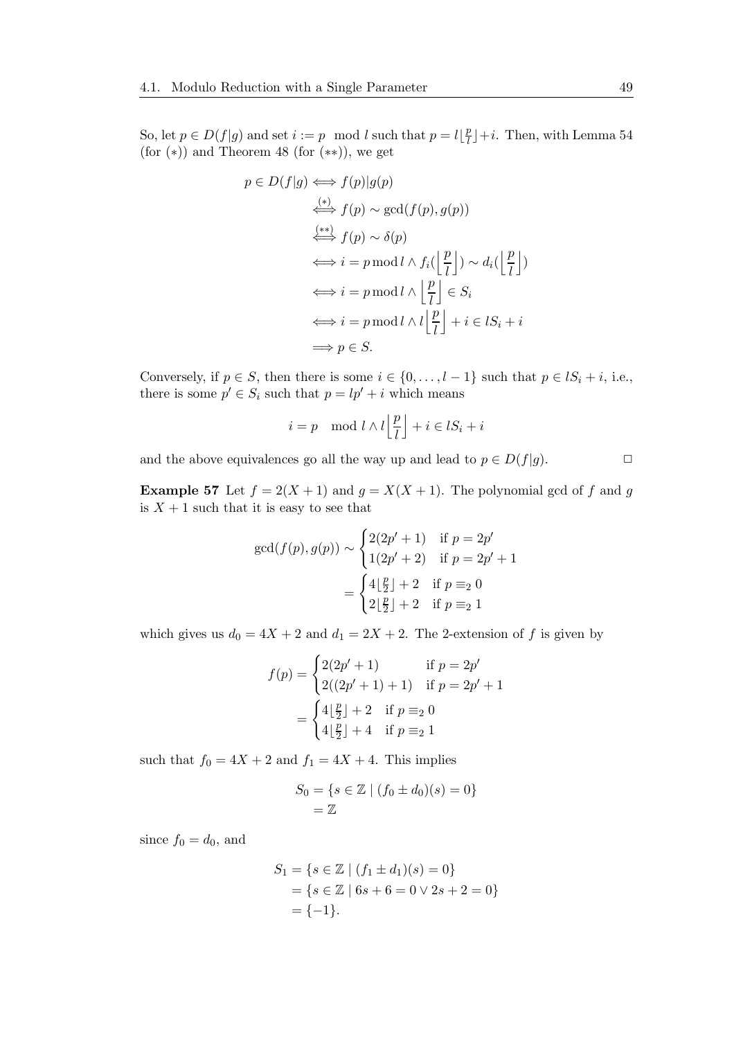So, let $p \in D(f|g)$ and set $i := p \mod l$ such that $p = l\lfloor \frac{p}{l} \rfloor + i$. Then, with Lemma 54 (for $(*)$) and Theorem 48 (for $(**)$), we get

$$
\begin{aligned}
p \in D(f|g) &\iff f(p) | g(p) \\
&\overset{(*)}{\iff} f(p) \sim \gcd(f(p), g(p)) \\
&\overset{(**)}{\iff} f(p) \sim \delta(p) \\
&\iff i = p \bmod l \wedge f_i(\Big\lfloor \frac{p}{l} \Big\rfloor) \sim d_i(\Big\lfloor \frac{p}{l} \Big\rfloor) \\
&\iff i = p \bmod l \wedge \Big\lfloor \frac{p}{l} \Big\rfloor \in S_i \\
&\iff i = p \bmod l \wedge l \Big\lfloor \frac{p}{l} \Big\rfloor + i \in lS_i + i \\
&\implies p \in S.
\end{aligned}
$$

Conversely, if $p \in S$, then there is some $i \in \{0, \ldots, l-1\}$ such that $p \in lS_i + i$, i.e., there is some $p' \in S_i$ such that $p = lp' + i$ which means

$$
i = p \mod l \wedge l \Big\lfloor \frac{p}{l} \Big\rfloor + i \in lS_i + i
$$

and the above equivalences go all the way up and lead to $p \in D(f|g)$. □

**Example 57** Let $f = 2(X+1)$ and $g = X(X+1)$. The polynomial gcd of $f$ and $g$ is $X + 1$ such that it is easy to see that

$$
\begin{aligned}
\gcd(f(p), g(p)) &\sim \begin{cases} 2(2p'+1) & \text{if } p = 2p' \\ 1(2p'+2) & \text{if } p = 2p'+1 \end{cases} \\
&= \begin{cases} 4\lfloor \frac{p}{2} \rfloor + 2 & \text{if } p \equiv_2 0 \\ 2\lfloor \frac{p}{2} \rfloor + 2 & \text{if } p \equiv_2 1 \end{cases}
\end{aligned}
$$

which gives us $d_0 = 4X + 2$ and $d_1 = 2X + 2$. The 2-extension of $f$ is given by

$$
\begin{aligned}
f(p) &= \begin{cases} 2(2p'+1) & \text{if } p = 2p' \\ 2((2p'+1)+1) & \text{if } p = 2p'+1 \end{cases} \\
&= \begin{cases} 4\lfloor \frac{p}{2} \rfloor + 2 & \text{if } p \equiv_2 0 \\ 4\lfloor \frac{p}{2} \rfloor + 4 & \text{if } p \equiv_2 1 \end{cases}
\end{aligned}
$$

such that $f_0 = 4X + 2$ and $f_1 = 4X + 4$. This implies

$$
\begin{aligned}
S_0 &= \{s \in \mathbb{Z} \mid (f_0 \pm d_0)(s) = 0\} \\
&= \mathbb{Z}
\end{aligned}
$$

since $f_0 = d_0$, and

$$
\begin{aligned}
S_1 &= \{s \in \mathbb{Z} \mid (f_1 \pm d_1)(s) = 0\} \\
&= \{s \in \mathbb{Z} \mid 6s + 6 = 0 \vee 2s + 2 = 0\} \\
&= \{-1\}.
\end{aligned}
$$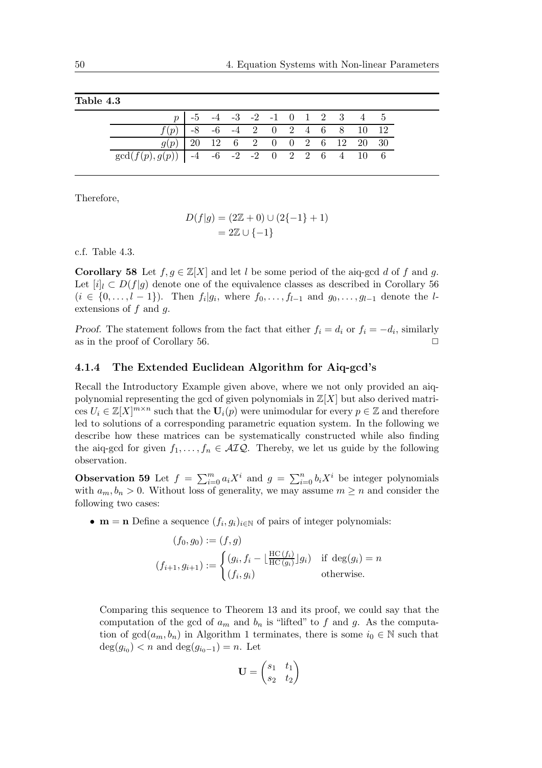**Table 4.3**

| $p$ | -5 | -4 | -3 | -2 | -1 | 0 | 1 | 2 | 3 | 4 | 5 |
|---|---|---|---|---|---|---|---|---|---|---|---|
| $f(p)$ | -8 | -6 | -4 | 2 | 0 | 2 | 4 | 6 | 8 | 10 | 12 |
| $g(p)$ | 20 | 12 | 6 | 2 | 0 | 0 | 2 | 6 | 12 | 20 | 30 |
| $\gcd(f(p), g(p))$ | -4 | -6 | -2 | -2 | 0 | 2 | 2 | 6 | 4 | 10 | 6 |

Therefore,

$$
\begin{aligned}
D(f|g) &= (2\mathbb{Z} + 0) \cup (2\{-1\} + 1) \\
&= 2\mathbb{Z} \cup \{-1\}
\end{aligned}
$$

c.f. Table 4.3.

**Corollary 58** Let $f, g \in \mathbb{Z}[X]$ and let $l$ be some period of the aiq-gcd $d$ of $f$ and $g$. Let $[i]_l \subset D(f|g)$ denote one of the equivalence classes as described in Corollary 56 ($i \in \{0, \ldots, l-1\}$). Then $f_i | g_i$, where $f_0, \ldots, f_{l-1}$ and $g_0, \ldots, g_{l-1}$ denote the $l$-extensions of $f$ and $g$.

*Proof.* The statement follows from the fact that either $f_i = d_i$ or $f_i = -d_i$, similarly as in the proof of Corollary 56. □

### 4.1.4 The Extended Euclidean Algorithm for Aiq-gcd's

Recall the Introductory Example given above, where we not only provided an aiq-polynomial representing the gcd of given polynomials in $\mathbb{Z}[X]$ but also derived matrices $U_i \in \mathbb{Z}[X]^{m \times n}$ such that the $\mathbf{U}_i(p)$ were unimodular for every $p \in \mathbb{Z}$ and therefore led to solutions of a corresponding parametric equation system. In the following we describe how these matrices can be systematically constructed while also finding the aiq-gcd for given $f_1, \ldots, f_n \in \mathcal{AIQ}$. Thereby, we let us guide by the following observation.

**Observation 59** Let $f = \sum_{i=0}^{m} a_i X^i$ and $g = \sum_{i=0}^{n} b_i X^i$ be integer polynomials with $a_m, b_n > 0$. Without loss of generality, we may assume $m \geq n$ and consider the following two cases:

- $\mathbf{m = n}$ Define a sequence $(f_i, g_i)_{i \in \mathbb{N}}$ of pairs of integer polynomials:

$$
\begin{aligned}
(f_0, g_0) &:= (f, g) \\
(f_{i+1}, g_{i+1}) &:= \begin{cases} (g_i, f_i - \lfloor \frac{\mathrm{HC}\,(f_i)}{\mathrm{HC}\,(g_i)} \rfloor g_i) & \text{if } \deg(g_i) = n \\ (f_i, g_i) & \text{otherwise.} \end{cases}
\end{aligned}
$$

  Comparing this sequence to Theorem 13 and its proof, we could say that the computation of the gcd of $a_m$ and $b_n$ is "lifted" to $f$ and $g$. As the computation of $\gcd(a_m, b_n)$ in Algorithm 1 terminates, there is some $i_0 \in \mathbb{N}$ such that $\deg(g_{i_0}) < n$ and $\deg(g_{i_0 - 1}) = n$. Let

$$
\mathbf{U} = \begin{pmatrix} s_1 & t_1 \\ s_2 & t_2 \end{pmatrix}
$$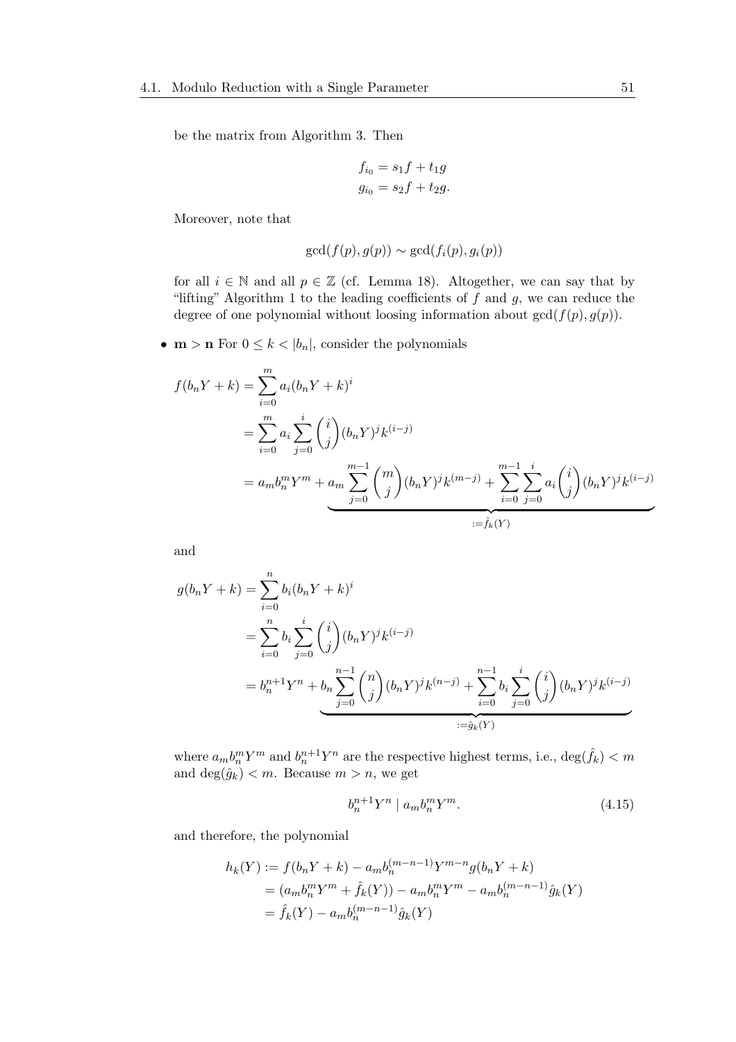be the matrix from Algorithm 3. Then

$$f_{i_0} = s_1 f + t_1 g$$
$$g_{i_0} = s_2 f + t_2 g.$$

Moreover, note that

$$\gcd(f(p), g(p)) \sim \gcd(f_i(p), g_i(p))$$

for all $i \in \mathbb{N}$ and all $p \in \mathbb{Z}$ (cf. Lemma 18). Altogether, we can say that by "lifting" Algorithm 1 to the leading coefficients of $f$ and $g$, we can reduce the degree of one polynomial without loosing information about $\gcd(f(p), g(p))$.

- $\mathbf{m} > \mathbf{n}$ For $0 \leq k < |b_n|$, consider the polynomials

$$\begin{aligned}
f(b_n Y + k) &= \sum_{i=0}^{m} a_i (b_n Y + k)^i \\
&= \sum_{i=0}^{m} a_i \sum_{j=0}^{i} \binom{i}{j} (b_n Y)^j k^{(i-j)} \\
&= a_m b_n^m Y^m + \underbrace{a_m \sum_{j=0}^{m-1} \binom{m}{j} (b_n Y)^j k^{(m-j)} + \sum_{i=0}^{m-1} \sum_{j=0}^{i} a_i \binom{i}{j} (b_n Y)^j k^{(i-j)}}_{:= \hat{f}_k(Y)}
\end{aligned}$$

and

$$\begin{aligned}
g(b_n Y + k) &= \sum_{i=0}^{n} b_i (b_n Y + k)^i \\
&= \sum_{i=0}^{n} b_i \sum_{j=0}^{i} \binom{i}{j} (b_n Y)^j k^{(i-j)} \\
&= b_n^{n+1} Y^n + \underbrace{b_n \sum_{j=0}^{n-1} \binom{n}{j} (b_n Y)^j k^{(n-j)} + \sum_{i=0}^{n-1} b_i \sum_{j=0}^{i} \binom{i}{j} (b_n Y)^j k^{(i-j)}}_{:= \hat{g}_k(Y)}
\end{aligned}$$

where $a_m b_n^m Y^m$ and $b_n^{n+1} Y^n$ are the respective highest terms, i.e., $\deg(\hat{f}_k) < m$ and $\deg(\hat{g}_k) < m$. Because $m > n$, we get

$$b_n^{n+1} Y^n \mid a_m b_n^m Y^m. \tag{4.15}$$

and therefore, the polynomial

$$\begin{aligned}
h_k(Y) &:= f(b_n Y + k) - a_m b_n^{(m-n-1)} Y^{m-n} g(b_n Y + k) \\
&= (a_m b_n^m Y^m + \hat{f}_k(Y)) - a_m b_n^m Y^m - a_m b_n^{(m-n-1)} \hat{g}_k(Y) \\
&= \hat{f}_k(Y) - a_m b_n^{(m-n-1)} \hat{g}_k(Y)
\end{aligned}$$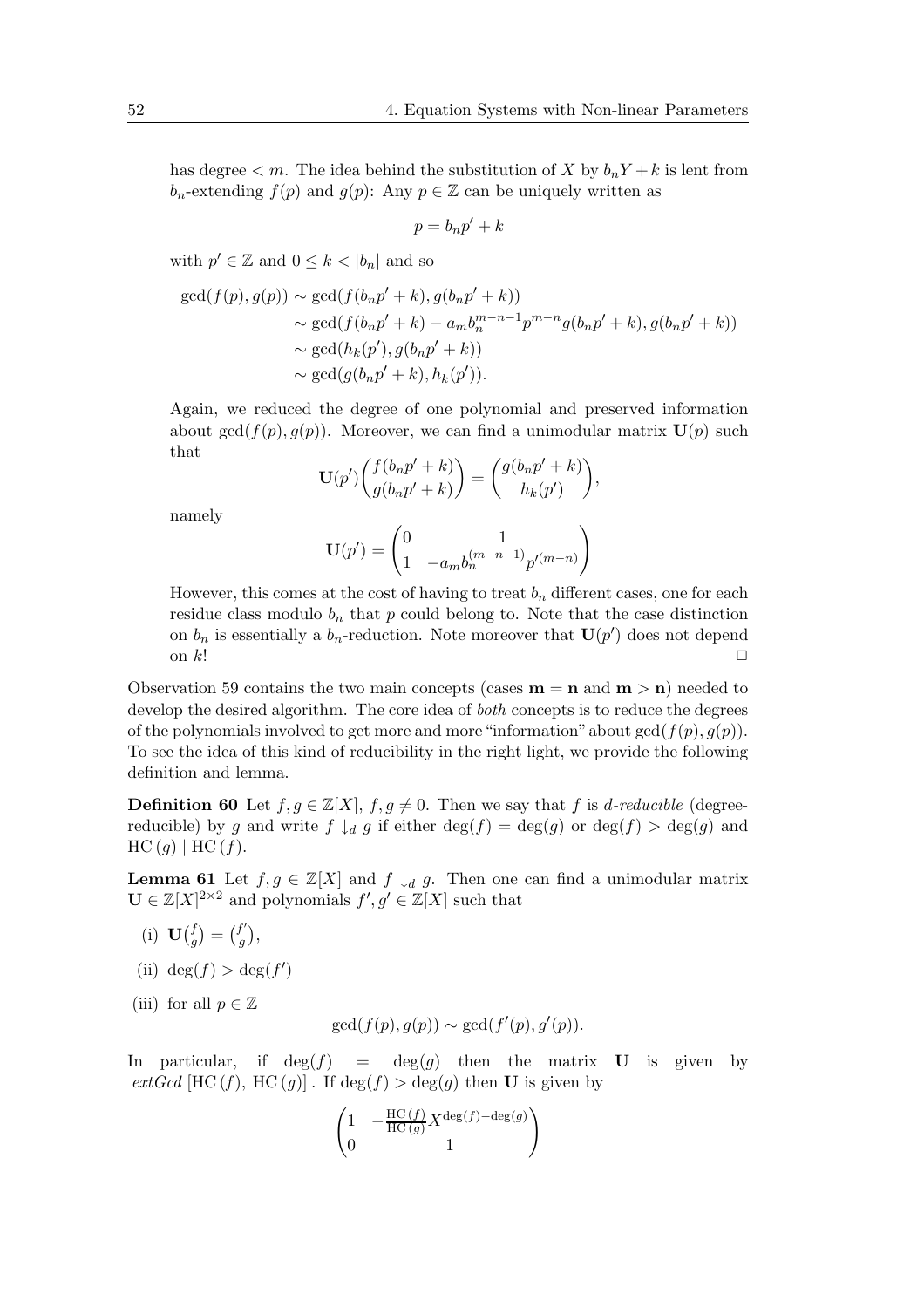has degree $< m$. The idea behind the substitution of $X$ by $b_nY + k$ is lent from $b_n$-extending $f(p)$ and $g(p)$: Any $p \in \mathbb{Z}$ can be uniquely written as

$$p = b_n p' + k$$

with $p' \in \mathbb{Z}$ and $0 \leq k < |b_n|$ and so

$$\begin{aligned}
\gcd(f(p), g(p)) &\sim \gcd(f(b_n p' + k), g(b_n p' + k)) \\
&\sim \gcd(f(b_n p' + k) - a_m b_n^{m-n-1} p^{m-n} g(b_n p' + k), g(b_n p' + k)) \\
&\sim \gcd(h_k(p'), g(b_n p' + k)) \\
&\sim \gcd(g(b_n p' + k), h_k(p')).
\end{aligned}$$

Again, we reduced the degree of one polynomial and preserved information about $\gcd(f(p), g(p))$. Moreover, we can find a unimodular matrix $\mathbf{U}(p)$ such that

$$\mathbf{U}(p') \begin{pmatrix} f(b_n p' + k) \\ g(b_n p' + k) \end{pmatrix} = \begin{pmatrix} g(b_n p' + k) \\ h_k(p') \end{pmatrix},$$

namely

$$\mathbf{U}(p') = \begin{pmatrix} 0 & 1 \\ 1 & -a_m b_n^{(m-n-1)} p'^{(m-n)} \end{pmatrix}$$

However, this comes at the cost of having to treat $b_n$ different cases, one for each residue class modulo $b_n$ that $p$ could belong to. Note that the case distinction on $b_n$ is essentially a $b_n$-reduction. Note moreover that $\mathbf{U}(p')$ does not depend on $k$! □

Observation 59 contains the two main concepts (cases $\mathbf{m} = \mathbf{n}$ and $\mathbf{m} > \mathbf{n}$) needed to develop the desired algorithm. The core idea of *both* concepts is to reduce the degrees of the polynomials involved to get more and more "information" about $\gcd(f(p), g(p))$. To see the idea of this kind of reducibility in the right light, we provide the following definition and lemma.

**Definition 60** Let $f, g \in \mathbb{Z}[X]$, $f, g \neq 0$. Then we say that $f$ is *d-reducible* (degree-reducible) by $g$ and write $f \downarrow_d g$ if either $\deg(f) = \deg(g)$ or $\deg(f) > \deg(g)$ and $\mathrm{HC}(g) \mid \mathrm{HC}(f)$.

**Lemma 61** Let $f, g \in \mathbb{Z}[X]$ and $f \downarrow_d g$. Then one can find a unimodular matrix $\mathbf{U} \in \mathbb{Z}[X]^{2\times 2}$ and polynomials $f', g' \in \mathbb{Z}[X]$ such that

(i) $\mathbf{U}\binom{f}{g} = \binom{f'}{g}$,

(ii) $\deg(f) > \deg(f')$

(iii) for all $p \in \mathbb{Z}$

$$\gcd(f(p), g(p)) \sim \gcd(f'(p), g'(p)).$$

In particular, if $\deg(f) = \deg(g)$ then the matrix $\mathbf{U}$ is given by *extGcd* $[\mathrm{HC}(f), \mathrm{HC}(g)]$. If $\deg(f) > \deg(g)$ then $\mathbf{U}$ is given by

$$\begin{pmatrix} 1 & -\frac{\mathrm{HC}(f)}{\mathrm{HC}(g)} X^{\deg(f)-\deg(g)} \\ 0 & 1 \end{pmatrix}$$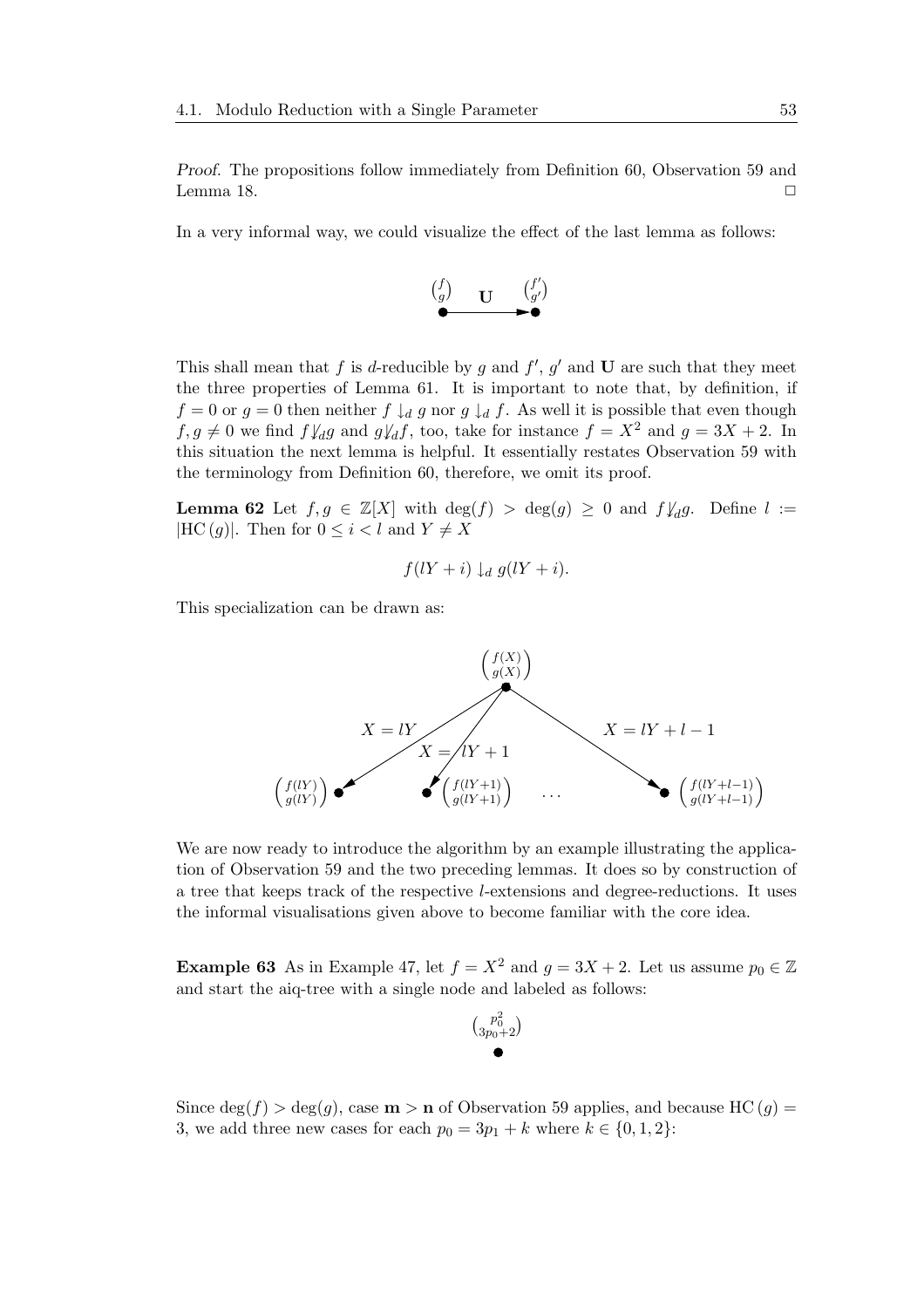*Proof.* The propositions follow immediately from Definition 60, Observation 59 and Lemma 18. □

In a very informal way, we could visualize the effect of the last lemma as follows:

$$\binom{f}{g} \xrightarrow{\quad \mathbf{U} \quad} \binom{f'}{g'}$$

This shall mean that $f$ is $d$-reducible by $g$ and $f'$, $g'$ and $\mathbf{U}$ are such that they meet the three properties of Lemma 61. It is important to note that, by definition, if $f = 0$ or $g = 0$ then neither $f \downarrow_d g$ nor $g \downarrow_d f$. As well it is possible that even though $f, g \neq 0$ we find $f \not\downarrow_d g$ and $g \not\downarrow_d f$, too, take for instance $f = X^2$ and $g = 3X + 2$. In this situation the next lemma is helpful. It essentially restates Observation 59 with the terminology from Definition 60, therefore, we omit its proof.

**Lemma 62** Let $f, g \in \mathbb{Z}[X]$ with $\deg(f) > \deg(g) \geq 0$ and $f \not\downarrow_d g$. Define $l := |\mathrm{HC}(g)|$. Then for $0 \leq i < l$ and $Y \neq X$

$$f(lY + i) \downarrow_d g(lY + i).$$

This specialization can be drawn as:

$$\binom{f(X)}{g(X)} \longrightarrow \binom{f(lY)}{g(lY)} \;(X = lY), \quad \binom{f(lY+1)}{g(lY+1)} \;(X = lY+1), \quad \ldots, \quad \binom{f(lY+l-1)}{g(lY+l-1)} \;(X = lY+l-1)$$

We are now ready to introduce the algorithm by an example illustrating the application of Observation 59 and the two preceding lemmas. It does so by construction of a tree that keeps track of the respective $l$-extensions and degree-reductions. It uses the informal visualisations given above to become familiar with the core idea.

**Example 63** As in Example 47, let $f = X^2$ and $g = 3X + 2$. Let us assume $p_0 \in \mathbb{Z}$ and start the aiq-tree with a single node and labeled as follows:

$$\binom{p_0^2}{3p_0+2}$$

Since $\deg(f) > \deg(g)$, case $\mathbf{m} > \mathbf{n}$ of Observation 59 applies, and because $\mathrm{HC}(g) = 3$, we add three new cases for each $p_0 = 3p_1 + k$ where $k \in \{0, 1, 2\}$: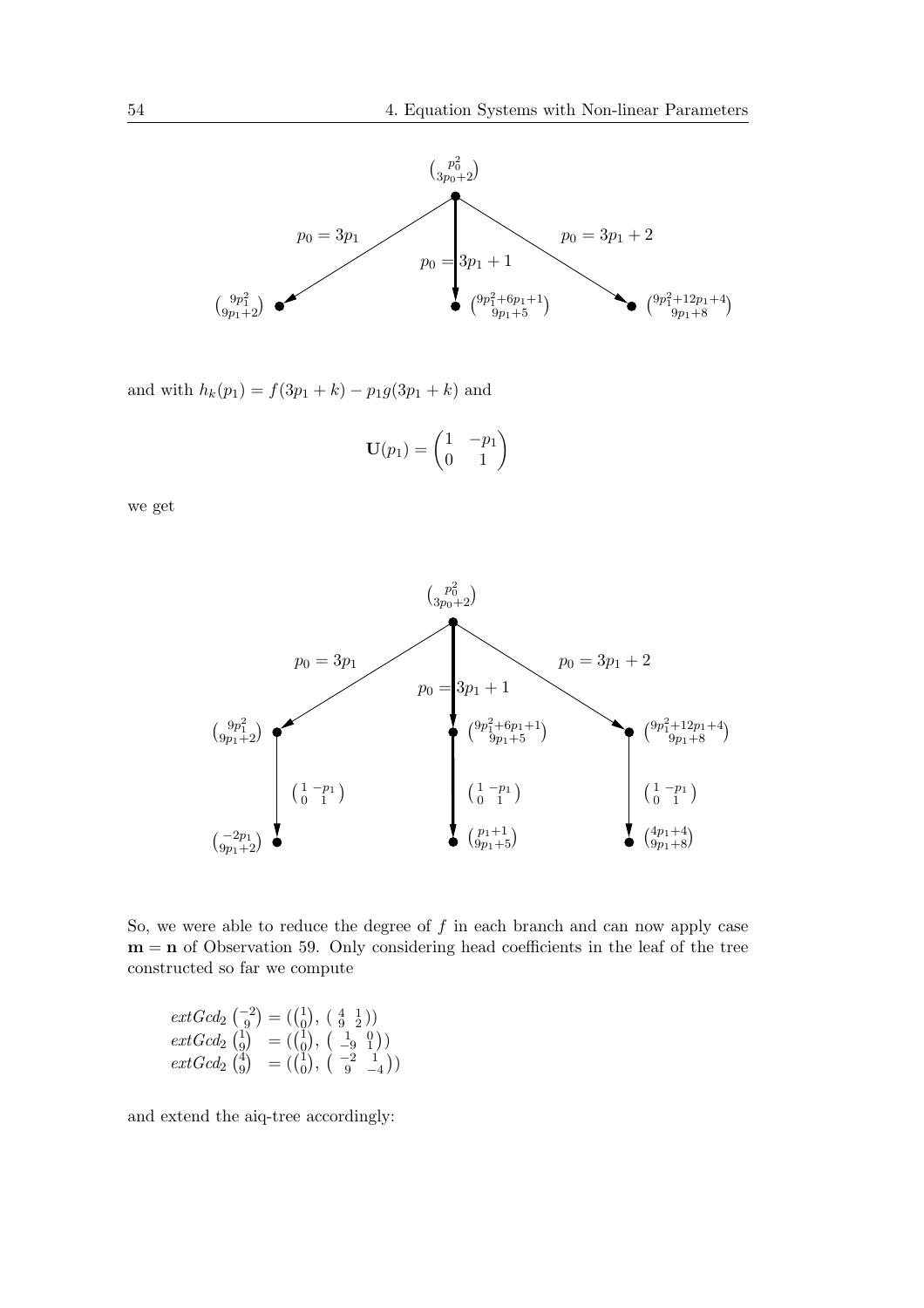$$\binom{p_0^2}{3p_0+2}$$

- $p_0 = 3p_1$: $\binom{9p_1^2}{9p_1+2}$
- $p_0 = 3p_1 + 1$: $\binom{9p_1^2+6p_1+1}{9p_1+5}$
- $p_0 = 3p_1 + 2$: $\binom{9p_1^2+12p_1+4}{9p_1+8}$

and with $h_k(p_1) = f(3p_1 + k) - p_1 g(3p_1 + k)$ and

$$\mathbf{U}(p_1) = \begin{pmatrix} 1 & -p_1 \\ 0 & 1 \end{pmatrix}$$

we get

$$\binom{p_0^2}{3p_0+2}$$

- $p_0 = 3p_1$: $\binom{9p_1^2}{9p_1+2}$, then $\begin{pmatrix} 1 & -p_1 \\ 0 & 1 \end{pmatrix}$: $\binom{-2p_1}{9p_1+2}$
- $p_0 = 3p_1 + 1$: $\binom{9p_1^2+6p_1+1}{9p_1+5}$, then $\begin{pmatrix} 1 & -p_1 \\ 0 & 1 \end{pmatrix}$: $\binom{p_1+1}{9p_1+5}$
- $p_0 = 3p_1 + 2$: $\binom{9p_1^2+12p_1+4}{9p_1+8}$, then $\begin{pmatrix} 1 & -p_1 \\ 0 & 1 \end{pmatrix}$: $\binom{4p_1+4}{9p_1+8}$

So, we were able to reduce the degree of $f$ in each branch and can now apply case $\mathbf{m} = \mathbf{n}$ of Observation 59. Only considering head coefficients in the leaf of the tree constructed so far we compute

$$\begin{aligned}
extGcd_2 \binom{-2}{9} &= \left(\binom{1}{0}, \begin{pmatrix} 4 & 1 \\ 9 & 2 \end{pmatrix}\right) \\
extGcd_2 \binom{1}{9} &= \left(\binom{1}{0}, \begin{pmatrix} 1 & 0 \\ -9 & 1 \end{pmatrix}\right) \\
extGcd_2 \binom{4}{9} &= \left(\binom{1}{0}, \begin{pmatrix} -2 & 1 \\ 9 & -4 \end{pmatrix}\right)
\end{aligned}$$

and extend the aiq-tree accordingly: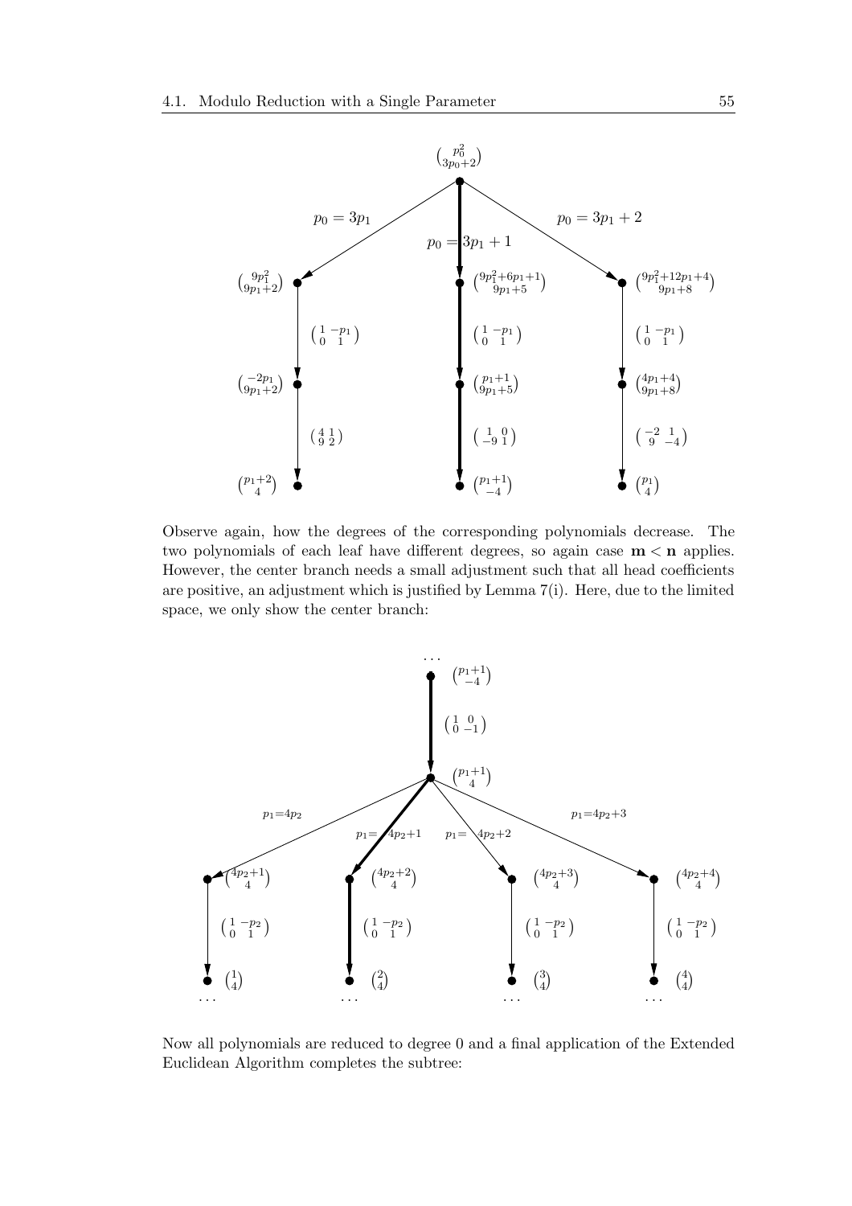Observe again, how the degrees of the corresponding polynomials decrease. The two polynomials of each leaf have different degrees, so again case $\mathbf{m} < \mathbf{n}$ applies. However, the center branch needs a small adjustment such that all head coefficients are positive, an adjustment which is justified by Lemma 7(i). Here, due to the limited space, we only show the center branch:

Now all polynomials are reduced to degree 0 and a final application of the Extended Euclidean Algorithm completes the subtree: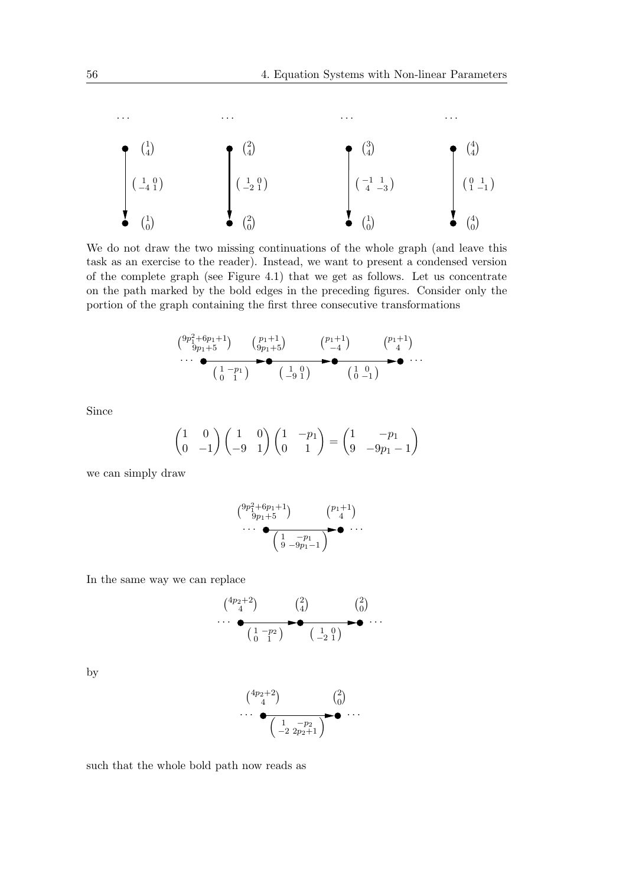$$
\begin{array}{cccc}
\cdots & \cdots & \cdots & \cdots \\
\binom{1}{4} & \binom{2}{4} & \binom{3}{4} & \binom{4}{4} \\
\downarrow \left(\begin{smallmatrix} 1 & 0 \\ -4 & 1 \end{smallmatrix}\right) & \downarrow \left(\begin{smallmatrix} 1 & 0 \\ -2 & 1 \end{smallmatrix}\right) & \downarrow \left(\begin{smallmatrix} -1 & 1 \\ 4 & -3 \end{smallmatrix}\right) & \downarrow \left(\begin{smallmatrix} 0 & 1 \\ 1 & -1 \end{smallmatrix}\right) \\
\binom{1}{0} & \binom{2}{0} & \binom{1}{0} & \binom{4}{0}
\end{array}
$$

We do not draw the two missing continuations of the whole graph (and leave this task as an exercise to the reader). Instead, we want to present a condensed version of the complete graph (see Figure 4.1) that we get as follows. Let us concentrate on the path marked by the bold edges in the preceding figures. Consider only the portion of the graph containing the first three consecutive transformations

$$
\cdots \binom{9p_1^2+6p_1+1}{9p_1+5} \xrightarrow{\left(\begin{smallmatrix} 1 & -p_1 \\ 0 & 1 \end{smallmatrix}\right)} \binom{p_1+1}{9p_1+5} \xrightarrow{\left(\begin{smallmatrix} 1 & 0 \\ -9 & 1 \end{smallmatrix}\right)} \binom{p_1+1}{-4} \xrightarrow{\left(\begin{smallmatrix} 1 & 0 \\ 0 & -1 \end{smallmatrix}\right)} \binom{p_1+1}{4} \cdots
$$

Since

$$
\begin{pmatrix} 1 & 0 \\ 0 & -1 \end{pmatrix} \begin{pmatrix} 1 & 0 \\ -9 & 1 \end{pmatrix} \begin{pmatrix} 1 & -p_1 \\ 0 & 1 \end{pmatrix} = \begin{pmatrix} 1 & -p_1 \\ 9 & -9p_1 - 1 \end{pmatrix}
$$

we can simply draw

$$
\cdots \binom{9p_1^2+6p_1+1}{9p_1+5} \xrightarrow{\left(\begin{smallmatrix} 1 & -p_1 \\ 9 & -9p_1-1 \end{smallmatrix}\right)} \binom{p_1+1}{4} \cdots
$$

In the same way we can replace

$$
\cdots \binom{4p_2+2}{4} \xrightarrow{\left(\begin{smallmatrix} 1 & -p_2 \\ 0 & 1 \end{smallmatrix}\right)} \binom{2}{4} \xrightarrow{\left(\begin{smallmatrix} 1 & 0 \\ -2 & 1 \end{smallmatrix}\right)} \binom{2}{0} \cdots
$$

by

$$
\cdots \binom{4p_2+2}{4} \xrightarrow{\left(\begin{smallmatrix} 1 & -p_2 \\ -2 & 2p_2+1 \end{smallmatrix}\right)} \binom{2}{0} \cdots
$$

such that the whole bold path now reads as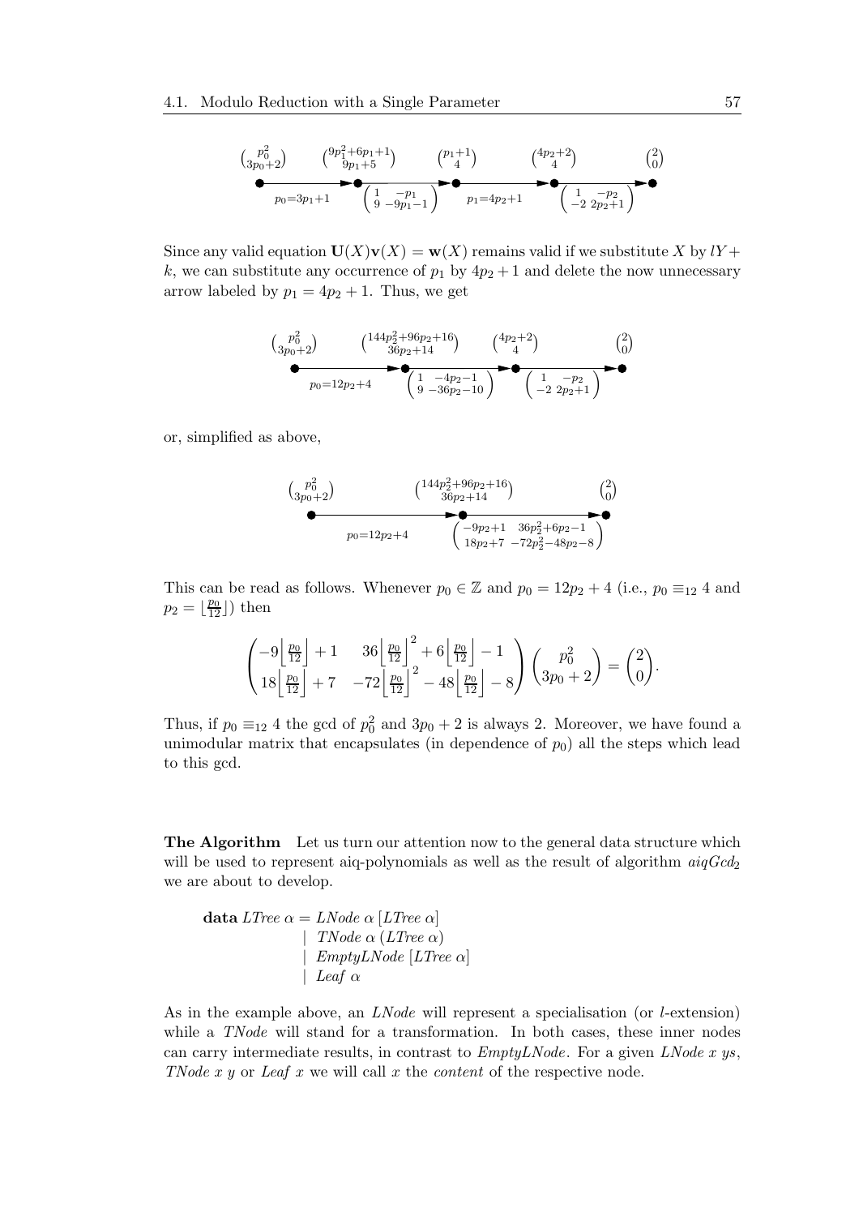$$
\binom{p_0^2}{3p_0+2} \xrightarrow{\;p_0=3p_1+1\;} \binom{9p_1^2+6p_1+1}{9p_1+5} \xrightarrow{\begin{pmatrix} 1 & -p_1 \\ 9 & -9p_1-1 \end{pmatrix}} \binom{p_1+1}{4} \xrightarrow{\;p_1=4p_2+1\;} \binom{4p_2+2}{4} \xrightarrow{\begin{pmatrix} 1 & -p_2 \\ -2 & 2p_2+1 \end{pmatrix}} \binom{2}{0}
$$

Since any valid equation $\mathbf{U}(X)\mathbf{v}(X) = \mathbf{w}(X)$ remains valid if we substitute $X$ by $lY + k$, we can substitute any occurrence of $p_1$ by $4p_2 + 1$ and delete the now unnecessary arrow labeled by $p_1 = 4p_2 + 1$. Thus, we get

$$
\binom{p_0^2}{3p_0+2} \xrightarrow{\;p_0=12p_2+4\;} \binom{144p_2^2+96p_2+16}{36p_2+14} \xrightarrow{\begin{pmatrix} 1 & -4p_2-1 \\ 9 & -36p_2-10 \end{pmatrix}} \binom{4p_2+2}{4} \xrightarrow{\begin{pmatrix} 1 & -p_2 \\ -2 & 2p_2+1 \end{pmatrix}} \binom{2}{0}
$$

or, simplified as above,

$$
\binom{p_0^2}{3p_0+2} \xrightarrow{\;p_0=12p_2+4\;} \binom{144p_2^2+96p_2+16}{36p_2+14} \xrightarrow{\begin{pmatrix} -9p_2+1 & 36p_2^2+6p_2-1 \\ 18p_2+7 & -72p_2^2-48p_2-8 \end{pmatrix}} \binom{2}{0}
$$

This can be read as follows. Whenever $p_0 \in \mathbb{Z}$ and $p_0 = 12p_2 + 4$ (i.e., $p_0 \equiv_{12} 4$ and $p_2 = \lfloor \frac{p_0}{12} \rfloor$) then

$$
\begin{pmatrix} -9\left\lfloor \frac{p_0}{12} \right\rfloor + 1 & 36\left\lfloor \frac{p_0}{12} \right\rfloor^2 + 6\left\lfloor \frac{p_0}{12} \right\rfloor - 1 \\ 18\left\lfloor \frac{p_0}{12} \right\rfloor + 7 & -72\left\lfloor \frac{p_0}{12} \right\rfloor^2 - 48\left\lfloor \frac{p_0}{12} \right\rfloor - 8 \end{pmatrix} \begin{pmatrix} p_0^2 \\ 3p_0 + 2 \end{pmatrix} = \begin{pmatrix} 2 \\ 0 \end{pmatrix}.
$$

Thus, if $p_0 \equiv_{12} 4$ the gcd of $p_0^2$ and $3p_0 + 2$ is always 2. Moreover, we have found a unimodular matrix that encapsulates (in dependence of $p_0$) all the steps which lead to this gcd.

**The Algorithm** Let us turn our attention now to the general data structure which will be used to represent aiq-polynomials as well as the result of algorithm $aiqGcd_2$ we are about to develop.

```
data LTree α = LNode α [LTree α]
             | TNode α (LTree α)
             | EmptyLNode [LTree α]
             | Leaf α
```

As in the example above, an *LNode* will represent a specialisation (or *l*-extension) while a *TNode* will stand for a transformation. In both cases, these inner nodes can carry intermediate results, in contrast to *EmptyLNode*. For a given *LNode x ys*, *TNode x y* or *Leaf x* we will call *x* the *content* of the respective node.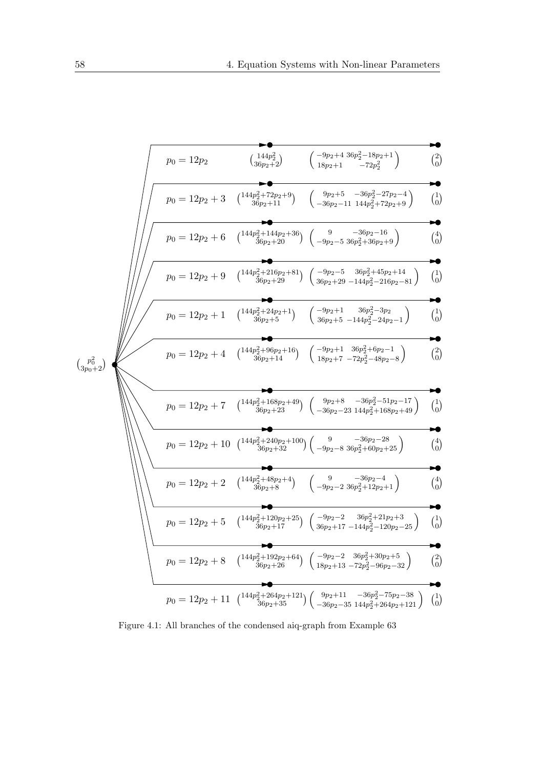$\binom{p_0^2}{3p_0+2}$

| Branch | Vector | Matrix | Result |
|---|---|---|---|
| $p_0 = 12p_2$ | $\binom{144p_2^2}{36p_2+2}$ | $\begin{pmatrix} -9p_2+4 & 36p_2^2-18p_2+1 \\ 18p_2+1 & -72p_2^2 \end{pmatrix}$ | $\binom{2}{0}$ |
| $p_0 = 12p_2 + 3$ | $\binom{144p_2^2+72p_2+9}{36p_2+11}$ | $\begin{pmatrix} 9p_2+5 & -36p_2^2-27p_2-4 \\ -36p_2-11 & 144p_2^2+72p_2+9 \end{pmatrix}$ | $\binom{1}{0}$ |
| $p_0 = 12p_2 + 6$ | $\binom{144p_2^2+144p_2+36}{36p_2+20}$ | $\begin{pmatrix} 9 & -36p_2-16 \\ -9p_2-5 & 36p_2^2+36p_2+9 \end{pmatrix}$ | $\binom{4}{0}$ |
| $p_0 = 12p_2 + 9$ | $\binom{144p_2^2+216p_2+81}{36p_2+29}$ | $\begin{pmatrix} -9p_2-5 & 36p_2^2+45p_2+14 \\ 36p_2+29 & -144p_2^2-216p_2-81 \end{pmatrix}$ | $\binom{1}{0}$ |
| $p_0 = 12p_2 + 1$ | $\binom{144p_2^2+24p_2+1}{36p_2+5}$ | $\begin{pmatrix} -9p_2+1 & 36p_2^2-3p_2 \\ 36p_2+5 & -144p_2^2-24p_2-1 \end{pmatrix}$ | $\binom{1}{0}$ |
| $p_0 = 12p_2 + 4$ | $\binom{144p_2^2+96p_2+16}{36p_2+14}$ | $\begin{pmatrix} -9p_2+1 & 36p_2^2+6p_2-1 \\ 18p_2+7 & -72p_2^2-48p_2-8 \end{pmatrix}$ | $\binom{2}{0}$ |
| $p_0 = 12p_2 + 7$ | $\binom{144p_2^2+168p_2+49}{36p_2+23}$ | $\begin{pmatrix} 9p_2+8 & -36p_2^2-51p_2-17 \\ -36p_2-23 & 144p_2^2+168p_2+49 \end{pmatrix}$ | $\binom{1}{0}$ |
| $p_0 = 12p_2 + 10$ | $\binom{144p_2^2+240p_2+100}{36p_2+32}$ | $\begin{pmatrix} 9 & -36p_2-28 \\ -9p_2-8 & 36p_2^2+60p_2+25 \end{pmatrix}$ | $\binom{4}{0}$ |
| $p_0 = 12p_2 + 2$ | $\binom{144p_2^2+48p_2+4}{36p_2+8}$ | $\begin{pmatrix} 9 & -36p_2-4 \\ -9p_2-2 & 36p_2^2+12p_2+1 \end{pmatrix}$ | $\binom{4}{0}$ |
| $p_0 = 12p_2 + 5$ | $\binom{144p_2^2+120p_2+25}{36p_2+17}$ | $\begin{pmatrix} -9p_2-2 & 36p_2^2+21p_2+3 \\ 36p_2+17 & -144p_2^2-120p_2-25 \end{pmatrix}$ | $\binom{1}{0}$ |
| $p_0 = 12p_2 + 8$ | $\binom{144p_2^2+192p_2+64}{36p_2+26}$ | $\begin{pmatrix} -9p_2-2 & 36p_2^2+30p_2+5 \\ 18p_2+13 & -72p_2^2-96p_2-32 \end{pmatrix}$ | $\binom{2}{0}$ |
| $p_0 = 12p_2 + 11$ | $\binom{144p_2^2+264p_2+121}{36p_2+35}$ | $\begin{pmatrix} 9p_2+11 & -36p_2^2-75p_2-38 \\ -36p_2-35 & 144p_2^2+264p_2+121 \end{pmatrix}$ | $\binom{1}{0}$ |

Figure 4.1: All branches of the condensed aiq-graph from Example 63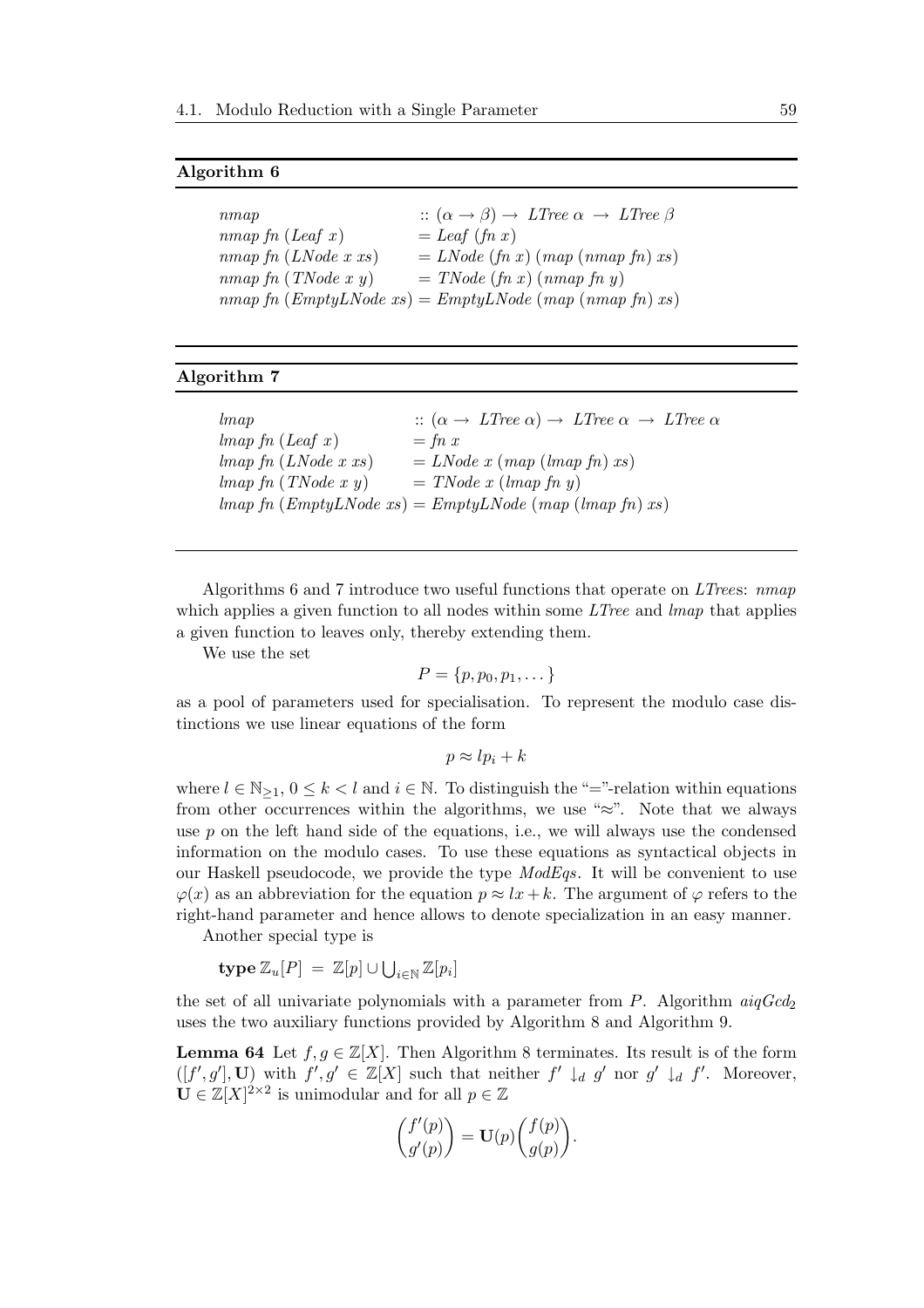**Algorithm 6**

```
nmap                          :: (α → β) → LTree α → LTree β
nmap fn (Leaf x)              = Leaf (fn x)
nmap fn (LNode x xs)          = LNode (fn x) (map (nmap fn) xs)
nmap fn (TNode x y)           = TNode (fn x) (nmap fn y)
nmap fn (EmptyLNode xs) = EmptyLNode (map (nmap fn) xs)
```

**Algorithm 7**

```
lmap                          :: (α → LTree α) → LTree α → LTree α
lmap fn (Leaf x)              = fn x
lmap fn (LNode x xs)          = LNode x (map (lmap fn) xs)
lmap fn (TNode x y)           = TNode x (lmap fn y)
lmap fn (EmptyLNode xs) = EmptyLNode (map (lmap fn) xs)
```

Algorithms 6 and 7 introduce two useful functions that operate on *LTree*s: *nmap* which applies a given function to all nodes within some *LTree* and *lmap* that applies a given function to leaves only, thereby extending them.

We use the set

$$P = \{p, p_0, p_1, \dots\}$$

as a pool of parameters used for specialisation. To represent the modulo case distinctions we use linear equations of the form

$$p \approx lp_i + k$$

where $l \in \mathbb{N}_{\geq 1}$, $0 \leq k < l$ and $i \in \mathbb{N}$. To distinguish the "="-relation within equations from other occurrences within the algorithms, we use "$\approx$". Note that we always use $p$ on the left hand side of the equations, i.e., we will always use the condensed information on the modulo cases. To use these equations as syntactical objects in our Haskell pseudocode, we provide the type *ModEqs*. It will be convenient to use $\varphi(x)$ as an abbreviation for the equation $p \approx lx + k$. The argument of $\varphi$ refers to the right-hand parameter and hence allows to denote specialization in an easy manner.

Another special type is

$$\textbf{type}\, \mathbb{Z}_u[P] \;=\; \mathbb{Z}[p] \cup \textstyle\bigcup_{i \in \mathbb{N}} \mathbb{Z}[p_i]$$

the set of all univariate polynomials with a parameter from $P$. Algorithm $aiqGcd_2$ uses the two auxiliary functions provided by Algorithm 8 and Algorithm 9.

**Lemma 64** Let $f, g \in \mathbb{Z}[X]$. Then Algorithm 8 terminates. Its result is of the form $([f', g'], \mathbf{U})$ with $f', g' \in \mathbb{Z}[X]$ such that neither $f' \downarrow_d g'$ nor $g' \downarrow_d f'$. Moreover, $\mathbf{U} \in \mathbb{Z}[X]^{2 \times 2}$ is unimodular and for all $p \in \mathbb{Z}$

$$\begin{pmatrix} f'(p) \\ g'(p) \end{pmatrix} = \mathbf{U}(p) \begin{pmatrix} f(p) \\ g(p) \end{pmatrix}.$$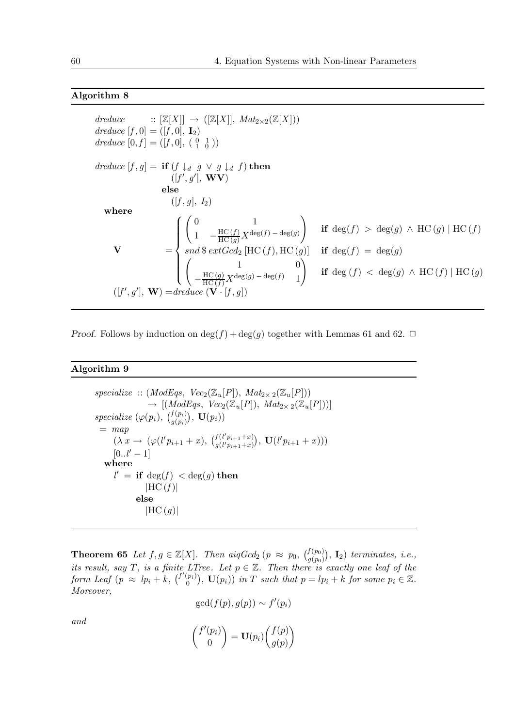**Algorithm 8**

$$
\begin{aligned}
&\mathit{dreduce} \quad :: [\mathbb{Z}[X]] \rightarrow ([\mathbb{Z}[X]],\ \mathit{Mat}_{2\times 2}(\mathbb{Z}[X]))\\
&\mathit{dreduce}\ [f,0] = ([f,0],\ \mathbf{I}_2)\\
&\mathit{dreduce}\ [0,f] = ([f,0],\ (\begin{smallmatrix} 0 & 1 \\ 1 & 0 \end{smallmatrix}))\\
&\\
&\mathit{dreduce}\ [f,g] = \ \textbf{if}\ (f \downarrow_d\ g\ \vee\ g \downarrow_d\ f)\ \textbf{then}\\
&\qquad\qquad ([f',g'],\ \mathbf{WV})\\
&\qquad \textbf{else}\\
&\qquad\qquad ([f,g],\ I_2)\\
&\quad \textbf{where}\\
&\quad \mathbf{V} = \begin{cases}
\begin{pmatrix} 0 & 1 \\ 1 & -\frac{\mathrm{HC}\,(f)}{\mathrm{HC}\,(g)} X^{\deg(f)\,-\,\deg(g)} \end{pmatrix} & \textbf{if}\ \deg(f) > \deg(g) \wedge \mathrm{HC}\,(g) \mid \mathrm{HC}\,(f)\\
\mathit{snd}\ \$\ \mathit{extGcd}_2\ [\mathrm{HC}\,(f), \mathrm{HC}\,(g)] & \textbf{if}\ \deg(f) = \deg(g)\\
\begin{pmatrix} 1 & 0 \\ -\frac{\mathrm{HC}\,(g)}{\mathrm{HC}\,(f)} X^{\deg(g)\,-\,\deg(f)} & 1 \end{pmatrix} & \textbf{if}\ \deg\,(f) < \deg(g) \wedge \mathrm{HC}\,(f) \mid \mathrm{HC}\,(g)
\end{cases}\\
&\quad ([f',g'],\ \mathbf{W}) = \mathit{dreduce}\ (\mathbf{V} \cdot [f,g])
\end{aligned}
$$

*Proof.* Follows by induction on $\deg(f) + \deg(g)$ together with Lemmas 61 and 62. □

**Algorithm 9**

$$
\begin{aligned}
&\mathit{specialize}\ :: (\mathit{ModEqs},\ \mathit{Vec}_2(\mathbb{Z}_u[P]),\ \mathit{Mat}_{2\times 2}(\mathbb{Z}_u[P]))\\
&\qquad\qquad \rightarrow [(\mathit{ModEqs},\ \mathit{Vec}_2(\mathbb{Z}_u[P]),\ \mathit{Mat}_{2\times 2}(\mathbb{Z}_u[P]))]\\
&\mathit{specialize}\ (\varphi(p_i),\ \tbinom{f(p_i)}{g(p_i)},\ \mathbf{U}(p_i))\\
&\ = \ \mathit{map}\\
&\qquad (\lambda\, x \rightarrow (\varphi(l' p_{i+1} + x),\ \tbinom{f(l' p_{i+1} + x)}{g(l' p_{i+1} + x)},\ \mathbf{U}(l' p_{i+1} + x)))\\
&\qquad [0..l' - 1]\\
&\quad \textbf{where}\\
&\qquad l' \ = \ \textbf{if}\ \deg(f)\ < \deg(g)\ \textbf{then}\\
&\qquad\qquad |\mathrm{HC}\,(f)|\\
&\qquad\quad \textbf{else}\\
&\qquad\qquad |\mathrm{HC}\,(g)|
\end{aligned}
$$

**Theorem 65** *Let $f, g \in \mathbb{Z}[X]$. Then $\mathit{aiqGcd}_2\ (p \approx p_0,\ \binom{f(p_0)}{g(p_0)},\ \mathbf{I}_2)$ terminates, i.e., its result, say $T$, is a finite LTree. Let $p \in \mathbb{Z}$. Then there is exactly one leaf of the form $\mathit{Leaf}\ (p \approx lp_i + k,\ \binom{f'(p_i)}{0},\ \mathbf{U}(p_i))$ in $T$ such that $p = lp_i + k$ for some $p_i \in \mathbb{Z}$. Moreover,*

$$\gcd(f(p), g(p)) \sim f'(p_i)$$

*and*

$$\begin{pmatrix} f'(p_i) \\ 0 \end{pmatrix} = \mathbf{U}(p_i) \begin{pmatrix} f(p) \\ g(p) \end{pmatrix}$$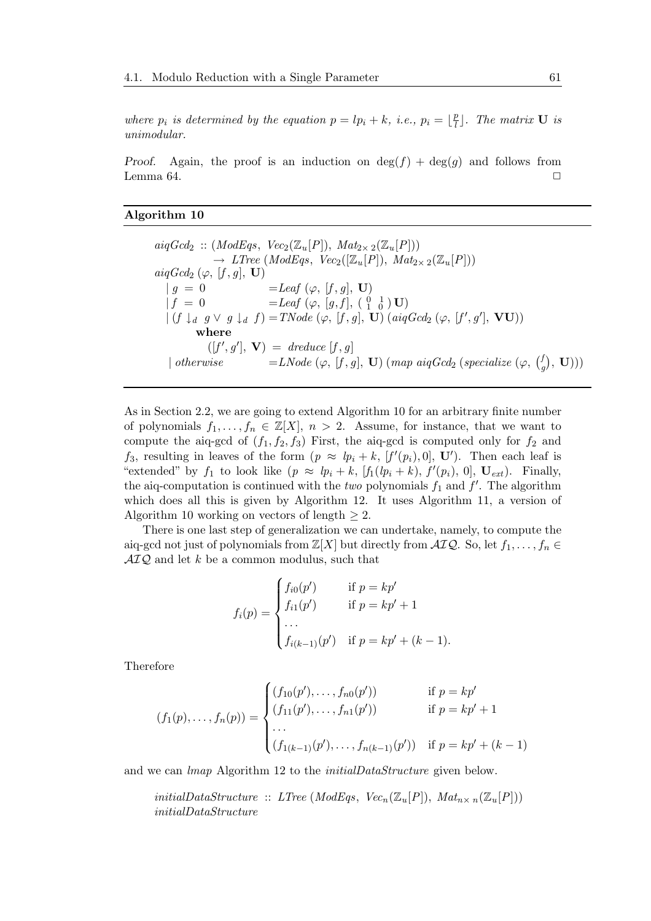*where $p_i$ is determined by the equation $p = lp_i + k$, i.e., $p_i = \lfloor \frac{p}{l} \rfloor$. The matrix $\mathbf{U}$ is unimodular.*

*Proof.* Again, the proof is an induction on $\deg(f) + \deg(g)$ and follows from Lemma 64. □

**Algorithm 10**

$$
\begin{array}{l}
\mathit{aiqGcd}_2 :: (\mathit{ModEqs},\ \mathit{Vec}_2(\mathbb{Z}_u[P]),\ \mathit{Mat}_{2\times 2}(\mathbb{Z}_u[P])) \\
\qquad \rightarrow\ \mathit{LTree}\ (\mathit{ModEqs},\ \mathit{Vec}_2([\mathbb{Z}_u[P]),\ \mathit{Mat}_{2\times 2}(\mathbb{Z}_u[P])) \\
\mathit{aiqGcd}_2\ (\varphi,\ [f,g],\ \mathbf{U}) \\
\quad \mid g\ =\ 0 \qquad\qquad\quad = \mathit{Leaf}\ (\varphi,\ [f,g],\ \mathbf{U}) \\
\quad \mid f\ =\ 0 \qquad\qquad\quad = \mathit{Leaf}\ (\varphi,\ [g,f],\ \left(\begin{smallmatrix} 0 & 1 \\ 1 & 0 \end{smallmatrix}\right) \mathbf{U}) \\
\quad \mid (f \downarrow_d\ g \vee\ g \downarrow_d\ f) = \mathit{TNode}\ (\varphi,\ [f,g],\ \mathbf{U})\ (\mathit{aiqGcd}_2\ (\varphi,\ [f',g'],\ \mathbf{VU})) \\
\qquad\quad \mathbf{where} \\
\qquad\qquad ([f',g'],\ \mathbf{V})\ =\ \mathit{dreduce}\ [f,g] \\
\quad \mid \mathit{otherwise} \qquad\quad = \mathit{LNode}\ (\varphi,\ [f,g],\ \mathbf{U})\ (\mathit{map}\ \mathit{aiqGcd}_2\ (\mathit{specialize}\ (\varphi,\ \binom{f}{g},\ \mathbf{U})))
\end{array}
$$

As in Section 2.2, we are going to extend Algorithm 10 for an arbitrary finite number of polynomials $f_1, \ldots, f_n \in \mathbb{Z}[X]$, $n > 2$. Assume, for instance, that we want to compute the aiq-gcd of $(f_1, f_2, f_3)$ First, the aiq-gcd is computed only for $f_2$ and $f_3$, resulting in leaves of the form $(p \approx lp_i + k,\ [f'(p_i), 0],\ \mathbf{U}')$. Then each leaf is "extended" by $f_1$ to look like $(p \approx lp_i + k,\ [f_1(lp_i + k),\ f'(p_i),\ 0],\ \mathbf{U}_{ext})$. Finally, the aiq-computation is continued with the *two* polynomials $f_1$ and $f'$. The algorithm which does all this is given by Algorithm 12. It uses Algorithm 11, a version of Algorithm 10 working on vectors of length $\geq 2$.

There is one last step of generalization we can undertake, namely, to compute the aiq-gcd not just of polynomials from $\mathbb{Z}[X]$ but directly from $\mathcal{AIQ}$. So, let $f_1, \ldots, f_n \in \mathcal{AIQ}$ and let $k$ be a common modulus, such that

$$
f_i(p) = \begin{cases} f_{i0}(p') & \text{if } p = kp' \\ f_{i1}(p') & \text{if } p = kp' + 1 \\ \ldots & \\ f_{i(k-1)}(p') & \text{if } p = kp' + (k-1). \end{cases}
$$

Therefore

$$
(f_1(p), \ldots, f_n(p)) = \begin{cases} (f_{10}(p'), \ldots, f_{n0}(p')) & \text{if } p = kp' \\ (f_{11}(p'), \ldots, f_{n1}(p')) & \text{if } p = kp' + 1 \\ \ldots & \\ (f_{1(k-1)}(p'), \ldots, f_{n(k-1)}(p')) & \text{if } p = kp' + (k-1) \end{cases}
$$

and we can *lmap* Algorithm 12 to the *initialDataStructure* given below.

$$
\begin{array}{l}
\mathit{initialDataStructure}\ ::\ \mathit{LTree}\ (\mathit{ModEqs},\ \mathit{Vec}_n(\mathbb{Z}_u[P]),\ \mathit{Mat}_{n\times n}(\mathbb{Z}_u[P])) \\
\mathit{initialDataStructure}
\end{array}
$$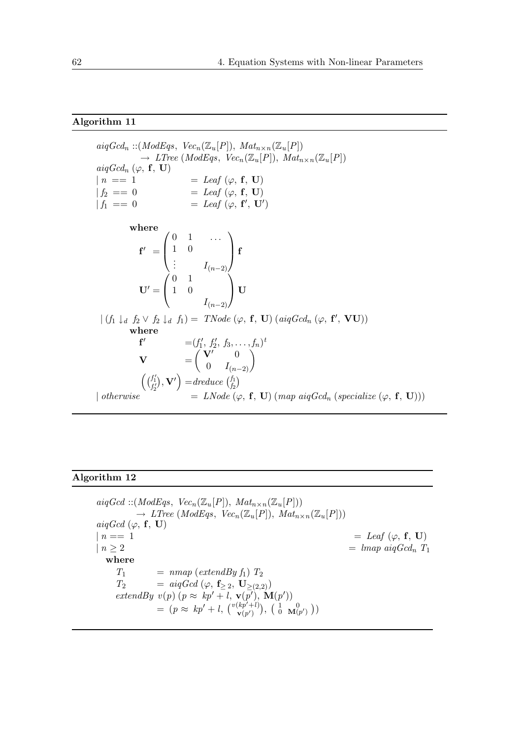**Algorithm 11**

$$
\begin{array}{l}
aiqGcd_n :: (ModEqs,\ Vec_n(\mathbb{Z}_u[P]),\ Mat_{n\times n}(\mathbb{Z}_u[P]) \\
\qquad\qquad \rightarrow\ LTree\ (ModEqs,\ Vec_n(\mathbb{Z}_u[P]),\ Mat_{n\times n}(\mathbb{Z}_u[P]) \\
aiqGcd_n\ (\varphi,\ \mathbf{f},\ \mathbf{U}) \\
\mid n\ ==\ 1 \qquad\qquad = Leaf\ (\varphi,\ \mathbf{f},\ \mathbf{U}) \\
\mid f_2\ ==\ 0 \qquad\qquad = Leaf\ (\varphi,\ \mathbf{f},\ \mathbf{U}) \\
\mid f_1\ ==\ 0 \qquad\qquad = Leaf\ (\varphi,\ \mathbf{f}',\ \mathbf{U}')
\end{array}
$$

**where**

$$
\mathbf{f}' = \begin{pmatrix} 0 & 1 & \dots \\ 1 & 0 & \\ \vdots & & I_{(n-2)} \end{pmatrix} \mathbf{f}
\qquad
\mathbf{U}' = \begin{pmatrix} 0 & 1 & \\ 1 & 0 & \\ & & I_{(n-2)} \end{pmatrix} \mathbf{U}
$$

$\mid (f_1 \downarrow_d\ f_2 \vee f_2 \downarrow_d\ f_1) =\ TNode\ (\varphi,\ \mathbf{f},\ \mathbf{U})\ (aiqGcd_n\ (\varphi,\ \mathbf{f}',\ \mathbf{VU}))$

**where**

$$
\begin{array}{ll}
\mathbf{f}' & = (f_1',\ f_2',\ f_3, \dots, f_n)^t \\
\mathbf{V} & = \begin{pmatrix} \mathbf{V}' & 0 \\ 0 & I_{(n-2)} \end{pmatrix} \\
\left(\binom{f_1'}{f_2'}, \mathbf{V}'\right) & = dreduce\ \binom{f_1}{f_2}
\end{array}
$$

$\mid otherwise \qquad = LNode\ (\varphi,\ \mathbf{f},\ \mathbf{U})\ (map\ aiqGcd_n\ (specialize\ (\varphi,\ \mathbf{f},\ \mathbf{U})))$

**Algorithm 12**

$$
\begin{array}{l}
aiqGcd :: (ModEqs,\ Vec_n(\mathbb{Z}_u[P]),\ Mat_{n\times n}(\mathbb{Z}_u[P])) \\
\qquad\qquad \rightarrow\ LTree\ (ModEqs,\ Vec_n(\mathbb{Z}_u[P]),\ Mat_{n\times n}(\mathbb{Z}_u[P])) \\
aiqGcd\ (\varphi,\ \mathbf{f},\ \mathbf{U}) \\
\mid n == 1 \qquad\qquad = Leaf\ (\varphi,\ \mathbf{f},\ \mathbf{U}) \\
\mid n \geq 2 \qquad\qquad = lmap\ aiqGcd_n\ T_1 \\
\quad \textbf{where} \\
\qquad T_1 \quad = nmap\ (extendBy\ f_1)\ T_2 \\
\qquad T_2 \quad = aiqGcd\ (\varphi,\ \mathbf{f}_{\geq 2},\ \mathbf{U}_{\geq (2,2)}) \\
\qquad extendBy\ v(p)\ (p \approx\ kp' + l,\ \mathbf{v}(p'),\ \mathbf{M}(p')) \\
\qquad\qquad = (p \approx\ kp' + l,\ \binom{v(kp'+l)}{\mathbf{v}(p')},\ \begin{pmatrix} 1 & 0 \\ 0 & \mathbf{M}(p') \end{pmatrix})
\end{array}
$$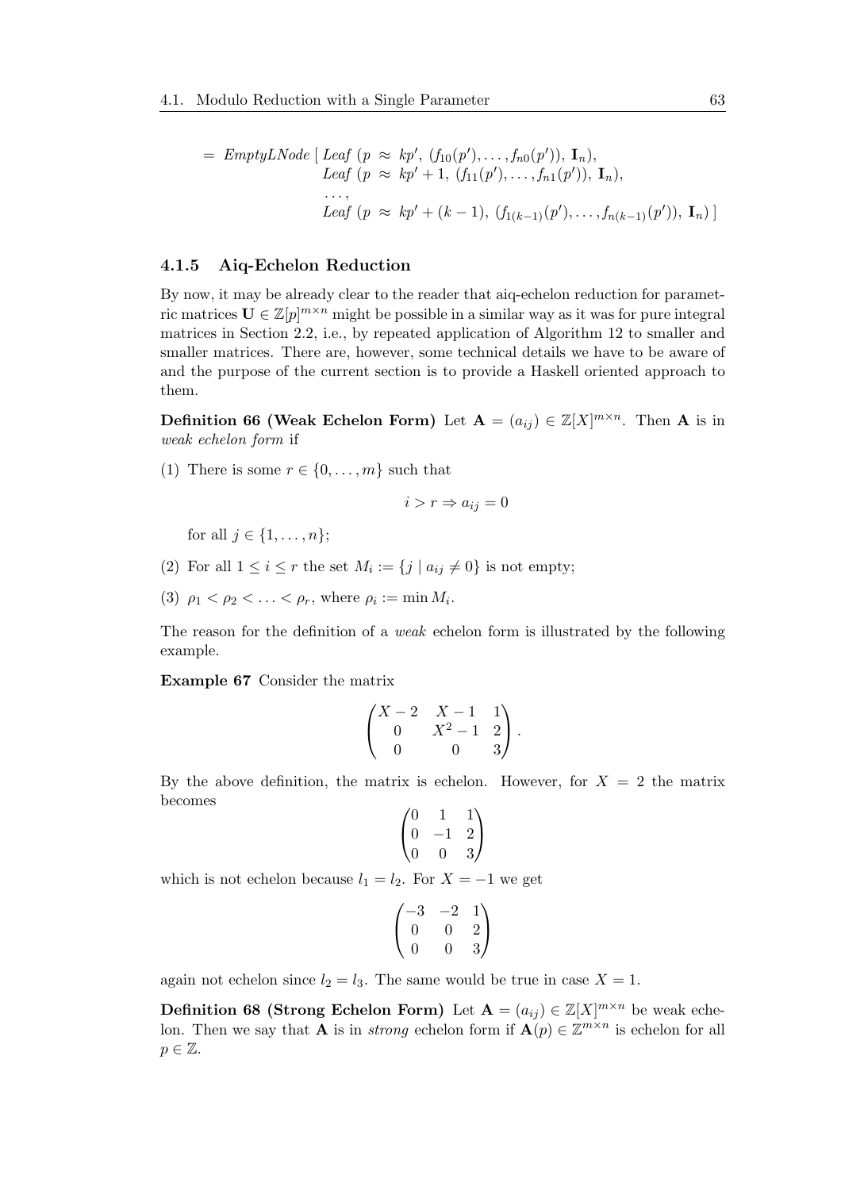$$= \mathit{EmptyLNode}\ [\ \mathit{Leaf}\ (p\ \approx\ kp',\ (f_{10}(p'),\ldots,f_{n0}(p')),\ \mathbf{I}_n),$$
$$\mathit{Leaf}\ (p\ \approx\ kp'+1,\ (f_{11}(p'),\ldots,f_{n1}(p')),\ \mathbf{I}_n),$$
$$\ldots,$$
$$\mathit{Leaf}\ (p\ \approx\ kp'+(k-1),\ (f_{1(k-1)}(p'),\ldots,f_{n(k-1)}(p')),\ \mathbf{I}_n)\ ]$$

### 4.1.5 Aiq-Echelon Reduction

By now, it may be already clear to the reader that aiq-echelon reduction for parametric matrices $\mathbf{U} \in \mathbb{Z}[p]^{m\times n}$ might be possible in a similar way as it was for pure integral matrices in Section 2.2, i.e., by repeated application of Algorithm 12 to smaller and smaller matrices. There are, however, some technical details we have to be aware of and the purpose of the current section is to provide a Haskell oriented approach to them.

**Definition 66 (Weak Echelon Form)** Let $\mathbf{A} = (a_{ij}) \in \mathbb{Z}[X]^{m\times n}$. Then $\mathbf{A}$ is in *weak echelon form* if

(1) There is some $r \in \{0,\ldots,m\}$ such that

$$i > r \Rightarrow a_{ij} = 0$$

for all $j \in \{1,\ldots,n\}$;

(2) For all $1 \le i \le r$ the set $M_i := \{j \mid a_{ij} \neq 0\}$ is not empty;

(3) $\rho_1 < \rho_2 < \ldots < \rho_r$, where $\rho_i := \min M_i$.

The reason for the definition of a *weak* echelon form is illustrated by the following example.

**Example 67** Consider the matrix

$$\begin{pmatrix} X-2 & X-1 & 1 \\ 0 & X^2-1 & 2 \\ 0 & 0 & 3 \end{pmatrix}.$$

By the above definition, the matrix is echelon. However, for $X = 2$ the matrix becomes

$$\begin{pmatrix} 0 & 1 & 1 \\ 0 & -1 & 2 \\ 0 & 0 & 3 \end{pmatrix}$$

which is not echelon because $l_1 = l_2$. For $X = -1$ we get

$$\begin{pmatrix} -3 & -2 & 1 \\ 0 & 0 & 2 \\ 0 & 0 & 3 \end{pmatrix}$$

again not echelon since $l_2 = l_3$. The same would be true in case $X = 1$.

**Definition 68 (Strong Echelon Form)** Let $\mathbf{A} = (a_{ij}) \in \mathbb{Z}[X]^{m\times n}$ be weak echelon. Then we say that $\mathbf{A}$ is in *strong* echelon form if $\mathbf{A}(p) \in \mathbb{Z}^{m\times n}$ is echelon for all $p \in \mathbb{Z}$.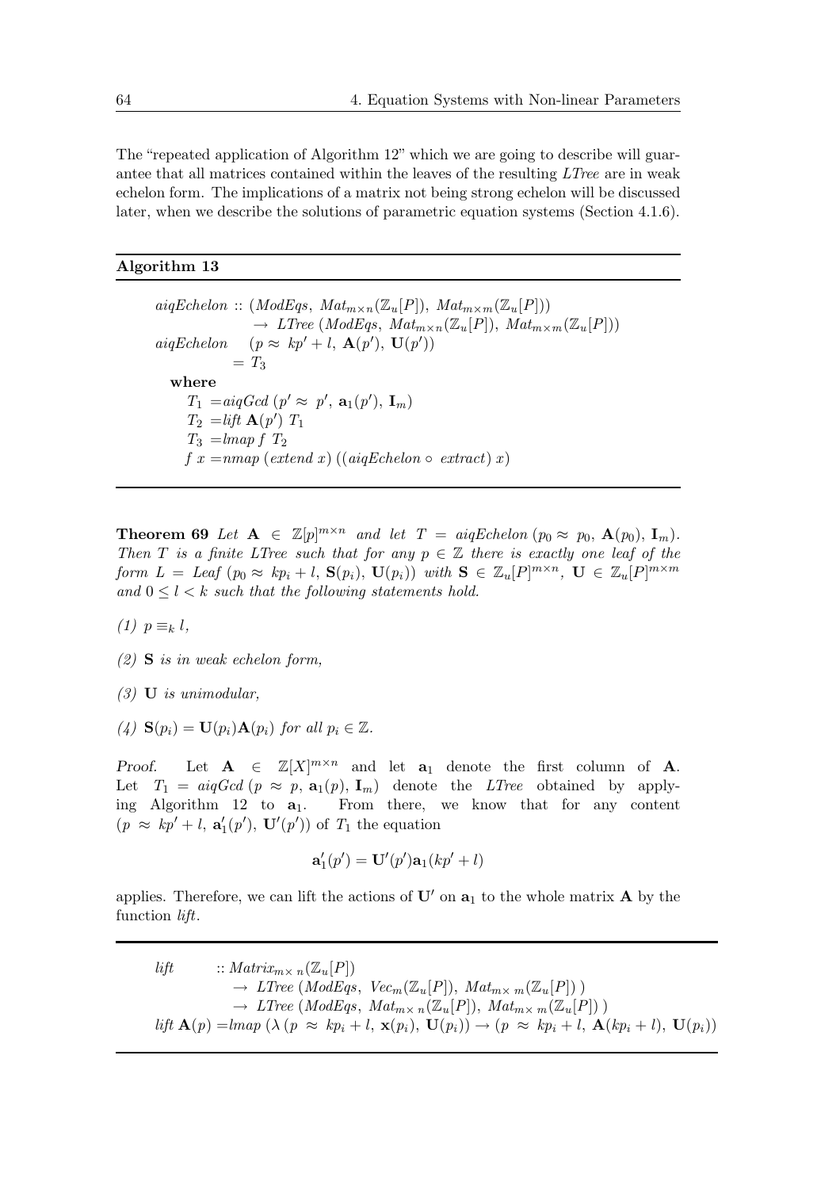The "repeated application of Algorithm 12" which we are going to describe will guarantee that all matrices contained within the leaves of the resulting *LTree* are in weak echelon form. The implications of a matrix not being strong echelon will be discussed later, when we describe the solutions of parametric equation systems (Section 4.1.6).

**Algorithm 13**

$$
\begin{aligned}
&\mathit{aiqEchelon} :: (\mathit{ModEqs},\ \mathit{Mat}_{m\times n}(\mathbb{Z}_u[P]),\ \mathit{Mat}_{m\times m}(\mathbb{Z}_u[P])) \\
&\qquad\qquad \rightarrow\ \mathit{LTree}\ (\mathit{ModEqs},\ \mathit{Mat}_{m\times n}(\mathbb{Z}_u[P]),\ \mathit{Mat}_{m\times m}(\mathbb{Z}_u[P])) \\
&\mathit{aiqEchelon} \quad (p \approx\ kp' + l,\ \mathbf{A}(p'),\ \mathbf{U}(p')) \\
&\qquad\qquad = T_3 \\
&\quad \textbf{where} \\
&\qquad T_1 = \mathit{aiqGcd}\ (p' \approx\ p',\ \mathbf{a}_1(p'),\ \mathbf{I}_m) \\
&\qquad T_2 = \mathit{lift}\ \mathbf{A}(p')\ T_1 \\
&\qquad T_3 = \mathit{lmap}\ f\ T_2 \\
&\qquad f\ x = \mathit{nmap}\ (\mathit{extend}\ x)\ ((\mathit{aiqEchelon} \circ\ \mathit{extract})\ x)
\end{aligned}
$$

**Theorem 69** *Let* $\mathbf{A} \in \mathbb{Z}[p]^{m\times n}$ *and let* $T = \mathit{aiqEchelon}\,(p_0 \approx\ p_0,\ \mathbf{A}(p_0),\ \mathbf{I}_m)$*. Then* $T$ *is a finite LTree such that for any* $p \in \mathbb{Z}$ *there is exactly one leaf of the form* $L = \mathit{Leaf}\ (p_0 \approx\ kp_i + l,\ \mathbf{S}(p_i),\ \mathbf{U}(p_i))$ *with* $\mathbf{S} \in \mathbb{Z}_u[P]^{m\times n}$*,* $\mathbf{U} \in \mathbb{Z}_u[P]^{m\times m}$ *and* $0 \leq l < k$ *such that the following statements hold.*

*(1)* $p \equiv_k l$*,*

*(2)* $\mathbf{S}$ *is in weak echelon form,*

*(3)* $\mathbf{U}$ *is unimodular,*

*(4)* $\mathbf{S}(p_i) = \mathbf{U}(p_i)\mathbf{A}(p_i)$ *for all* $p_i \in \mathbb{Z}$*.*

*Proof.* Let $\mathbf{A} \in \mathbb{Z}[X]^{m\times n}$ and let $\mathbf{a}_1$ denote the first column of $\mathbf{A}$. Let $T_1 = \mathit{aiqGcd}\,(p \approx\ p,\ \mathbf{a}_1(p),\ \mathbf{I}_m)$ denote the *LTree* obtained by applying Algorithm 12 to $\mathbf{a}_1$. From there, we know that for any content $(p \approx\ kp' + l,\ \mathbf{a}_1'(p'),\ \mathbf{U}'(p'))$ of $T_1$ the equation

$$\mathbf{a}_1'(p') = \mathbf{U}'(p')\mathbf{a}_1(kp' + l)$$

applies. Therefore, we can lift the actions of $\mathbf{U}'$ on $\mathbf{a}_1$ to the whole matrix $\mathbf{A}$ by the function *lift*.

$$
\begin{aligned}
&\mathit{lift} \qquad :: \mathit{Matrix}_{m\times\ n}(\mathbb{Z}_u[P]) \\
&\qquad\qquad \rightarrow\ \mathit{LTree}\ (\mathit{ModEqs},\ \mathit{Vec}_m(\mathbb{Z}_u[P]),\ \mathit{Mat}_{m\times\ m}(\mathbb{Z}_u[P])\,) \\
&\qquad\qquad \rightarrow\ \mathit{LTree}\ (\mathit{ModEqs},\ \mathit{Mat}_{m\times\ n}(\mathbb{Z}_u[P]),\ \mathit{Mat}_{m\times\ m}(\mathbb{Z}_u[P])\,) \\
&\mathit{lift}\ \mathbf{A}(p) = \mathit{lmap}\ (\lambda\ (p\ \approx\ kp_i + l,\ \mathbf{x}(p_i),\ \mathbf{U}(p_i)) \rightarrow (p\ \approx\ kp_i + l,\ \mathbf{A}(kp_i + l),\ \mathbf{U}(p_i))
\end{aligned}
$$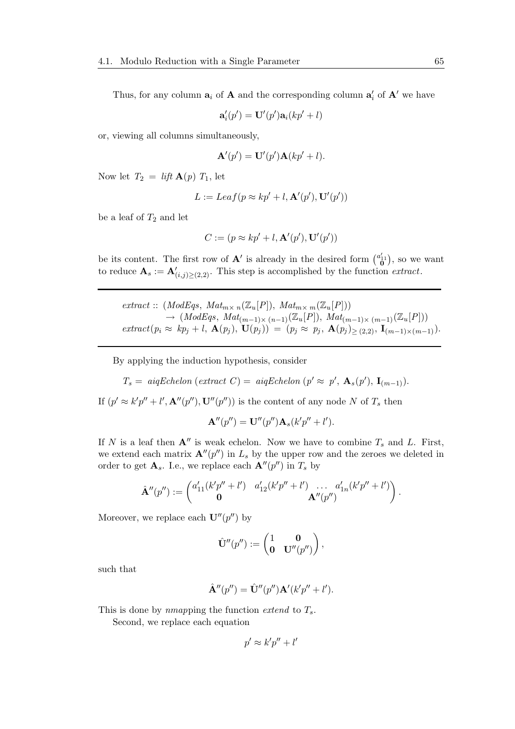Thus, for any column $\mathbf{a}_i$ of $\mathbf{A}$ and the corresponding column $\mathbf{a}'_i$ of $\mathbf{A}'$ we have

$$\mathbf{a}'_i(p') = \mathbf{U}'(p')\mathbf{a}_i(kp' + l)$$

or, viewing all columns simultaneously,

$$\mathbf{A}'(p') = \mathbf{U}'(p')\mathbf{A}(kp' + l).$$

Now let $T_2 = \mathit{lift}\ \mathbf{A}(p)\ T_1$, let

$$L := \mathit{Leaf}(p \approx kp' + l, \mathbf{A}'(p'), \mathbf{U}'(p'))$$

be a leaf of $T_2$ and let

$$C := (p \approx kp' + l, \mathbf{A}'(p'), \mathbf{U}'(p'))$$

be its content. The first row of $\mathbf{A}'$ is already in the desired form $\binom{a'_{11}}{\mathbf{0}}$, so we want to reduce $\mathbf{A}_s := \mathbf{A}'_{(i,j)\geq(2,2)}$. This step is accomplished by the function *extract*.

---

$$\begin{aligned}
&\mathit{extract} :: (\mathit{ModEqs},\ \mathit{Mat}_{m\times n}(\mathbb{Z}_u[P]),\ \mathit{Mat}_{m\times m}(\mathbb{Z}_u[P])) \\
&\qquad \rightarrow (\mathit{ModEqs},\ \mathit{Mat}_{(m-1)\times (n-1)}(\mathbb{Z}_u[P]),\ \mathit{Mat}_{(m-1)\times (m-1)}(\mathbb{Z}_u[P])) \\
&\mathit{extract}(p_i \approx kp_j + l,\ \mathbf{A}(p_j),\ \mathbf{U}(p_j)) = (p_j \approx p_j,\ \mathbf{A}(p_j)_{\geq (2,2)},\ \mathbf{I}_{(m-1)\times(m-1)}).
\end{aligned}$$

---

By applying the induction hypothesis, consider

$$T_s = \mathit{aiqEchelon}\ (\mathit{extract}\ C) = \mathit{aiqEchelon}\ (p' \approx p',\ \mathbf{A}_s(p'),\ \mathbf{I}_{(m-1)}).$$

If $(p' \approx k'p'' + l', \mathbf{A}''(p''), \mathbf{U}''(p''))$ is the content of any node $N$ of $T_s$ then

$$\mathbf{A}''(p'') = \mathbf{U}''(p'')\mathbf{A}_s(k'p'' + l').$$

If $N$ is a leaf then $\mathbf{A}''$ is weak echelon. Now we have to combine $T_s$ and $L$. First, we extend each matrix $\mathbf{A}''(p'')$ in $L_s$ by the upper row and the zeroes we deleted in order to get $\mathbf{A}_s$. I.e., we replace each $\mathbf{A}''(p'')$ in $T_s$ by

$$\hat{\mathbf{A}}''(p'') := \begin{pmatrix} a'_{11}(k'p'' + l') & a'_{12}(k'p'' + l') & \ldots & a'_{1n}(k'p'' + l') \\ \mathbf{0} & & \mathbf{A}''(p'') & \end{pmatrix}.$$

Moreover, we replace each $\mathbf{U}''(p'')$ by

$$\hat{\mathbf{U}}''(p'') := \begin{pmatrix} 1 & \mathbf{0} \\ \mathbf{0} & \mathbf{U}''(p'') \end{pmatrix},$$

such that

$$\hat{\mathbf{A}}''(p'') = \hat{\mathbf{U}}''(p'')\mathbf{A}'(k'p'' + l').$$

This is done by *nmap*ping the function *extend* to $T_s$.

Second, we replace each equation

$$p' \approx k'p'' + l'$$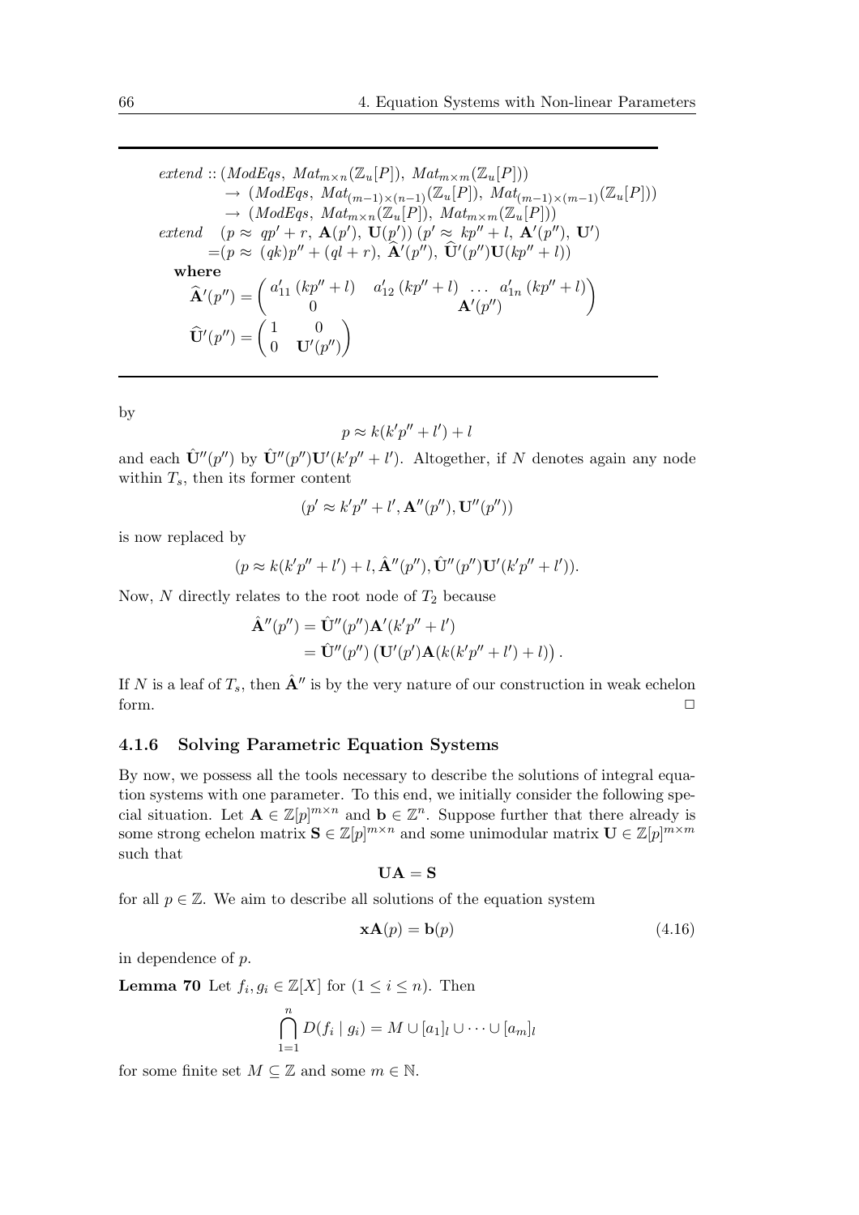$$
\begin{aligned}
&\mathit{extend} :: (\mathit{ModEqs},\ \mathit{Mat}_{m\times n}(\mathbb{Z}_u[P]),\ \mathit{Mat}_{m\times m}(\mathbb{Z}_u[P])) \\
&\qquad \rightarrow (\mathit{ModEqs},\ \mathit{Mat}_{(m-1)\times(n-1)}(\mathbb{Z}_u[P]),\ \mathit{Mat}_{(m-1)\times(m-1)}(\mathbb{Z}_u[P])) \\
&\qquad \rightarrow (\mathit{ModEqs},\ \mathit{Mat}_{m\times n}(\mathbb{Z}_u[P]),\ \mathit{Mat}_{m\times m}(\mathbb{Z}_u[P])) \\
&\mathit{extend} \quad (p \approx\ qp' + r,\ \mathbf{A}(p'),\ \mathbf{U}(p'))\ (p' \approx\ kp'' + l,\ \mathbf{A}'(p''),\ \mathbf{U}') \\
&\qquad = (p \approx\ (qk)p'' + (ql + r),\ \widehat{\mathbf{A}}'(p''),\ \widehat{\mathbf{U}}'(p'')\mathbf{U}(kp'' + l)) \\
&\quad \textbf{where} \\
&\quad \widehat{\mathbf{A}}'(p'') = \begin{pmatrix} a'_{11}\,(kp''+l) & a'_{12}\,(kp''+l) & \ldots & a'_{1n}\,(kp''+l) \\ 0 & & \mathbf{A}'(p'') & \end{pmatrix} \\
&\quad \widehat{\mathbf{U}}'(p'') = \begin{pmatrix} 1 & 0 \\ 0 & \mathbf{U}'(p'') \end{pmatrix}
\end{aligned}
$$

by

$$p \approx k(k'p'' + l') + l$$

and each $\hat{\mathbf{U}}''(p'')$ by $\hat{\mathbf{U}}''(p'')\mathbf{U}'(k'p'' + l')$. Altogether, if $N$ denotes again any node within $T_s$, then its former content

$$(p' \approx k'p'' + l', \mathbf{A}''(p''), \mathbf{U}''(p''))$$

is now replaced by

$$(p \approx k(k'p'' + l') + l, \hat{\mathbf{A}}''(p''), \hat{\mathbf{U}}''(p'')\mathbf{U}'(k'p'' + l')).$$

Now, $N$ directly relates to the root node of $T_2$ because

$$
\begin{aligned}
\hat{\mathbf{A}}''(p'') &= \hat{\mathbf{U}}''(p'')\mathbf{A}'(k'p'' + l') \\
&= \hat{\mathbf{U}}''(p'')\left(\mathbf{U}'(p')\mathbf{A}(k(k'p'' + l') + l)\right).
\end{aligned}
$$

If $N$ is a leaf of $T_s$, then $\hat{\mathbf{A}}''$ is by the very nature of our construction in weak echelon form. □

### 4.1.6 Solving Parametric Equation Systems

By now, we possess all the tools necessary to describe the solutions of integral equation systems with one parameter. To this end, we initially consider the following special situation. Let $\mathbf{A} \in \mathbb{Z}[p]^{m\times n}$ and $\mathbf{b} \in \mathbb{Z}^n$. Suppose further that there already is some strong echelon matrix $\mathbf{S} \in \mathbb{Z}[p]^{m\times n}$ and some unimodular matrix $\mathbf{U} \in \mathbb{Z}[p]^{m\times m}$ such that

$$\mathbf{UA} = \mathbf{S}$$

for all $p \in \mathbb{Z}$. We aim to describe all solutions of the equation system

$$\mathbf{x}\mathbf{A}(p) = \mathbf{b}(p) \tag{4.16}$$

in dependence of $p$.

**Lemma 70** Let $f_i, g_i \in \mathbb{Z}[X]$ for $(1 \leq i \leq n)$. Then

$$\bigcap_{1=1}^{n} D(f_i \mid g_i) = M \cup [a_1]_l \cup \cdots \cup [a_m]_l$$

for some finite set $M \subseteq \mathbb{Z}$ and some $m \in \mathbb{N}$.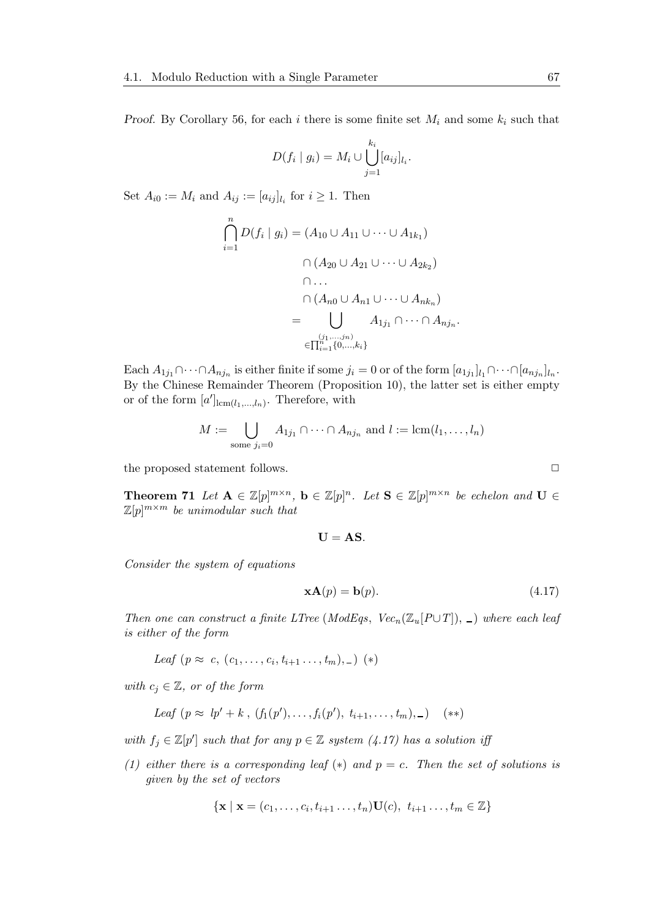*Proof.* By Corollary 56, for each $i$ there is some finite set $M_i$ and some $k_i$ such that

$$D(f_i \mid g_i) = M_i \cup \bigcup_{j=1}^{k_i} [a_{ij}]_{l_i}.$$

Set $A_{i0} := M_i$ and $A_{ij} := [a_{ij}]_{l_i}$ for $i \geq 1$. Then

$$\begin{aligned}
\bigcap_{i=1}^{n} D(f_i \mid g_i) &= (A_{10} \cup A_{11} \cup \dots \cup A_{1k_1}) \\
&\quad \cap (A_{20} \cup A_{21} \cup \dots \cup A_{2k_2}) \\
&\quad \cap \dots \\
&\quad \cap (A_{n0} \cup A_{n1} \cup \dots \cup A_{nk_n}) \\
&= \bigcup_{\substack{(j_1,\dots,j_n) \\ \in \prod_{i=1}^{n}\{0,\dots,k_i\}}} A_{1j_1} \cap \dots \cap A_{nj_n}.
\end{aligned}$$

Each $A_{1j_1} \cap \dots \cap A_{nj_n}$ is either finite if some $j_i = 0$ or of the form $[a_{1j_1}]_{l_1} \cap \dots \cap [a_{nj_n}]_{l_n}$. By the Chinese Remainder Theorem (Proposition 10), the latter set is either empty or of the form $[a']_{\mathrm{lcm}(l_1,\dots,l_n)}$. Therefore, with

$$M := \bigcup_{\text{some } j_i = 0} A_{1j_1} \cap \dots \cap A_{nj_n} \text{ and } l := \mathrm{lcm}(l_1, \dots, l_n)$$

the proposed statement follows. □

**Theorem 71** *Let $\mathbf{A} \in \mathbb{Z}[p]^{m \times n}$, $\mathbf{b} \in \mathbb{Z}[p]^n$. Let $\mathbf{S} \in \mathbb{Z}[p]^{m \times n}$ be echelon and $\mathbf{U} \in \mathbb{Z}[p]^{m \times m}$ be unimodular such that*

$$\mathbf{U} = \mathbf{AS}.$$

*Consider the system of equations*

$$\mathbf{xA}(p) = \mathbf{b}(p). \tag{4.17}$$

*Then one can construct a finite LTree (ModEqs, $Vec_n(\mathbb{Z}_u[P \cup T])$, _) where each leaf is either of the form*

*Leaf* $(p \approx c,\ (c_1, \dots, c_i, t_{i+1} \dots, t_m), \_)$ $(*)$

*with $c_j \in \mathbb{Z}$, or of the form*

*Leaf* $(p \approx lp' + k\ ,\ (f_1(p'), \dots, f_i(p'),\ t_{i+1}, \dots, t_m), \_)$ $(**)$

*with $f_j \in \mathbb{Z}[p']$ such that for any $p \in \mathbb{Z}$ system (4.17) has a solution iff*

*(1) either there is a corresponding leaf $(*)$ and $p = c$. Then the set of solutions is given by the set of vectors*

$$\{\mathbf{x} \mid \mathbf{x} = (c_1, \dots, c_i, t_{i+1} \dots, t_n)\mathbf{U}(c),\ t_{i+1} \dots, t_m \in \mathbb{Z}\}$$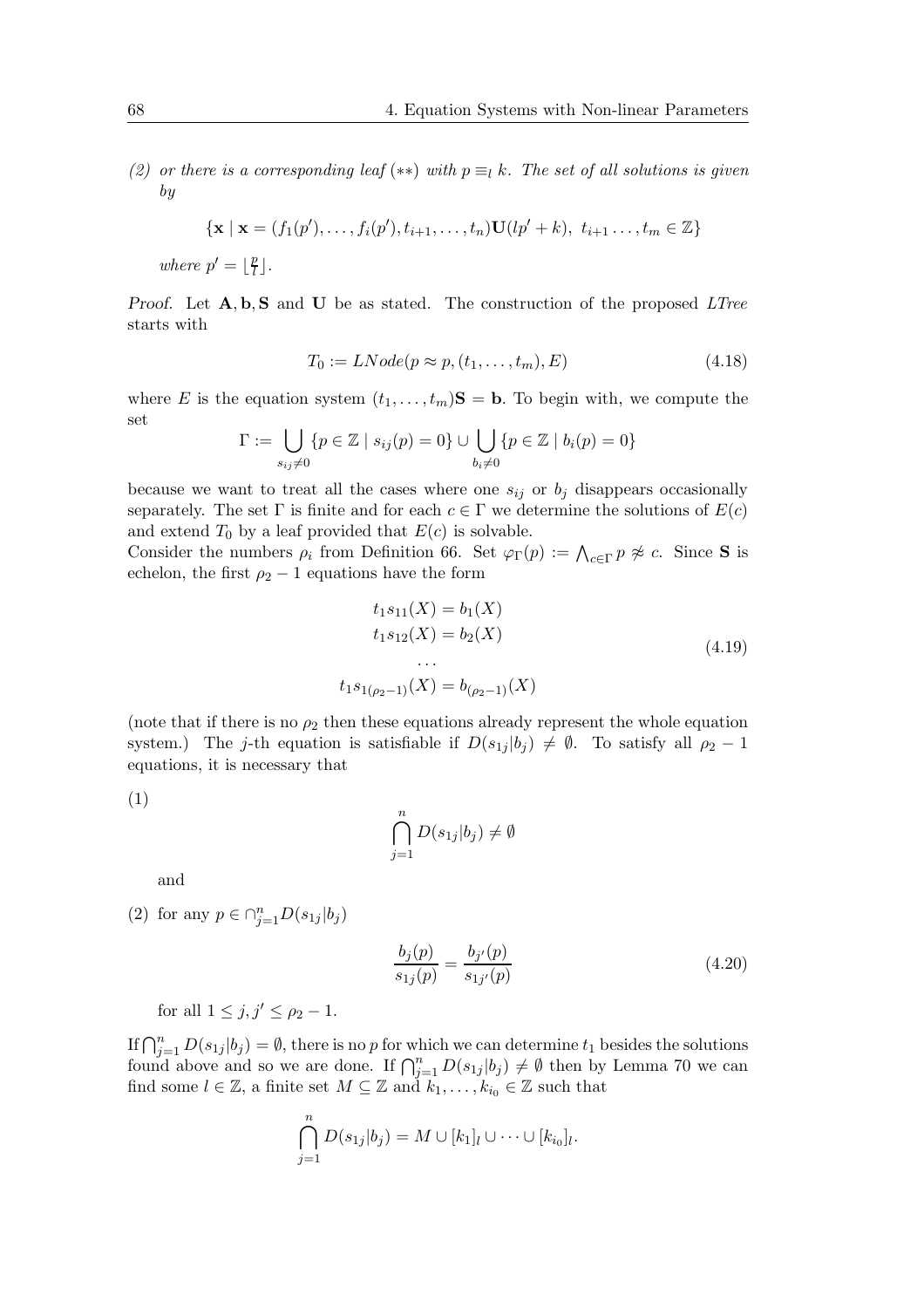*(2) or there is a corresponding leaf* $(**)$ *with* $p \equiv_l k$. *The set of all solutions is given by*

$$\{\mathbf{x} \mid \mathbf{x} = (f_1(p'), \ldots, f_i(p'), t_{i+1}, \ldots, t_n)\mathbf{U}(lp' + k),\ t_{i+1} \ldots, t_m \in \mathbb{Z}\}$$

*where* $p' = \lfloor \frac{p}{l} \rfloor$.

*Proof.* Let $\mathbf{A}, \mathbf{b}, \mathbf{S}$ and $\mathbf{U}$ be as stated. The construction of the proposed *LTree* starts with

$$T_0 := LNode(p \approx p, (t_1, \ldots, t_m), E) \tag{4.18}$$

where $E$ is the equation system $(t_1, \ldots, t_m)\mathbf{S} = \mathbf{b}$. To begin with, we compute the set

$$\Gamma := \bigcup_{s_{ij} \neq 0} \{p \in \mathbb{Z} \mid s_{ij}(p) = 0\} \cup \bigcup_{b_i \neq 0} \{p \in \mathbb{Z} \mid b_i(p) = 0\}$$

because we want to treat all the cases where one $s_{ij}$ or $b_j$ disappears occasionally separately. The set $\Gamma$ is finite and for each $c \in \Gamma$ we determine the solutions of $E(c)$ and extend $T_0$ by a leaf provided that $E(c)$ is solvable.

Consider the numbers $\rho_i$ from Definition 66. Set $\varphi_\Gamma(p) := \bigwedge_{c \in \Gamma} p \not\approx c$. Since $\mathbf{S}$ is echelon, the first $\rho_2 - 1$ equations have the form

$$\begin{aligned} t_1 s_{11}(X) &= b_1(X) \\ t_1 s_{12}(X) &= b_2(X) \\ &\cdots \\ t_1 s_{1(\rho_2 - 1)}(X) &= b_{(\rho_2 - 1)}(X) \end{aligned} \tag{4.19}$$

(note that if there is no $\rho_2$ then these equations already represent the whole equation system.) The $j$-th equation is satisfiable if $D(s_{1j}|b_j) \neq \emptyset$. To satisfy all $\rho_2 - 1$ equations, it is necessary that

(1)
$$\bigcap_{j=1}^{n} D(s_{1j}|b_j) \neq \emptyset$$

and

(2) for any $p \in \cap_{j=1}^{n} D(s_{1j}|b_j)$

$$\frac{b_j(p)}{s_{1j}(p)} = \frac{b_{j'}(p)}{s_{1j'}(p)} \tag{4.20}$$

for all $1 \leq j, j' \leq \rho_2 - 1$.

If $\bigcap_{j=1}^{n} D(s_{1j}|b_j) = \emptyset$, there is no $p$ for which we can determine $t_1$ besides the solutions found above and so we are done. If $\bigcap_{j=1}^{n} D(s_{1j}|b_j) \neq \emptyset$ then by Lemma 70 we can find some $l \in \mathbb{Z}$, a finite set $M \subseteq \mathbb{Z}$ and $k_1, \ldots, k_{i_0} \in \mathbb{Z}$ such that

$$\bigcap_{j=1}^{n} D(s_{1j}|b_j) = M \cup [k_1]_l \cup \cdots \cup [k_{i_0}]_l.$$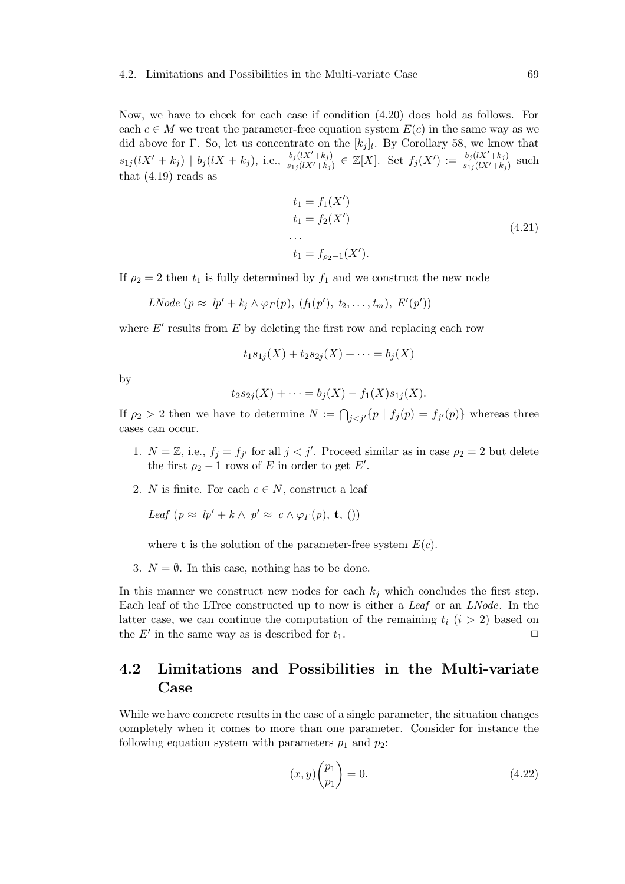Now, we have to check for each case if condition (4.20) does hold as follows. For each $c \in M$ we treat the parameter-free equation system $E(c)$ in the same way as we did above for $\Gamma$. So, let us concentrate on the $[k_j]_l$. By Corollary 58, we know that $s_{1j}(lX' + k_j) \mid b_j(lX + k_j)$, i.e., $\frac{b_j(lX'+k_j)}{s_{1j}(lX'+k_j)} \in \mathbb{Z}[X]$. Set $f_j(X') := \frac{b_j(lX'+k_j)}{s_{1j}(lX'+k_j)}$ such that (4.19) reads as

$$
\begin{aligned}
t_1 &= f_1(X') \\
t_1 &= f_2(X') \\
&\dots \\
t_1 &= f_{\rho_2 - 1}(X').
\end{aligned}
\tag{4.21}
$$

If $\rho_2 = 2$ then $t_1$ is fully determined by $f_1$ and we construct the new node

$$
\mathit{LNode}\ (p \approx\ lp' + k_j \wedge \varphi_\Gamma(p),\ (f_1(p'),\ t_2, \dots, t_m),\ E'(p'))
$$

where $E'$ results from $E$ by deleting the first row and replacing each row

$$
t_1 s_{1j}(X) + t_2 s_{2j}(X) + \dots = b_j(X)
$$

by

$$
t_2 s_{2j}(X) + \dots = b_j(X) - f_1(X) s_{1j}(X).
$$

If $\rho_2 > 2$ then we have to determine $N := \bigcap_{j<j'} \{p \mid f_j(p) = f_{j'}(p)\}$ whereas three cases can occur.

1. $N = \mathbb{Z}$, i.e., $f_j = f_{j'}$ for all $j < j'$. Proceed similar as in case $\rho_2 = 2$ but delete the first $\rho_2 - 1$ rows of $E$ in order to get $E'$.

2. $N$ is finite. For each $c \in N$, construct a leaf

   $$\mathit{Leaf}\ (p \approx\ lp' + k \wedge\ p' \approx\ c \wedge \varphi_\Gamma(p),\ \mathbf{t},\ ())$$

   where $\mathbf{t}$ is the solution of the parameter-free system $E(c)$.

3. $N = \emptyset$. In this case, nothing has to be done.

In this manner we construct new nodes for each $k_j$ which concludes the first step. Each leaf of the LTree constructed up to now is either a *Leaf* or an *LNode*. In the latter case, we can continue the computation of the remaining $t_i$ $(i > 2)$ based on the $E'$ in the same way as is described for $t_1$. □

## 4.2 Limitations and Possibilities in the Multi-variate Case

While we have concrete results in the case of a single parameter, the situation changes completely when it comes to more than one parameter. Consider for instance the following equation system with parameters $p_1$ and $p_2$:

$$
(x, y) \begin{pmatrix} p_1 \\ p_1 \end{pmatrix} = 0.
\tag{4.22}
$$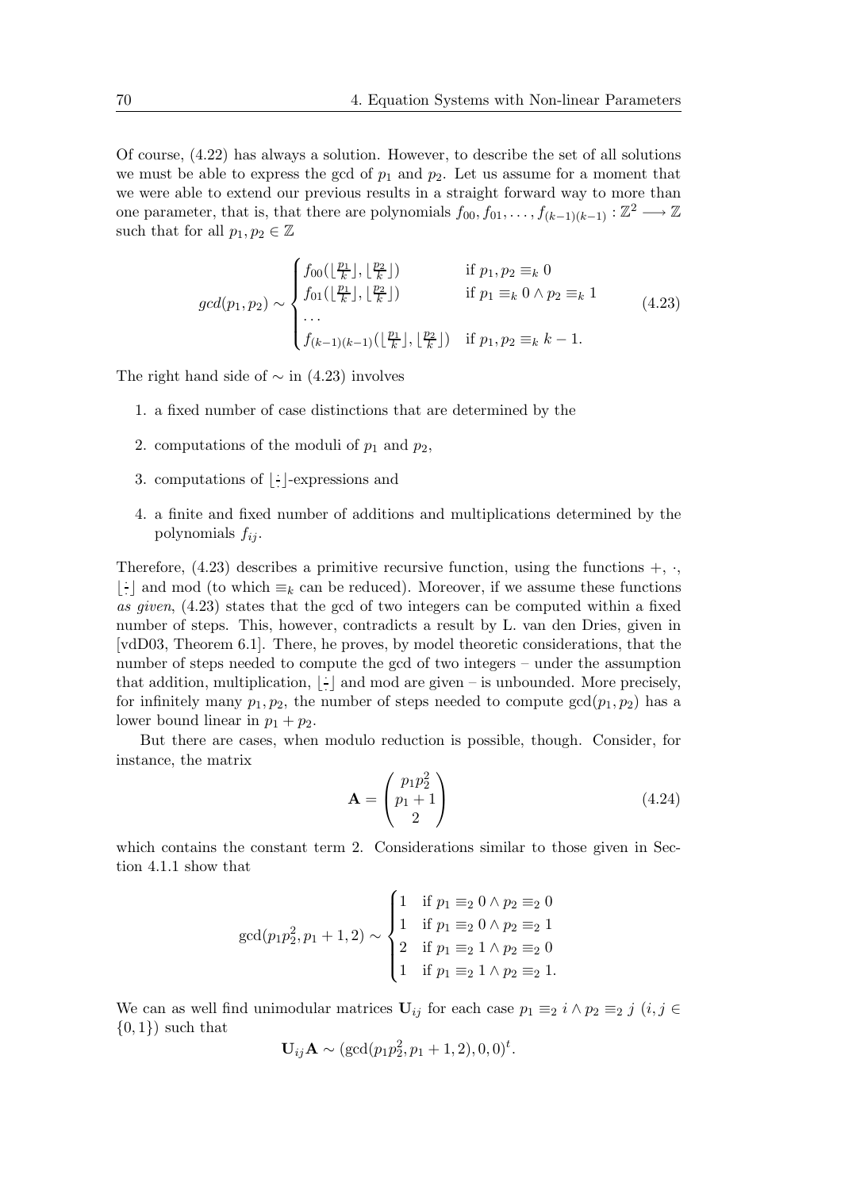Of course, (4.22) has always a solution. However, to describe the set of all solutions we must be able to express the gcd of $p_1$ and $p_2$. Let us assume for a moment that we were able to extend our previous results in a straight forward way to more than one parameter, that is, that there are polynomials $f_{00}, f_{01}, \ldots, f_{(k-1)(k-1)} : \mathbb{Z}^2 \longrightarrow \mathbb{Z}$ such that for all $p_1, p_2 \in \mathbb{Z}$

$$
gcd(p_1, p_2) \sim \begin{cases} f_{00}(\lfloor \frac{p_1}{k} \rfloor, \lfloor \frac{p_2}{k} \rfloor) & \text{if } p_1, p_2 \equiv_k 0 \\ f_{01}(\lfloor \frac{p_1}{k} \rfloor, \lfloor \frac{p_2}{k} \rfloor) & \text{if } p_1 \equiv_k 0 \wedge p_2 \equiv_k 1 \\ \ldots \\ f_{(k-1)(k-1)}(\lfloor \frac{p_1}{k} \rfloor, \lfloor \frac{p_2}{k} \rfloor) & \text{if } p_1, p_2 \equiv_k k-1. \end{cases} \tag{4.23}
$$

The right hand side of $\sim$ in (4.23) involves

1. a fixed number of case distinctions that are determined by the
2. computations of the moduli of $p_1$ and $p_2$,
3. computations of $\lfloor \frac{\cdot}{\cdot} \rfloor$-expressions and
4. a finite and fixed number of additions and multiplications determined by the polynomials $f_{ij}$.

Therefore, (4.23) describes a primitive recursive function, using the functions $+$, $\cdot$, $\lfloor \frac{\cdot}{\cdot} \rfloor$ and mod (to which $\equiv_k$ can be reduced). Moreover, if we assume these functions *as given*, (4.23) states that the gcd of two integers can be computed within a fixed number of steps. This, however, contradicts a result by L. van den Dries, given in [vdD03, Theorem 6.1]. There, he proves, by model theoretic considerations, that the number of steps needed to compute the gcd of two integers – under the assumption that addition, multiplication, $\lfloor \frac{\cdot}{\cdot} \rfloor$ and mod are given – is unbounded. More precisely, for infinitely many $p_1, p_2$, the number of steps needed to compute $\gcd(p_1, p_2)$ has a lower bound linear in $p_1 + p_2$.

But there are cases, when modulo reduction is possible, though. Consider, for instance, the matrix

$$
\mathbf{A} = \begin{pmatrix} p_1 p_2^2 \\ p_1 + 1 \\ 2 \end{pmatrix} \tag{4.24}
$$

which contains the constant term 2. Considerations similar to those given in Section 4.1.1 show that

$$
\gcd(p_1 p_2^2, p_1 + 1, 2) \sim \begin{cases} 1 & \text{if } p_1 \equiv_2 0 \wedge p_2 \equiv_2 0 \\ 1 & \text{if } p_1 \equiv_2 0 \wedge p_2 \equiv_2 1 \\ 2 & \text{if } p_1 \equiv_2 1 \wedge p_2 \equiv_2 0 \\ 1 & \text{if } p_1 \equiv_2 1 \wedge p_2 \equiv_2 1. \end{cases}
$$

We can as well find unimodular matrices $\mathbf{U}_{ij}$ for each case $p_1 \equiv_2 i \wedge p_2 \equiv_2 j$ $(i, j \in \{0, 1\})$ such that

$$
\mathbf{U}_{ij}\mathbf{A} \sim (\gcd(p_1 p_2^2, p_1 + 1, 2), 0, 0)^t.
$$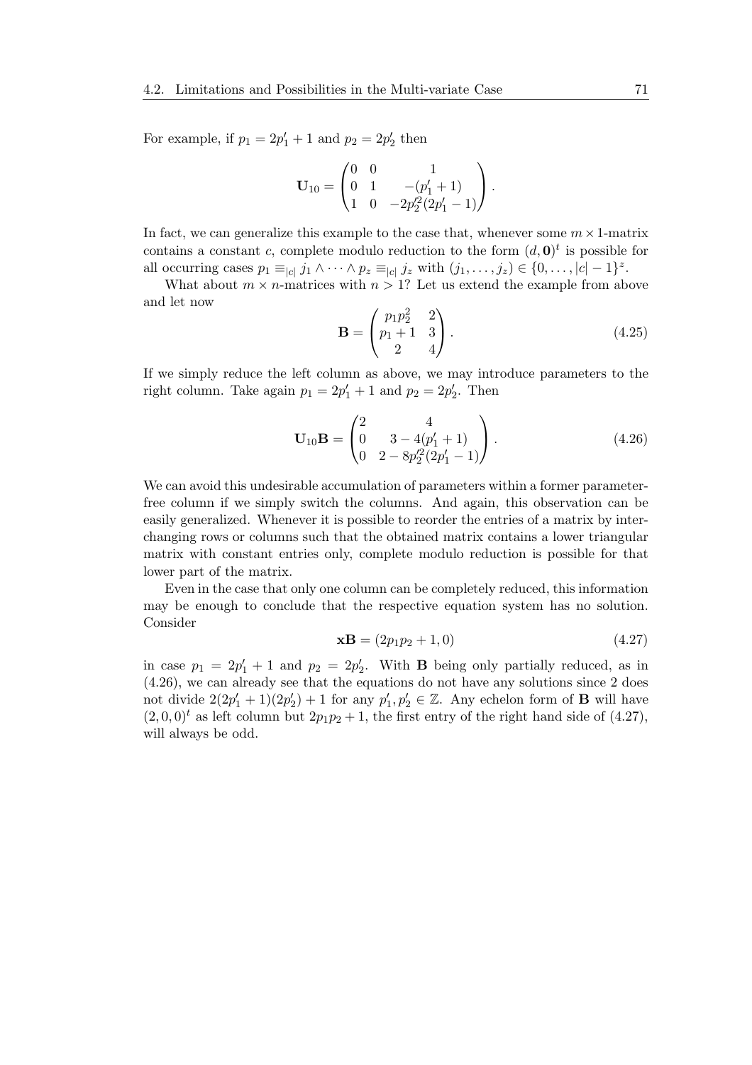For example, if $p_1 = 2p_1' + 1$ and $p_2 = 2p_2'$ then

$$\mathbf{U}_{10} = \begin{pmatrix} 0 & 0 & 1 \\ 0 & 1 & -(p_1' + 1) \\ 1 & 0 & -2p_2'^2(2p_1' - 1) \end{pmatrix}.$$

In fact, we can generalize this example to the case that, whenever some $m \times 1$-matrix contains a constant $c$, complete modulo reduction to the form $(d, \mathbf{0})^t$ is possible for all occurring cases $p_1 \equiv_{|c|} j_1 \wedge \cdots \wedge p_z \equiv_{|c|} j_z$ with $(j_1, \ldots, j_z) \in \{0, \ldots, |c| - 1\}^z$.

What about $m \times n$-matrices with $n > 1$? Let us extend the example from above and let now

$$\mathbf{B} = \begin{pmatrix} p_1 p_2^2 & 2 \\ p_1 + 1 & 3 \\ 2 & 4 \end{pmatrix}. \tag{4.25}$$

If we simply reduce the left column as above, we may introduce parameters to the right column. Take again $p_1 = 2p_1' + 1$ and $p_2 = 2p_2'$. Then

$$\mathbf{U}_{10}\mathbf{B} = \begin{pmatrix} 2 & 4 \\ 0 & 3 - 4(p_1' + 1) \\ 0 & 2 - 8p_2'^2(2p_1' - 1) \end{pmatrix}. \tag{4.26}$$

We can avoid this undesirable accumulation of parameters within a former parameter-free column if we simply switch the columns. And again, this observation can be easily generalized. Whenever it is possible to reorder the entries of a matrix by interchanging rows or columns such that the obtained matrix contains a lower triangular matrix with constant entries only, complete modulo reduction is possible for that lower part of the matrix.

Even in the case that only one column can be completely reduced, this information may be enough to conclude that the respective equation system has no solution. Consider

$$\mathbf{x}\mathbf{B} = (2p_1 p_2 + 1, 0) \tag{4.27}$$

in case $p_1 = 2p_1' + 1$ and $p_2 = 2p_2'$. With $\mathbf{B}$ being only partially reduced, as in (4.26), we can already see that the equations do not have any solutions since 2 does not divide $2(2p_1' + 1)(2p_2') + 1$ for any $p_1', p_2' \in \mathbb{Z}$. Any echelon form of $\mathbf{B}$ will have $(2, 0, 0)^t$ as left column but $2p_1 p_2 + 1$, the first entry of the right hand side of (4.27), will always be odd.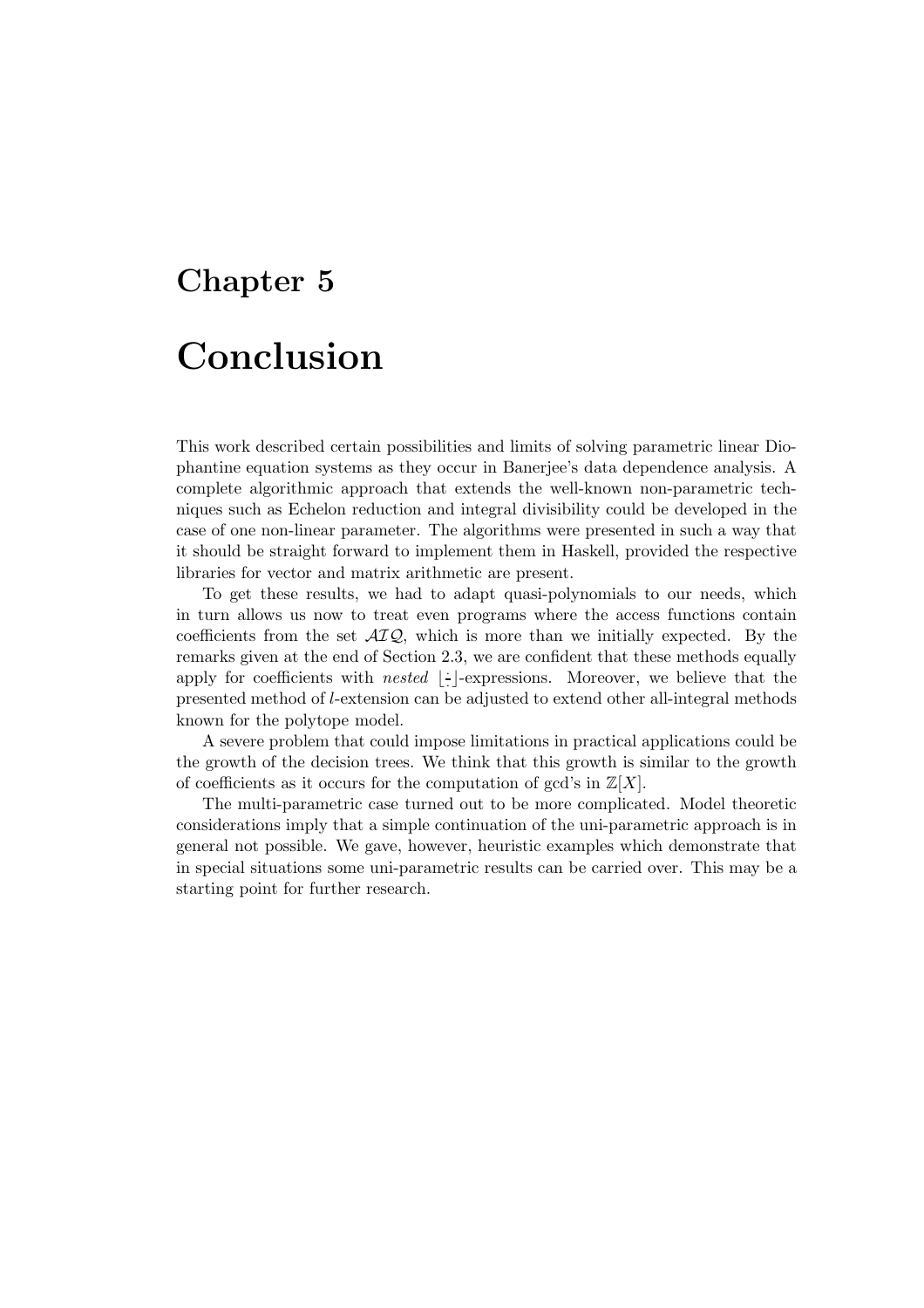# Chapter 5

# Conclusion

This work described certain possibilities and limits of solving parametric linear Diophantine equation systems as they occur in Banerjee's data dependence analysis. A complete algorithmic approach that extends the well-known non-parametric techniques such as Echelon reduction and integral divisibility could be developed in the case of one non-linear parameter. The algorithms were presented in such a way that it should be straight forward to implement them in Haskell, provided the respective libraries for vector and matrix arithmetic are present.

To get these results, we had to adapt quasi-polynomials to our needs, which in turn allows us now to treat even programs where the access functions contain coefficients from the set $\mathcal{AIQ}$, which is more than we initially expected. By the remarks given at the end of Section 2.3, we are confident that these methods equally apply for coefficients with *nested* $\lfloor\frac{\cdot}{\cdot}\rfloor$-expressions. Moreover, we believe that the presented method of $l$-extension can be adjusted to extend other all-integral methods known for the polytope model.

A severe problem that could impose limitations in practical applications could be the growth of the decision trees. We think that this growth is similar to the growth of coefficients as it occurs for the computation of gcd's in $\mathbb{Z}[X]$.

The multi-parametric case turned out to be more complicated. Model theoretic considerations imply that a simple continuation of the uni-parametric approach is in general not possible. We gave, however, heuristic examples which demonstrate that in special situations some uni-parametric results can be carried over. This may be a starting point for further research.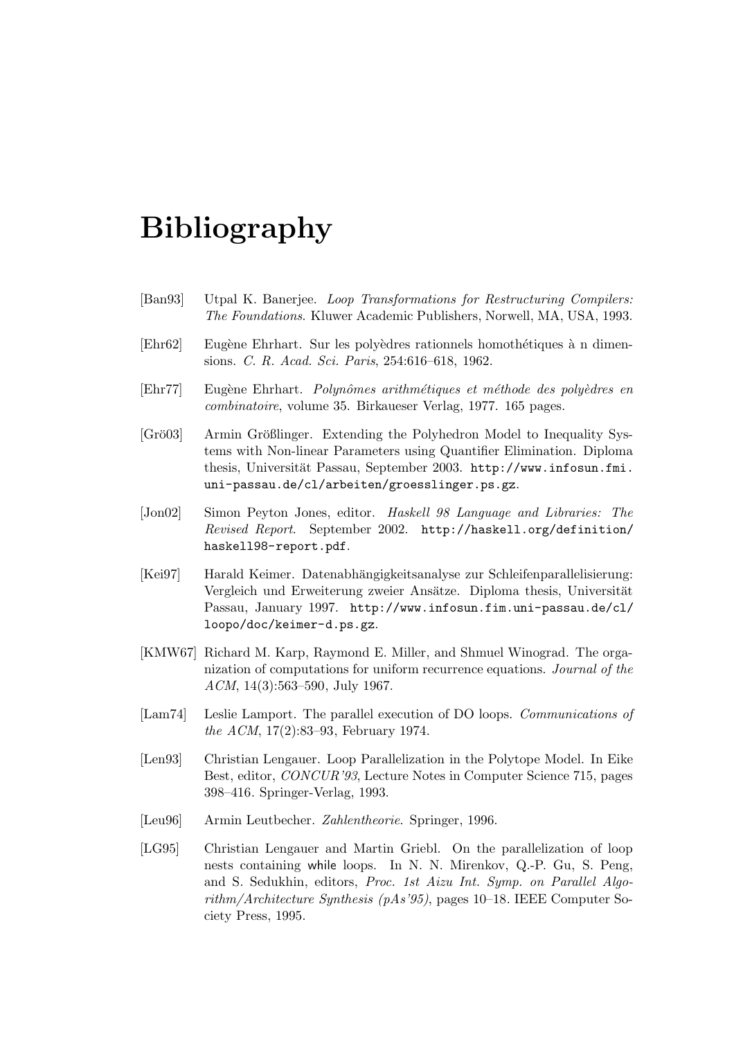# Bibliography

[Ban93] Utpal K. Banerjee. *Loop Transformations for Restructuring Compilers: The Foundations*. Kluwer Academic Publishers, Norwell, MA, USA, 1993.

[Ehr62] Eugène Ehrhart. Sur les polyèdres rationnels homothétiques à n dimensions. *C. R. Acad. Sci. Paris*, 254:616–618, 1962.

[Ehr77] Eugène Ehrhart. *Polynômes arithmétiques et méthode des polyèdres en combinatoire*, volume 35. Birkaueser Verlag, 1977. 165 pages.

[Grö03] Armin Größlinger. Extending the Polyhedron Model to Inequality Systems with Non-linear Parameters using Quantifier Elimination. Diploma thesis, Universität Passau, September 2003. `http://www.infosun.fmi.uni-passau.de/cl/arbeiten/groesslinger.ps.gz`.

[Jon02] Simon Peyton Jones, editor. *Haskell 98 Language and Libraries: The Revised Report*. September 2002. `http://haskell.org/definition/haskell98-report.pdf`.

[Kei97] Harald Keimer. Datenabhängigkeitsanalyse zur Schleifenparallelisierung: Vergleich und Erweiterung zweier Ansätze. Diploma thesis, Universität Passau, January 1997. `http://www.infosun.fim.uni-passau.de/cl/loopo/doc/keimer-d.ps.gz`.

[KMW67] Richard M. Karp, Raymond E. Miller, and Shmuel Winograd. The organization of computations for uniform recurrence equations. *Journal of the ACM*, 14(3):563–590, July 1967.

[Lam74] Leslie Lamport. The parallel execution of DO loops. *Communications of the ACM*, 17(2):83–93, February 1974.

[Len93] Christian Lengauer. Loop Parallelization in the Polytope Model. In Eike Best, editor, *CONCUR'93*, Lecture Notes in Computer Science 715, pages 398–416. Springer-Verlag, 1993.

[Leu96] Armin Leutbecher. *Zahlentheorie*. Springer, 1996.

[LG95] Christian Lengauer and Martin Griebl. On the parallelization of loop nests containing while loops. In N. N. Mirenkov, Q.-P. Gu, S. Peng, and S. Sedukhin, editors, *Proc. 1st Aizu Int. Symp. on Parallel Algorithm/Architecture Synthesis (pAs'95)*, pages 10–18. IEEE Computer Society Press, 1995.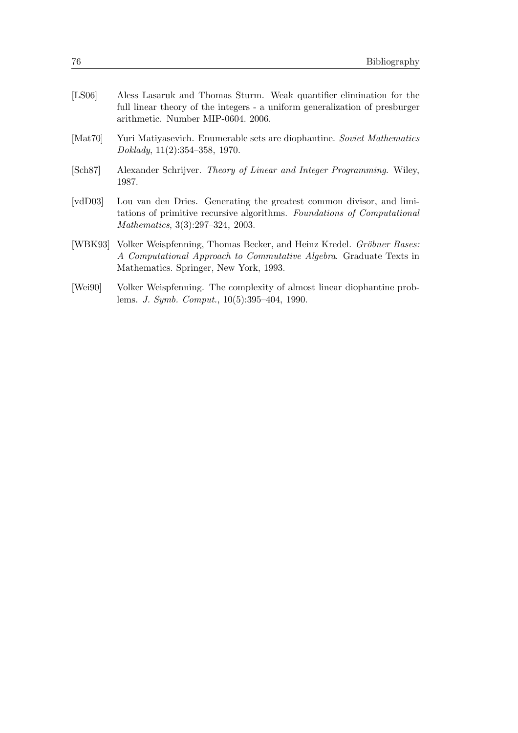[LS06] Aless Lasaruk and Thomas Sturm. Weak quantifier elimination for the full linear theory of the integers - a uniform generalization of presburger arithmetic. Number MIP-0604. 2006.

[Mat70] Yuri Matiyasevich. Enumerable sets are diophantine. *Soviet Mathematics Doklady*, 11(2):354–358, 1970.

[Sch87] Alexander Schrijver. *Theory of Linear and Integer Programming*. Wiley, 1987.

[vdD03] Lou van den Dries. Generating the greatest common divisor, and limitations of primitive recursive algorithms. *Foundations of Computational Mathematics*, 3(3):297–324, 2003.

[WBK93] Volker Weispfenning, Thomas Becker, and Heinz Kredel. *Gröbner Bases: A Computational Approach to Commutative Algebra*. Graduate Texts in Mathematics. Springer, New York, 1993.

[Wei90] Volker Weispfenning. The complexity of almost linear diophantine problems. *J. Symb. Comput.*, 10(5):395–404, 1990.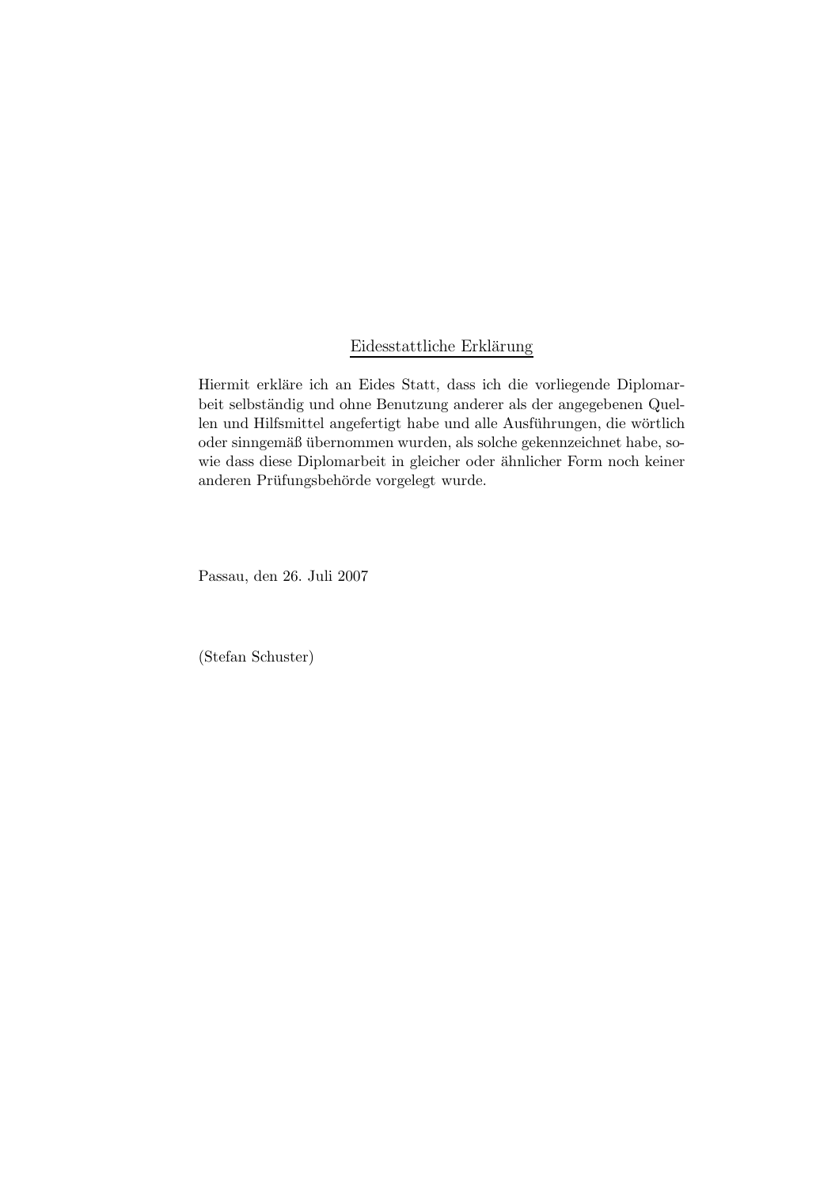# Eidesstattliche Erklärung

Hiermit erkläre ich an Eides Statt, dass ich die vorliegende Diplomarbeit selbständig und ohne Benutzung anderer als der angegebenen Quellen und Hilfsmittel angefertigt habe und alle Ausführungen, die wörtlich oder sinngemäß übernommen wurden, als solche gekennzeichnet habe, sowie dass diese Diplomarbeit in gleicher oder ähnlicher Form noch keiner anderen Prüfungsbehörde vorgelegt wurde.

Passau, den 26. Juli 2007

(Stefan Schuster)